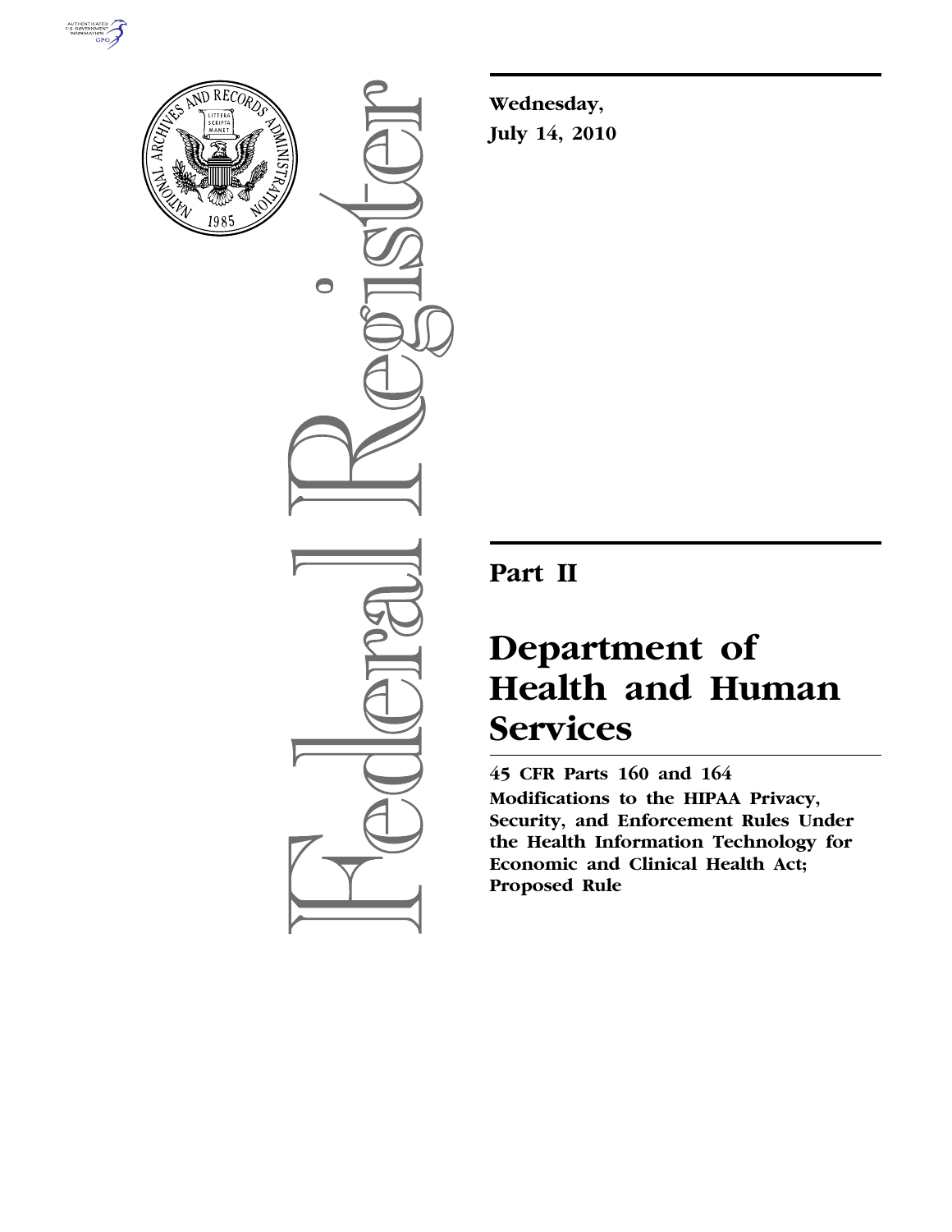**Wednesday,**
**July 14, 2010**

# Part II

# Department of Health and Human Services

**45 CFR Parts 160 and 164**

**Modifications to the HIPAA Privacy, Security, and Enforcement Rules Under the Health Information Technology for Economic and Clinical Health Act; Proposed Rule**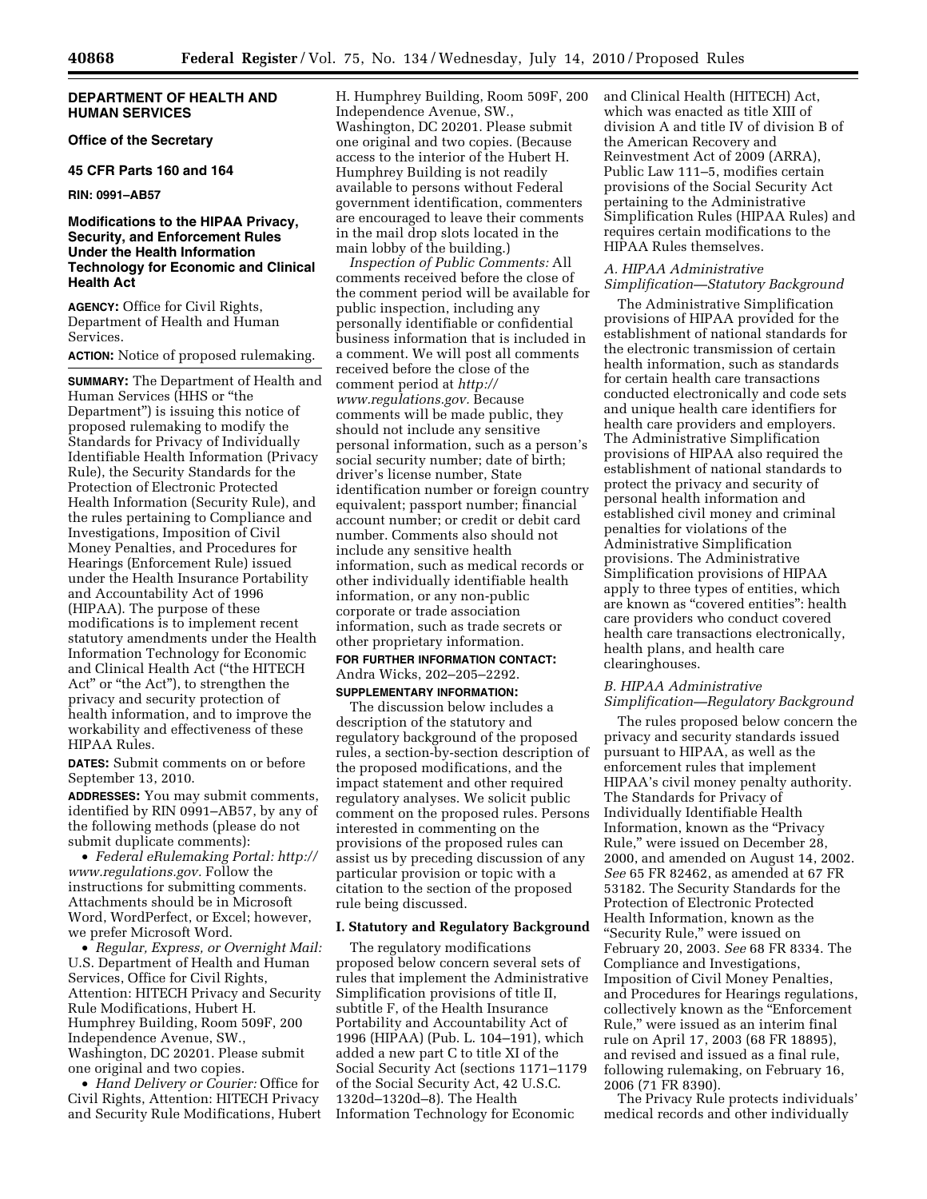**DEPARTMENT OF HEALTH AND HUMAN SERVICES**

**Office of the Secretary**

**45 CFR Parts 160 and 164**

**RIN: 0991–AB57**

## Modifications to the HIPAA Privacy, Security, and Enforcement Rules Under the Health Information Technology for Economic and Clinical Health Act

**AGENCY:** Office for Civil Rights, Department of Health and Human Services.

**ACTION:** Notice of proposed rulemaking.

**SUMMARY:** The Department of Health and Human Services (HHS or "the Department") is issuing this notice of proposed rulemaking to modify the Standards for Privacy of Individually Identifiable Health Information (Privacy Rule), the Security Standards for the Protection of Electronic Protected Health Information (Security Rule), and the rules pertaining to Compliance and Investigations, Imposition of Civil Money Penalties, and Procedures for Hearings (Enforcement Rule) issued under the Health Insurance Portability and Accountability Act of 1996 (HIPAA). The purpose of these modifications is to implement recent statutory amendments under the Health Information Technology for Economic and Clinical Health Act ("the HITECH Act" or "the Act"), to strengthen the privacy and security protection of health information, and to improve the workability and effectiveness of these HIPAA Rules.

**DATES:** Submit comments on or before September 13, 2010.

**ADDRESSES:** You may submit comments, identified by RIN 0991–AB57, by any of the following methods (please do not submit duplicate comments):

- *Federal eRulemaking Portal: http://www.regulations.gov.* Follow the instructions for submitting comments. Attachments should be in Microsoft Word, WordPerfect, or Excel; however, we prefer Microsoft Word.
- *Regular, Express, or Overnight Mail:* U.S. Department of Health and Human Services, Office for Civil Rights, Attention: HITECH Privacy and Security Rule Modifications, Hubert H. Humphrey Building, Room 509F, 200 Independence Avenue, SW., Washington, DC 20201. Please submit one original and two copies.
- *Hand Delivery or Courier:* Office for Civil Rights, Attention: HITECH Privacy and Security Rule Modifications, Hubert H. Humphrey Building, Room 509F, 200 Independence Avenue, SW., Washington, DC 20201. Please submit one original and two copies. (Because access to the interior of the Hubert H. Humphrey Building is not readily available to persons without Federal government identification, commenters are encouraged to leave their comments in the mail drop slots located in the main lobby of the building.)

*Inspection of Public Comments:* All comments received before the close of the comment period will be available for public inspection, including any personally identifiable or confidential business information that is included in a comment. We will post all comments received before the close of the comment period at *http://www.regulations.gov.* Because comments will be made public, they should not include any sensitive personal information, such as a person's social security number; date of birth; driver's license number, State identification number or foreign country equivalent; passport number; financial account number; or credit or debit card number. Comments also should not include any sensitive health information, such as medical records or other individually identifiable health information, or any non-public corporate or trade association information, such as trade secrets or other proprietary information.

**FOR FURTHER INFORMATION CONTACT:** Andra Wicks, 202–205–2292.

**SUPPLEMENTARY INFORMATION:**

The discussion below includes a description of the statutory and regulatory background of the proposed rules, a section-by-section description of the proposed modifications, and the impact statement and other required regulatory analyses. We solicit public comment on the proposed rules. Persons interested in commenting on the provisions of the proposed rules can assist us by preceding discussion of any particular provision or topic with a citation to the section of the proposed rule being discussed.

### I. Statutory and Regulatory Background

The regulatory modifications proposed below concern several sets of rules that implement the Administrative Simplification provisions of title II, subtitle F, of the Health Insurance Portability and Accountability Act of 1996 (HIPAA) (Pub. L. 104–191), which added a new part C to title XI of the Social Security Act (sections 1171–1179 of the Social Security Act, 42 U.S.C. 1320d–1320d–8). The Health Information Technology for Economic and Clinical Health (HITECH) Act, which was enacted as title XIII of division A and title IV of division B of the American Recovery and Reinvestment Act of 2009 (ARRA), Public Law 111–5, modifies certain provisions of the Social Security Act pertaining to the Administrative Simplification Rules (HIPAA Rules) and requires certain modifications to the HIPAA Rules themselves.

#### *A. HIPAA Administrative Simplification—Statutory Background*

The Administrative Simplification provisions of HIPAA provided for the establishment of national standards for the electronic transmission of certain health information, such as standards for certain health care transactions conducted electronically and code sets and unique health care identifiers for health care providers and employers. The Administrative Simplification provisions of HIPAA also required the establishment of national standards to protect the privacy and security of personal health information and established civil money and criminal penalties for violations of the Administrative Simplification provisions. The Administrative Simplification provisions of HIPAA apply to three types of entities, which are known as "covered entities": health care providers who conduct covered health care transactions electronically, health plans, and health care clearinghouses.

#### *B. HIPAA Administrative Simplification—Regulatory Background*

The rules proposed below concern the privacy and security standards issued pursuant to HIPAA, as well as the enforcement rules that implement HIPAA's civil money penalty authority. The Standards for Privacy of Individually Identifiable Health Information, known as the "Privacy Rule," were issued on December 28, 2000, and amended on August 14, 2002. *See* 65 FR 82462, as amended at 67 FR 53182. The Security Standards for the Protection of Electronic Protected Health Information, known as the "Security Rule," were issued on February 20, 2003. *See* 68 FR 8334. The Compliance and Investigations, Imposition of Civil Money Penalties, and Procedures for Hearings regulations, collectively known as the "Enforcement Rule," were issued as an interim final rule on April 17, 2003 (68 FR 18895), and revised and issued as a final rule, following rulemaking, on February 16, 2006 (71 FR 8390).

The Privacy Rule protects individuals' medical records and other individually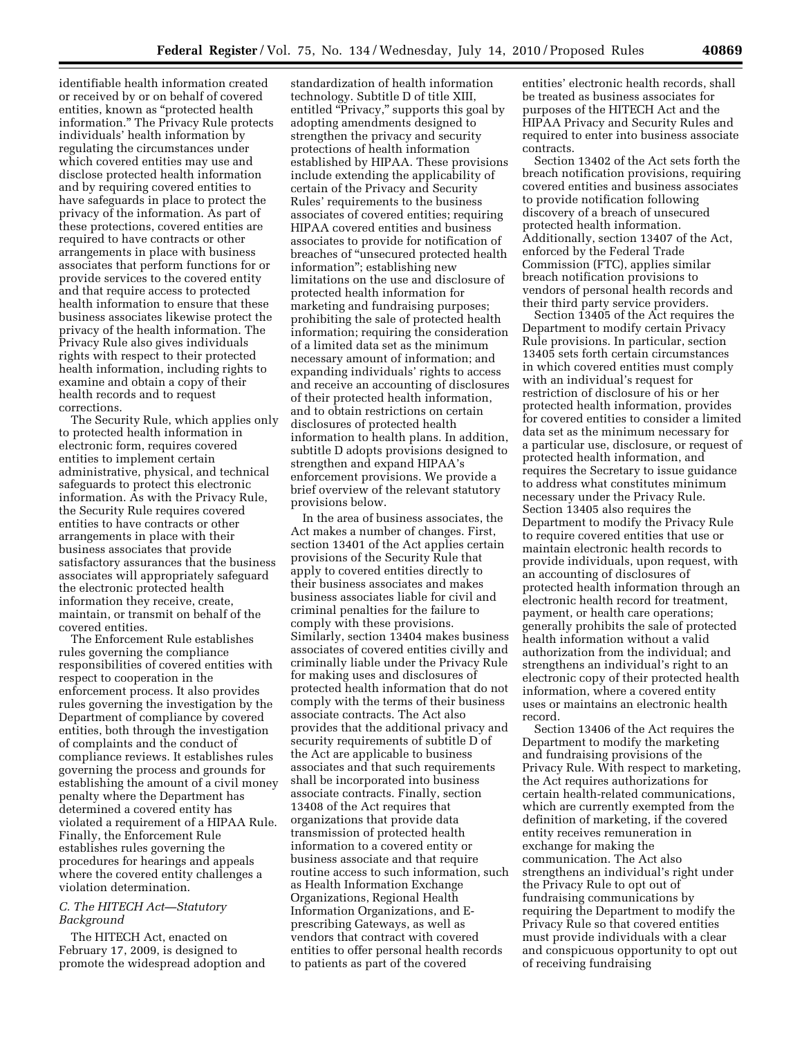identifiable health information created or received by or on behalf of covered entities, known as "protected health information." The Privacy Rule protects individuals' health information by regulating the circumstances under which covered entities may use and disclose protected health information and by requiring covered entities to have safeguards in place to protect the privacy of the information. As part of these protections, covered entities are required to have contracts or other arrangements in place with business associates that perform functions for or provide services to the covered entity and that require access to protected health information to ensure that these business associates likewise protect the privacy of the health information. The Privacy Rule also gives individuals rights with respect to their protected health information, including rights to examine and obtain a copy of their health records and to request corrections.

The Security Rule, which applies only to protected health information in electronic form, requires covered entities to implement certain administrative, physical, and technical safeguards to protect this electronic information. As with the Privacy Rule, the Security Rule requires covered entities to have contracts or other arrangements in place with their business associates that provide satisfactory assurances that the business associates will appropriately safeguard the electronic protected health information they receive, create, maintain, or transmit on behalf of the covered entities.

The Enforcement Rule establishes rules governing the compliance responsibilities of covered entities with respect to cooperation in the enforcement process. It also provides rules governing the investigation by the Department of compliance by covered entities, both through the investigation of complaints and the conduct of compliance reviews. It establishes rules governing the process and grounds for establishing the amount of a civil money penalty where the Department has determined a covered entity has violated a requirement of a HIPAA Rule. Finally, the Enforcement Rule establishes rules governing the procedures for hearings and appeals where the covered entity challenges a violation determination.

### *C. The HITECH Act—Statutory Background*

The HITECH Act, enacted on February 17, 2009, is designed to promote the widespread adoption and standardization of health information technology. Subtitle D of title XIII, entitled "Privacy," supports this goal by adopting amendments designed to strengthen the privacy and security protections of health information established by HIPAA. These provisions include extending the applicability of certain of the Privacy and Security Rules' requirements to the business associates of covered entities; requiring HIPAA covered entities and business associates to provide for notification of breaches of "unsecured protected health information"; establishing new limitations on the use and disclosure of protected health information for marketing and fundraising purposes; prohibiting the sale of protected health information; requiring the consideration of a limited data set as the minimum necessary amount of information; and expanding individuals' rights to access and receive an accounting of disclosures of their protected health information, and to obtain restrictions on certain disclosures of protected health information to health plans. In addition, subtitle D adopts provisions designed to strengthen and expand HIPAA's enforcement provisions. We provide a brief overview of the relevant statutory provisions below.

In the area of business associates, the Act makes a number of changes. First, section 13401 of the Act applies certain provisions of the Security Rule that apply to covered entities directly to their business associates and makes business associates liable for civil and criminal penalties for the failure to comply with these provisions. Similarly, section 13404 makes business associates of covered entities civilly and criminally liable under the Privacy Rule for making uses and disclosures of protected health information that do not comply with the terms of their business associate contracts. The Act also provides that the additional privacy and security requirements of subtitle D of the Act are applicable to business associates and that such requirements shall be incorporated into business associate contracts. Finally, section 13408 of the Act requires that organizations that provide data transmission of protected health information to a covered entity or business associate and that require routine access to such information, such as Health Information Exchange Organizations, Regional Health Information Organizations, and E-prescribing Gateways, as well as vendors that contract with covered entities to offer personal health records to patients as part of the covered entities' electronic health records, shall be treated as business associates for purposes of the HITECH Act and the HIPAA Privacy and Security Rules and required to enter into business associate contracts.

Section 13402 of the Act sets forth the breach notification provisions, requiring covered entities and business associates to provide notification following discovery of a breach of unsecured protected health information. Additionally, section 13407 of the Act, enforced by the Federal Trade Commission (FTC), applies similar breach notification provisions to vendors of personal health records and their third party service providers.

Section 13405 of the Act requires the Department to modify certain Privacy Rule provisions. In particular, section 13405 sets forth certain circumstances in which covered entities must comply with an individual's request for restriction of disclosure of his or her protected health information, provides for covered entities to consider a limited data set as the minimum necessary for a particular use, disclosure, or request of protected health information, and requires the Secretary to issue guidance to address what constitutes minimum necessary under the Privacy Rule. Section 13405 also requires the Department to modify the Privacy Rule to require covered entities that use or maintain electronic health records to provide individuals, upon request, with an accounting of disclosures of protected health information through an electronic health record for treatment, payment, or health care operations; generally prohibits the sale of protected health information without a valid authorization from the individual; and strengthens an individual's right to an electronic copy of their protected health information, where a covered entity uses or maintains an electronic health record.

Section 13406 of the Act requires the Department to modify the marketing and fundraising provisions of the Privacy Rule. With respect to marketing, the Act requires authorizations for certain health-related communications, which are currently exempted from the definition of marketing, if the covered entity receives remuneration in exchange for making the communication. The Act also strengthens an individual's right under the Privacy Rule to opt out of fundraising communications by requiring the Department to modify the Privacy Rule so that covered entities must provide individuals with a clear and conspicuous opportunity to opt out of receiving fundraising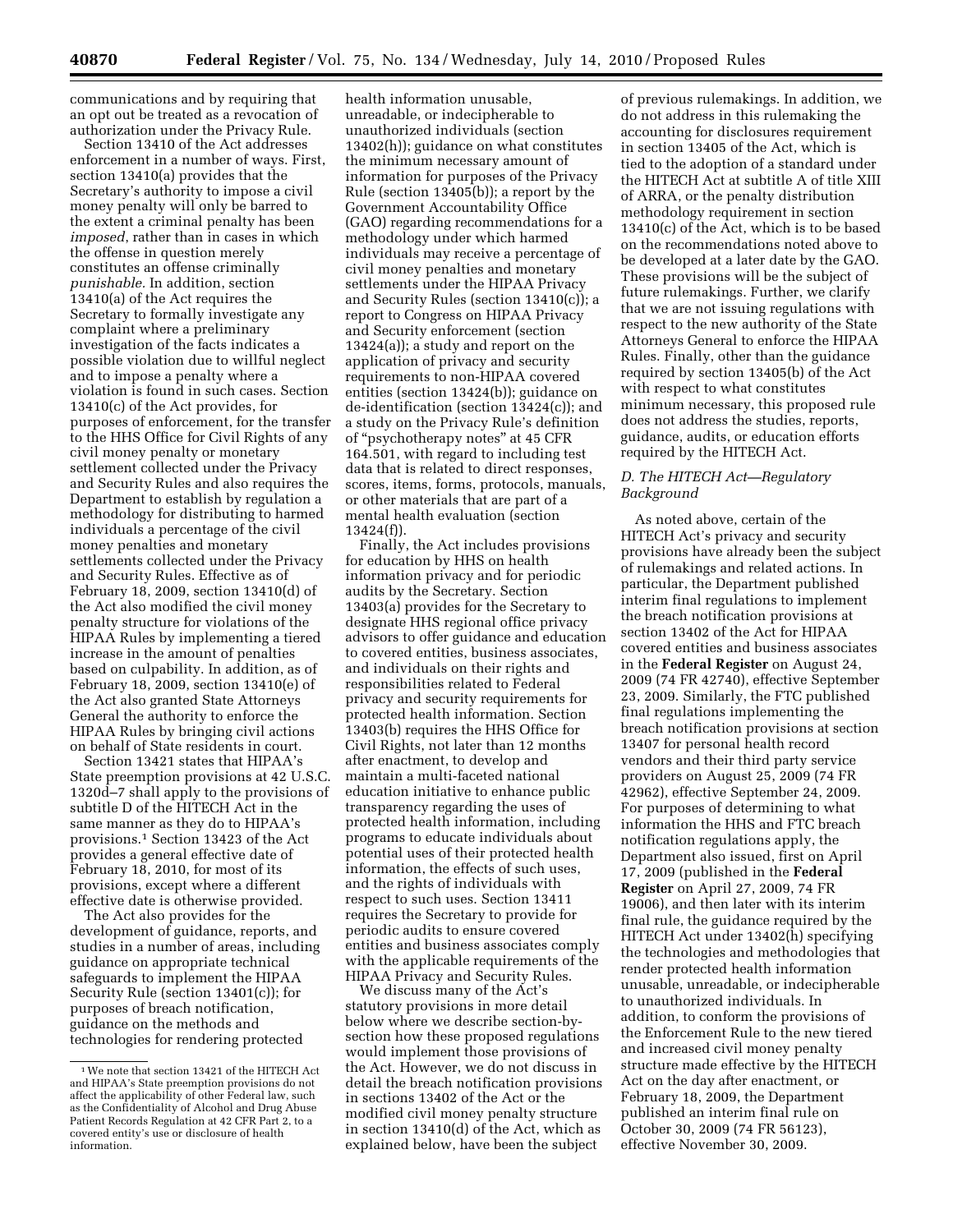communications and by requiring that an opt out be treated as a revocation of authorization under the Privacy Rule.

Section 13410 of the Act addresses enforcement in a number of ways. First, section 13410(a) provides that the Secretary's authority to impose a civil money penalty will only be barred to the extent a criminal penalty has been *imposed*, rather than in cases in which the offense in question merely constitutes an offense criminally *punishable.* In addition, section 13410(a) of the Act requires the Secretary to formally investigate any complaint where a preliminary investigation of the facts indicates a possible violation due to willful neglect and to impose a penalty where a violation is found in such cases. Section 13410(c) of the Act provides, for purposes of enforcement, for the transfer to the HHS Office for Civil Rights of any civil money penalty or monetary settlement collected under the Privacy and Security Rules and also requires the Department to establish by regulation a methodology for distributing to harmed individuals a percentage of the civil money penalties and monetary settlements collected under the Privacy and Security Rules. Effective as of February 18, 2009, section 13410(d) of the Act also modified the civil money penalty structure for violations of the HIPAA Rules by implementing a tiered increase in the amount of penalties based on culpability. In addition, as of February 18, 2009, section 13410(e) of the Act also granted State Attorneys General the authority to enforce the HIPAA Rules by bringing civil actions on behalf of State residents in court.

Section 13421 states that HIPAA's State preemption provisions at 42 U.S.C. 1320d–7 shall apply to the provisions of subtitle D of the HITECH Act in the same manner as they do to HIPAA's provisions.[1] Section 13423 of the Act provides a general effective date of February 18, 2010, for most of its provisions, except where a different effective date is otherwise provided.

The Act also provides for the development of guidance, reports, and studies in a number of areas, including guidance on appropriate technical safeguards to implement the HIPAA Security Rule (section 13401(c)); for purposes of breach notification, guidance on the methods and technologies for rendering protected health information unusable, unreadable, or indecipherable to unauthorized individuals (section 13402(h)); guidance on what constitutes the minimum necessary amount of information for purposes of the Privacy Rule (section 13405(b)); a report by the Government Accountability Office (GAO) regarding recommendations for a methodology under which harmed individuals may receive a percentage of civil money penalties and monetary settlements under the HIPAA Privacy and Security Rules (section 13410(c)); a report to Congress on HIPAA Privacy and Security enforcement (section 13424(a)); a study and report on the application of privacy and security requirements to non-HIPAA covered entities (section 13424(b)); guidance on de-identification (section 13424(c)); and a study on the Privacy Rule's definition of "psychotherapy notes" at 45 CFR 164.501, with regard to including test data that is related to direct responses, scores, items, forms, protocols, manuals, or other materials that are part of a mental health evaluation (section 13424(f)).

Finally, the Act includes provisions for education by HHS on health information privacy and for periodic audits by the Secretary. Section 13403(a) provides for the Secretary to designate HHS regional office privacy advisors to offer guidance and education to covered entities, business associates, and individuals on their rights and responsibilities related to Federal privacy and security requirements for protected health information. Section 13403(b) requires the HHS Office for Civil Rights, not later than 12 months after enactment, to develop and maintain a multi-faceted national education initiative to enhance public transparency regarding the uses of protected health information, including programs to educate individuals about potential uses of their protected health information, the effects of such uses, and the rights of individuals with respect to such uses. Section 13411 requires the Secretary to provide for periodic audits to ensure covered entities and business associates comply with the applicable requirements of the HIPAA Privacy and Security Rules.

We discuss many of the Act's statutory provisions in more detail below where we describe section-by-section how these proposed regulations would implement those provisions of the Act. However, we do not discuss in detail the breach notification provisions in sections 13402 of the Act or the modified civil money penalty structure in section 13410(d) of the Act, which as explained below, have been the subject of previous rulemakings. In addition, we do not address in this rulemaking the accounting for disclosures requirement in section 13405 of the Act, which is tied to the adoption of a standard under the HITECH Act at subtitle A of title XIII of ARRA, or the penalty distribution methodology requirement in section 13410(c) of the Act, which is to be based on the recommendations noted above to be developed at a later date by the GAO. These provisions will be the subject of future rulemakings. Further, we clarify that we are not issuing regulations with respect to the new authority of the State Attorneys General to enforce the HIPAA Rules. Finally, other than the guidance required by section 13405(b) of the Act with respect to what constitutes minimum necessary, this proposed rule does not address the studies, reports, guidance, audits, or education efforts required by the HITECH Act.

### *D. The HITECH Act—Regulatory Background*

As noted above, certain of the HITECH Act's privacy and security provisions have already been the subject of rulemakings and related actions. In particular, the Department published interim final regulations to implement the breach notification provisions at section 13402 of the Act for HIPAA covered entities and business associates in the **Federal Register** on August 24, 2009 (74 FR 42740), effective September 23, 2009. Similarly, the FTC published final regulations implementing the breach notification provisions at section 13407 for personal health record vendors and their third party service providers on August 25, 2009 (74 FR 42962), effective September 24, 2009. For purposes of determining to what information the HHS and FTC breach notification regulations apply, the Department also issued, first on April 17, 2009 (published in the **Federal Register** on April 27, 2009, 74 FR 19006), and then later with its interim final rule, the guidance required by the HITECH Act under 13402(h) specifying the technologies and methodologies that render protected health information unusable, unreadable, or indecipherable to unauthorized individuals. In addition, to conform the provisions of the Enforcement Rule to the new tiered and increased civil money penalty structure made effective by the HITECH Act on the day after enactment, or February 18, 2009, the Department published an interim final rule on October 30, 2009 (74 FR 56123), effective November 30, 2009.

---

[1] We note that section 13421 of the HITECH Act and HIPAA's State preemption provisions do not affect the applicability of other Federal law, such as the Confidentiality of Alcohol and Drug Abuse Patient Records Regulation at 42 CFR Part 2, to a covered entity's use or disclosure of health information.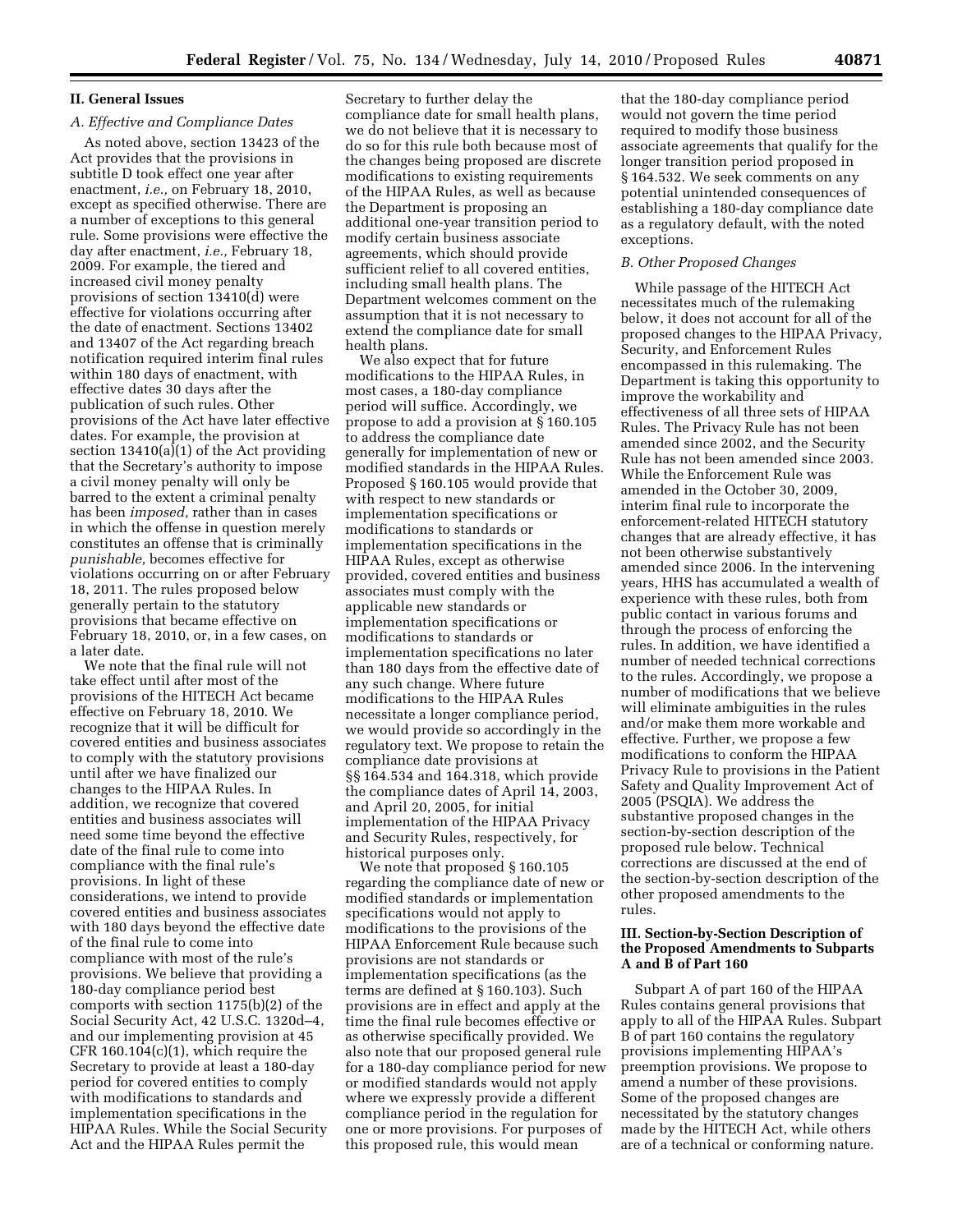## II. General Issues

### A. Effective and Compliance Dates

As noted above, section 13423 of the Act provides that the provisions in subtitle D took effect one year after enactment, *i.e.,* on February 18, 2010, except as specified otherwise. There are a number of exceptions to this general rule. Some provisions were effective the day after enactment, *i.e.,* February 18, 2009. For example, the tiered and increased civil money penalty provisions of section 13410(d) were effective for violations occurring after the date of enactment. Sections 13402 and 13407 of the Act regarding breach notification required interim final rules within 180 days of enactment, with effective dates 30 days after the publication of such rules. Other provisions of the Act have later effective dates. For example, the provision at section 13410(a)(1) of the Act providing that the Secretary's authority to impose a civil money penalty will only be barred to the extent a criminal penalty has been *imposed,* rather than in cases in which the offense in question merely constitutes an offense that is criminally *punishable,* becomes effective for violations occurring on or after February 18, 2011. The rules proposed below generally pertain to the statutory provisions that became effective on February 18, 2010, or, in a few cases, on a later date.

We note that the final rule will not take effect until after most of the provisions of the HITECH Act became effective on February 18, 2010. We recognize that it will be difficult for covered entities and business associates to comply with the statutory provisions until after we have finalized our changes to the HIPAA Rules. In addition, we recognize that covered entities and business associates will need some time beyond the effective date of the final rule to come into compliance with the final rule's provisions. In light of these considerations, we intend to provide covered entities and business associates with 180 days beyond the effective date of the final rule to come into compliance with most of the rule's provisions. We believe that providing a 180-day compliance period best comports with section 1175(b)(2) of the Social Security Act, 42 U.S.C. 1320d–4, and our implementing provision at 45 CFR 160.104(c)(1), which require the Secretary to provide at least a 180-day period for covered entities to comply with modifications to standards and implementation specifications in the HIPAA Rules. While the Social Security Act and the HIPAA Rules permit the Secretary to further delay the compliance date for small health plans, we do not believe that it is necessary to do so for this rule both because most of the changes being proposed are discrete modifications to existing requirements of the HIPAA Rules, as well as because the Department is proposing an additional one-year transition period to modify certain business associate agreements, which should provide sufficient relief to all covered entities, including small health plans. The Department welcomes comment on the assumption that it is not necessary to extend the compliance date for small health plans.

We also expect that for future modifications to the HIPAA Rules, in most cases, a 180-day compliance period will suffice. Accordingly, we propose to add a provision at § 160.105 to address the compliance date generally for implementation of new or modified standards in the HIPAA Rules. Proposed § 160.105 would provide that with respect to new standards or implementation specifications or modifications to standards or implementation specifications in the HIPAA Rules, except as otherwise provided, covered entities and business associates must comply with the applicable new standards or implementation specifications or modifications to standards or implementation specifications no later than 180 days from the effective date of any such change. Where future modifications to the HIPAA Rules necessitate a longer compliance period, we would provide so accordingly in the regulatory text. We propose to retain the compliance date provisions at §§ 164.534 and 164.318, which provide the compliance dates of April 14, 2003, and April 20, 2005, for initial implementation of the HIPAA Privacy and Security Rules, respectively, for historical purposes only.

We note that proposed § 160.105 regarding the compliance date of new or modified standards or implementation specifications would not apply to modifications to the provisions of the HIPAA Enforcement Rule because such provisions are not standards or implementation specifications (as the terms are defined at § 160.103). Such provisions are in effect and apply at the time the final rule becomes effective or as otherwise specifically provided. We also note that our proposed general rule for a 180-day compliance period for new or modified standards would not apply where we expressly provide a different compliance period in the regulation for one or more provisions. For purposes of this proposed rule, this would mean that the 180-day compliance period would not govern the time period required to modify those business associate agreements that qualify for the longer transition period proposed in § 164.532. We seek comments on any potential unintended consequences of establishing a 180-day compliance date as a regulatory default, with the noted exceptions.

### B. Other Proposed Changes

While passage of the HITECH Act necessitates much of the rulemaking below, it does not account for all of the proposed changes to the HIPAA Privacy, Security, and Enforcement Rules encompassed in this rulemaking. The Department is taking this opportunity to improve the workability and effectiveness of all three sets of HIPAA Rules. The Privacy Rule has not been amended since 2002, and the Security Rule has not been amended since 2003. While the Enforcement Rule was amended in the October 30, 2009, interim final rule to incorporate the enforcement-related HITECH statutory changes that are already effective, it has not been otherwise substantively amended since 2006. In the intervening years, HHS has accumulated a wealth of experience with these rules, both from public contact in various forums and through the process of enforcing the rules. In addition, we have identified a number of needed technical corrections to the rules. Accordingly, we propose a number of modifications that we believe will eliminate ambiguities in the rules and/or make them more workable and effective. Further, we propose a few modifications to conform the HIPAA Privacy Rule to provisions in the Patient Safety and Quality Improvement Act of 2005 (PSQIA). We address the substantive proposed changes in the section-by-section description of the proposed rule below. Technical corrections are discussed at the end of the section-by-section description of the other proposed amendments to the rules.

## III. Section-by-Section Description of the Proposed Amendments to Subparts A and B of Part 160

Subpart A of part 160 of the HIPAA Rules contains general provisions that apply to all of the HIPAA Rules. Subpart B of part 160 contains the regulatory provisions implementing HIPAA's preemption provisions. We propose to amend a number of these provisions. Some of the proposed changes are necessitated by the statutory changes made by the HITECH Act, while others are of a technical or conforming nature.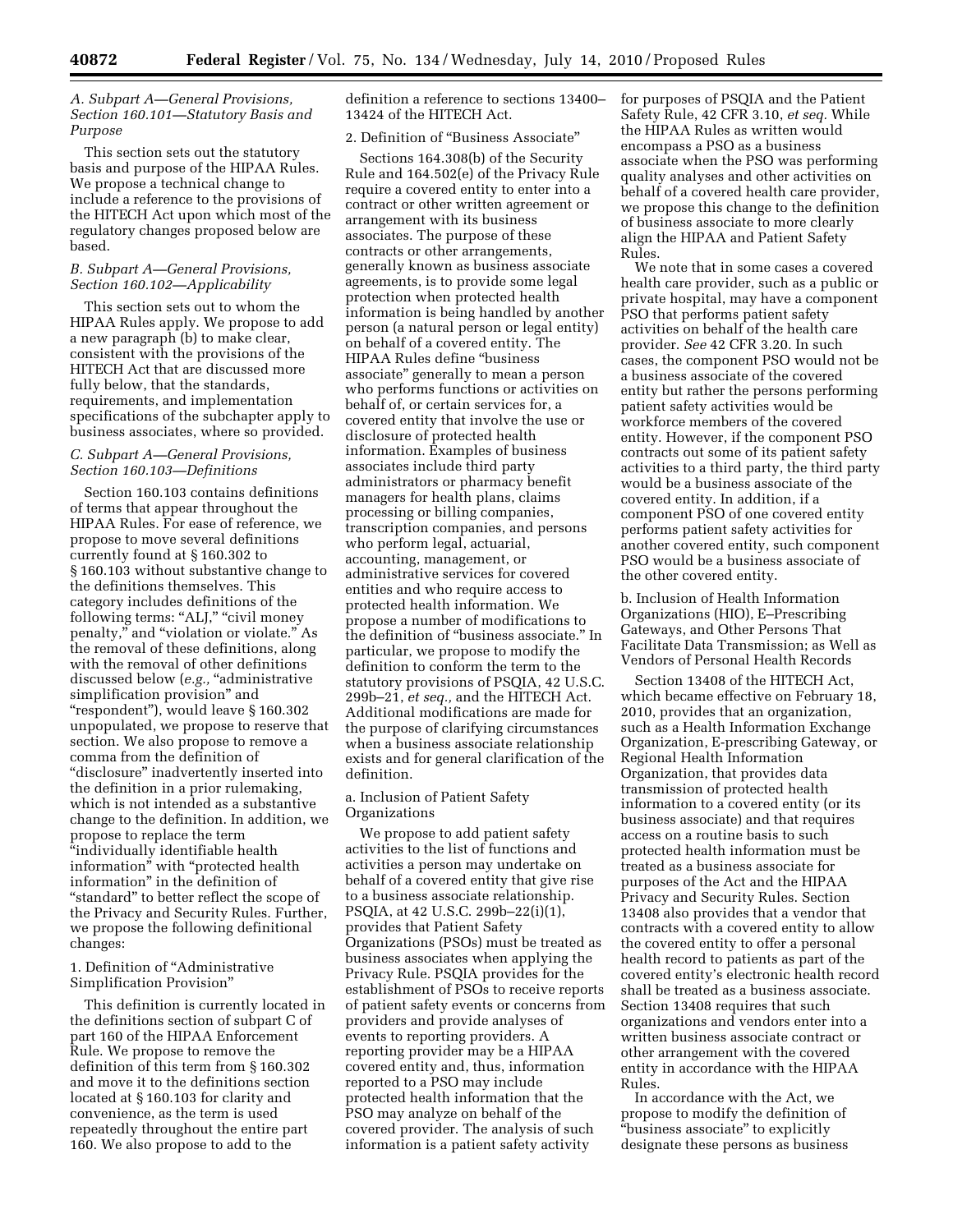### A. Subpart A—General Provisions, Section 160.101—Statutory Basis and Purpose

This section sets out the statutory basis and purpose of the HIPAA Rules. We propose a technical change to include a reference to the provisions of the HITECH Act upon which most of the regulatory changes proposed below are based.

### B. Subpart A—General Provisions, Section 160.102—Applicability

This section sets out to whom the HIPAA Rules apply. We propose to add a new paragraph (b) to make clear, consistent with the provisions of the HITECH Act that are discussed more fully below, that the standards, requirements, and implementation specifications of the subchapter apply to business associates, where so provided.

### C. Subpart A—General Provisions, Section 160.103—Definitions

Section 160.103 contains definitions of terms that appear throughout the HIPAA Rules. For ease of reference, we propose to move several definitions currently found at § 160.302 to § 160.103 without substantive change to the definitions themselves. This category includes definitions of the following terms: "ALJ," "civil money penalty," and "violation or violate." As the removal of these definitions, along with the removal of other definitions discussed below (*e.g.,* "administrative simplification provision" and "respondent"), would leave § 160.302 unpopulated, we propose to reserve that section. We also propose to remove a comma from the definition of "disclosure" inadvertently inserted into the definition in a prior rulemaking, which is not intended as a substantive change to the definition. In addition, we propose to replace the term "individually identifiable health information" with "protected health information" in the definition of "standard" to better reflect the scope of the Privacy and Security Rules. Further, we propose the following definitional changes:

1. Definition of "Administrative Simplification Provision"

This definition is currently located in the definitions section of subpart C of part 160 of the HIPAA Enforcement Rule. We propose to remove the definition of this term from § 160.302 and move it to the definitions section located at § 160.103 for clarity and convenience, as the term is used repeatedly throughout the entire part 160. We also propose to add to the definition a reference to sections 13400–13424 of the HITECH Act.

2. Definition of "Business Associate"

Sections 164.308(b) of the Security Rule and 164.502(e) of the Privacy Rule require a covered entity to enter into a contract or other written agreement or arrangement with its business associates. The purpose of these contracts or other arrangements, generally known as business associate agreements, is to provide some legal protection when protected health information is being handled by another person (a natural person or legal entity) on behalf of a covered entity. The HIPAA Rules define "business associate" generally to mean a person who performs functions or activities on behalf of, or certain services for, a covered entity that involve the use or disclosure of protected health information. Examples of business associates include third party administrators or pharmacy benefit managers for health plans, claims processing or billing companies, transcription companies, and persons who perform legal, actuarial, accounting, management, or administrative services for covered entities and who require access to protected health information. We propose a number of modifications to the definition of "business associate." In particular, we propose to modify the definition to conform the term to the statutory provisions of PSQIA, 42 U.S.C. 299b–21, *et seq.,* and the HITECH Act. Additional modifications are made for the purpose of clarifying circumstances when a business associate relationship exists and for general clarification of the definition.

a. Inclusion of Patient Safety Organizations

We propose to add patient safety activities to the list of functions and activities a person may undertake on behalf of a covered entity that give rise to a business associate relationship. PSQIA, at 42 U.S.C. 299b–22(i)(1), provides that Patient Safety Organizations (PSOs) must be treated as business associates when applying the Privacy Rule. PSQIA provides for the establishment of PSOs to receive reports of patient safety events or concerns from providers and provide analyses of events to reporting providers. A reporting provider may be a HIPAA covered entity and, thus, information reported to a PSO may include protected health information that the PSO may analyze on behalf of the covered provider. The analysis of such information is a patient safety activity for purposes of PSQIA and the Patient Safety Rule, 42 CFR 3.10, *et seq.* While the HIPAA Rules as written would encompass a PSO as a business associate when the PSO was performing quality analyses and other activities on behalf of a covered health care provider, we propose this change to the definition of business associate to more clearly align the HIPAA and Patient Safety Rules.

We note that in some cases a covered health care provider, such as a public or private hospital, may have a component PSO that performs patient safety activities on behalf of the health care provider. *See* 42 CFR 3.20. In such cases, the component PSO would not be a business associate of the covered entity but rather the persons performing patient safety activities would be workforce members of the covered entity. However, if the component PSO contracts out some of its patient safety activities to a third party, the third party would be a business associate of the covered entity. In addition, if a component PSO of one covered entity performs patient safety activities for another covered entity, such component PSO would be a business associate of the other covered entity.

b. Inclusion of Health Information Organizations (HIO), E–Prescribing Gateways, and Other Persons That Facilitate Data Transmission; as Well as Vendors of Personal Health Records

Section 13408 of the HITECH Act, which became effective on February 18, 2010, provides that an organization, such as a Health Information Exchange Organization, E-prescribing Gateway, or Regional Health Information Organization, that provides data transmission of protected health information to a covered entity (or its business associate) and that requires access on a routine basis to such protected health information must be treated as a business associate for purposes of the Act and the HIPAA Privacy and Security Rules. Section 13408 also provides that a vendor that contracts with a covered entity to allow the covered entity to offer a personal health record to patients as part of the covered entity's electronic health record shall be treated as a business associate. Section 13408 requires that such organizations and vendors enter into a written business associate contract or other arrangement with the covered entity in accordance with the HIPAA Rules.

In accordance with the Act, we propose to modify the definition of "business associate" to explicitly designate these persons as business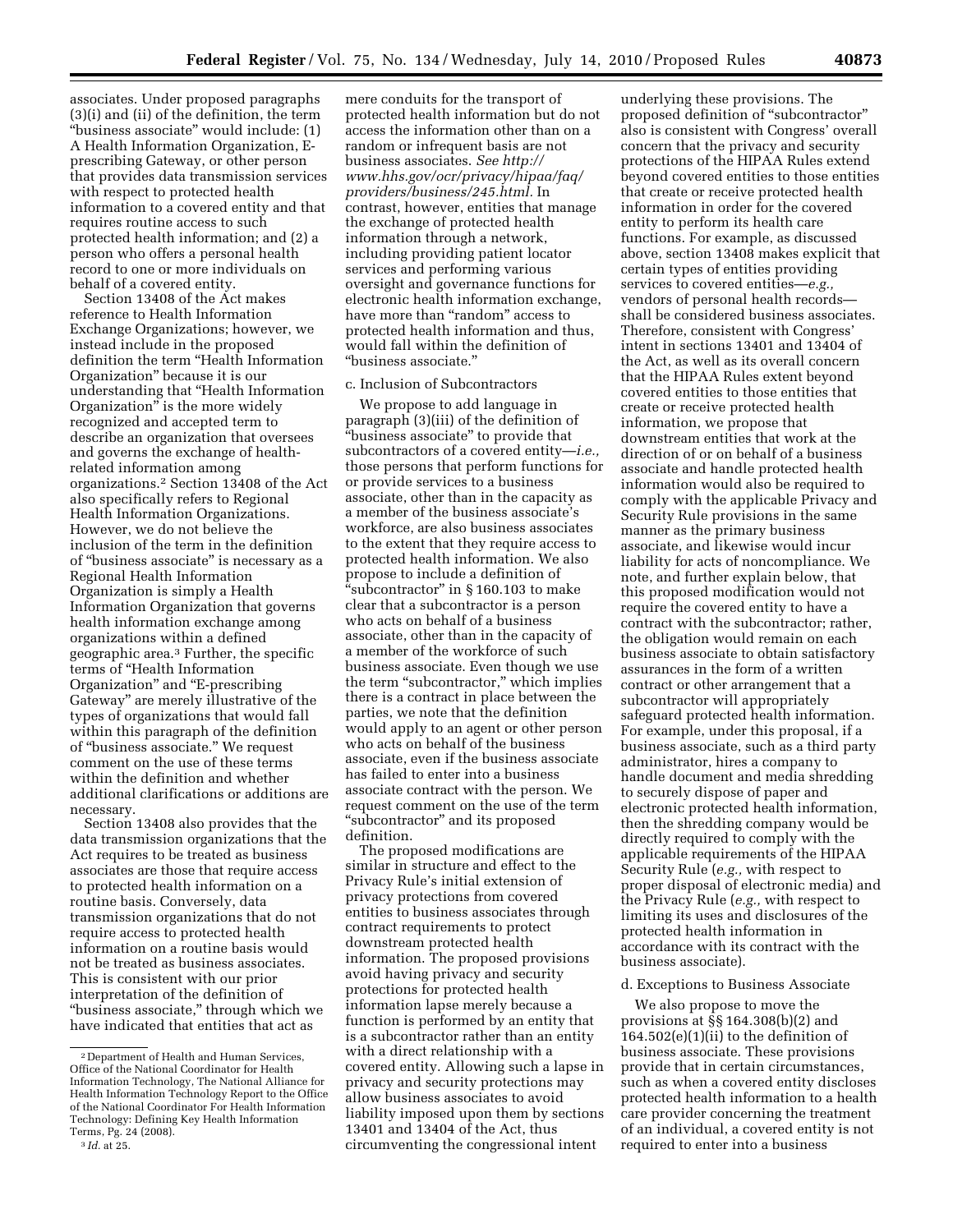associates. Under proposed paragraphs (3)(i) and (ii) of the definition, the term "business associate" would include: (1) A Health Information Organization, E-prescribing Gateway, or other person that provides data transmission services with respect to protected health information to a covered entity and that requires routine access to such protected health information; and (2) a person who offers a personal health record to one or more individuals on behalf of a covered entity.

Section 13408 of the Act makes reference to Health Information Exchange Organizations; however, we instead include in the proposed definition the term "Health Information Organization" because it is our understanding that "Health Information Organization" is the more widely recognized and accepted term to describe an organization that oversees and governs the exchange of health-related information among organizations.[2] Section 13408 of the Act also specifically refers to Regional Health Information Organizations. However, we do not believe the inclusion of the term in the definition of "business associate" is necessary as a Regional Health Information Organization is simply a Health Information Organization that governs health information exchange among organizations within a defined geographic area.[3] Further, the specific terms of "Health Information Organization" and "E-prescribing Gateway" are merely illustrative of the types of organizations that would fall within this paragraph of the definition of "business associate." We request comment on the use of these terms within the definition and whether additional clarifications or additions are necessary.

Section 13408 also provides that the data transmission organizations that the Act requires to be treated as business associates are those that require access to protected health information on a routine basis. Conversely, data transmission organizations that do not require access to protected health information on a routine basis would not be treated as business associates. This is consistent with our prior interpretation of the definition of "business associate," through which we have indicated that entities that act as mere conduits for the transport of protected health information but do not access the information other than on a random or infrequent basis are not business associates. *See http://www.hhs.gov/ocr/privacy/hipaa/faq/providers/business/245.html.* In contrast, however, entities that manage the exchange of protected health information through a network, including providing patient locator services and performing various oversight and governance functions for electronic health information exchange, have more than "random" access to protected health information and thus, would fall within the definition of "business associate."

c. Inclusion of Subcontractors

We propose to add language in paragraph (3)(iii) of the definition of "business associate" to provide that subcontractors of a covered entity—*i.e.,* those persons that perform functions for or provide services to a business associate, other than in the capacity as a member of the business associate's workforce, are also business associates to the extent that they require access to protected health information. We also propose to include a definition of "subcontractor" in § 160.103 to make clear that a subcontractor is a person who acts on behalf of a business associate, other than in the capacity of a member of the workforce of such business associate. Even though we use the term "subcontractor," which implies there is a contract in place between the parties, we note that the definition would apply to an agent or other person who acts on behalf of the business associate, even if the business associate has failed to enter into a business associate contract with the person. We request comment on the use of the term "subcontractor" and its proposed definition.

The proposed modifications are similar in structure and effect to the Privacy Rule's initial extension of privacy protections from covered entities to business associates through contract requirements to protect downstream protected health information. The proposed provisions avoid having privacy and security protections for protected health information lapse merely because a function is performed by an entity that is a subcontractor rather than an entity with a direct relationship with a covered entity. Allowing such a lapse in privacy and security protections may allow business associates to avoid liability imposed upon them by sections 13401 and 13404 of the Act, thus circumventing the congressional intent underlying these provisions. The proposed definition of "subcontractor" also is consistent with Congress' overall concern that the privacy and security protections of the HIPAA Rules extend beyond covered entities to those entities that create or receive protected health information in order for the covered entity to perform its health care functions. For example, as discussed above, section 13408 makes explicit that certain types of entities providing services to covered entities—*e.g.,* vendors of personal health records—shall be considered business associates. Therefore, consistent with Congress' intent in sections 13401 and 13404 of the Act, as well as its overall concern that the HIPAA Rules extent beyond covered entities to those entities that create or receive protected health information, we propose that downstream entities that work at the direction of or on behalf of a business associate and handle protected health information would also be required to comply with the applicable Privacy and Security Rule provisions in the same manner as the primary business associate, and likewise would incur liability for acts of noncompliance. We note, and further explain below, that this proposed modification would not require the covered entity to have a contract with the subcontractor; rather, the obligation would remain on each business associate to obtain satisfactory assurances in the form of a written contract or other arrangement that a subcontractor will appropriately safeguard protected health information. For example, under this proposal, if a business associate, such as a third party administrator, hires a company to handle document and media shredding to securely dispose of paper and electronic protected health information, then the shredding company would be directly required to comply with the applicable requirements of the HIPAA Security Rule (*e.g.,* with respect to proper disposal of electronic media) and the Privacy Rule (*e.g.,* with respect to limiting its uses and disclosures of the protected health information in accordance with its contract with the business associate).

d. Exceptions to Business Associate

We also propose to move the provisions at §§ 164.308(b)(2) and 164.502(e)(1)(ii) to the definition of business associate. These provisions provide that in certain circumstances, such as when a covered entity discloses protected health information to a health care provider concerning the treatment of an individual, a covered entity is not required to enter into a business

---

[2] Department of Health and Human Services, Office of the National Coordinator for Health Information Technology, The National Alliance for Health Information Technology Report to the Office of the National Coordinator For Health Information Technology: Defining Key Health Information Terms, Pg. 24 (2008).

[3] *Id.* at 25.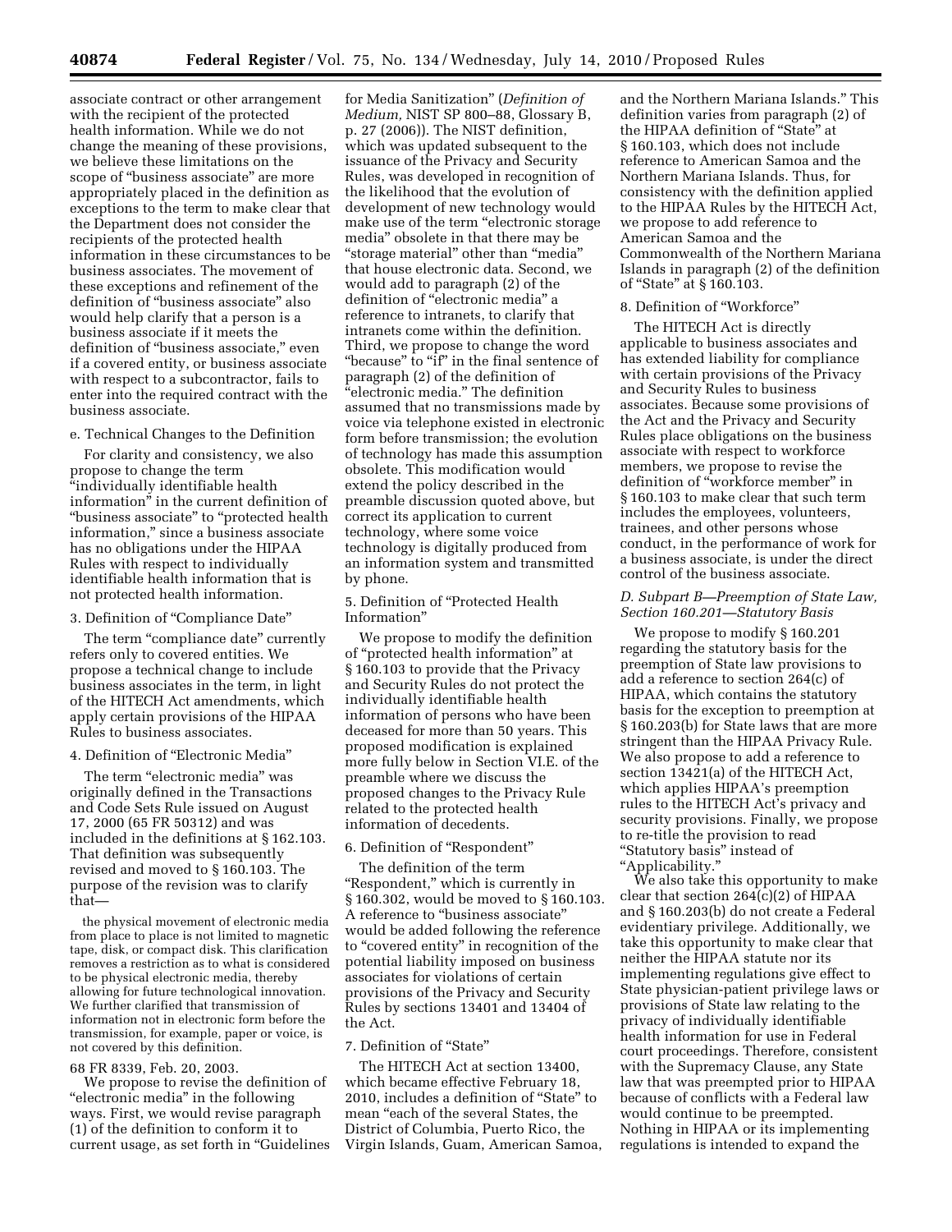associate contract or other arrangement with the recipient of the protected health information. While we do not change the meaning of these provisions, we believe these limitations on the scope of "business associate" are more appropriately placed in the definition as exceptions to the term to make clear that the Department does not consider the recipients of the protected health information in these circumstances to be business associates. The movement of these exceptions and refinement of the definition of "business associate" also would help clarify that a person is a business associate if it meets the definition of "business associate," even if a covered entity, or business associate with respect to a subcontractor, fails to enter into the required contract with the business associate.

e. Technical Changes to the Definition

For clarity and consistency, we also propose to change the term "individually identifiable health information" in the current definition of "business associate" to "protected health information," since a business associate has no obligations under the HIPAA Rules with respect to individually identifiable health information that is not protected health information.

3. Definition of "Compliance Date"

The term "compliance date" currently refers only to covered entities. We propose a technical change to include business associates in the term, in light of the HITECH Act amendments, which apply certain provisions of the HIPAA Rules to business associates.

4. Definition of "Electronic Media"

The term "electronic media" was originally defined in the Transactions and Code Sets Rule issued on August 17, 2000 (65 FR 50312) and was included in the definitions at § 162.103. That definition was subsequently revised and moved to § 160.103. The purpose of the revision was to clarify that—

> the physical movement of electronic media from place to place is not limited to magnetic tape, disk, or compact disk. This clarification removes a restriction as to what is considered to be physical electronic media, thereby allowing for future technological innovation. We further clarified that transmission of information not in electronic form before the transmission, for example, paper or voice, is not covered by this definition.

68 FR 8339, Feb. 20, 2003.

We propose to revise the definition of "electronic media" in the following ways. First, we would revise paragraph (1) of the definition to conform it to current usage, as set forth in "Guidelines for Media Sanitization" (*Definition of Medium,* NIST SP 800–88, Glossary B, p. 27 (2006)). The NIST definition, which was updated subsequent to the issuance of the Privacy and Security Rules, was developed in recognition of the likelihood that the evolution of development of new technology would make use of the term "electronic storage media" obsolete in that there may be "storage material" other than "media" that house electronic data. Second, we would add to paragraph (2) of the definition of "electronic media" a reference to intranets, to clarify that intranets come within the definition. Third, we propose to change the word "because" to "if" in the final sentence of paragraph (2) of the definition of "electronic media." The definition assumed that no transmissions made by voice via telephone existed in electronic form before transmission; the evolution of technology has made this assumption obsolete. This modification would extend the policy described in the preamble discussion quoted above, but correct its application to current technology, where some voice technology is digitally produced from an information system and transmitted by phone.

5. Definition of "Protected Health Information"

We propose to modify the definition of "protected health information" at § 160.103 to provide that the Privacy and Security Rules do not protect the individually identifiable health information of persons who have been deceased for more than 50 years. This proposed modification is explained more fully below in Section VI.E. of the preamble where we discuss the proposed changes to the Privacy Rule related to the protected health information of decedents.

6. Definition of "Respondent"

The definition of the term "Respondent," which is currently in § 160.302, would be moved to § 160.103. A reference to "business associate" would be added following the reference to "covered entity" in recognition of the potential liability imposed on business associates for violations of certain provisions of the Privacy and Security Rules by sections 13401 and 13404 of the Act.

7. Definition of "State"

The HITECH Act at section 13400, which became effective February 18, 2010, includes a definition of "State" to mean "each of the several States, the District of Columbia, Puerto Rico, the Virgin Islands, Guam, American Samoa, and the Northern Mariana Islands." This definition varies from paragraph (2) of the HIPAA definition of "State" at § 160.103, which does not include reference to American Samoa and the Northern Mariana Islands. Thus, for consistency with the definition applied to the HIPAA Rules by the HITECH Act, we propose to add reference to American Samoa and the Commonwealth of the Northern Mariana Islands in paragraph (2) of the definition of "State" at § 160.103.

8. Definition of "Workforce"

The HITECH Act is directly applicable to business associates and has extended liability for compliance with certain provisions of the Privacy and Security Rules to business associates. Because some provisions of the Act and the Privacy and Security Rules place obligations on the business associate with respect to workforce members, we propose to revise the definition of "workforce member" in § 160.103 to make clear that such term includes the employees, volunteers, trainees, and other persons whose conduct, in the performance of work for a business associate, is under the direct control of the business associate.

### *D. Subpart B—Preemption of State Law, Section 160.201—Statutory Basis*

We propose to modify § 160.201 regarding the statutory basis for the preemption of State law provisions to add a reference to section 264(c) of HIPAA, which contains the statutory basis for the exception to preemption at § 160.203(b) for State laws that are more stringent than the HIPAA Privacy Rule. We also propose to add a reference to section 13421(a) of the HITECH Act, which applies HIPAA's preemption rules to the HITECH Act's privacy and security provisions. Finally, we propose to re-title the provision to read "Statutory basis" instead of "Applicability."

We also take this opportunity to make clear that section 264(c)(2) of HIPAA and § 160.203(b) do not create a Federal evidentiary privilege. Additionally, we take this opportunity to make clear that neither the HIPAA statute nor its implementing regulations give effect to State physician-patient privilege laws or provisions of State law relating to the privacy of individually identifiable health information for use in Federal court proceedings. Therefore, consistent with the Supremacy Clause, any State law that was preempted prior to HIPAA because of conflicts with a Federal law would continue to be preempted. Nothing in HIPAA or its implementing regulations is intended to expand the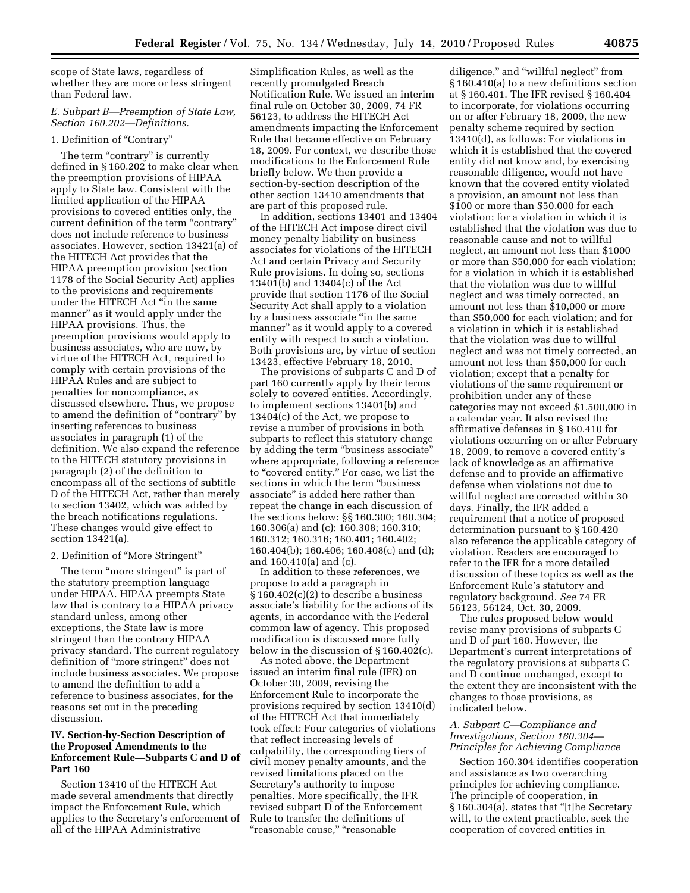scope of State laws, regardless of whether they are more or less stringent than Federal law.

### *E. Subpart B—Preemption of State Law, Section 160.202—Definitions.*

1. Definition of "Contrary"

The term "contrary" is currently defined in § 160.202 to make clear when the preemption provisions of HIPAA apply to State law. Consistent with the limited application of the HIPAA provisions to covered entities only, the current definition of the term "contrary" does not include reference to business associates. However, section 13421(a) of the HITECH Act provides that the HIPAA preemption provision (section 1178 of the Social Security Act) applies to the provisions and requirements under the HITECH Act "in the same manner" as it would apply under the HIPAA provisions. Thus, the preemption provisions would apply to business associates, who are now, by virtue of the HITECH Act, required to comply with certain provisions of the HIPAA Rules and are subject to penalties for noncompliance, as discussed elsewhere. Thus, we propose to amend the definition of "contrary" by inserting references to business associates in paragraph (1) of the definition. We also expand the reference to the HITECH statutory provisions in paragraph (2) of the definition to encompass all of the sections of subtitle D of the HITECH Act, rather than merely to section 13402, which was added by the breach notifications regulations. These changes would give effect to section 13421(a).

2. Definition of "More Stringent"

The term "more stringent" is part of the statutory preemption language under HIPAA. HIPAA preempts State law that is contrary to a HIPAA privacy standard unless, among other exceptions, the State law is more stringent than the contrary HIPAA privacy standard. The current regulatory definition of "more stringent" does not include business associates. We propose to amend the definition to add a reference to business associates, for the reasons set out in the preceding discussion.

## IV. Section-by-Section Description of the Proposed Amendments to the Enforcement Rule—Subparts C and D of Part 160

Section 13410 of the HITECH Act made several amendments that directly impact the Enforcement Rule, which applies to the Secretary's enforcement of all of the HIPAA Administrative Simplification Rules, as well as the recently promulgated Breach Notification Rule. We issued an interim final rule on October 30, 2009, 74 FR 56123, to address the HITECH Act amendments impacting the Enforcement Rule that became effective on February 18, 2009. For context, we describe those modifications to the Enforcement Rule briefly below. We then provide a section-by-section description of the other section 13410 amendments that are part of this proposed rule.

In addition, sections 13401 and 13404 of the HITECH Act impose direct civil money penalty liability on business associates for violations of the HITECH Act and certain Privacy and Security Rule provisions. In doing so, sections 13401(b) and 13404(c) of the Act provide that section 1176 of the Social Security Act shall apply to a violation by a business associate "in the same manner" as it would apply to a covered entity with respect to such a violation. Both provisions are, by virtue of section 13423, effective February 18, 2010.

The provisions of subparts C and D of part 160 currently apply by their terms solely to covered entities. Accordingly, to implement sections 13401(b) and 13404(c) of the Act, we propose to revise a number of provisions in both subparts to reflect this statutory change by adding the term "business associate" where appropriate, following a reference to "covered entity." For ease, we list the sections in which the term "business associate" is added here rather than repeat the change in each discussion of the sections below: §§ 160.300; 160.304; 160.306(a) and (c); 160.308; 160.310; 160.312; 160.316; 160.401; 160.402; 160.404(b); 160.406; 160.408(c) and (d); and 160.410(a) and (c).

In addition to these references, we propose to add a paragraph in § 160.402(c)(2) to describe a business associate's liability for the actions of its agents, in accordance with the Federal common law of agency. This proposed modification is discussed more fully below in the discussion of § 160.402(c).

As noted above, the Department issued an interim final rule (IFR) on October 30, 2009, revising the Enforcement Rule to incorporate the provisions required by section 13410(d) of the HITECH Act that immediately took effect: Four categories of violations that reflect increasing levels of culpability, the corresponding tiers of civil money penalty amounts, and the revised limitations placed on the Secretary's authority to impose penalties. More specifically, the IFR revised subpart D of the Enforcement Rule to transfer the definitions of "reasonable cause," "reasonable diligence," and "willful neglect" from § 160.410(a) to a new definitions section at § 160.401. The IFR revised § 160.404 to incorporate, for violations occurring on or after February 18, 2009, the new penalty scheme required by section 13410(d), as follows: For violations in which it is established that the covered entity did not know and, by exercising reasonable diligence, would not have known that the covered entity violated a provision, an amount not less than $100 or more than $50,000 for each violation; for a violation in which it is established that the violation was due to reasonable cause and not to willful neglect, an amount not less than $1000 or more than $50,000 for each violation; for a violation in which it is established that the violation was due to willful neglect and was timely corrected, an amount not less than $10,000 or more than $50,000 for each violation; and for a violation in which it is established that the violation was due to willful neglect and was not timely corrected, an amount not less than $50,000 for each violation; except that a penalty for violations of the same requirement or prohibition under any of these categories may not exceed $1,500,000 in a calendar year. It also revised the affirmative defenses in § 160.410 for violations occurring on or after February 18, 2009, to remove a covered entity's lack of knowledge as an affirmative defense and to provide an affirmative defense when violations not due to willful neglect are corrected within 30 days. Finally, the IFR added a requirement that a notice of proposed determination pursuant to § 160.420 also reference the applicable category of violation. Readers are encouraged to refer to the IFR for a more detailed discussion of these topics as well as the Enforcement Rule's statutory and regulatory background. *See* 74 FR 56123, 56124, Oct. 30, 2009.

The rules proposed below would revise many provisions of subparts C and D of part 160. However, the Department's current interpretations of the regulatory provisions at subparts C and D continue unchanged, except to the extent they are inconsistent with the changes to those provisions, as indicated below.

### *A. Subpart C—Compliance and Investigations, Section 160.304—Principles for Achieving Compliance*

Section 160.304 identifies cooperation and assistance as two overarching principles for achieving compliance. The principle of cooperation, in § 160.304(a), states that "[t]he Secretary will, to the extent practicable, seek the cooperation of covered entities in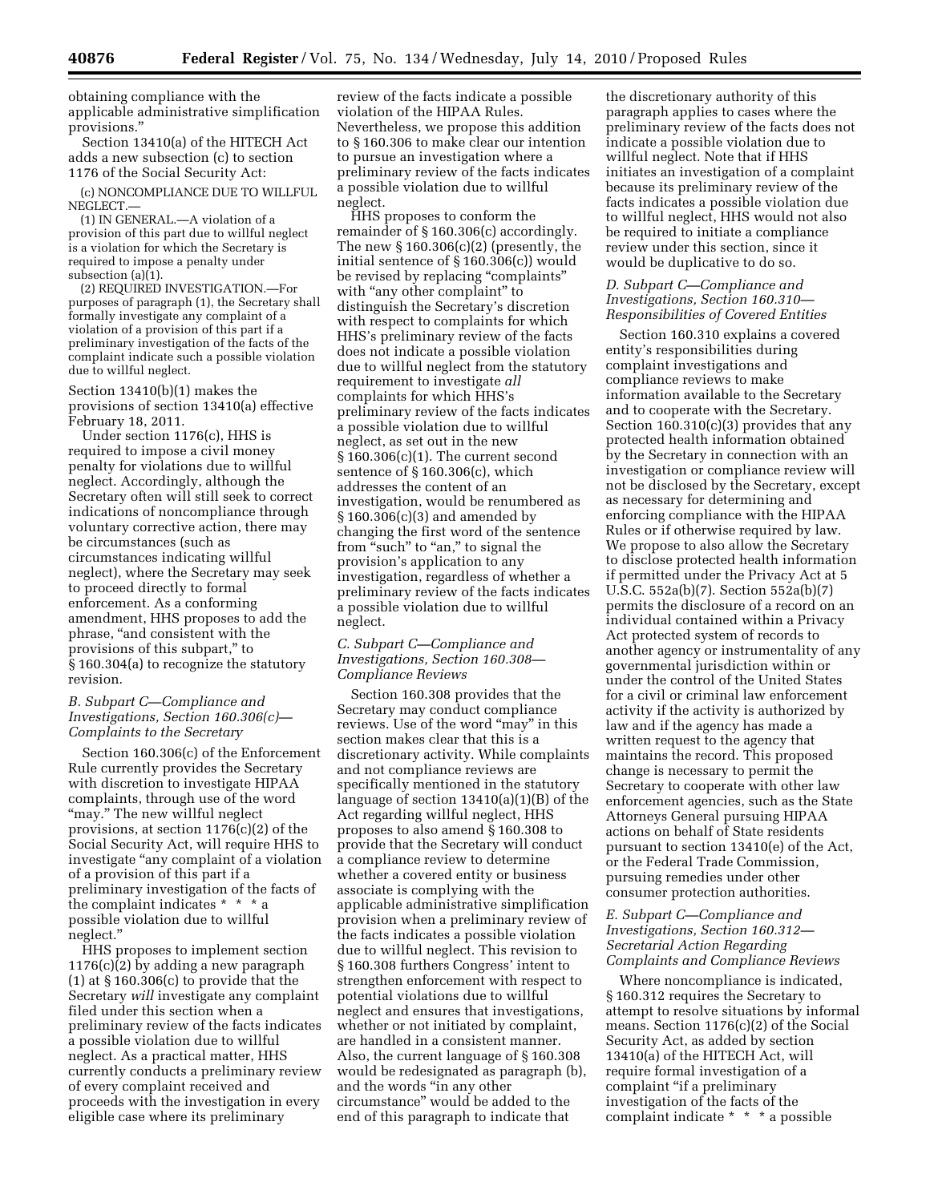obtaining compliance with the applicable administrative simplification provisions."

Section 13410(a) of the HITECH Act adds a new subsection (c) to section 1176 of the Social Security Act:

(c) NONCOMPLIANCE DUE TO WILLFUL NEGLECT.—

(1) IN GENERAL.—A violation of a provision of this part due to willful neglect is a violation for which the Secretary is required to impose a penalty under subsection (a)(1).

(2) REQUIRED INVESTIGATION.—For purposes of paragraph (1), the Secretary shall formally investigate any complaint of a violation of a provision of this part if a preliminary investigation of the facts of the complaint indicate such a possible violation due to willful neglect.

Section 13410(b)(1) makes the provisions of section 13410(a) effective February 18, 2011.

Under section 1176(c), HHS is required to impose a civil money penalty for violations due to willful neglect. Accordingly, although the Secretary often will still seek to correct indications of noncompliance through voluntary corrective action, there may be circumstances (such as circumstances indicating willful neglect), where the Secretary may seek to proceed directly to formal enforcement. As a conforming amendment, HHS proposes to add the phrase, "and consistent with the provisions of this subpart," to § 160.304(a) to recognize the statutory revision.

### B. Subpart C—Compliance and Investigations, Section 160.306(c)—Complaints to the Secretary

Section 160.306(c) of the Enforcement Rule currently provides the Secretary with discretion to investigate HIPAA complaints, through use of the word "may." The new willful neglect provisions, at section 1176(c)(2) of the Social Security Act, will require HHS to investigate "any complaint of a violation of a provision of this part if a preliminary investigation of the facts of the complaint indicates * * * a possible violation due to willful neglect."

HHS proposes to implement section 1176(c)(2) by adding a new paragraph (1) at § 160.306(c) to provide that the Secretary *will* investigate any complaint filed under this section when a preliminary review of the facts indicates a possible violation due to willful neglect. As a practical matter, HHS currently conducts a preliminary review of every complaint received and proceeds with the investigation in every eligible case where its preliminary review of the facts indicate a possible violation of the HIPAA Rules. Nevertheless, we propose this addition to § 160.306 to make clear our intention to pursue an investigation where a preliminary review of the facts indicates a possible violation due to willful neglect.

HHS proposes to conform the remainder of § 160.306(c) accordingly. The new § 160.306(c)(2) (presently, the initial sentence of § 160.306(c)) would be revised by replacing "complaints" with "any other complaint" to distinguish the Secretary's discretion with respect to complaints for which HHS's preliminary review of the facts does not indicate a possible violation due to willful neglect from the statutory requirement to investigate *all* complaints for which HHS's preliminary review of the facts indicates a possible violation due to willful neglect, as set out in the new § 160.306(c)(1). The current second sentence of § 160.306(c), which addresses the content of an investigation, would be renumbered as § 160.306(c)(3) and amended by changing the first word of the sentence from "such" to "an," to signal the provision's application to any investigation, regardless of whether a preliminary review of the facts indicates a possible violation due to willful neglect.

### C. Subpart C—Compliance and Investigations, Section 160.308—Compliance Reviews

Section 160.308 provides that the Secretary may conduct compliance reviews. Use of the word "may" in this section makes clear that this is a discretionary activity. While complaints and not compliance reviews are specifically mentioned in the statutory language of section 13410(a)(1)(B) of the Act regarding willful neglect, HHS proposes to also amend § 160.308 to provide that the Secretary will conduct a compliance review to determine whether a covered entity or business associate is complying with the applicable administrative simplification provision when a preliminary review of the facts indicates a possible violation due to willful neglect. This revision to § 160.308 furthers Congress' intent to strengthen enforcement with respect to potential violations due to willful neglect and ensures that investigations, whether or not initiated by complaint, are handled in a consistent manner. Also, the current language of § 160.308 would be redesignated as paragraph (b), and the words "in any other circumstance" would be added to the end of this paragraph to indicate that the discretionary authority of this paragraph applies to cases where the preliminary review of the facts does not indicate a possible violation due to willful neglect. Note that if HHS initiates an investigation of a complaint because its preliminary review of the facts indicates a possible violation due to willful neglect, HHS would not also be required to initiate a compliance review under this section, since it would be duplicative to do so.

### D. Subpart C—Compliance and Investigations, Section 160.310—Responsibilities of Covered Entities

Section 160.310 explains a covered entity's responsibilities during complaint investigations and compliance reviews to make information available to the Secretary and to cooperate with the Secretary. Section 160.310(c)(3) provides that any protected health information obtained by the Secretary in connection with an investigation or compliance review will not be disclosed by the Secretary, except as necessary for determining and enforcing compliance with the HIPAA Rules or if otherwise required by law. We propose to also allow the Secretary to disclose protected health information if permitted under the Privacy Act at 5 U.S.C. 552a(b)(7). Section 552a(b)(7) permits the disclosure of a record on an individual contained within a Privacy Act protected system of records to another agency or instrumentality of any governmental jurisdiction within or under the control of the United States for a civil or criminal law enforcement activity if the activity is authorized by law and if the agency has made a written request to the agency that maintains the record. This proposed change is necessary to permit the Secretary to cooperate with other law enforcement agencies, such as the State Attorneys General pursuing HIPAA actions on behalf of State residents pursuant to section 13410(e) of the Act, or the Federal Trade Commission, pursuing remedies under other consumer protection authorities.

### E. Subpart C—Compliance and Investigations, Section 160.312—Secretarial Action Regarding Complaints and Compliance Reviews

Where noncompliance is indicated, § 160.312 requires the Secretary to attempt to resolve situations by informal means. Section 1176(c)(2) of the Social Security Act, as added by section 13410(a) of the HITECH Act, will require formal investigation of a complaint "if a preliminary investigation of the facts of the complaint indicate * * * a possible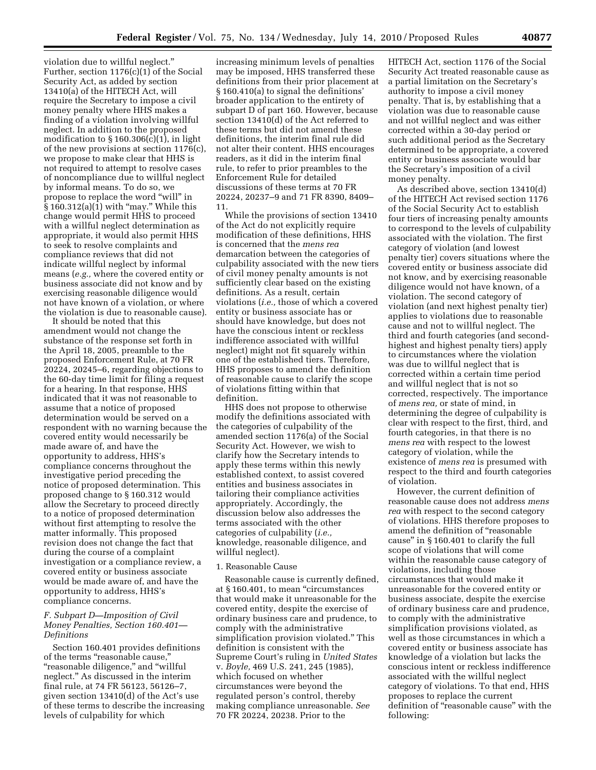violation due to willful neglect." Further, section 1176(c)(1) of the Social Security Act, as added by section 13410(a) of the HITECH Act, will require the Secretary to impose a civil money penalty where HHS makes a finding of a violation involving willful neglect. In addition to the proposed modification to § 160.306(c)(1), in light of the new provisions at section 1176(c), we propose to make clear that HHS is not required to attempt to resolve cases of noncompliance due to willful neglect by informal means. To do so, we propose to replace the word "will" in § 160.312(a)(1) with "may." While this change would permit HHS to proceed with a willful neglect determination as appropriate, it would also permit HHS to seek to resolve complaints and compliance reviews that did not indicate willful neglect by informal means (*e.g.,* where the covered entity or business associate did not know and by exercising reasonable diligence would not have known of a violation, or where the violation is due to reasonable cause).

It should be noted that this amendment would not change the substance of the response set forth in the April 18, 2005, preamble to the proposed Enforcement Rule, at 70 FR 20224, 20245–6, regarding objections to the 60-day time limit for filing a request for a hearing. In that response, HHS indicated that it was not reasonable to assume that a notice of proposed determination would be served on a respondent with no warning because the covered entity would necessarily be made aware of, and have the opportunity to address, HHS's compliance concerns throughout the investigative period preceding the notice of proposed determination. This proposed change to § 160.312 would allow the Secretary to proceed directly to a notice of proposed determination without first attempting to resolve the matter informally. This proposed revision does not change the fact that during the course of a complaint investigation or a compliance review, a covered entity or business associate would be made aware of, and have the opportunity to address, HHS's compliance concerns.

### *F. Subpart D—Imposition of Civil Money Penalties, Section 160.401—Definitions*

Section 160.401 provides definitions of the terms "reasonable cause," "reasonable diligence," and "willful neglect." As discussed in the interim final rule, at 74 FR 56123, 56126–7, given section 13410(d) of the Act's use of these terms to describe the increasing levels of culpability for which increasing minimum levels of penalties may be imposed, HHS transferred these definitions from their prior placement at § 160.410(a) to signal the definitions' broader application to the entirety of subpart D of part 160. However, because section 13410(d) of the Act referred to these terms but did not amend these definitions, the interim final rule did not alter their content. HHS encourages readers, as it did in the interim final rule, to refer to prior preambles to the Enforcement Rule for detailed discussions of these terms at 70 FR 20224, 20237–9 and 71 FR 8390, 8409–11.

While the provisions of section 13410 of the Act do not explicitly require modification of these definitions, HHS is concerned that the *mens rea* demarcation between the categories of culpability associated with the new tiers of civil money penalty amounts is not sufficiently clear based on the existing definitions. As a result, certain violations (*i.e.,* those of which a covered entity or business associate has or should have knowledge, but does not have the conscious intent or reckless indifference associated with willful neglect) might not fit squarely within one of the established tiers. Therefore, HHS proposes to amend the definition of reasonable cause to clarify the scope of violations fitting within that definition.

HHS does not propose to otherwise modify the definitions associated with the categories of culpability of the amended section 1176(a) of the Social Security Act. However, we wish to clarify how the Secretary intends to apply these terms within this newly established context, to assist covered entities and business associates in tailoring their compliance activities appropriately. Accordingly, the discussion below also addresses the terms associated with the other categories of culpability (*i.e.,* knowledge, reasonable diligence, and willful neglect).

#### 1. Reasonable Cause

Reasonable cause is currently defined, at § 160.401, to mean "circumstances that would make it unreasonable for the covered entity, despite the exercise of ordinary business care and prudence, to comply with the administrative simplification provision violated." This definition is consistent with the Supreme Court's ruling in *United States* v. *Boyle,* 469 U.S. 241, 245 (1985), which focused on whether circumstances were beyond the regulated person's control, thereby making compliance unreasonable. *See* 70 FR 20224, 20238. Prior to the HITECH Act, section 1176 of the Social Security Act treated reasonable cause as a partial limitation on the Secretary's authority to impose a civil money penalty. That is, by establishing that a violation was due to reasonable cause and not willful neglect and was either corrected within a 30-day period or such additional period as the Secretary determined to be appropriate, a covered entity or business associate would bar the Secretary's imposition of a civil money penalty.

As described above, section 13410(d) of the HITECH Act revised section 1176 of the Social Security Act to establish four tiers of increasing penalty amounts to correspond to the levels of culpability associated with the violation. The first category of violation (and lowest penalty tier) covers situations where the covered entity or business associate did not know, and by exercising reasonable diligence would not have known, of a violation. The second category of violation (and next highest penalty tier) applies to violations due to reasonable cause and not to willful neglect. The third and fourth categories (and second-highest and highest penalty tiers) apply to circumstances where the violation was due to willful neglect that is corrected within a certain time period and willful neglect that is not so corrected, respectively. The importance of *mens rea,* or state of mind, in determining the degree of culpability is clear with respect to the first, third, and fourth categories, in that there is no *mens rea* with respect to the lowest category of violation, while the existence of *mens rea* is presumed with respect to the third and fourth categories of violation.

However, the current definition of reasonable cause does not address *mens rea* with respect to the second category of violations. HHS therefore proposes to amend the definition of "reasonable cause" in § 160.401 to clarify the full scope of violations that will come within the reasonable cause category of violations, including those circumstances that would make it unreasonable for the covered entity or business associate, despite the exercise of ordinary business care and prudence, to comply with the administrative simplification provisions violated, as well as those circumstances in which a covered entity or business associate has knowledge of a violation but lacks the conscious intent or reckless indifference associated with the willful neglect category of violations. To that end, HHS proposes to replace the current definition of "reasonable cause" with the following: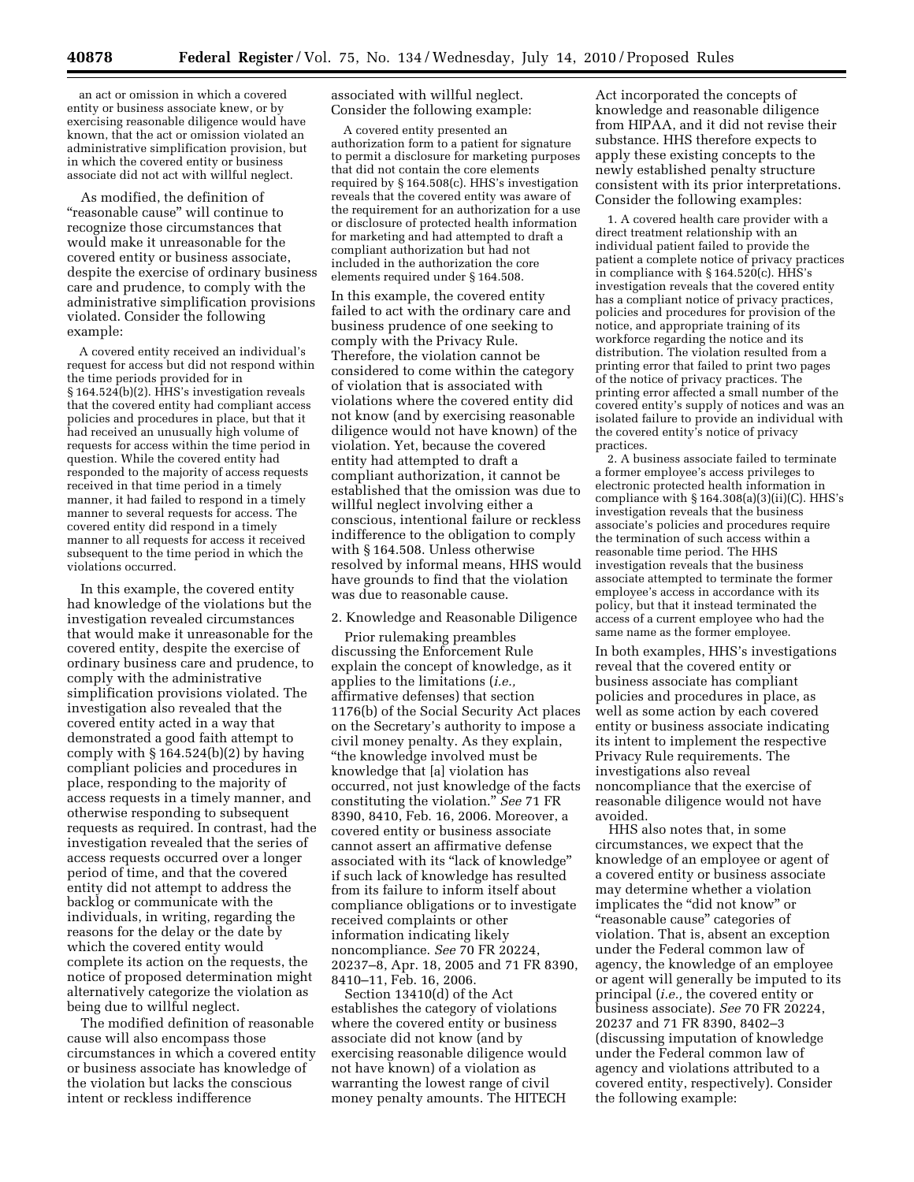an act or omission in which a covered entity or business associate knew, or by exercising reasonable diligence would have known, that the act or omission violated an administrative simplification provision, but in which the covered entity or business associate did not act with willful neglect.

As modified, the definition of "reasonable cause" will continue to recognize those circumstances that would make it unreasonable for the covered entity or business associate, despite the exercise of ordinary business care and prudence, to comply with the administrative simplification provisions violated. Consider the following example:

A covered entity received an individual's request for access but did not respond within the time periods provided for in § 164.524(b)(2). HHS's investigation reveals that the covered entity had compliant access policies and procedures in place, but that it had received an unusually high volume of requests for access within the time period in question. While the covered entity had responded to the majority of access requests received in that time period in a timely manner, it had failed to respond in a timely manner to several requests for access. The covered entity did respond in a timely manner to all requests for access it received subsequent to the time period in which the violations occurred.

In this example, the covered entity had knowledge of the violations but the investigation revealed circumstances that would make it unreasonable for the covered entity, despite the exercise of ordinary business care and prudence, to comply with the administrative simplification provisions violated. The investigation also revealed that the covered entity acted in a way that demonstrated a good faith attempt to comply with § 164.524(b)(2) by having compliant policies and procedures in place, responding to the majority of access requests in a timely manner, and otherwise responding to subsequent requests as required. In contrast, had the investigation revealed that the series of access requests occurred over a longer period of time, and that the covered entity did not attempt to address the backlog or communicate with the individuals, in writing, regarding the reasons for the delay or the date by which the covered entity would complete its action on the requests, the notice of proposed determination might alternatively categorize the violation as being due to willful neglect.

The modified definition of reasonable cause will also encompass those circumstances in which a covered entity or business associate has knowledge of the violation but lacks the conscious intent or reckless indifference associated with willful neglect. Consider the following example:

A covered entity presented an authorization form to a patient for signature to permit a disclosure for marketing purposes that did not contain the core elements required by § 164.508(c). HHS's investigation reveals that the covered entity was aware of the requirement for an authorization for a use or disclosure of protected health information for marketing and had attempted to draft a compliant authorization but had not included in the authorization the core elements required under § 164.508.

In this example, the covered entity failed to act with the ordinary care and business prudence of one seeking to comply with the Privacy Rule. Therefore, the violation cannot be considered to come within the category of violation that is associated with violations where the covered entity did not know (and by exercising reasonable diligence would not have known) of the violation. Yet, because the covered entity had attempted to draft a compliant authorization, it cannot be established that the omission was due to willful neglect involving either a conscious, intentional failure or reckless indifference to the obligation to comply with § 164.508. Unless otherwise resolved by informal means, HHS would have grounds to find that the violation was due to reasonable cause.

2. Knowledge and Reasonable Diligence

Prior rulemaking preambles discussing the Enforcement Rule explain the concept of knowledge, as it applies to the limitations (*i.e.,* affirmative defenses) that section 1176(b) of the Social Security Act places on the Secretary's authority to impose a civil money penalty. As they explain, "the knowledge involved must be knowledge that [a] violation has occurred, not just knowledge of the facts constituting the violation." *See* 71 FR 8390, 8410, Feb. 16, 2006. Moreover, a covered entity or business associate cannot assert an affirmative defense associated with its "lack of knowledge" if such lack of knowledge has resulted from its failure to inform itself about compliance obligations or to investigate received complaints or other information indicating likely noncompliance. *See* 70 FR 20224, 20237–8, Apr. 18, 2005 and 71 FR 8390, 8410–11, Feb. 16, 2006.

Section 13410(d) of the Act establishes the category of violations where the covered entity or business associate did not know (and by exercising reasonable diligence would not have known) of a violation as warranting the lowest range of civil money penalty amounts. The HITECH Act incorporated the concepts of knowledge and reasonable diligence from HIPAA, and it did not revise their substance. HHS therefore expects to apply these existing concepts to the newly established penalty structure consistent with its prior interpretations. Consider the following examples:

1. A covered health care provider with a direct treatment relationship with an individual patient failed to provide the patient a complete notice of privacy practices in compliance with § 164.520(c). HHS's investigation reveals that the covered entity has a compliant notice of privacy practices, policies and procedures for provision of the notice, and appropriate training of its workforce regarding the notice and its distribution. The violation resulted from a printing error that failed to print two pages of the notice of privacy practices. The printing error affected a small number of the covered entity's supply of notices and was an isolated failure to provide an individual with the covered entity's notice of privacy practices.

2. A business associate failed to terminate a former employee's access privileges to electronic protected health information in compliance with § 164.308(a)(3)(ii)(C). HHS's investigation reveals that the business associate's policies and procedures require the termination of such access within a reasonable time period. The HHS investigation reveals that the business associate attempted to terminate the former employee's access in accordance with its policy, but that it instead terminated the access of a current employee who had the same name as the former employee.

In both examples, HHS's investigations reveal that the covered entity or business associate has compliant policies and procedures in place, as well as some action by each covered entity or business associate indicating its intent to implement the respective Privacy Rule requirements. The investigations also reveal noncompliance that the exercise of reasonable diligence would not have avoided.

HHS also notes that, in some circumstances, we expect that the knowledge of an employee or agent of a covered entity or business associate may determine whether a violation implicates the "did not know" or "reasonable cause" categories of violation. That is, absent an exception under the Federal common law of agency, the knowledge of an employee or agent will generally be imputed to its principal (*i.e.,* the covered entity or business associate). *See* 70 FR 20224, 20237 and 71 FR 8390, 8402–3 (discussing imputation of knowledge under the Federal common law of agency and violations attributed to a covered entity, respectively). Consider the following example: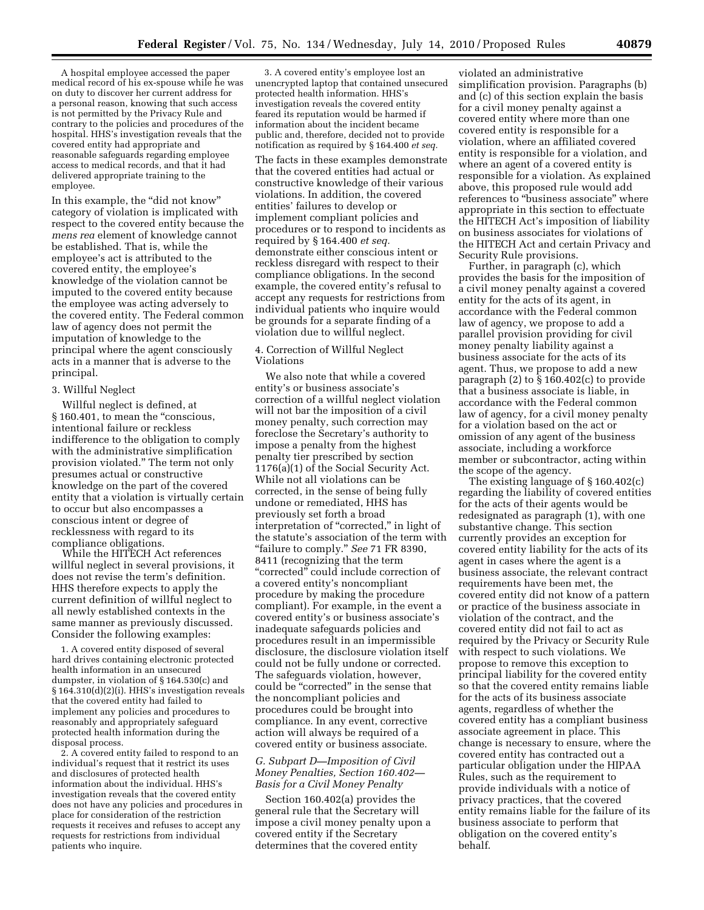A hospital employee accessed the paper medical record of his ex-spouse while he was on duty to discover her current address for a personal reason, knowing that such access is not permitted by the Privacy Rule and contrary to the policies and procedures of the hospital. HHS's investigation reveals that the covered entity had appropriate and reasonable safeguards regarding employee access to medical records, and that it had delivered appropriate training to the employee.

In this example, the "did not know" category of violation is implicated with respect to the covered entity because the *mens rea* element of knowledge cannot be established. That is, while the employee's act is attributed to the covered entity, the employee's knowledge of the violation cannot be imputed to the covered entity because the employee was acting adversely to the covered entity. The Federal common law of agency does not permit the imputation of knowledge to the principal where the agent consciously acts in a manner that is adverse to the principal.

3. Willful Neglect

Willful neglect is defined, at § 160.401, to mean the "conscious, intentional failure or reckless indifference to the obligation to comply with the administrative simplification provision violated." The term not only presumes actual or constructive knowledge on the part of the covered entity that a violation is virtually certain to occur but also encompasses a conscious intent or degree of recklessness with regard to its compliance obligations.

While the HITECH Act references willful neglect in several provisions, it does not revise the term's definition. HHS therefore expects to apply the current definition of willful neglect to all newly established contexts in the same manner as previously discussed. Consider the following examples:

1. A covered entity disposed of several hard drives containing electronic protected health information in an unsecured dumpster, in violation of § 164.530(c) and § 164.310(d)(2)(i). HHS's investigation reveals that the covered entity had failed to implement any policies and procedures to reasonably and appropriately safeguard protected health information during the disposal process.

2. A covered entity failed to respond to an individual's request that it restrict its uses and disclosures of protected health information about the individual. HHS's investigation reveals that the covered entity does not have any policies and procedures in place for consideration of the restriction requests it receives and refuses to accept any requests for restrictions from individual patients who inquire.

3. A covered entity's employee lost an unencrypted laptop that contained unsecured protected health information. HHS's investigation reveals the covered entity feared its reputation would be harmed if information about the incident became public and, therefore, decided not to provide notification as required by § 164.400 *et seq.*

The facts in these examples demonstrate that the covered entities had actual or constructive knowledge of their various violations. In addition, the covered entities' failures to develop or implement compliant policies and procedures or to respond to incidents as required by § 164.400 *et seq.* demonstrate either conscious intent or reckless disregard with respect to their compliance obligations. In the second example, the covered entity's refusal to accept any requests for restrictions from individual patients who inquire would be grounds for a separate finding of a violation due to willful neglect.

4. Correction of Willful Neglect Violations

We also note that while a covered entity's or business associate's correction of a willful neglect violation will not bar the imposition of a civil money penalty, such correction may foreclose the Secretary's authority to impose a penalty from the highest penalty tier prescribed by section 1176(a)(1) of the Social Security Act. While not all violations can be corrected, in the sense of being fully undone or remediated, HHS has previously set forth a broad interpretation of "corrected," in light of the statute's association of the term with "failure to comply." *See* 71 FR 8390, 8411 (recognizing that the term "corrected" could include correction of a covered entity's noncompliant procedure by making the procedure compliant). For example, in the event a covered entity's or business associate's inadequate safeguards policies and procedures result in an impermissible disclosure, the disclosure violation itself could not be fully undone or corrected. The safeguards violation, however, could be "corrected" in the sense that the noncompliant policies and procedures could be brought into compliance. In any event, corrective action will always be required of a covered entity or business associate.

### *G. Subpart D—Imposition of Civil Money Penalties, Section 160.402—Basis for a Civil Money Penalty*

Section 160.402(a) provides the general rule that the Secretary will impose a civil money penalty upon a covered entity if the Secretary determines that the covered entity violated an administrative simplification provision. Paragraphs (b) and (c) of this section explain the basis for a civil money penalty against a covered entity where more than one covered entity is responsible for a violation, where an affiliated covered entity is responsible for a violation, and where an agent of a covered entity is responsible for a violation. As explained above, this proposed rule would add references to "business associate" where appropriate in this section to effectuate the HITECH Act's imposition of liability on business associates for violations of the HITECH Act and certain Privacy and Security Rule provisions.

Further, in paragraph (c), which provides the basis for the imposition of a civil money penalty against a covered entity for the acts of its agent, in accordance with the Federal common law of agency, we propose to add a parallel provision providing for civil money penalty liability against a business associate for the acts of its agent. Thus, we propose to add a new paragraph (2) to § 160.402(c) to provide that a business associate is liable, in accordance with the Federal common law of agency, for a civil money penalty for a violation based on the act or omission of any agent of the business associate, including a workforce member or subcontractor, acting within the scope of the agency.

The existing language of § 160.402(c) regarding the liability of covered entities for the acts of their agents would be redesignated as paragraph (1), with one substantive change. This section currently provides an exception for covered entity liability for the acts of its agent in cases where the agent is a business associate, the relevant contract requirements have been met, the covered entity did not know of a pattern or practice of the business associate in violation of the contract, and the covered entity did not fail to act as required by the Privacy or Security Rule with respect to such violations. We propose to remove this exception to principal liability for the covered entity so that the covered entity remains liable for the acts of its business associate agents, regardless of whether the covered entity has a compliant business associate agreement in place. This change is necessary to ensure, where the covered entity has contracted out a particular obligation under the HIPAA Rules, such as the requirement to provide individuals with a notice of privacy practices, that the covered entity remains liable for the failure of its business associate to perform that obligation on the covered entity's behalf.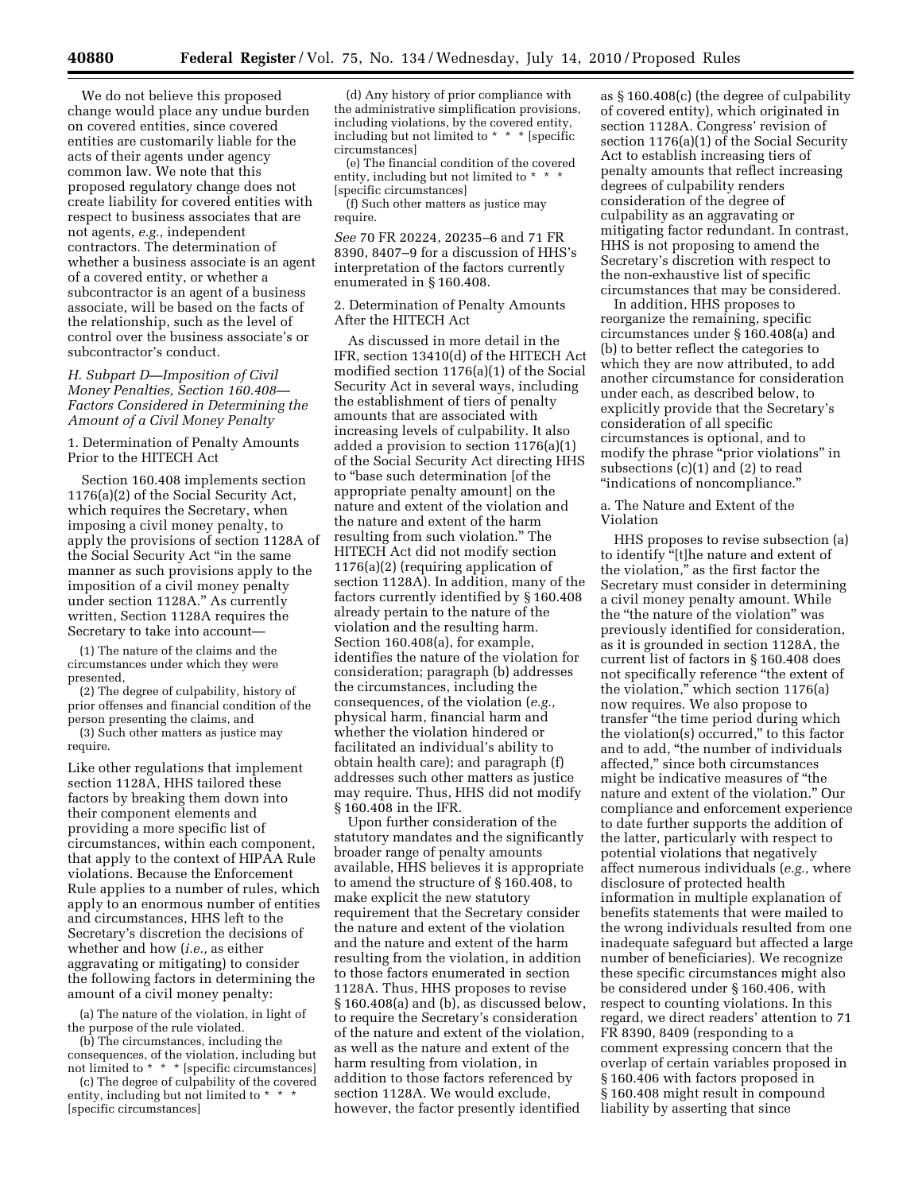We do not believe this proposed change would place any undue burden on covered entities, since covered entities are customarily liable for the acts of their agents under agency common law. We note that this proposed regulatory change does not create liability for covered entities with respect to business associates that are not agents, *e.g.,* independent contractors. The determination of whether a business associate is an agent of a covered entity, or whether a subcontractor is an agent of a business associate, will be based on the facts of the relationship, such as the level of control over the business associate's or subcontractor's conduct.

### *H. Subpart D—Imposition of Civil Money Penalties, Section 160.408—Factors Considered in Determining the Amount of a Civil Money Penalty*

1. Determination of Penalty Amounts Prior to the HITECH Act

Section 160.408 implements section 1176(a)(2) of the Social Security Act, which requires the Secretary, when imposing a civil money penalty, to apply the provisions of section 1128A of the Social Security Act "in the same manner as such provisions apply to the imposition of a civil money penalty under section 1128A." As currently written, Section 1128A requires the Secretary to take into account—

(1) The nature of the claims and the circumstances under which they were presented,

(2) The degree of culpability, history of prior offenses and financial condition of the person presenting the claims, and

(3) Such other matters as justice may require.

Like other regulations that implement section 1128A, HHS tailored these factors by breaking them down into their component elements and providing a more specific list of circumstances, within each component, that apply to the context of HIPAA Rule violations. Because the Enforcement Rule applies to a number of rules, which apply to an enormous number of entities and circumstances, HHS left to the Secretary's discretion the decisions of whether and how (*i.e.,* as either aggravating or mitigating) to consider the following factors in determining the amount of a civil money penalty:

(a) The nature of the violation, in light of the purpose of the rule violated.

(b) The circumstances, including the consequences, of the violation, including but not limited to * * * [specific circumstances]

(c) The degree of culpability of the covered entity, including but not limited to * * * [specific circumstances]

(d) Any history of prior compliance with the administrative simplification provisions, including violations, by the covered entity, including but not limited to * * * [specific circumstances]

(e) The financial condition of the covered entity, including but not limited to * * * [specific circumstances]

(f) Such other matters as justice may require.

*See* 70 FR 20224, 20235–6 and 71 FR 8390, 8407–9 for a discussion of HHS's interpretation of the factors currently enumerated in § 160.408.

2. Determination of Penalty Amounts After the HITECH Act

As discussed in more detail in the IFR, section 13410(d) of the HITECH Act modified section 1176(a)(1) of the Social Security Act in several ways, including the establishment of tiers of penalty amounts that are associated with increasing levels of culpability. It also added a provision to section 1176(a)(1) of the Social Security Act directing HHS to "base such determination [of the appropriate penalty amount] on the nature and extent of the violation and the nature and extent of the harm resulting from such violation." The HITECH Act did not modify section 1176(a)(2) (requiring application of section 1128A). In addition, many of the factors currently identified by § 160.408 already pertain to the nature of the violation and the resulting harm. Section 160.408(a), for example, identifies the nature of the violation for consideration; paragraph (b) addresses the circumstances, including the consequences, of the violation (*e.g.,* physical harm, financial harm and whether the violation hindered or facilitated an individual's ability to obtain health care); and paragraph (f) addresses such other matters as justice may require. Thus, HHS did not modify § 160.408 in the IFR.

Upon further consideration of the statutory mandates and the significantly broader range of penalty amounts available, HHS believes it is appropriate to amend the structure of § 160.408, to make explicit the new statutory requirement that the Secretary consider the nature and extent of the violation and the nature and extent of the harm resulting from the violation, in addition to those factors enumerated in section 1128A. Thus, HHS proposes to revise § 160.408(a) and (b), as discussed below, to require the Secretary's consideration of the nature and extent of the violation, as well as the nature and extent of the harm resulting from violation, in addition to those factors referenced by section 1128A. We would exclude, however, the factor presently identified as § 160.408(c) (the degree of culpability of covered entity), which originated in section 1128A. Congress' revision of section 1176(a)(1) of the Social Security Act to establish increasing tiers of penalty amounts that reflect increasing degrees of culpability renders consideration of the degree of culpability as an aggravating or mitigating factor redundant. In contrast, HHS is not proposing to amend the Secretary's discretion with respect to the non-exhaustive list of specific circumstances that may be considered.

In addition, HHS proposes to reorganize the remaining, specific circumstances under § 160.408(a) and (b) to better reflect the categories to which they are now attributed, to add another circumstance for consideration under each, as described below, to explicitly provide that the Secretary's consideration of all specific circumstances is optional, and to modify the phrase "prior violations" in subsections (c)(1) and (2) to read "indications of noncompliance."

a. The Nature and Extent of the Violation

HHS proposes to revise subsection (a) to identify "[t]he nature and extent of the violation," as the first factor the Secretary must consider in determining a civil money penalty amount. While the "the nature of the violation" was previously identified for consideration, as it is grounded in section 1128A, the current list of factors in § 160.408 does not specifically reference "the extent of the violation," which section 1176(a) now requires. We also propose to transfer "the time period during which the violation(s) occurred," to this factor and to add, "the number of individuals affected," since both circumstances might be indicative measures of "the nature and extent of the violation." Our compliance and enforcement experience to date further supports the addition of the latter, particularly with respect to potential violations that negatively affect numerous individuals (*e.g.,* where disclosure of protected health information in multiple explanation of benefits statements that were mailed to the wrong individuals resulted from one inadequate safeguard but affected a large number of beneficiaries). We recognize these specific circumstances might also be considered under § 160.406, with respect to counting violations. In this regard, we direct readers' attention to 71 FR 8390, 8409 (responding to a comment expressing concern that the overlap of certain variables proposed in § 160.406 with factors proposed in § 160.408 might result in compound liability by asserting that since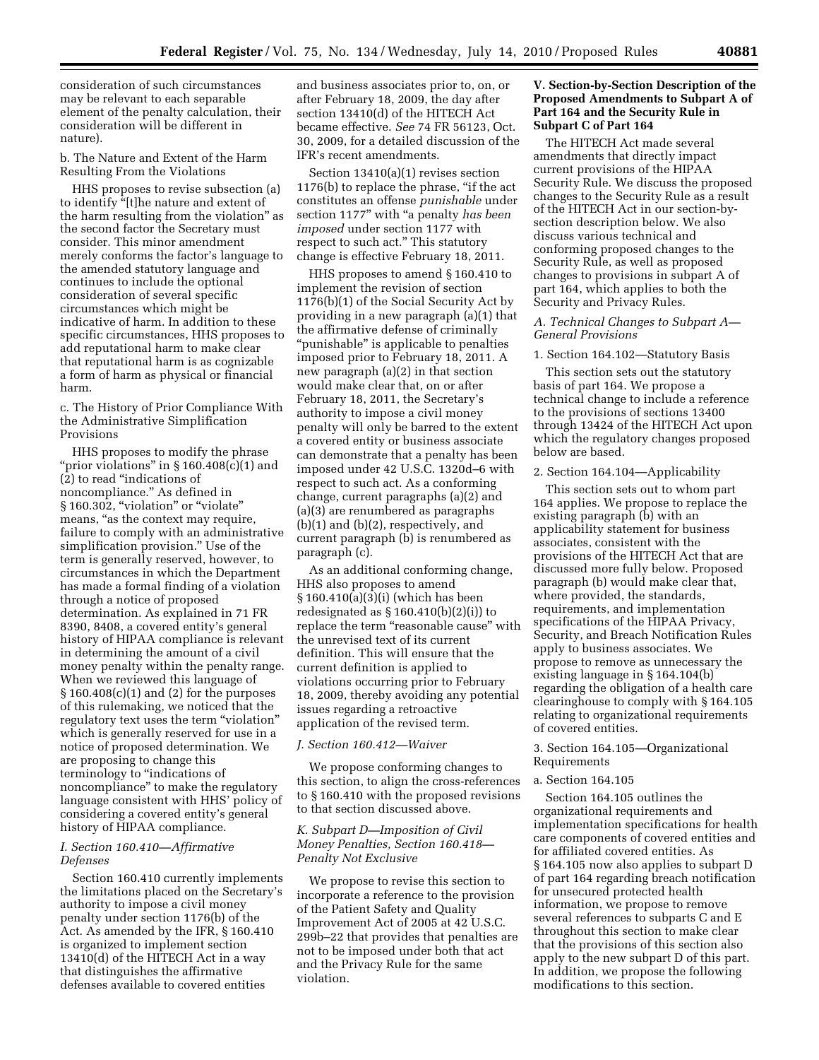consideration of such circumstances may be relevant to each separable element of the penalty calculation, their consideration will be different in nature).

b. The Nature and Extent of the Harm Resulting From the Violations

HHS proposes to revise subsection (a) to identify "[t]he nature and extent of the harm resulting from the violation" as the second factor the Secretary must consider. This minor amendment merely conforms the factor's language to the amended statutory language and continues to include the optional consideration of several specific circumstances which might be indicative of harm. In addition to these specific circumstances, HHS proposes to add reputational harm to make clear that reputational harm is as cognizable a form of harm as physical or financial harm.

c. The History of Prior Compliance With the Administrative Simplification Provisions

HHS proposes to modify the phrase "prior violations" in § 160.408(c)(1) and (2) to read "indications of noncompliance." As defined in § 160.302, "violation" or "violate" means, "as the context may require, failure to comply with an administrative simplification provision." Use of the term is generally reserved, however, to circumstances in which the Department has made a formal finding of a violation through a notice of proposed determination. As explained in 71 FR 8390, 8408, a covered entity's general history of HIPAA compliance is relevant in determining the amount of a civil money penalty within the penalty range. When we reviewed this language of § 160.408(c)(1) and (2) for the purposes of this rulemaking, we noticed that the regulatory text uses the term "violation" which is generally reserved for use in a notice of proposed determination. We are proposing to change this terminology to "indications of noncompliance" to make the regulatory language consistent with HHS' policy of considering a covered entity's general history of HIPAA compliance.

### *I. Section 160.410—Affirmative Defenses*

Section 160.410 currently implements the limitations placed on the Secretary's authority to impose a civil money penalty under section 1176(b) of the Act. As amended by the IFR, § 160.410 is organized to implement section 13410(d) of the HITECH Act in a way that distinguishes the affirmative defenses available to covered entities and business associates prior to, on, or after February 18, 2009, the day after section 13410(d) of the HITECH Act became effective. *See* 74 FR 56123, Oct. 30, 2009, for a detailed discussion of the IFR's recent amendments.

Section 13410(a)(1) revises section 1176(b) to replace the phrase, "if the act constitutes an offense *punishable* under section 1177" with "a penalty *has been imposed* under section 1177 with respect to such act." This statutory change is effective February 18, 2011.

HHS proposes to amend § 160.410 to implement the revision of section 1176(b)(1) of the Social Security Act by providing in a new paragraph (a)(1) that the affirmative defense of criminally "punishable" is applicable to penalties imposed prior to February 18, 2011. A new paragraph (a)(2) in that section would make clear that, on or after February 18, 2011, the Secretary's authority to impose a civil money penalty will only be barred to the extent a covered entity or business associate can demonstrate that a penalty has been imposed under 42 U.S.C. 1320d–6 with respect to such act. As a conforming change, current paragraphs (a)(2) and (a)(3) are renumbered as paragraphs (b)(1) and (b)(2), respectively, and current paragraph (b) is renumbered as paragraph (c).

As an additional conforming change, HHS also proposes to amend § 160.410(a)(3)(i) (which has been redesignated as § 160.410(b)(2)(i)) to replace the term "reasonable cause" with the unrevised text of its current definition. This will ensure that the current definition is applied to violations occurring prior to February 18, 2009, thereby avoiding any potential issues regarding a retroactive application of the revised term.

### *J. Section 160.412—Waiver*

We propose conforming changes to this section, to align the cross-references to § 160.410 with the proposed revisions to that section discussed above.

### *K. Subpart D—Imposition of Civil Money Penalties, Section 160.418—Penalty Not Exclusive*

We propose to revise this section to incorporate a reference to the provision of the Patient Safety and Quality Improvement Act of 2005 at 42 U.S.C. 299b–22 that provides that penalties are not to be imposed under both that act and the Privacy Rule for the same violation.

## V. Section-by-Section Description of the Proposed Amendments to Subpart A of Part 164 and the Security Rule in Subpart C of Part 164

The HITECH Act made several amendments that directly impact current provisions of the HIPAA Security Rule. We discuss the proposed changes to the Security Rule as a result of the HITECH Act in our section-by-section description below. We also discuss various technical and conforming proposed changes to the Security Rule, as well as proposed changes to provisions in subpart A of part 164, which applies to both the Security and Privacy Rules.

### *A. Technical Changes to Subpart A—General Provisions*

1. Section 164.102—Statutory Basis

This section sets out the statutory basis of part 164. We propose a technical change to include a reference to the provisions of sections 13400 through 13424 of the HITECH Act upon which the regulatory changes proposed below are based.

2. Section 164.104—Applicability

This section sets out to whom part 164 applies. We propose to replace the existing paragraph (b) with an applicability statement for business associates, consistent with the provisions of the HITECH Act that are discussed more fully below. Proposed paragraph (b) would make clear that, where provided, the standards, requirements, and implementation specifications of the HIPAA Privacy, Security, and Breach Notification Rules apply to business associates. We propose to remove as unnecessary the existing language in § 164.104(b) regarding the obligation of a health care clearinghouse to comply with § 164.105 relating to organizational requirements of covered entities.

3. Section 164.105—Organizational Requirements

a. Section 164.105

Section 164.105 outlines the organizational requirements and implementation specifications for health care components of covered entities and for affiliated covered entities. As § 164.105 now also applies to subpart D of part 164 regarding breach notification for unsecured protected health information, we propose to remove several references to subparts C and E throughout this section to make clear that the provisions of this section also apply to the new subpart D of this part. In addition, we propose the following modifications to this section.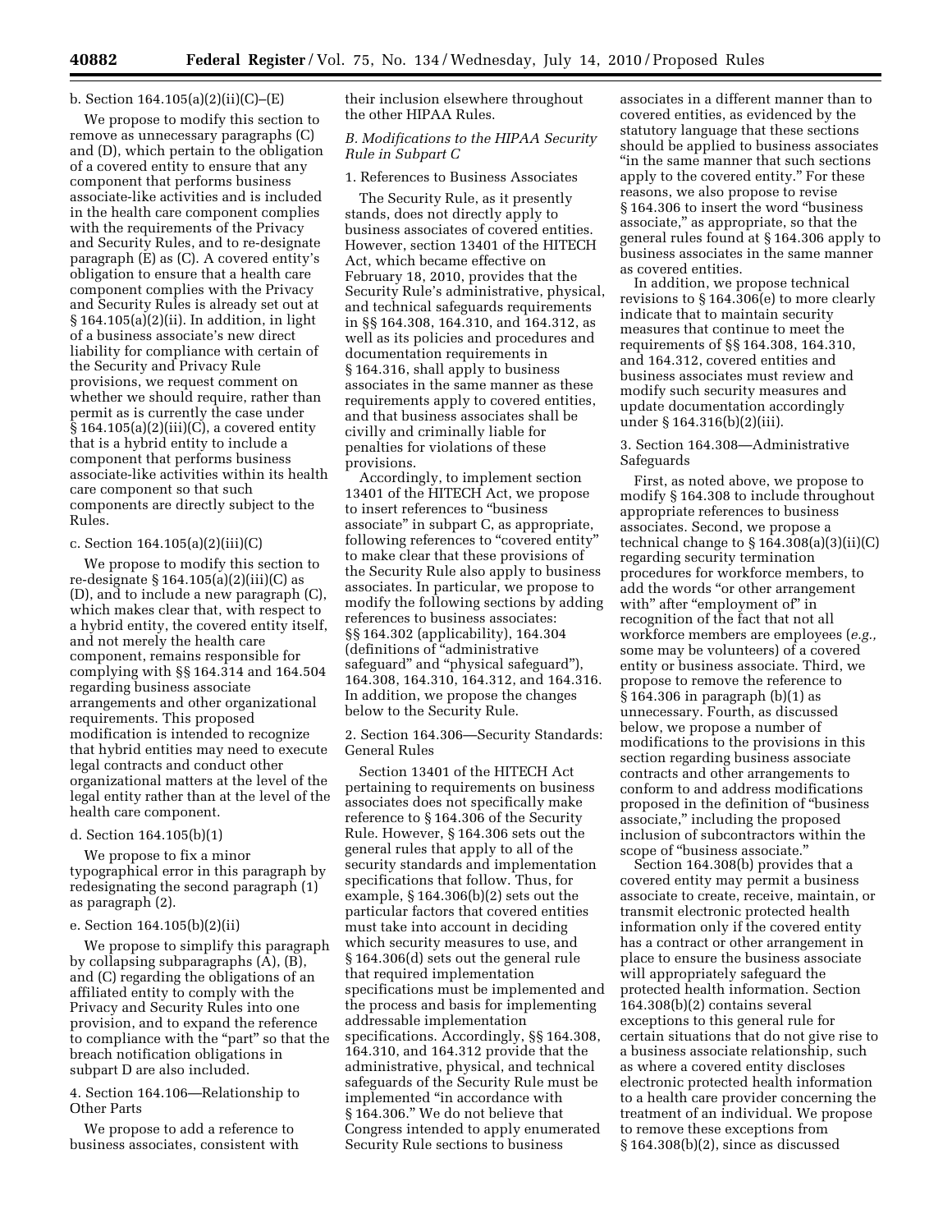b. Section 164.105(a)(2)(ii)(C)–(E)

We propose to modify this section to remove as unnecessary paragraphs (C) and (D), which pertain to the obligation of a covered entity to ensure that any component that performs business associate-like activities and is included in the health care component complies with the requirements of the Privacy and Security Rules, and to re-designate paragraph (E) as (C). A covered entity's obligation to ensure that a health care component complies with the Privacy and Security Rules is already set out at § 164.105(a)(2)(ii). In addition, in light of a business associate's new direct liability for compliance with certain of the Security and Privacy Rule provisions, we request comment on whether we should require, rather than permit as is currently the case under § 164.105(a)(2)(iii)(C), a covered entity that is a hybrid entity to include a component that performs business associate-like activities within its health care component so that such components are directly subject to the Rules.

c. Section 164.105(a)(2)(iii)(C)

We propose to modify this section to re-designate § 164.105(a)(2)(iii)(C) as (D), and to include a new paragraph (C), which makes clear that, with respect to a hybrid entity, the covered entity itself, and not merely the health care component, remains responsible for complying with §§ 164.314 and 164.504 regarding business associate arrangements and other organizational requirements. This proposed modification is intended to recognize that hybrid entities may need to execute legal contracts and conduct other organizational matters at the level of the legal entity rather than at the level of the health care component.

d. Section 164.105(b)(1)

We propose to fix a minor typographical error in this paragraph by redesignating the second paragraph (1) as paragraph (2).

e. Section 164.105(b)(2)(ii)

We propose to simplify this paragraph by collapsing subparagraphs (A), (B), and (C) regarding the obligations of an affiliated entity to comply with the Privacy and Security Rules into one provision, and to expand the reference to compliance with the "part" so that the breach notification obligations in subpart D are also included.

4. Section 164.106—Relationship to Other Parts

We propose to add a reference to business associates, consistent with their inclusion elsewhere throughout the other HIPAA Rules.

### *B. Modifications to the HIPAA Security Rule in Subpart C*

1. References to Business Associates

The Security Rule, as it presently stands, does not directly apply to business associates of covered entities. However, section 13401 of the HITECH Act, which became effective on February 18, 2010, provides that the Security Rule's administrative, physical, and technical safeguards requirements in §§ 164.308, 164.310, and 164.312, as well as its policies and procedures and documentation requirements in § 164.316, shall apply to business associates in the same manner as these requirements apply to covered entities, and that business associates shall be civilly and criminally liable for penalties for violations of these provisions.

Accordingly, to implement section 13401 of the HITECH Act, we propose to insert references to "business associate" in subpart C, as appropriate, following references to "covered entity" to make clear that these provisions of the Security Rule also apply to business associates. In particular, we propose to modify the following sections by adding references to business associates: §§ 164.302 (applicability), 164.304 (definitions of "administrative safeguard" and "physical safeguard"), 164.308, 164.310, 164.312, and 164.316. In addition, we propose the changes below to the Security Rule.

2. Section 164.306—Security Standards: General Rules

Section 13401 of the HITECH Act pertaining to requirements on business associates does not specifically make reference to § 164.306 of the Security Rule. However, § 164.306 sets out the general rules that apply to all of the security standards and implementation specifications that follow. Thus, for example, § 164.306(b)(2) sets out the particular factors that covered entities must take into account in deciding which security measures to use, and § 164.306(d) sets out the general rule that required implementation specifications must be implemented and the process and basis for implementing addressable implementation specifications. Accordingly, §§ 164.308, 164.310, and 164.312 provide that the administrative, physical, and technical safeguards of the Security Rule must be implemented "in accordance with § 164.306." We do not believe that Congress intended to apply enumerated Security Rule sections to business associates in a different manner than to covered entities, as evidenced by the statutory language that these sections should be applied to business associates "in the same manner that such sections apply to the covered entity." For these reasons, we also propose to revise § 164.306 to insert the word "business associate," as appropriate, so that the general rules found at § 164.306 apply to business associates in the same manner as covered entities.

In addition, we propose technical revisions to § 164.306(e) to more clearly indicate that to maintain security measures that continue to meet the requirements of §§ 164.308, 164.310, and 164.312, covered entities and business associates must review and modify such security measures and update documentation accordingly under § 164.316(b)(2)(iii).

3. Section 164.308—Administrative Safeguards

First, as noted above, we propose to modify § 164.308 to include throughout appropriate references to business associates. Second, we propose a technical change to § 164.308(a)(3)(ii)(C) regarding security termination procedures for workforce members, to add the words "or other arrangement with" after "employment of" in recognition of the fact that not all workforce members are employees (*e.g.,* some may be volunteers) of a covered entity or business associate. Third, we propose to remove the reference to § 164.306 in paragraph (b)(1) as unnecessary. Fourth, as discussed below, we propose a number of modifications to the provisions in this section regarding business associate contracts and other arrangements to conform to and address modifications proposed in the definition of "business associate," including the proposed inclusion of subcontractors within the scope of "business associate."

Section 164.308(b) provides that a covered entity may permit a business associate to create, receive, maintain, or transmit electronic protected health information only if the covered entity has a contract or other arrangement in place to ensure the business associate will appropriately safeguard the protected health information. Section 164.308(b)(2) contains several exceptions to this general rule for certain situations that do not give rise to a business associate relationship, such as where a covered entity discloses electronic protected health information to a health care provider concerning the treatment of an individual. We propose to remove these exceptions from § 164.308(b)(2), since as discussed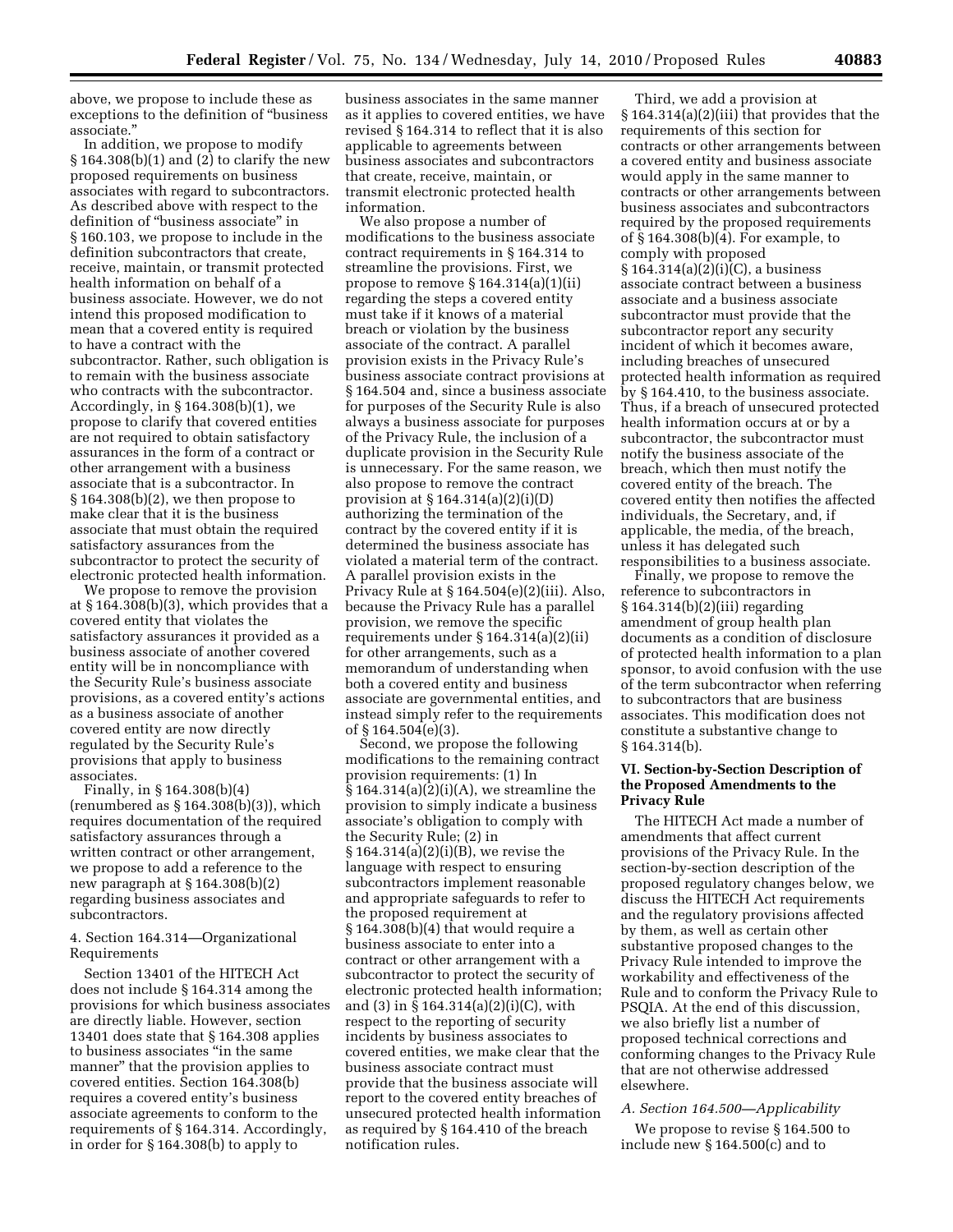above, we propose to include these as exceptions to the definition of "business associate."

In addition, we propose to modify § 164.308(b)(1) and (2) to clarify the new proposed requirements on business associates with regard to subcontractors. As described above with respect to the definition of "business associate" in § 160.103, we propose to include in the definition subcontractors that create, receive, maintain, or transmit protected health information on behalf of a business associate. However, we do not intend this proposed modification to mean that a covered entity is required to have a contract with the subcontractor. Rather, such obligation is to remain with the business associate who contracts with the subcontractor. Accordingly, in § 164.308(b)(1), we propose to clarify that covered entities are not required to obtain satisfactory assurances in the form of a contract or other arrangement with a business associate that is a subcontractor. In § 164.308(b)(2), we then propose to make clear that it is the business associate that must obtain the required satisfactory assurances from the subcontractor to protect the security of electronic protected health information.

We propose to remove the provision at § 164.308(b)(3), which provides that a covered entity that violates the satisfactory assurances it provided as a business associate of another covered entity will be in noncompliance with the Security Rule's business associate provisions, as a covered entity's actions as a business associate of another covered entity are now directly regulated by the Security Rule's provisions that apply to business associates.

Finally, in § 164.308(b)(4) (renumbered as § 164.308(b)(3)), which requires documentation of the required satisfactory assurances through a written contract or other arrangement, we propose to add a reference to the new paragraph at § 164.308(b)(2) regarding business associates and subcontractors.

4. Section 164.314—Organizational Requirements

Section 13401 of the HITECH Act does not include § 164.314 among the provisions for which business associates are directly liable. However, section 13401 does state that § 164.308 applies to business associates "in the same manner" that the provision applies to covered entities. Section 164.308(b) requires a covered entity's business associate agreements to conform to the requirements of § 164.314. Accordingly, in order for § 164.308(b) to apply to business associates in the same manner as it applies to covered entities, we have revised § 164.314 to reflect that it is also applicable to agreements between business associates and subcontractors that create, receive, maintain, or transmit electronic protected health information.

We also propose a number of modifications to the business associate contract requirements in § 164.314 to streamline the provisions. First, we propose to remove § 164.314(a)(1)(ii) regarding the steps a covered entity must take if it knows of a material breach or violation by the business associate of the contract. A parallel provision exists in the Privacy Rule's business associate contract provisions at § 164.504 and, since a business associate for purposes of the Security Rule is also always a business associate for purposes of the Privacy Rule, the inclusion of a duplicate provision in the Security Rule is unnecessary. For the same reason, we also propose to remove the contract provision at § 164.314(a)(2)(i)(D) authorizing the termination of the contract by the covered entity if it is determined the business associate has violated a material term of the contract. A parallel provision exists in the Privacy Rule at § 164.504(e)(2)(iii). Also, because the Privacy Rule has a parallel provision, we remove the specific requirements under § 164.314(a)(2)(ii) for other arrangements, such as a memorandum of understanding when both a covered entity and business associate are governmental entities, and instead simply refer to the requirements of § 164.504(e)(3).

Second, we propose the following modifications to the remaining contract provision requirements: (1) In § 164.314(a)(2)(i)(A), we streamline the provision to simply indicate a business associate's obligation to comply with the Security Rule; (2) in § 164.314(a)(2)(i)(B), we revise the language with respect to ensuring subcontractors implement reasonable and appropriate safeguards to refer to the proposed requirement at § 164.308(b)(4) that would require a business associate to enter into a contract or other arrangement with a subcontractor to protect the security of electronic protected health information; and (3) in § 164.314(a)(2)(i)(C), with respect to the reporting of security incidents by business associates to covered entities, we make clear that the business associate contract must provide that the business associate will report to the covered entity breaches of unsecured protected health information as required by § 164.410 of the breach notification rules.

Third, we add a provision at § 164.314(a)(2)(iii) that provides that the requirements of this section for contracts or other arrangements between a covered entity and business associate would apply in the same manner to contracts or other arrangements between business associates and subcontractors required by the proposed requirements of § 164.308(b)(4). For example, to comply with proposed § 164.314(a)(2)(i)(C), a business associate contract between a business associate and a business associate subcontractor must provide that the subcontractor report any security incident of which it becomes aware, including breaches of unsecured protected health information as required by § 164.410, to the business associate. Thus, if a breach of unsecured protected health information occurs at or by a subcontractor, the subcontractor must notify the business associate of the breach, which then must notify the covered entity of the breach. The covered entity then notifies the affected individuals, the Secretary, and, if applicable, the media, of the breach, unless it has delegated such responsibilities to a business associate.

Finally, we propose to remove the reference to subcontractors in § 164.314(b)(2)(iii) regarding amendment of group health plan documents as a condition of disclosure of protected health information to a plan sponsor, to avoid confusion with the use of the term subcontractor when referring to subcontractors that are business associates. This modification does not constitute a substantive change to § 164.314(b).

## VI. Section-by-Section Description of the Proposed Amendments to the Privacy Rule

The HITECH Act made a number of amendments that affect current provisions of the Privacy Rule. In the section-by-section description of the proposed regulatory changes below, we discuss the HITECH Act requirements and the regulatory provisions affected by them, as well as certain other substantive proposed changes to the Privacy Rule intended to improve the workability and effectiveness of the Rule and to conform the Privacy Rule to PSQIA. At the end of this discussion, we also briefly list a number of proposed technical corrections and conforming changes to the Privacy Rule that are not otherwise addressed elsewhere.

### *A. Section 164.500—Applicability*

We propose to revise § 164.500 to include new § 164.500(c) and to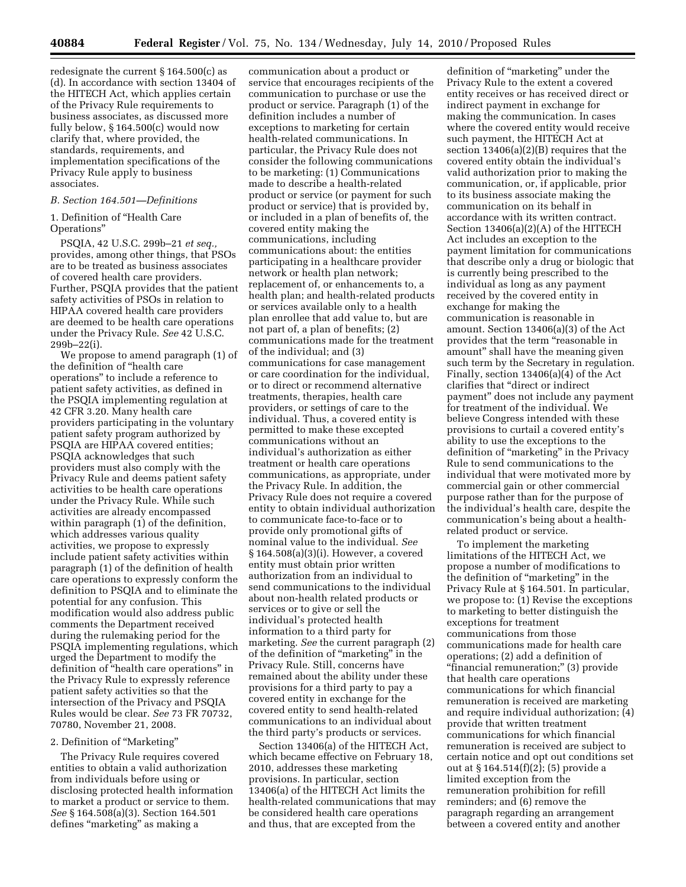redesignate the current § 164.500(c) as (d). In accordance with section 13404 of the HITECH Act, which applies certain of the Privacy Rule requirements to business associates, as discussed more fully below, § 164.500(c) would now clarify that, where provided, the standards, requirements, and implementation specifications of the Privacy Rule apply to business associates.

### B. Section 164.501—Definitions

#### 1. Definition of "Health Care Operations"

PSQIA, 42 U.S.C. 299b–21 *et seq.,* provides, among other things, that PSOs are to be treated as business associates of covered health care providers. Further, PSQIA provides that the patient safety activities of PSOs in relation to HIPAA covered health care providers are deemed to be health care operations under the Privacy Rule. *See* 42 U.S.C. 299b–22(i).

We propose to amend paragraph (1) of the definition of "health care operations" to include a reference to patient safety activities, as defined in the PSQIA implementing regulation at 42 CFR 3.20. Many health care providers participating in the voluntary patient safety program authorized by PSQIA are HIPAA covered entities; PSQIA acknowledges that such providers must also comply with the Privacy Rule and deems patient safety activities to be health care operations under the Privacy Rule. While such activities are already encompassed within paragraph (1) of the definition, which addresses various quality activities, we propose to expressly include patient safety activities within paragraph (1) of the definition of health care operations to expressly conform the definition to PSQIA and to eliminate the potential for any confusion. This modification would also address public comments the Department received during the rulemaking period for the PSQIA implementing regulations, which urged the Department to modify the definition of "health care operations" in the Privacy Rule to expressly reference patient safety activities so that the intersection of the Privacy and PSQIA Rules would be clear. *See* 73 FR 70732, 70780, November 21, 2008.

#### 2. Definition of "Marketing"

The Privacy Rule requires covered entities to obtain a valid authorization from individuals before using or disclosing protected health information to market a product or service to them. *See* § 164.508(a)(3). Section 164.501 defines "marketing" as making a communication about a product or service that encourages recipients of the communication to purchase or use the product or service. Paragraph (1) of the definition includes a number of exceptions to marketing for certain health-related communications. In particular, the Privacy Rule does not consider the following communications to be marketing: (1) Communications made to describe a health-related product or service (or payment for such product or service) that is provided by, or included in a plan of benefits of, the covered entity making the communications, including communications about: the entities participating in a healthcare provider network or health plan network; replacement of, or enhancements to, a health plan; and health-related products or services available only to a health plan enrollee that add value to, but are not part of, a plan of benefits; (2) communications made for the treatment of the individual; and (3) communications for case management or care coordination for the individual, or to direct or recommend alternative treatments, therapies, health care providers, or settings of care to the individual. Thus, a covered entity is permitted to make these excepted communications without an individual's authorization as either treatment or health care operations communications, as appropriate, under the Privacy Rule. In addition, the Privacy Rule does not require a covered entity to obtain individual authorization to communicate face-to-face or to provide only promotional gifts of nominal value to the individual. *See* § 164.508(a)(3)(i). However, a covered entity must obtain prior written authorization from an individual to send communications to the individual about non-health related products or services or to give or sell the individual's protected health information to a third party for marketing. *See* the current paragraph (2) of the definition of "marketing" in the Privacy Rule. Still, concerns have remained about the ability under these provisions for a third party to pay a covered entity in exchange for the covered entity to send health-related communications to an individual about the third party's products or services.

Section 13406(a) of the HITECH Act, which became effective on February 18, 2010, addresses these marketing provisions. In particular, section 13406(a) of the HITECH Act limits the health-related communications that may be considered health care operations and thus, that are excepted from the definition of "marketing" under the Privacy Rule to the extent a covered entity receives or has received direct or indirect payment in exchange for making the communication. In cases where the covered entity would receive such payment, the HITECH Act at section 13406(a)(2)(B) requires that the covered entity obtain the individual's valid authorization prior to making the communication, or, if applicable, prior to its business associate making the communication on its behalf in accordance with its written contract. Section 13406(a)(2)(A) of the HITECH Act includes an exception to the payment limitation for communications that describe only a drug or biologic that is currently being prescribed to the individual as long as any payment received by the covered entity in exchange for making the communication is reasonable in amount. Section 13406(a)(3) of the Act provides that the term "reasonable in amount" shall have the meaning given such term by the Secretary in regulation. Finally, section 13406(a)(4) of the Act clarifies that "direct or indirect payment" does not include any payment for treatment of the individual. We believe Congress intended with these provisions to curtail a covered entity's ability to use the exceptions to the definition of "marketing" in the Privacy Rule to send communications to the individual that were motivated more by commercial gain or other commercial purpose rather than for the purpose of the individual's health care, despite the communication's being about a health-related product or service.

To implement the marketing limitations of the HITECH Act, we propose a number of modifications to the definition of "marketing" in the Privacy Rule at § 164.501. In particular, we propose to: (1) Revise the exceptions to marketing to better distinguish the exceptions for treatment communications from those communications made for health care operations; (2) add a definition of "financial remuneration;" (3) provide that health care operations communications for which financial remuneration is received are marketing and require individual authorization; (4) provide that written treatment communications for which financial remuneration is received are subject to certain notice and opt out conditions set out at § 164.514(f)(2); (5) provide a limited exception from the remuneration prohibition for refill reminders; and (6) remove the paragraph regarding an arrangement between a covered entity and another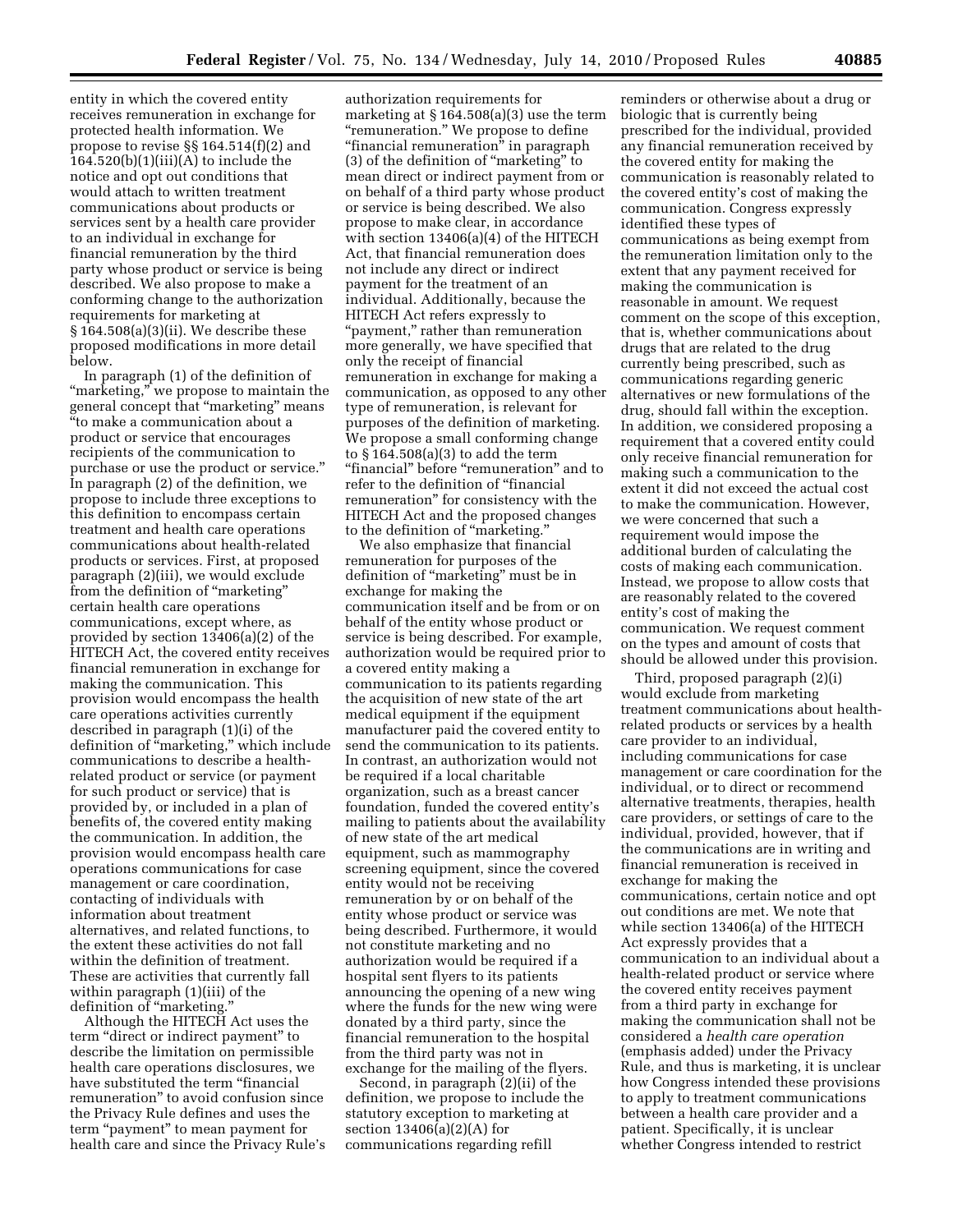entity in which the covered entity receives remuneration in exchange for protected health information. We propose to revise §§ 164.514(f)(2) and 164.520(b)(1)(iii)(A) to include the notice and opt out conditions that would attach to written treatment communications about products or services sent by a health care provider to an individual in exchange for financial remuneration by the third party whose product or service is being described. We also propose to make a conforming change to the authorization requirements for marketing at § 164.508(a)(3)(ii). We describe these proposed modifications in more detail below.

In paragraph (1) of the definition of "marketing," we propose to maintain the general concept that "marketing" means "to make a communication about a product or service that encourages recipients of the communication to purchase or use the product or service." In paragraph (2) of the definition, we propose to include three exceptions to this definition to encompass certain treatment and health care operations communications about health-related products or services. First, at proposed paragraph (2)(iii), we would exclude from the definition of "marketing" certain health care operations communications, except where, as provided by section 13406(a)(2) of the HITECH Act, the covered entity receives financial remuneration in exchange for making the communication. This provision would encompass the health care operations activities currently described in paragraph (1)(i) of the definition of "marketing," which include communications to describe a health-related product or service (or payment for such product or service) that is provided by, or included in a plan of benefits of, the covered entity making the communication. In addition, the provision would encompass health care operations communications for case management or care coordination, contacting of individuals with information about treatment alternatives, and related functions, to the extent these activities do not fall within the definition of treatment. These are activities that currently fall within paragraph (1)(iii) of the definition of "marketing."

Although the HITECH Act uses the term "direct or indirect payment" to describe the limitation on permissible health care operations disclosures, we have substituted the term "financial remuneration" to avoid confusion since the Privacy Rule defines and uses the term "payment" to mean payment for health care and since the Privacy Rule's authorization requirements for marketing at § 164.508(a)(3) use the term "remuneration." We propose to define "financial remuneration" in paragraph (3) of the definition of "marketing" to mean direct or indirect payment from or on behalf of a third party whose product or service is being described. We also propose to make clear, in accordance with section 13406(a)(4) of the HITECH Act, that financial remuneration does not include any direct or indirect payment for the treatment of an individual. Additionally, because the HITECH Act refers expressly to "payment," rather than remuneration more generally, we have specified that only the receipt of financial remuneration in exchange for making a communication, as opposed to any other type of remuneration, is relevant for purposes of the definition of marketing. We propose a small conforming change to § 164.508(a)(3) to add the term "financial" before "remuneration" and to refer to the definition of "financial remuneration" for consistency with the HITECH Act and the proposed changes to the definition of "marketing."

We also emphasize that financial remuneration for purposes of the definition of "marketing" must be in exchange for making the communication itself and be from or on behalf of the entity whose product or service is being described. For example, authorization would be required prior to a covered entity making a communication to its patients regarding the acquisition of new state of the art medical equipment if the equipment manufacturer paid the covered entity to send the communication to its patients. In contrast, an authorization would not be required if a local charitable organization, such as a breast cancer foundation, funded the covered entity's mailing to patients about the availability of new state of the art medical equipment, such as mammography screening equipment, since the covered entity would not be receiving remuneration by or on behalf of the entity whose product or service was being described. Furthermore, it would not constitute marketing and no authorization would be required if a hospital sent flyers to its patients announcing the opening of a new wing where the funds for the new wing were donated by a third party, since the financial remuneration to the hospital from the third party was not in exchange for the mailing of the flyers.

Second, in paragraph (2)(ii) of the definition, we propose to include the statutory exception to marketing at section 13406(a)(2)(A) for communications regarding refill reminders or otherwise about a drug or biologic that is currently being prescribed for the individual, provided any financial remuneration received by the covered entity for making the communication is reasonably related to the covered entity's cost of making the communication. Congress expressly identified these types of communications as being exempt from the remuneration limitation only to the extent that any payment received for making the communication is reasonable in amount. We request comment on the scope of this exception, that is, whether communications about drugs that are related to the drug currently being prescribed, such as communications regarding generic alternatives or new formulations of the drug, should fall within the exception. In addition, we considered proposing a requirement that a covered entity could only receive financial remuneration for making such a communication to the extent it did not exceed the actual cost to make the communication. However, we were concerned that such a requirement would impose the additional burden of calculating the costs of making each communication. Instead, we propose to allow costs that are reasonably related to the covered entity's cost of making the communication. We request comment on the types and amount of costs that should be allowed under this provision.

Third, proposed paragraph (2)(i) would exclude from marketing treatment communications about health-related products or services by a health care provider to an individual, including communications for case management or care coordination for the individual, or to direct or recommend alternative treatments, therapies, health care providers, or settings of care to the individual, provided, however, that if the communications are in writing and financial remuneration is received in exchange for making the communications, certain notice and opt out conditions are met. We note that while section 13406(a) of the HITECH Act expressly provides that a communication to an individual about a health-related product or service where the covered entity receives payment from a third party in exchange for making the communication shall not be considered a *health care operation* (emphasis added) under the Privacy Rule, and thus is marketing, it is unclear how Congress intended these provisions to apply to treatment communications between a health care provider and a patient. Specifically, it is unclear whether Congress intended to restrict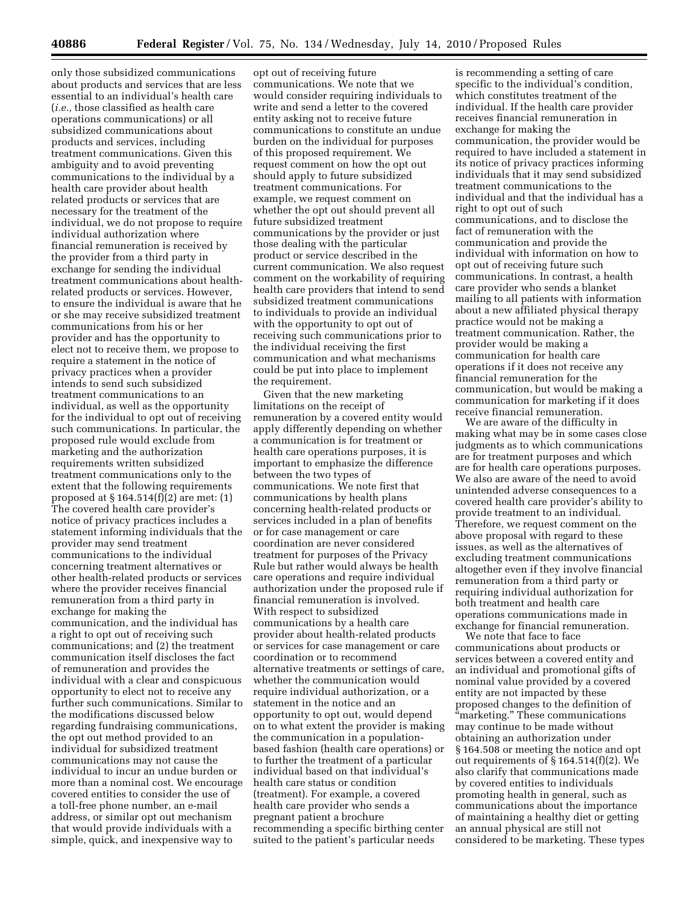only those subsidized communications about products and services that are less essential to an individual's health care (*i.e.,* those classified as health care operations communications) or all subsidized communications about products and services, including treatment communications. Given this ambiguity and to avoid preventing communications to the individual by a health care provider about health related products or services that are necessary for the treatment of the individual, we do not propose to require individual authorization where financial remuneration is received by the provider from a third party in exchange for sending the individual treatment communications about health-related products or services. However, to ensure the individual is aware that he or she may receive subsidized treatment communications from his or her provider and has the opportunity to elect not to receive them, we propose to require a statement in the notice of privacy practices when a provider intends to send such subsidized treatment communications to an individual, as well as the opportunity for the individual to opt out of receiving such communications. In particular, the proposed rule would exclude from marketing and the authorization requirements written subsidized treatment communications only to the extent that the following requirements proposed at § 164.514(f)(2) are met: (1) The covered health care provider's notice of privacy practices includes a statement informing individuals that the provider may send treatment communications to the individual concerning treatment alternatives or other health-related products or services where the provider receives financial remuneration from a third party in exchange for making the communication, and the individual has a right to opt out of receiving such communications; and (2) the treatment communication itself discloses the fact of remuneration and provides the individual with a clear and conspicuous opportunity to elect not to receive any further such communications. Similar to the modifications discussed below regarding fundraising communications, the opt out method provided to an individual for subsidized treatment communications may not cause the individual to incur an undue burden or more than a nominal cost. We encourage covered entities to consider the use of a toll-free phone number, an e-mail address, or similar opt out mechanism that would provide individuals with a simple, quick, and inexpensive way to opt out of receiving future communications. We note that we would consider requiring individuals to write and send a letter to the covered entity asking not to receive future communications to constitute an undue burden on the individual for purposes of this proposed requirement. We request comment on how the opt out should apply to future subsidized treatment communications. For example, we request comment on whether the opt out should prevent all future subsidized treatment communications by the provider or just those dealing with the particular product or service described in the current communication. We also request comment on the workability of requiring health care providers that intend to send subsidized treatment communications to individuals to provide an individual with the opportunity to opt out of receiving such communications prior to the individual receiving the first communication and what mechanisms could be put into place to implement the requirement.

Given that the new marketing limitations on the receipt of remuneration by a covered entity would apply differently depending on whether a communication is for treatment or health care operations purposes, it is important to emphasize the difference between the two types of communications. We note first that communications by health plans concerning health-related products or services included in a plan of benefits or for case management or care coordination are never considered treatment for purposes of the Privacy Rule but rather would always be health care operations and require individual authorization under the proposed rule if financial remuneration is involved. With respect to subsidized communications by a health care provider about health-related products or services for case management or care coordination or to recommend alternative treatments or settings of care, whether the communication would require individual authorization, or a statement in the notice and an opportunity to opt out, would depend on to what extent the provider is making the communication in a population-based fashion (health care operations) or to further the treatment of a particular individual based on that individual's health care status or condition (treatment). For example, a covered health care provider who sends a pregnant patient a brochure recommending a specific birthing center suited to the patient's particular needs is recommending a setting of care specific to the individual's condition, which constitutes treatment of the individual. If the health care provider receives financial remuneration in exchange for making the communication, the provider would be required to have included a statement in its notice of privacy practices informing individuals that it may send subsidized treatment communications to the individual and that the individual has a right to opt out of such communications, and to disclose the fact of remuneration with the communication and provide the individual with information on how to opt out of receiving future such communications. In contrast, a health care provider who sends a blanket mailing to all patients with information about a new affiliated physical therapy practice would not be making a treatment communication. Rather, the provider would be making a communication for health care operations if it does not receive any financial remuneration for the communication, but would be making a communication for marketing if it does receive financial remuneration.

We are aware of the difficulty in making what may be in some cases close judgments as to which communications are for treatment purposes and which are for health care operations purposes. We also are aware of the need to avoid unintended adverse consequences to a covered health care provider's ability to provide treatment to an individual. Therefore, we request comment on the above proposal with regard to these issues, as well as the alternatives of excluding treatment communications altogether even if they involve financial remuneration from a third party or requiring individual authorization for both treatment and health care operations communications made in exchange for financial remuneration.

We note that face to face communications about products or services between a covered entity and an individual and promotional gifts of nominal value provided by a covered entity are not impacted by these proposed changes to the definition of "marketing." These communications may continue to be made without obtaining an authorization under § 164.508 or meeting the notice and opt out requirements of § 164.514(f)(2). We also clarify that communications made by covered entities to individuals promoting health in general, such as communications about the importance of maintaining a healthy diet or getting an annual physical are still not considered to be marketing. These types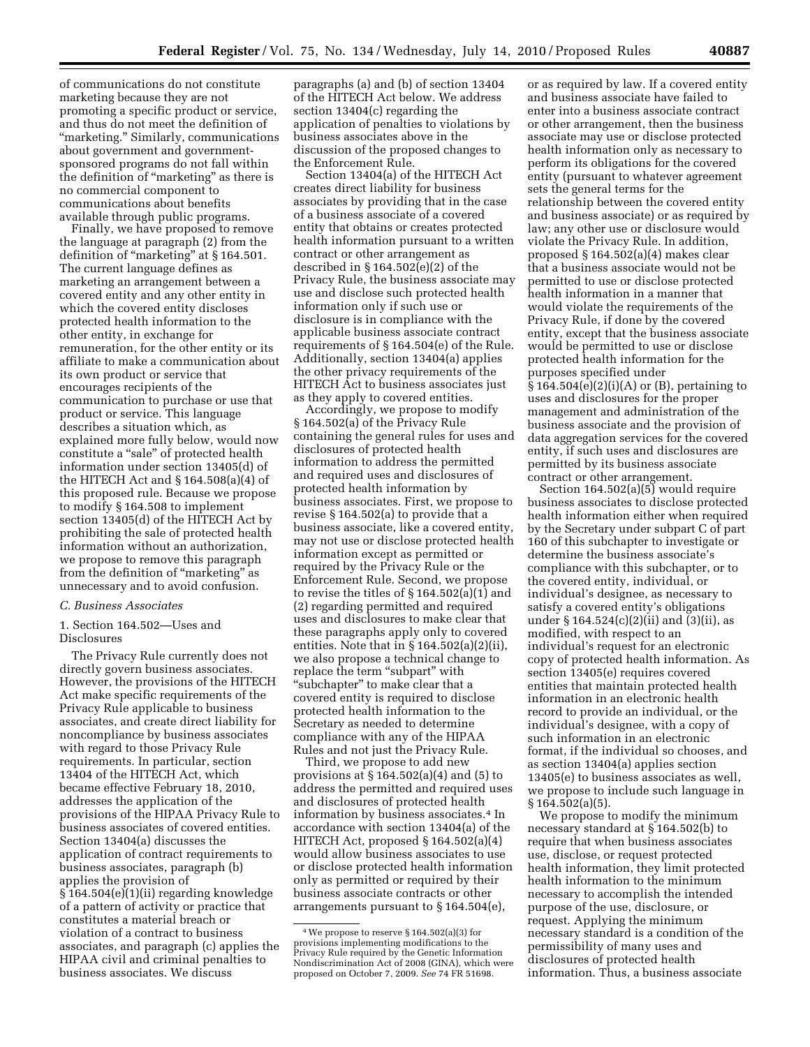of communications do not constitute marketing because they are not promoting a specific product or service, and thus do not meet the definition of "marketing." Similarly, communications about government and government-sponsored programs do not fall within the definition of "marketing" as there is no commercial component to communications about benefits available through public programs.

Finally, we have proposed to remove the language at paragraph (2) from the definition of "marketing" at § 164.501. The current language defines as marketing an arrangement between a covered entity and any other entity in which the covered entity discloses protected health information to the other entity, in exchange for remuneration, for the other entity or its affiliate to make a communication about its own product or service that encourages recipients of the communication to purchase or use that product or service. This language describes a situation which, as explained more fully below, would now constitute a "sale" of protected health information under section 13405(d) of the HITECH Act and § 164.508(a)(4) of this proposed rule. Because we propose to modify § 164.508 to implement section 13405(d) of the HITECH Act by prohibiting the sale of protected health information without an authorization, we propose to remove this paragraph from the definition of "marketing" as unnecessary and to avoid confusion.

### *C. Business Associates*

1. Section 164.502—Uses and Disclosures

The Privacy Rule currently does not directly govern business associates. However, the provisions of the HITECH Act make specific requirements of the Privacy Rule applicable to business associates, and create direct liability for noncompliance by business associates with regard to those Privacy Rule requirements. In particular, section 13404 of the HITECH Act, which became effective February 18, 2010, addresses the application of the provisions of the HIPAA Privacy Rule to business associates of covered entities. Section 13404(a) discusses the application of contract requirements to business associates, paragraph (b) applies the provision of § 164.504(e)(1)(ii) regarding knowledge of a pattern of activity or practice that constitutes a material breach or violation of a contract to business associates, and paragraph (c) applies the HIPAA civil and criminal penalties to business associates. We discuss paragraphs (a) and (b) of section 13404 of the HITECH Act below. We address section 13404(c) regarding the application of penalties to violations by business associates above in the discussion of the proposed changes to the Enforcement Rule.

Section 13404(a) of the HITECH Act creates direct liability for business associates by providing that in the case of a business associate of a covered entity that obtains or creates protected health information pursuant to a written contract or other arrangement as described in § 164.502(e)(2) of the Privacy Rule, the business associate may use and disclose such protected health information only if such use or disclosure is in compliance with the applicable business associate contract requirements of § 164.504(e) of the Rule. Additionally, section 13404(a) applies the other privacy requirements of the HITECH Act to business associates just as they apply to covered entities.

Accordingly, we propose to modify § 164.502(a) of the Privacy Rule containing the general rules for uses and disclosures of protected health information to address the permitted and required uses and disclosures of protected health information by business associates. First, we propose to revise § 164.502(a) to provide that a business associate, like a covered entity, may not use or disclose protected health information except as permitted or required by the Privacy Rule or the Enforcement Rule. Second, we propose to revise the titles of § 164.502(a)(1) and (2) regarding permitted and required uses and disclosures to make clear that these paragraphs apply only to covered entities. Note that in § 164.502(a)(2)(ii), we also propose a technical change to replace the term "subpart" with "subchapter" to make clear that a covered entity is required to disclose protected health information to the Secretary as needed to determine compliance with any of the HIPAA Rules and not just the Privacy Rule.

Third, we propose to add new provisions at § 164.502(a)(4) and (5) to address the permitted and required uses and disclosures of protected health information by business associates.[4] In accordance with section 13404(a) of the HITECH Act, proposed § 164.502(a)(4) would allow business associates to use or disclose protected health information only as permitted or required by their business associate contracts or other arrangements pursuant to § 164.504(e), or as required by law. If a covered entity and business associate have failed to enter into a business associate contract or other arrangement, then the business associate may use or disclose protected health information only as necessary to perform its obligations for the covered entity (pursuant to whatever agreement sets the general terms for the relationship between the covered entity and business associate) or as required by law; any other use or disclosure would violate the Privacy Rule. In addition, proposed § 164.502(a)(4) makes clear that a business associate would not be permitted to use or disclose protected health information in a manner that would violate the requirements of the Privacy Rule, if done by the covered entity, except that the business associate would be permitted to use or disclose protected health information for the purposes specified under § 164.504(e)(2)(i)(A) or (B), pertaining to uses and disclosures for the proper management and administration of the business associate and the provision of data aggregation services for the covered entity, if such uses and disclosures are permitted by its business associate contract or other arrangement.

Section 164.502(a)(5) would require business associates to disclose protected health information either when required by the Secretary under subpart C of part 160 of this subchapter to investigate or determine the business associate's compliance with this subchapter, or to the covered entity, individual, or individual's designee, as necessary to satisfy a covered entity's obligations under § 164.524(c)(2)(ii) and (3)(ii), as modified, with respect to an individual's request for an electronic copy of protected health information. As section 13405(e) requires covered entities that maintain protected health information in an electronic health record to provide an individual, or the individual's designee, with a copy of such information in an electronic format, if the individual so chooses, and as section 13404(a) applies section 13405(e) to business associates as well, we propose to include such language in § 164.502(a)(5).

We propose to modify the minimum necessary standard at § 164.502(b) to require that when business associates use, disclose, or request protected health information, they limit protected health information to the minimum necessary to accomplish the intended purpose of the use, disclosure, or request. Applying the minimum necessary standard is a condition of the permissibility of many uses and disclosures of protected health information. Thus, a business associate

[4] We propose to reserve § 164.502(a)(3) for provisions implementing modifications to the Privacy Rule required by the Genetic Information Nondiscrimination Act of 2008 (GINA), which were proposed on October 7, 2009. *See* 74 FR 51698.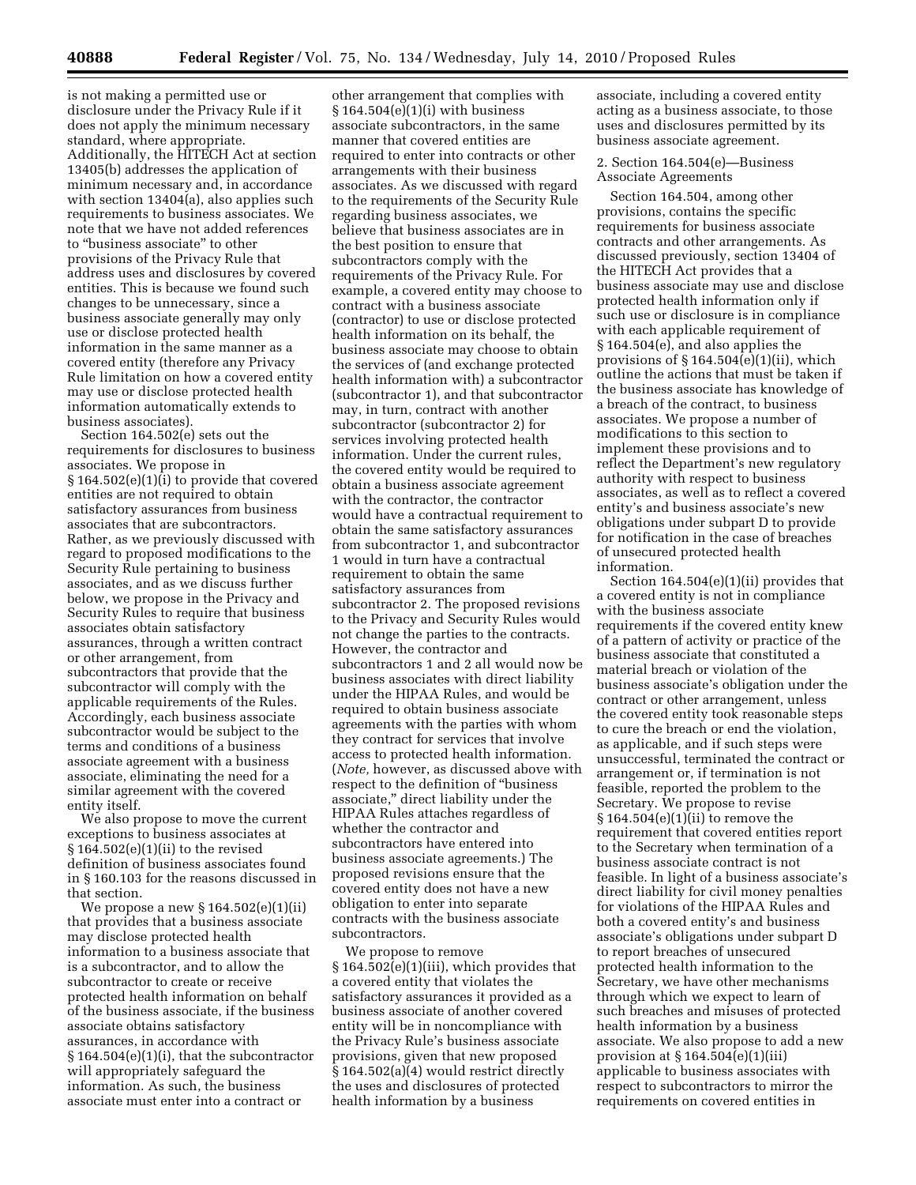is not making a permitted use or disclosure under the Privacy Rule if it does not apply the minimum necessary standard, where appropriate. Additionally, the HITECH Act at section 13405(b) addresses the application of minimum necessary and, in accordance with section 13404(a), also applies such requirements to business associates. We note that we have not added references to "business associate" to other provisions of the Privacy Rule that address uses and disclosures by covered entities. This is because we found such changes to be unnecessary, since a business associate generally may only use or disclose protected health information in the same manner as a covered entity (therefore any Privacy Rule limitation on how a covered entity may use or disclose protected health information automatically extends to business associates).

Section 164.502(e) sets out the requirements for disclosures to business associates. We propose in § 164.502(e)(1)(i) to provide that covered entities are not required to obtain satisfactory assurances from business associates that are subcontractors. Rather, as we previously discussed with regard to proposed modifications to the Security Rule pertaining to business associates, and as we discuss further below, we propose in the Privacy and Security Rules to require that business associates obtain satisfactory assurances, through a written contract or other arrangement, from subcontractors that provide that the subcontractor will comply with the applicable requirements of the Rules. Accordingly, each business associate subcontractor would be subject to the terms and conditions of a business associate agreement with a business associate, eliminating the need for a similar agreement with the covered entity itself.

We also propose to move the current exceptions to business associates at § 164.502(e)(1)(ii) to the revised definition of business associates found in § 160.103 for the reasons discussed in that section.

We propose a new § 164.502(e)(1)(ii) that provides that a business associate may disclose protected health information to a business associate that is a subcontractor, and to allow the subcontractor to create or receive protected health information on behalf of the business associate, if the business associate obtains satisfactory assurances, in accordance with § 164.504(e)(1)(i), that the subcontractor will appropriately safeguard the information. As such, the business associate must enter into a contract or other arrangement that complies with § 164.504(e)(1)(i) with business associate subcontractors, in the same manner that covered entities are required to enter into contracts or other arrangements with their business associates. As we discussed with regard to the requirements of the Security Rule regarding business associates, we believe that business associates are in the best position to ensure that subcontractors comply with the requirements of the Privacy Rule. For example, a covered entity may choose to contract with a business associate (contractor) to use or disclose protected health information on its behalf, the business associate may choose to obtain the services of (and exchange protected health information with) a subcontractor (subcontractor 1), and that subcontractor may, in turn, contract with another subcontractor (subcontractor 2) for services involving protected health information. Under the current rules, the covered entity would be required to obtain a business associate agreement with the contractor, the contractor would have a contractual requirement to obtain the same satisfactory assurances from subcontractor 1, and subcontractor 1 would in turn have a contractual requirement to obtain the same satisfactory assurances from subcontractor 2. The proposed revisions to the Privacy and Security Rules would not change the parties to the contracts. However, the contractor and subcontractors 1 and 2 all would now be business associates with direct liability under the HIPAA Rules, and would be required to obtain business associate agreements with the parties with whom they contract for services that involve access to protected health information. (*Note,* however, as discussed above with respect to the definition of "business associate," direct liability under the HIPAA Rules attaches regardless of whether the contractor and subcontractors have entered into business associate agreements.) The proposed revisions ensure that the covered entity does not have a new obligation to enter into separate contracts with the business associate subcontractors.

We propose to remove § 164.502(e)(1)(iii), which provides that a covered entity that violates the satisfactory assurances it provided as a business associate of another covered entity will be in noncompliance with the Privacy Rule's business associate provisions, given that new proposed § 164.502(a)(4) would restrict directly the uses and disclosures of protected health information by a business associate, including a covered entity acting as a business associate, to those uses and disclosures permitted by its business associate agreement.

2. Section 164.504(e)—Business Associate Agreements

Section 164.504, among other provisions, contains the specific requirements for business associate contracts and other arrangements. As discussed previously, section 13404 of the HITECH Act provides that a business associate may use and disclose protected health information only if such use or disclosure is in compliance with each applicable requirement of § 164.504(e), and also applies the provisions of § 164.504(e)(1)(ii), which outline the actions that must be taken if the business associate has knowledge of a breach of the contract, to business associates. We propose a number of modifications to this section to implement these provisions and to reflect the Department's new regulatory authority with respect to business associates, as well as to reflect a covered entity's and business associate's new obligations under subpart D to provide for notification in the case of breaches of unsecured protected health information.

Section 164.504(e)(1)(ii) provides that a covered entity is not in compliance with the business associate requirements if the covered entity knew of a pattern of activity or practice of the business associate that constituted a material breach or violation of the business associate's obligation under the contract or other arrangement, unless the covered entity took reasonable steps to cure the breach or end the violation, as applicable, and if such steps were unsuccessful, terminated the contract or arrangement or, if termination is not feasible, reported the problem to the Secretary. We propose to revise § 164.504(e)(1)(ii) to remove the requirement that covered entities report to the Secretary when termination of a business associate contract is not feasible. In light of a business associate's direct liability for civil money penalties for violations of the HIPAA Rules and both a covered entity's and business associate's obligations under subpart D to report breaches of unsecured protected health information to the Secretary, we have other mechanisms through which we expect to learn of such breaches and misuses of protected health information by a business associate. We also propose to add a new provision at § 164.504(e)(1)(iii) applicable to business associates with respect to subcontractors to mirror the requirements on covered entities in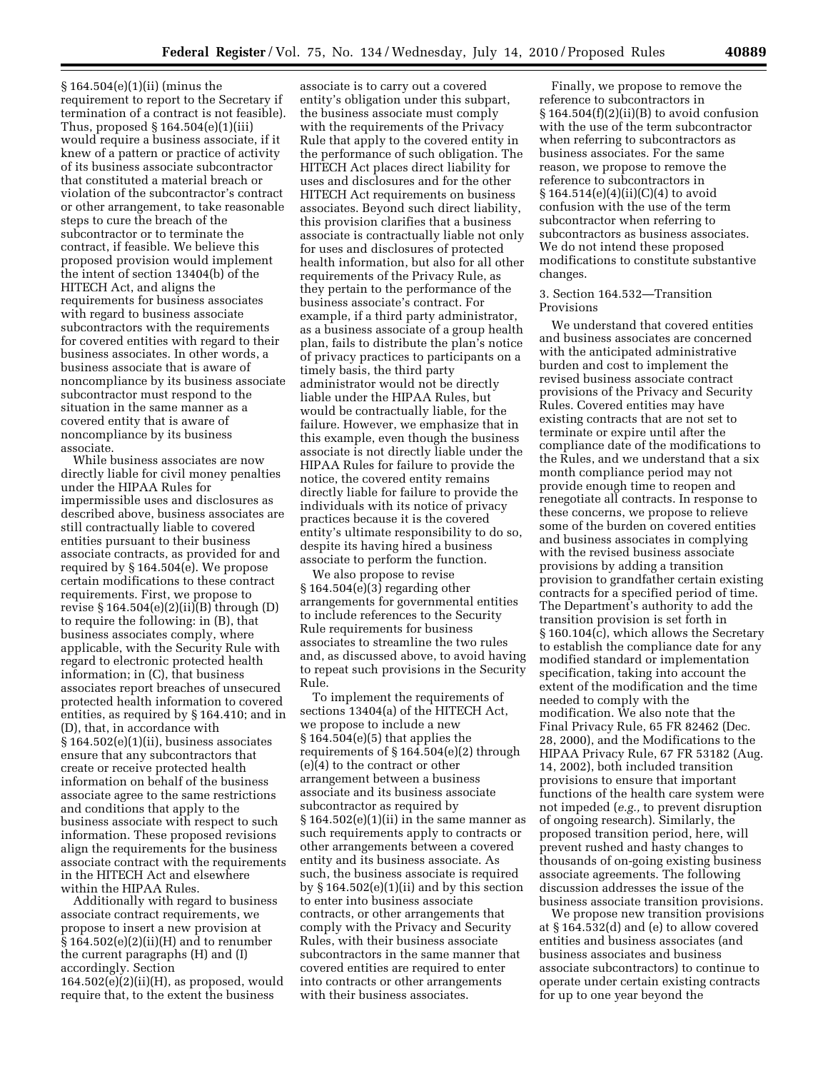§ 164.504(e)(1)(ii) (minus the requirement to report to the Secretary if termination of a contract is not feasible). Thus, proposed § 164.504(e)(1)(iii) would require a business associate, if it knew of a pattern or practice of activity of its business associate subcontractor that constituted a material breach or violation of the subcontractor's contract or other arrangement, to take reasonable steps to cure the breach of the subcontractor or to terminate the contract, if feasible. We believe this proposed provision would implement the intent of section 13404(b) of the HITECH Act, and aligns the requirements for business associates with regard to business associate subcontractors with the requirements for covered entities with regard to their business associates. In other words, a business associate that is aware of noncompliance by its business associate subcontractor must respond to the situation in the same manner as a covered entity that is aware of noncompliance by its business associate.

While business associates are now directly liable for civil money penalties under the HIPAA Rules for impermissible uses and disclosures as described above, business associates are still contractually liable to covered entities pursuant to their business associate contracts, as provided for and required by § 164.504(e). We propose certain modifications to these contract requirements. First, we propose to revise § 164.504(e)(2)(ii)(B) through (D) to require the following: in (B), that business associates comply, where applicable, with the Security Rule with regard to electronic protected health information; in (C), that business associates report breaches of unsecured protected health information to covered entities, as required by § 164.410; and in (D), that, in accordance with § 164.502(e)(1)(ii), business associates ensure that any subcontractors that create or receive protected health information on behalf of the business associate agree to the same restrictions and conditions that apply to the business associate with respect to such information. These proposed revisions align the requirements for the business associate contract with the requirements in the HITECH Act and elsewhere within the HIPAA Rules.

Additionally with regard to business associate contract requirements, we propose to insert a new provision at § 164.502(e)(2)(ii)(H) and to renumber the current paragraphs (H) and (I) accordingly. Section 164.502(e)(2)(ii)(H), as proposed, would require that, to the extent the business associate is to carry out a covered entity's obligation under this subpart, the business associate must comply with the requirements of the Privacy Rule that apply to the covered entity in the performance of such obligation. The HITECH Act places direct liability for uses and disclosures and for the other HITECH Act requirements on business associates. Beyond such direct liability, this provision clarifies that a business associate is contractually liable not only for uses and disclosures of protected health information, but also for all other requirements of the Privacy Rule, as they pertain to the performance of the business associate's contract. For example, if a third party administrator, as a business associate of a group health plan, fails to distribute the plan's notice of privacy practices to participants on a timely basis, the third party administrator would not be directly liable under the HIPAA Rules, but would be contractually liable, for the failure. However, we emphasize that in this example, even though the business associate is not directly liable under the HIPAA Rules for failure to provide the notice, the covered entity remains directly liable for failure to provide the individuals with its notice of privacy practices because it is the covered entity's ultimate responsibility to do so, despite its having hired a business associate to perform the function.

We also propose to revise § 164.504(e)(3) regarding other arrangements for governmental entities to include references to the Security Rule requirements for business associates to streamline the two rules and, as discussed above, to avoid having to repeat such provisions in the Security Rule.

To implement the requirements of sections 13404(a) of the HITECH Act, we propose to include a new § 164.504(e)(5) that applies the requirements of § 164.504(e)(2) through (e)(4) to the contract or other arrangement between a business associate and its business associate subcontractor as required by § 164.502(e)(1)(ii) in the same manner as such requirements apply to contracts or other arrangements between a covered entity and its business associate. As such, the business associate is required by § 164.502(e)(1)(ii) and by this section to enter into business associate contracts, or other arrangements that comply with the Privacy and Security Rules, with their business associate subcontractors in the same manner that covered entities are required to enter into contracts or other arrangements with their business associates.

Finally, we propose to remove the reference to subcontractors in § 164.504(f)(2)(ii)(B) to avoid confusion with the use of the term subcontractor when referring to subcontractors as business associates. For the same reason, we propose to remove the reference to subcontractors in § 164.514(e)(4)(ii)(C)(4) to avoid confusion with the use of the term subcontractor when referring to subcontractors as business associates. We do not intend these proposed modifications to constitute substantive changes.

3. Section 164.532—Transition Provisions

We understand that covered entities and business associates are concerned with the anticipated administrative burden and cost to implement the revised business associate contract provisions of the Privacy and Security Rules. Covered entities may have existing contracts that are not set to terminate or expire until after the compliance date of the modifications to the Rules, and we understand that a six month compliance period may not provide enough time to reopen and renegotiate all contracts. In response to these concerns, we propose to relieve some of the burden on covered entities and business associates in complying with the revised business associate provisions by adding a transition provision to grandfather certain existing contracts for a specified period of time. The Department's authority to add the transition provision is set forth in § 160.104(c), which allows the Secretary to establish the compliance date for any modified standard or implementation specification, taking into account the extent of the modification and the time needed to comply with the modification. We also note that the Final Privacy Rule, 65 FR 82462 (Dec. 28, 2000), and the Modifications to the HIPAA Privacy Rule, 67 FR 53182 (Aug. 14, 2002), both included transition provisions to ensure that important functions of the health care system were not impeded (*e.g.,* to prevent disruption of ongoing research). Similarly, the proposed transition period, here, will prevent rushed and hasty changes to thousands of on-going existing business associate agreements. The following discussion addresses the issue of the business associate transition provisions.

We propose new transition provisions at § 164.532(d) and (e) to allow covered entities and business associates (and business associates and business associate subcontractors) to continue to operate under certain existing contracts for up to one year beyond the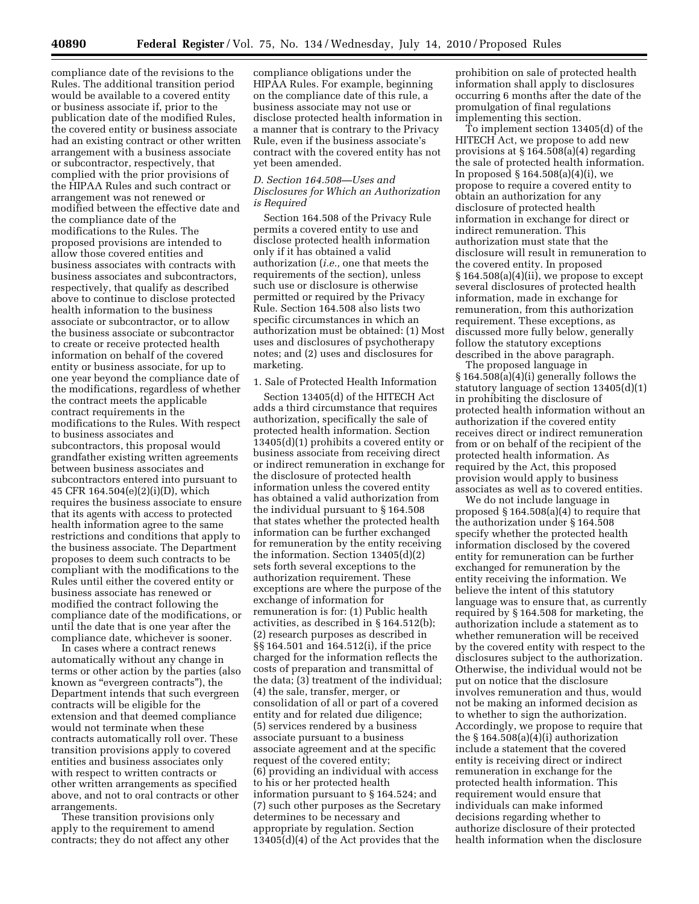compliance date of the revisions to the Rules. The additional transition period would be available to a covered entity or business associate if, prior to the publication date of the modified Rules, the covered entity or business associate had an existing contract or other written arrangement with a business associate or subcontractor, respectively, that complied with the prior provisions of the HIPAA Rules and such contract or arrangement was not renewed or modified between the effective date and the compliance date of the modifications to the Rules. The proposed provisions are intended to allow those covered entities and business associates with contracts with business associates and subcontractors, respectively, that qualify as described above to continue to disclose protected health information to the business associate or subcontractor, or to allow the business associate or subcontractor to create or receive protected health information on behalf of the covered entity or business associate, for up to one year beyond the compliance date of the modifications, regardless of whether the contract meets the applicable contract requirements in the modifications to the Rules. With respect to business associates and subcontractors, this proposal would grandfather existing written agreements between business associates and subcontractors entered into pursuant to 45 CFR 164.504(e)(2)(i)(D), which requires the business associate to ensure that its agents with access to protected health information agree to the same restrictions and conditions that apply to the business associate. The Department proposes to deem such contracts to be compliant with the modifications to the Rules until either the covered entity or business associate has renewed or modified the contract following the compliance date of the modifications, or until the date that is one year after the compliance date, whichever is sooner.

In cases where a contract renews automatically without any change in terms or other action by the parties (also known as "evergreen contracts"), the Department intends that such evergreen contracts will be eligible for the extension and that deemed compliance would not terminate when these contracts automatically roll over. These transition provisions apply to covered entities and business associates only with respect to written contracts or other written arrangements as specified above, and not to oral contracts or other arrangements.

These transition provisions only apply to the requirement to amend contracts; they do not affect any other compliance obligations under the HIPAA Rules. For example, beginning on the compliance date of this rule, a business associate may not use or disclose protected health information in a manner that is contrary to the Privacy Rule, even if the business associate's contract with the covered entity has not yet been amended.

### D. Section 164.508—Uses and Disclosures for Which an Authorization is Required

Section 164.508 of the Privacy Rule permits a covered entity to use and disclose protected health information only if it has obtained a valid authorization (*i.e.,* one that meets the requirements of the section), unless such use or disclosure is otherwise permitted or required by the Privacy Rule. Section 164.508 also lists two specific circumstances in which an authorization must be obtained: (1) Most uses and disclosures of psychotherapy notes; and (2) uses and disclosures for marketing.

#### 1. Sale of Protected Health Information

Section 13405(d) of the HITECH Act adds a third circumstance that requires authorization, specifically the sale of protected health information. Section 13405(d)(1) prohibits a covered entity or business associate from receiving direct or indirect remuneration in exchange for the disclosure of protected health information unless the covered entity has obtained a valid authorization from the individual pursuant to § 164.508 that states whether the protected health information can be further exchanged for remuneration by the entity receiving the information. Section 13405(d)(2) sets forth several exceptions to the authorization requirement. These exceptions are where the purpose of the exchange of information for remuneration is for: (1) Public health activities, as described in § 164.512(b); (2) research purposes as described in §§ 164.501 and 164.512(i), if the price charged for the information reflects the costs of preparation and transmittal of the data; (3) treatment of the individual; (4) the sale, transfer, merger, or consolidation of all or part of a covered entity and for related due diligence; (5) services rendered by a business associate pursuant to a business associate agreement and at the specific request of the covered entity; (6) providing an individual with access to his or her protected health information pursuant to § 164.524; and (7) such other purposes as the Secretary determines to be necessary and appropriate by regulation. Section 13405(d)(4) of the Act provides that the prohibition on sale of protected health information shall apply to disclosures occurring 6 months after the date of the promulgation of final regulations implementing this section.

To implement section 13405(d) of the HITECH Act, we propose to add new provisions at § 164.508(a)(4) regarding the sale of protected health information. In proposed § 164.508(a)(4)(i), we propose to require a covered entity to obtain an authorization for any disclosure of protected health information in exchange for direct or indirect remuneration. This authorization must state that the disclosure will result in remuneration to the covered entity. In proposed § 164.508(a)(4)(ii), we propose to except several disclosures of protected health information, made in exchange for remuneration, from this authorization requirement. These exceptions, as discussed more fully below, generally follow the statutory exceptions described in the above paragraph.

The proposed language in § 164.508(a)(4)(i) generally follows the statutory language of section 13405(d)(1) in prohibiting the disclosure of protected health information without an authorization if the covered entity receives direct or indirect remuneration from or on behalf of the recipient of the protected health information. As required by the Act, this proposed provision would apply to business associates as well as to covered entities.

We do not include language in proposed § 164.508(a)(4) to require that the authorization under § 164.508 specify whether the protected health information disclosed by the covered entity for remuneration can be further exchanged for remuneration by the entity receiving the information. We believe the intent of this statutory language was to ensure that, as currently required by § 164.508 for marketing, the authorization include a statement as to whether remuneration will be received by the covered entity with respect to the disclosures subject to the authorization. Otherwise, the individual would not be put on notice that the disclosure involves remuneration and thus, would not be making an informed decision as to whether to sign the authorization. Accordingly, we propose to require that the § 164.508(a)(4)(i) authorization include a statement that the covered entity is receiving direct or indirect remuneration in exchange for the protected health information. This requirement would ensure that individuals can make informed decisions regarding whether to authorize disclosure of their protected health information when the disclosure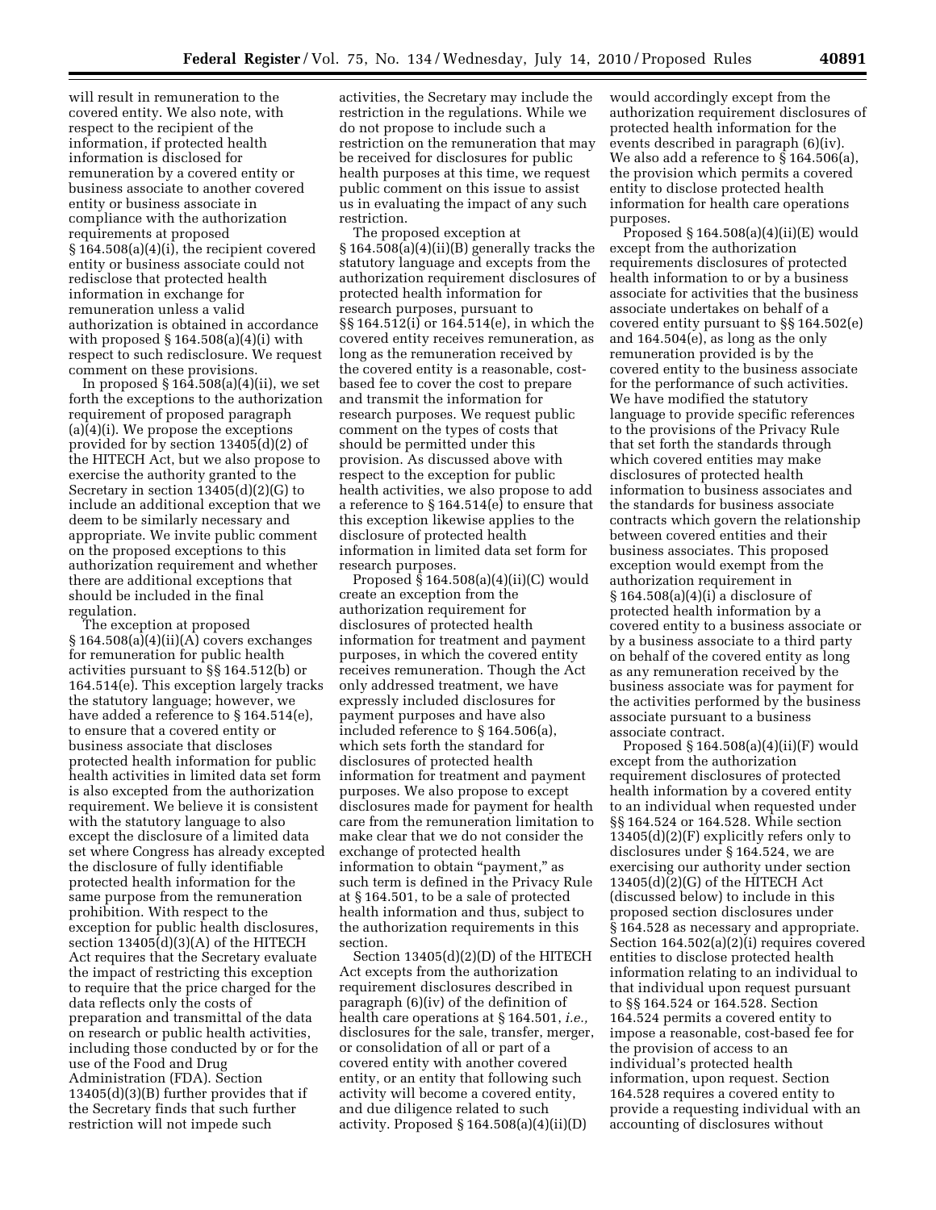will result in remuneration to the covered entity. We also note, with respect to the recipient of the information, if protected health information is disclosed for remuneration by a covered entity or business associate to another covered entity or business associate in compliance with the authorization requirements at proposed § 164.508(a)(4)(i), the recipient covered entity or business associate could not redisclose that protected health information in exchange for remuneration unless a valid authorization is obtained in accordance with proposed § 164.508(a)(4)(i) with respect to such redisclosure. We request comment on these provisions.

In proposed § 164.508(a)(4)(ii), we set forth the exceptions to the authorization requirement of proposed paragraph (a)(4)(i). We propose the exceptions provided for by section 13405(d)(2) of the HITECH Act, but we also propose to exercise the authority granted to the Secretary in section 13405(d)(2)(G) to include an additional exception that we deem to be similarly necessary and appropriate. We invite public comment on the proposed exceptions to this authorization requirement and whether there are additional exceptions that should be included in the final regulation.

The exception at proposed § 164.508(a)(4)(ii)(A) covers exchanges for remuneration for public health activities pursuant to §§ 164.512(b) or 164.514(e). This exception largely tracks the statutory language; however, we have added a reference to § 164.514(e), to ensure that a covered entity or business associate that discloses protected health information for public health activities in limited data set form is also excepted from the authorization requirement. We believe it is consistent with the statutory language to also except the disclosure of a limited data set where Congress has already excepted the disclosure of fully identifiable protected health information for the same purpose from the remuneration prohibition. With respect to the exception for public health disclosures, section 13405(d)(3)(A) of the HITECH Act requires that the Secretary evaluate the impact of restricting this exception to require that the price charged for the data reflects only the costs of preparation and transmittal of the data on research or public health activities, including those conducted by or for the use of the Food and Drug Administration (FDA). Section 13405(d)(3)(B) further provides that if the Secretary finds that such further restriction will not impede such activities, the Secretary may include the restriction in the regulations. While we do not propose to include such a restriction on the remuneration that may be received for disclosures for public health purposes at this time, we request public comment on this issue to assist us in evaluating the impact of any such restriction.

The proposed exception at § 164.508(a)(4)(ii)(B) generally tracks the statutory language and excepts from the authorization requirement disclosures of protected health information for research purposes, pursuant to §§ 164.512(i) or 164.514(e), in which the covered entity receives remuneration, as long as the remuneration received by the covered entity is a reasonable, cost-based fee to cover the cost to prepare and transmit the information for research purposes. We request public comment on the types of costs that should be permitted under this provision. As discussed above with respect to the exception for public health activities, we also propose to add a reference to § 164.514(e) to ensure that this exception likewise applies to the disclosure of protected health information in limited data set form for research purposes.

Proposed § 164.508(a)(4)(ii)(C) would create an exception from the authorization requirement for disclosures of protected health information for treatment and payment purposes, in which the covered entity receives remuneration. Though the Act only addressed treatment, we have expressly included disclosures for payment purposes and have also included reference to § 164.506(a), which sets forth the standard for disclosures of protected health information for treatment and payment purposes. We also propose to except disclosures made for payment for health care from the remuneration limitation to make clear that we do not consider the exchange of protected health information to obtain "payment," as such term is defined in the Privacy Rule at § 164.501, to be a sale of protected health information and thus, subject to the authorization requirements in this section.

Section 13405(d)(2)(D) of the HITECH Act excepts from the authorization requirement disclosures described in paragraph (6)(iv) of the definition of health care operations at § 164.501, *i.e.,* disclosures for the sale, transfer, merger, or consolidation of all or part of a covered entity with another covered entity, or an entity that following such activity will become a covered entity, and due diligence related to such activity. Proposed § 164.508(a)(4)(ii)(D) would accordingly except from the authorization requirement disclosures of protected health information for the events described in paragraph (6)(iv). We also add a reference to § 164.506(a), the provision which permits a covered entity to disclose protected health information for health care operations purposes.

Proposed § 164.508(a)(4)(ii)(E) would except from the authorization requirements disclosures of protected health information to or by a business associate for activities that the business associate undertakes on behalf of a covered entity pursuant to §§ 164.502(e) and 164.504(e), as long as the only remuneration provided is by the covered entity to the business associate for the performance of such activities. We have modified the statutory language to provide specific references to the provisions of the Privacy Rule that set forth the standards through which covered entities may make disclosures of protected health information to business associates and the standards for business associate contracts which govern the relationship between covered entities and their business associates. This proposed exception would exempt from the authorization requirement in § 164.508(a)(4)(i) a disclosure of protected health information by a covered entity to a business associate or by a business associate to a third party on behalf of the covered entity as long as any remuneration received by the business associate was for payment for the activities performed by the business associate pursuant to a business associate contract.

Proposed § 164.508(a)(4)(ii)(F) would except from the authorization requirement disclosures of protected health information by a covered entity to an individual when requested under §§ 164.524 or 164.528. While section 13405(d)(2)(F) explicitly refers only to disclosures under § 164.524, we are exercising our authority under section 13405(d)(2)(G) of the HITECH Act (discussed below) to include in this proposed section disclosures under § 164.528 as necessary and appropriate. Section 164.502(a)(2)(i) requires covered entities to disclose protected health information relating to an individual to that individual upon request pursuant to §§ 164.524 or 164.528. Section 164.524 permits a covered entity to impose a reasonable, cost-based fee for the provision of access to an individual's protected health information, upon request. Section 164.528 requires a covered entity to provide a requesting individual with an accounting of disclosures without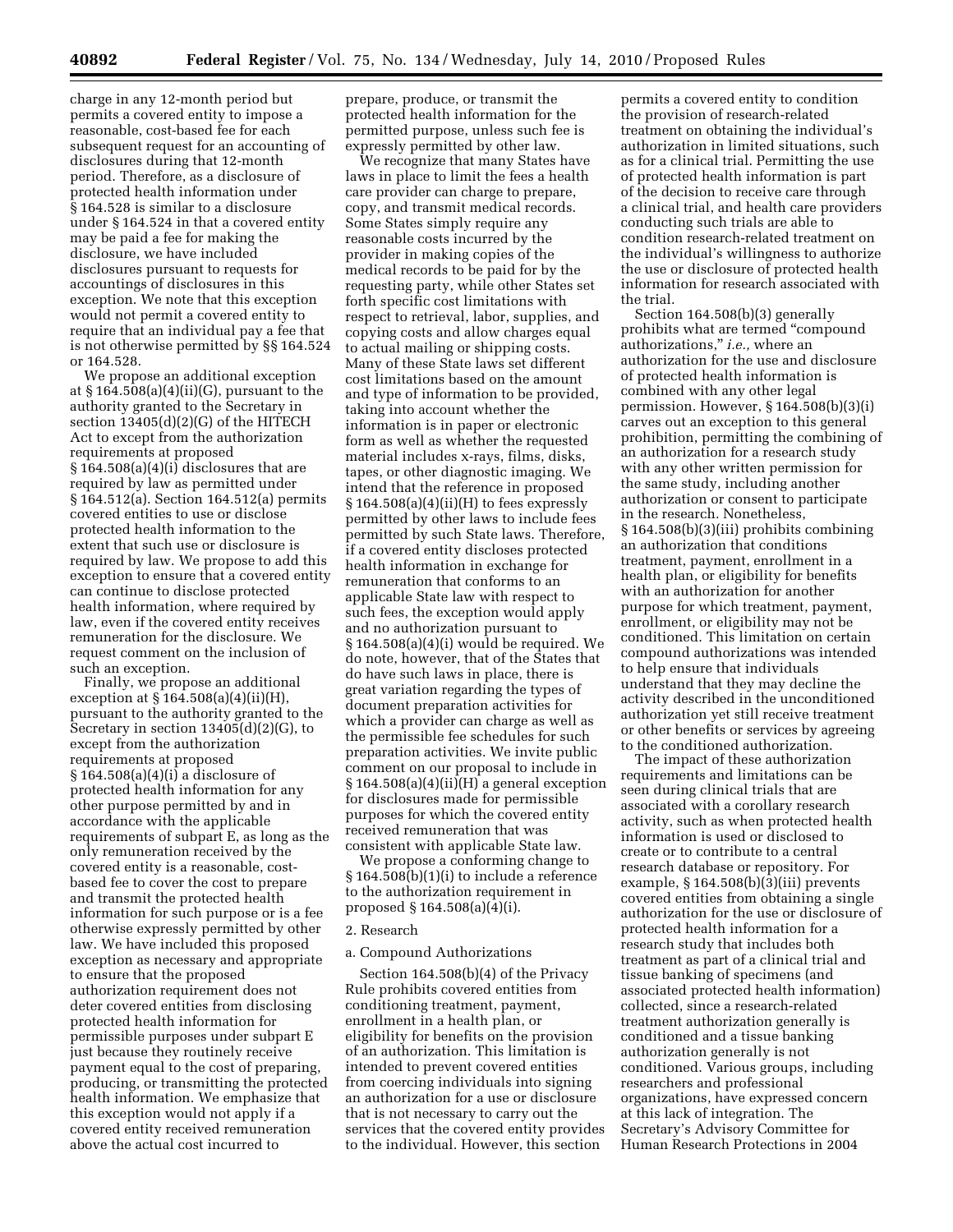charge in any 12-month period but permits a covered entity to impose a reasonable, cost-based fee for each subsequent request for an accounting of disclosures during that 12-month period. Therefore, as a disclosure of protected health information under § 164.528 is similar to a disclosure under § 164.524 in that a covered entity may be paid a fee for making the disclosure, we have included disclosures pursuant to requests for accountings of disclosures in this exception. We note that this exception would not permit a covered entity to require that an individual pay a fee that is not otherwise permitted by §§ 164.524 or 164.528.

We propose an additional exception at § 164.508(a)(4)(ii)(G), pursuant to the authority granted to the Secretary in section 13405(d)(2)(G) of the HITECH Act to except from the authorization requirements at proposed § 164.508(a)(4)(i) disclosures that are required by law as permitted under § 164.512(a). Section 164.512(a) permits covered entities to use or disclose protected health information to the extent that such use or disclosure is required by law. We propose to add this exception to ensure that a covered entity can continue to disclose protected health information, where required by law, even if the covered entity receives remuneration for the disclosure. We request comment on the inclusion of such an exception.

Finally, we propose an additional exception at § 164.508(a)(4)(ii)(H), pursuant to the authority granted to the Secretary in section 13405(d)(2)(G), to except from the authorization requirements at proposed § 164.508(a)(4)(i) a disclosure of protected health information for any other purpose permitted by and in accordance with the applicable requirements of subpart E, as long as the only remuneration received by the covered entity is a reasonable, cost-based fee to cover the cost to prepare and transmit the protected health information for such purpose or is a fee otherwise expressly permitted by other law. We have included this proposed exception as necessary and appropriate to ensure that the proposed authorization requirement does not deter covered entities from disclosing protected health information for permissible purposes under subpart E just because they routinely receive payment equal to the cost of preparing, producing, or transmitting the protected health information. We emphasize that this exception would not apply if a covered entity received remuneration above the actual cost incurred to prepare, produce, or transmit the protected health information for the permitted purpose, unless such fee is expressly permitted by other law.

We recognize that many States have laws in place to limit the fees a health care provider can charge to prepare, copy, and transmit medical records. Some States simply require any reasonable costs incurred by the provider in making copies of the medical records to be paid for by the requesting party, while other States set forth specific cost limitations with respect to retrieval, labor, supplies, and copying costs and allow charges equal to actual mailing or shipping costs. Many of these State laws set different cost limitations based on the amount and type of information to be provided, taking into account whether the information is in paper or electronic form as well as whether the requested material includes x-rays, films, disks, tapes, or other diagnostic imaging. We intend that the reference in proposed § 164.508(a)(4)(ii)(H) to fees expressly permitted by other laws to include fees permitted by such State laws. Therefore, if a covered entity discloses protected health information in exchange for remuneration that conforms to an applicable State law with respect to such fees, the exception would apply and no authorization pursuant to § 164.508(a)(4)(i) would be required. We do note, however, that of the States that do have such laws in place, there is great variation regarding the types of document preparation activities for which a provider can charge as well as the permissible fee schedules for such preparation activities. We invite public comment on our proposal to include in § 164.508(a)(4)(ii)(H) a general exception for disclosures made for permissible purposes for which the covered entity received remuneration that was consistent with applicable State law.

We propose a conforming change to § 164.508(b)(1)(i) to include a reference to the authorization requirement in proposed § 164.508(a)(4)(i).

2. Research

a. Compound Authorizations

Section 164.508(b)(4) of the Privacy Rule prohibits covered entities from conditioning treatment, payment, enrollment in a health plan, or eligibility for benefits on the provision of an authorization. This limitation is intended to prevent covered entities from coercing individuals into signing an authorization for a use or disclosure that is not necessary to carry out the services that the covered entity provides to the individual. However, this section permits a covered entity to condition the provision of research-related treatment on obtaining the individual's authorization in limited situations, such as for a clinical trial. Permitting the use of protected health information is part of the decision to receive care through a clinical trial, and health care providers conducting such trials are able to condition research-related treatment on the individual's willingness to authorize the use or disclosure of protected health information for research associated with the trial.

Section 164.508(b)(3) generally prohibits what are termed "compound authorizations," *i.e.,* where an authorization for the use and disclosure of protected health information is combined with any other legal permission. However, § 164.508(b)(3)(i) carves out an exception to this general prohibition, permitting the combining of an authorization for a research study with any other written permission for the same study, including another authorization or consent to participate in the research. Nonetheless, § 164.508(b)(3)(iii) prohibits combining an authorization that conditions treatment, payment, enrollment in a health plan, or eligibility for benefits with an authorization for another purpose for which treatment, payment, enrollment, or eligibility may not be conditioned. This limitation on certain compound authorizations was intended to help ensure that individuals understand that they may decline the activity described in the unconditioned authorization yet still receive treatment or other benefits or services by agreeing to the conditioned authorization.

The impact of these authorization requirements and limitations can be seen during clinical trials that are associated with a corollary research activity, such as when protected health information is used or disclosed to create or to contribute to a central research database or repository. For example, § 164.508(b)(3)(iii) prevents covered entities from obtaining a single authorization for the use or disclosure of protected health information for a research study that includes both treatment as part of a clinical trial and tissue banking of specimens (and associated protected health information) collected, since a research-related treatment authorization generally is conditioned and a tissue banking authorization generally is not conditioned. Various groups, including researchers and professional organizations, have expressed concern at this lack of integration. The Secretary's Advisory Committee for Human Research Protections in 2004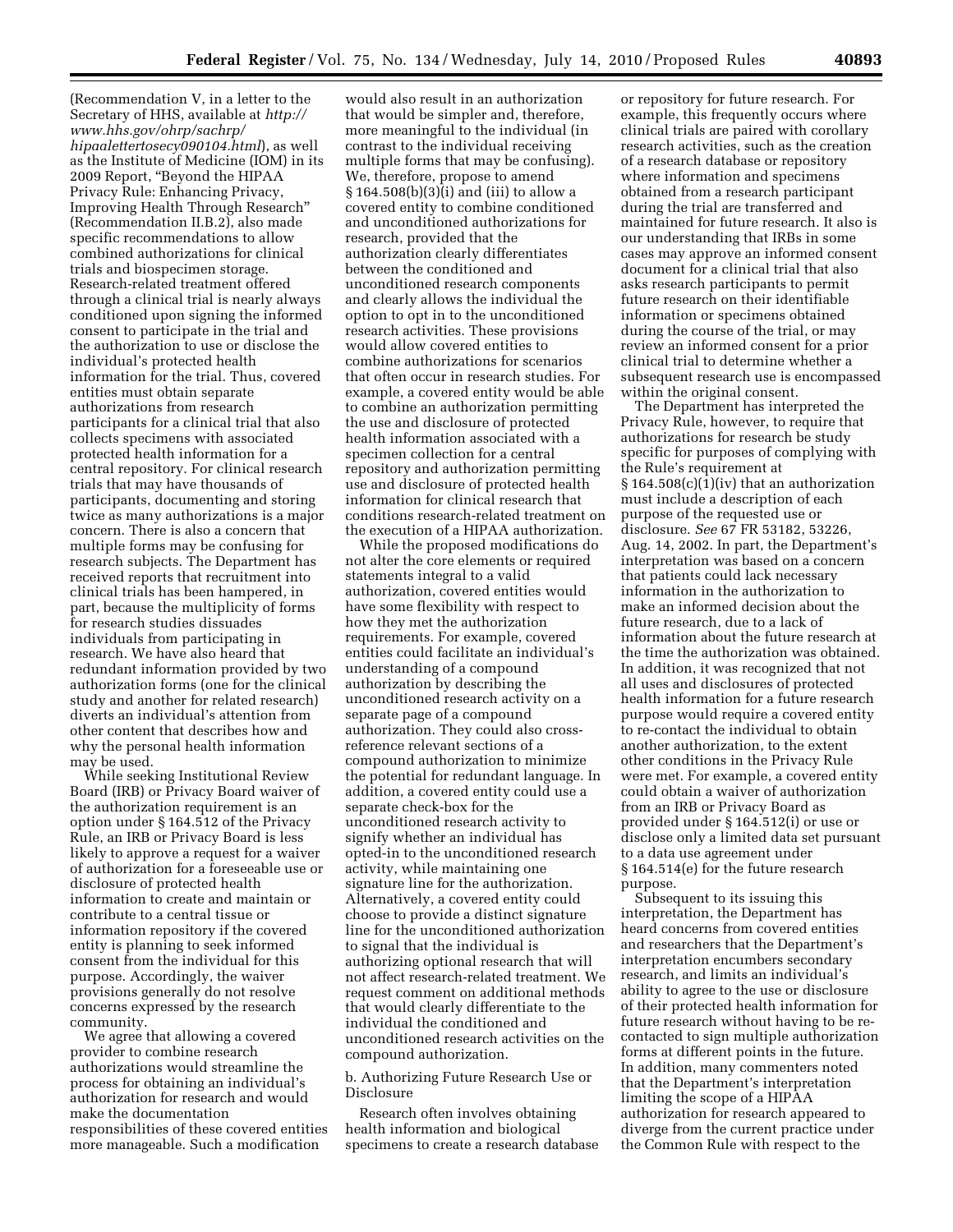(Recommendation V, in a letter to the Secretary of HHS, available at *http://www.hhs.gov/ohrp/sachrp/hipaalettertosecy090104.html*), as well as the Institute of Medicine (IOM) in its 2009 Report, "Beyond the HIPAA Privacy Rule: Enhancing Privacy, Improving Health Through Research" (Recommendation II.B.2), also made specific recommendations to allow combined authorizations for clinical trials and biospecimen storage. Research-related treatment offered through a clinical trial is nearly always conditioned upon signing the informed consent to participate in the trial and the authorization to use or disclose the individual's protected health information for the trial. Thus, covered entities must obtain separate authorizations from research participants for a clinical trial that also collects specimens with associated protected health information for a central repository. For clinical research trials that may have thousands of participants, documenting and storing twice as many authorizations is a major concern. There is also a concern that multiple forms may be confusing for research subjects. The Department has received reports that recruitment into clinical trials has been hampered, in part, because the multiplicity of forms for research studies dissuades individuals from participating in research. We have also heard that redundant information provided by two authorization forms (one for the clinical study and another for related research) diverts an individual's attention from other content that describes how and why the personal health information may be used.

While seeking Institutional Review Board (IRB) or Privacy Board waiver of the authorization requirement is an option under § 164.512 of the Privacy Rule, an IRB or Privacy Board is less likely to approve a request for a waiver of authorization for a foreseeable use or disclosure of protected health information to create and maintain or contribute to a central tissue or information repository if the covered entity is planning to seek informed consent from the individual for this purpose. Accordingly, the waiver provisions generally do not resolve concerns expressed by the research community.

We agree that allowing a covered provider to combine research authorizations would streamline the process for obtaining an individual's authorization for research and would make the documentation responsibilities of these covered entities more manageable. Such a modification would also result in an authorization that would be simpler and, therefore, more meaningful to the individual (in contrast to the individual receiving multiple forms that may be confusing). We, therefore, propose to amend § 164.508(b)(3)(i) and (iii) to allow a covered entity to combine conditioned and unconditioned authorizations for research, provided that the authorization clearly differentiates between the conditioned and unconditioned research components and clearly allows the individual the option to opt in to the unconditioned research activities. These provisions would allow covered entities to combine authorizations for scenarios that often occur in research studies. For example, a covered entity would be able to combine an authorization permitting the use and disclosure of protected health information associated with a specimen collection for a central repository and authorization permitting use and disclosure of protected health information for clinical research that conditions research-related treatment on the execution of a HIPAA authorization.

While the proposed modifications do not alter the core elements or required statements integral to a valid authorization, covered entities would have some flexibility with respect to how they met the authorization requirements. For example, covered entities could facilitate an individual's understanding of a compound authorization by describing the unconditioned research activity on a separate page of a compound authorization. They could also cross-reference relevant sections of a compound authorization to minimize the potential for redundant language. In addition, a covered entity could use a separate check-box for the unconditioned research activity to signify whether an individual has opted-in to the unconditioned research activity, while maintaining one signature line for the authorization. Alternatively, a covered entity could choose to provide a distinct signature line for the unconditioned authorization to signal that the individual is authorizing optional research that will not affect research-related treatment. We request comment on additional methods that would clearly differentiate to the individual the conditioned and unconditioned research activities on the compound authorization.

b. Authorizing Future Research Use or Disclosure

Research often involves obtaining health information and biological specimens to create a research database or repository for future research. For example, this frequently occurs where clinical trials are paired with corollary research activities, such as the creation of a research database or repository where information and specimens obtained from a research participant during the trial are transferred and maintained for future research. It also is our understanding that IRBs in some cases may approve an informed consent document for a clinical trial that also asks research participants to permit future research on their identifiable information or specimens obtained during the course of the trial, or may review an informed consent for a prior clinical trial to determine whether a subsequent research use is encompassed within the original consent.

The Department has interpreted the Privacy Rule, however, to require that authorizations for research be study specific for purposes of complying with the Rule's requirement at § 164.508(c)(1)(iv) that an authorization must include a description of each purpose of the requested use or disclosure. *See* 67 FR 53182, 53226, Aug. 14, 2002. In part, the Department's interpretation was based on a concern that patients could lack necessary information in the authorization to make an informed decision about the future research, due to a lack of information about the future research at the time the authorization was obtained. In addition, it was recognized that not all uses and disclosures of protected health information for a future research purpose would require a covered entity to re-contact the individual to obtain another authorization, to the extent other conditions in the Privacy Rule were met. For example, a covered entity could obtain a waiver of authorization from an IRB or Privacy Board as provided under § 164.512(i) or use or disclose only a limited data set pursuant to a data use agreement under § 164.514(e) for the future research purpose.

Subsequent to its issuing this interpretation, the Department has heard concerns from covered entities and researchers that the Department's interpretation encumbers secondary research, and limits an individual's ability to agree to the use or disclosure of their protected health information for future research without having to be re-contacted to sign multiple authorization forms at different points in the future. In addition, many commenters noted that the Department's interpretation limiting the scope of a HIPAA authorization for research appeared to diverge from the current practice under the Common Rule with respect to the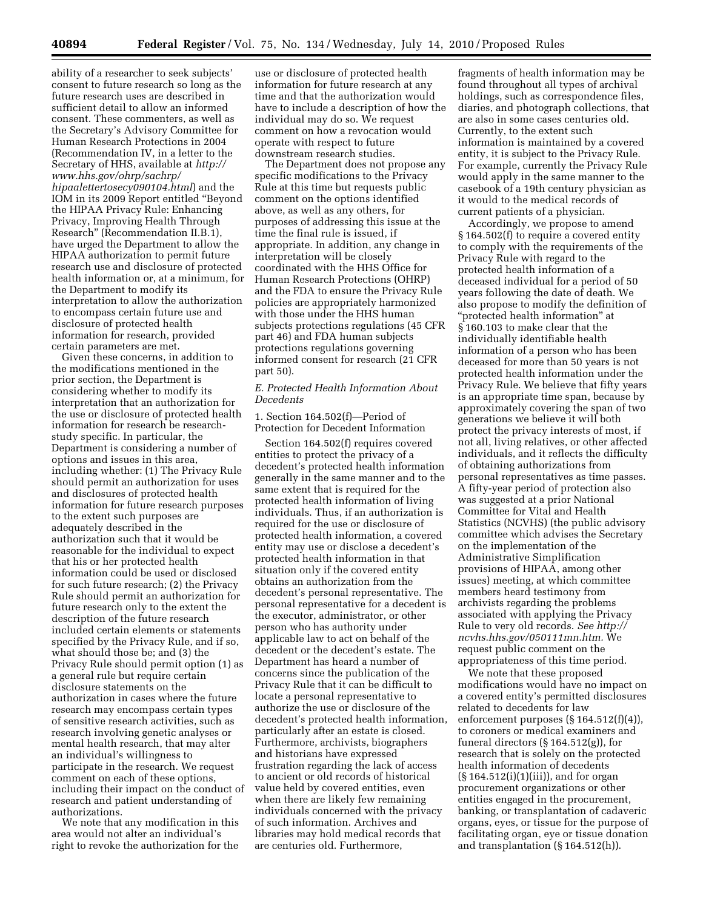ability of a researcher to seek subjects' consent to future research so long as the future research uses are described in sufficient detail to allow an informed consent. These commenters, as well as the Secretary's Advisory Committee for Human Research Protections in 2004 (Recommendation IV, in a letter to the Secretary of HHS, available at *http://www.hhs.gov/ohrp/sachrp/hipaalettertosecy090104.html*) and the IOM in its 2009 Report entitled "Beyond the HIPAA Privacy Rule: Enhancing Privacy, Improving Health Through Research" (Recommendation II.B.1), have urged the Department to allow the HIPAA authorization to permit future research use and disclosure of protected health information or, at a minimum, for the Department to modify its interpretation to allow the authorization to encompass certain future use and disclosure of protected health information for research, provided certain parameters are met.

Given these concerns, in addition to the modifications mentioned in the prior section, the Department is considering whether to modify its interpretation that an authorization for the use or disclosure of protected health information for research be research-study specific. In particular, the Department is considering a number of options and issues in this area, including whether: (1) The Privacy Rule should permit an authorization for uses and disclosures of protected health information for future research purposes to the extent such purposes are adequately described in the authorization such that it would be reasonable for the individual to expect that his or her protected health information could be used or disclosed for such future research; (2) the Privacy Rule should permit an authorization for future research only to the extent the description of the future research included certain elements or statements specified by the Privacy Rule, and if so, what should those be; and (3) the Privacy Rule should permit option (1) as a general rule but require certain disclosure statements on the authorization in cases where the future research may encompass certain types of sensitive research activities, such as research involving genetic analyses or mental health research, that may alter an individual's willingness to participate in the research. We request comment on each of these options, including their impact on the conduct of research and patient understanding of authorizations.

We note that any modification in this area would not alter an individual's right to revoke the authorization for the use or disclosure of protected health information for future research at any time and that the authorization would have to include a description of how the individual may do so. We request comment on how a revocation would operate with respect to future downstream research studies.

The Department does not propose any specific modifications to the Privacy Rule at this time but requests public comment on the options identified above, as well as any others, for purposes of addressing this issue at the time the final rule is issued, if appropriate. In addition, any change in interpretation will be closely coordinated with the HHS Office for Human Research Protections (OHRP) and the FDA to ensure the Privacy Rule policies are appropriately harmonized with those under the HHS human subjects protections regulations (45 CFR part 46) and FDA human subjects protections regulations governing informed consent for research (21 CFR part 50).

### *E. Protected Health Information About Decedents*

1. Section 164.502(f)—Period of Protection for Decedent Information

Section 164.502(f) requires covered entities to protect the privacy of a decedent's protected health information generally in the same manner and to the same extent that is required for the protected health information of living individuals. Thus, if an authorization is required for the use or disclosure of protected health information, a covered entity may use or disclose a decedent's protected health information in that situation only if the covered entity obtains an authorization from the decedent's personal representative. The personal representative for a decedent is the executor, administrator, or other person who has authority under applicable law to act on behalf of the decedent or the decedent's estate. The Department has heard a number of concerns since the publication of the Privacy Rule that it can be difficult to locate a personal representative to authorize the use or disclosure of the decedent's protected health information, particularly after an estate is closed. Furthermore, archivists, biographers and historians have expressed frustration regarding the lack of access to ancient or old records of historical value held by covered entities, even when there are likely few remaining individuals concerned with the privacy of such information. Archives and libraries may hold medical records that are centuries old. Furthermore, fragments of health information may be found throughout all types of archival holdings, such as correspondence files, diaries, and photograph collections, that are also in some cases centuries old. Currently, to the extent such information is maintained by a covered entity, it is subject to the Privacy Rule. For example, currently the Privacy Rule would apply in the same manner to the casebook of a 19th century physician as it would to the medical records of current patients of a physician.

Accordingly, we propose to amend § 164.502(f) to require a covered entity to comply with the requirements of the Privacy Rule with regard to the protected health information of a deceased individual for a period of 50 years following the date of death. We also propose to modify the definition of "protected health information" at § 160.103 to make clear that the individually identifiable health information of a person who has been deceased for more than 50 years is not protected health information under the Privacy Rule. We believe that fifty years is an appropriate time span, because by approximately covering the span of two generations we believe it will both protect the privacy interests of most, if not all, living relatives, or other affected individuals, and it reflects the difficulty of obtaining authorizations from personal representatives as time passes. A fifty-year period of protection also was suggested at a prior National Committee for Vital and Health Statistics (NCVHS) (the public advisory committee which advises the Secretary on the implementation of the Administrative Simplification provisions of HIPAA, among other issues) meeting, at which committee members heard testimony from archivists regarding the problems associated with applying the Privacy Rule to very old records. *See http://ncvhs.hhs.gov/050111mn.htm.* We request public comment on the appropriateness of this time period.

We note that these proposed modifications would have no impact on a covered entity's permitted disclosures related to decedents for law enforcement purposes (§ 164.512(f)(4)), to coroners or medical examiners and funeral directors (§ 164.512(g)), for research that is solely on the protected health information of decedents (§ 164.512(i)(1)(iii)), and for organ procurement organizations or other entities engaged in the procurement, banking, or transplantation of cadaveric organs, eyes, or tissue for the purpose of facilitating organ, eye or tissue donation and transplantation (§ 164.512(h)).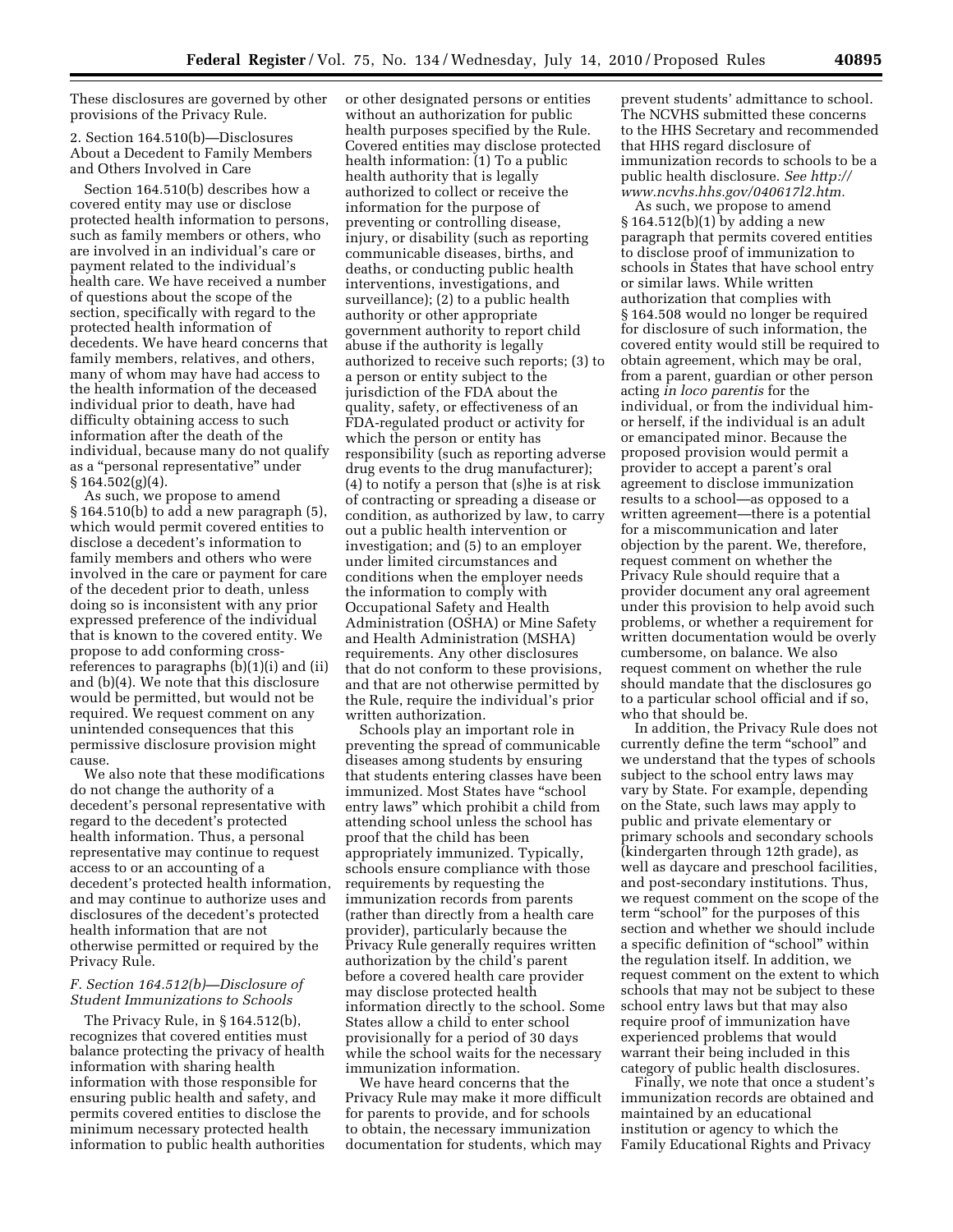These disclosures are governed by other provisions of the Privacy Rule.

2. Section 164.510(b)—Disclosures About a Decedent to Family Members and Others Involved in Care

Section 164.510(b) describes how a covered entity may use or disclose protected health information to persons, such as family members or others, who are involved in an individual's care or payment related to the individual's health care. We have received a number of questions about the scope of the section, specifically with regard to the protected health information of decedents. We have heard concerns that family members, relatives, and others, many of whom may have had access to the health information of the deceased individual prior to death, have had difficulty obtaining access to such information after the death of the individual, because many do not qualify as a "personal representative" under § 164.502(g)(4).

As such, we propose to amend § 164.510(b) to add a new paragraph (5), which would permit covered entities to disclose a decedent's information to family members and others who were involved in the care or payment for care of the decedent prior to death, unless doing so is inconsistent with any prior expressed preference of the individual that is known to the covered entity. We propose to add conforming cross-references to paragraphs (b)(1)(i) and (ii) and (b)(4). We note that this disclosure would be permitted, but would not be required. We request comment on any unintended consequences that this permissive disclosure provision might cause.

We also note that these modifications do not change the authority of a decedent's personal representative with regard to the decedent's protected health information. Thus, a personal representative may continue to request access to or an accounting of a decedent's protected health information, and may continue to authorize uses and disclosures of the decedent's protected health information that are not otherwise permitted or required by the Privacy Rule.

### *F. Section 164.512(b)—Disclosure of Student Immunizations to Schools*

The Privacy Rule, in § 164.512(b), recognizes that covered entities must balance protecting the privacy of health information with sharing health information with those responsible for ensuring public health and safety, and permits covered entities to disclose the minimum necessary protected health information to public health authorities or other designated persons or entities without an authorization for public health purposes specified by the Rule. Covered entities may disclose protected health information: (1) To a public health authority that is legally authorized to collect or receive the information for the purpose of preventing or controlling disease, injury, or disability (such as reporting communicable diseases, births, and deaths, or conducting public health interventions, investigations, and surveillance); (2) to a public health authority or other appropriate government authority to report child abuse if the authority is legally authorized to receive such reports; (3) to a person or entity subject to the jurisdiction of the FDA about the quality, safety, or effectiveness of an FDA-regulated product or activity for which the person or entity has responsibility (such as reporting adverse drug events to the drug manufacturer); (4) to notify a person that (s)he is at risk of contracting or spreading a disease or condition, as authorized by law, to carry out a public health intervention or investigation; and (5) to an employer under limited circumstances and conditions when the employer needs the information to comply with Occupational Safety and Health Administration (OSHA) or Mine Safety and Health Administration (MSHA) requirements. Any other disclosures that do not conform to these provisions, and that are not otherwise permitted by the Rule, require the individual's prior written authorization.

Schools play an important role in preventing the spread of communicable diseases among students by ensuring that students entering classes have been immunized. Most States have "school entry laws" which prohibit a child from attending school unless the school has proof that the child has been appropriately immunized. Typically, schools ensure compliance with those requirements by requesting the immunization records from parents (rather than directly from a health care provider), particularly because the Privacy Rule generally requires written authorization by the child's parent before a covered health care provider may disclose protected health information directly to the school. Some States allow a child to enter school provisionally for a period of 30 days while the school waits for the necessary immunization information.

We have heard concerns that the Privacy Rule may make it more difficult for parents to provide, and for schools to obtain, the necessary immunization documentation for students, which may prevent students' admittance to school. The NCVHS submitted these concerns to the HHS Secretary and recommended that HHS regard disclosure of immunization records to schools to be a public health disclosure. *See http://www.ncvhs.hhs.gov/040617l2.htm.*

As such, we propose to amend § 164.512(b)(1) by adding a new paragraph that permits covered entities to disclose proof of immunization to schools in States that have school entry or similar laws. While written authorization that complies with § 164.508 would no longer be required for disclosure of such information, the covered entity would still be required to obtain agreement, which may be oral, from a parent, guardian or other person acting *in loco parentis* for the individual, or from the individual him- or herself, if the individual is an adult or emancipated minor. Because the proposed provision would permit a provider to accept a parent's oral agreement to disclose immunization results to a school—as opposed to a written agreement—there is a potential for a miscommunication and later objection by the parent. We, therefore, request comment on whether the Privacy Rule should require that a provider document any oral agreement under this provision to help avoid such problems, or whether a requirement for written documentation would be overly cumbersome, on balance. We also request comment on whether the rule should mandate that the disclosures go to a particular school official and if so, who that should be.

In addition, the Privacy Rule does not currently define the term "school" and we understand that the types of schools subject to the school entry laws may vary by State. For example, depending on the State, such laws may apply to public and private elementary or primary schools and secondary schools (kindergarten through 12th grade), as well as daycare and preschool facilities, and post-secondary institutions. Thus, we request comment on the scope of the term "school" for the purposes of this section and whether we should include a specific definition of "school" within the regulation itself. In addition, we request comment on the extent to which schools that may not be subject to these school entry laws but that may also require proof of immunization have experienced problems that would warrant their being included in this category of public health disclosures.

Finally, we note that once a student's immunization records are obtained and maintained by an educational institution or agency to which the Family Educational Rights and Privacy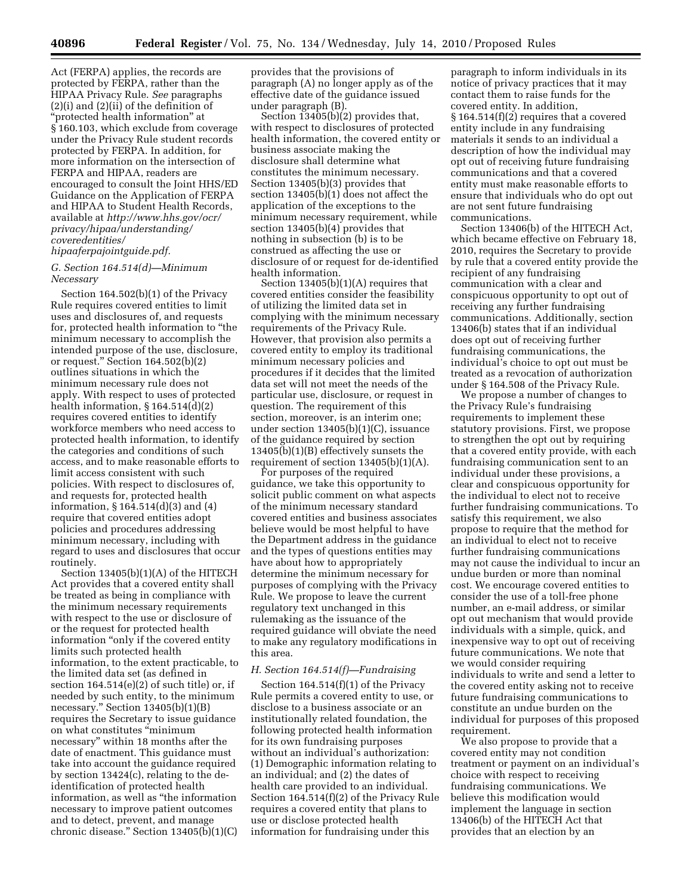Act (FERPA) applies, the records are protected by FERPA, rather than the HIPAA Privacy Rule. *See* paragraphs (2)(i) and (2)(ii) of the definition of "protected health information" at § 160.103, which exclude from coverage under the Privacy Rule student records protected by FERPA. In addition, for more information on the intersection of FERPA and HIPAA, readers are encouraged to consult the Joint HHS/ED Guidance on the Application of FERPA and HIPAA to Student Health Records, available at *http://www.hhs.gov/ocr/privacy/hipaa/understanding/coveredentities/hipaaferpajointguide.pdf*.

### *G. Section 164.514(d)—Minimum Necessary*

Section 164.502(b)(1) of the Privacy Rule requires covered entities to limit uses and disclosures of, and requests for, protected health information to "the minimum necessary to accomplish the intended purpose of the use, disclosure, or request." Section 164.502(b)(2) outlines situations in which the minimum necessary rule does not apply. With respect to uses of protected health information, § 164.514(d)(2) requires covered entities to identify workforce members who need access to protected health information, to identify the categories and conditions of such access, and to make reasonable efforts to limit access consistent with such policies. With respect to disclosures of, and requests for, protected health information, § 164.514(d)(3) and (4) require that covered entities adopt policies and procedures addressing minimum necessary, including with regard to uses and disclosures that occur routinely.

Section 13405(b)(1)(A) of the HITECH Act provides that a covered entity shall be treated as being in compliance with the minimum necessary requirements with respect to the use or disclosure of or the request for protected health information "only if the covered entity limits such protected health information, to the extent practicable, to the limited data set (as defined in section 164.514(e)(2) of such title) or, if needed by such entity, to the minimum necessary." Section 13405(b)(1)(B) requires the Secretary to issue guidance on what constitutes "minimum necessary" within 18 months after the date of enactment. This guidance must take into account the guidance required by section 13424(c), relating to the de-identification of protected health information, as well as "the information necessary to improve patient outcomes and to detect, prevent, and manage chronic disease." Section 13405(b)(1)(C) provides that the provisions of paragraph (A) no longer apply as of the effective date of the guidance issued under paragraph (B).

Section 13405(b)(2) provides that, with respect to disclosures of protected health information, the covered entity or business associate making the disclosure shall determine what constitutes the minimum necessary. Section 13405(b)(3) provides that section 13405(b)(1) does not affect the application of the exceptions to the minimum necessary requirement, while section 13405(b)(4) provides that nothing in subsection (b) is to be construed as affecting the use or disclosure of or request for de-identified health information.

Section 13405(b)(1)(A) requires that covered entities consider the feasibility of utilizing the limited data set in complying with the minimum necessary requirements of the Privacy Rule. However, that provision also permits a covered entity to employ its traditional minimum necessary policies and procedures if it decides that the limited data set will not meet the needs of the particular use, disclosure, or request in question. The requirement of this section, moreover, is an interim one; under section 13405(b)(1)(C), issuance of the guidance required by section 13405(b)(1)(B) effectively sunsets the requirement of section 13405(b)(1)(A).

For purposes of the required guidance, we take this opportunity to solicit public comment on what aspects of the minimum necessary standard covered entities and business associates believe would be most helpful to have the Department address in the guidance and the types of questions entities may have about how to appropriately determine the minimum necessary for purposes of complying with the Privacy Rule. We propose to leave the current regulatory text unchanged in this rulemaking as the issuance of the required guidance will obviate the need to make any regulatory modifications in this area.

### *H. Section 164.514(f)—Fundraising*

Section 164.514(f)(1) of the Privacy Rule permits a covered entity to use, or disclose to a business associate or an institutionally related foundation, the following protected health information for its own fundraising purposes without an individual's authorization: (1) Demographic information relating to an individual; and (2) the dates of health care provided to an individual. Section 164.514(f)(2) of the Privacy Rule requires a covered entity that plans to use or disclose protected health information for fundraising under this paragraph to inform individuals in its notice of privacy practices that it may contact them to raise funds for the covered entity. In addition, § 164.514(f)(2) requires that a covered entity include in any fundraising materials it sends to an individual a description of how the individual may opt out of receiving future fundraising communications and that a covered entity must make reasonable efforts to ensure that individuals who do opt out are not sent future fundraising communications.

Section 13406(b) of the HITECH Act, which became effective on February 18, 2010, requires the Secretary to provide by rule that a covered entity provide the recipient of any fundraising communication with a clear and conspicuous opportunity to opt out of receiving any further fundraising communications. Additionally, section 13406(b) states that if an individual does opt out of receiving further fundraising communications, the individual's choice to opt out must be treated as a revocation of authorization under § 164.508 of the Privacy Rule.

We propose a number of changes to the Privacy Rule's fundraising requirements to implement these statutory provisions. First, we propose to strengthen the opt out by requiring that a covered entity provide, with each fundraising communication sent to an individual under these provisions, a clear and conspicuous opportunity for the individual to elect not to receive further fundraising communications. To satisfy this requirement, we also propose to require that the method for an individual to elect not to receive further fundraising communications may not cause the individual to incur an undue burden or more than nominal cost. We encourage covered entities to consider the use of a toll-free phone number, an e-mail address, or similar opt out mechanism that would provide individuals with a simple, quick, and inexpensive way to opt out of receiving future communications. We note that we would consider requiring individuals to write and send a letter to the covered entity asking not to receive future fundraising communications to constitute an undue burden on the individual for purposes of this proposed requirement.

We also propose to provide that a covered entity may not condition treatment or payment on an individual's choice with respect to receiving fundraising communications. We believe this modification would implement the language in section 13406(b) of the HITECH Act that provides that an election by an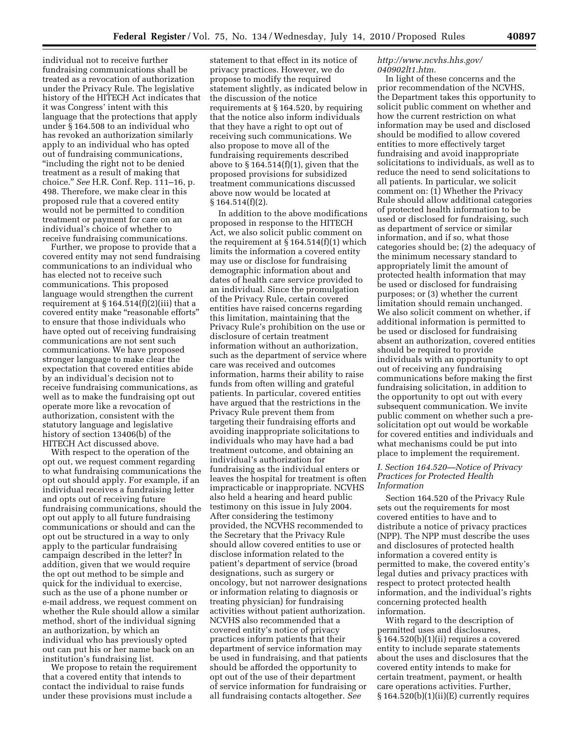individual not to receive further fundraising communications shall be treated as a revocation of authorization under the Privacy Rule. The legislative history of the HITECH Act indicates that it was Congress' intent with this language that the protections that apply under § 164.508 to an individual who has revoked an authorization similarly apply to an individual who has opted out of fundraising communications, "including the right not to be denied treatment as a result of making that choice." *See* H.R. Conf. Rep. 111–16, p. 498. Therefore, we make clear in this proposed rule that a covered entity would not be permitted to condition treatment or payment for care on an individual's choice of whether to receive fundraising communications.

Further, we propose to provide that a covered entity may not send fundraising communications to an individual who has elected not to receive such communications. This proposed language would strengthen the current requirement at § 164.514(f)(2)(iii) that a covered entity make "reasonable efforts" to ensure that those individuals who have opted out of receiving fundraising communications are not sent such communications. We have proposed stronger language to make clear the expectation that covered entities abide by an individual's decision not to receive fundraising communications, as well as to make the fundraising opt out operate more like a revocation of authorization, consistent with the statutory language and legislative history of section 13406(b) of the HITECH Act discussed above.

With respect to the operation of the opt out, we request comment regarding to what fundraising communications the opt out should apply. For example, if an individual receives a fundraising letter and opts out of receiving future fundraising communications, should the opt out apply to all future fundraising communications or should and can the opt out be structured in a way to only apply to the particular fundraising campaign described in the letter? In addition, given that we would require the opt out method to be simple and quick for the individual to exercise, such as the use of a phone number or e-mail address, we request comment on whether the Rule should allow a similar method, short of the individual signing an authorization, by which an individual who has previously opted out can put his or her name back on an institution's fundraising list.

We propose to retain the requirement that a covered entity that intends to contact the individual to raise funds under these provisions must include a statement to that effect in its notice of privacy practices. However, we do propose to modify the required statement slightly, as indicated below in the discussion of the notice requirements at § 164.520, by requiring that the notice also inform individuals that they have a right to opt out of receiving such communications. We also propose to move all of the fundraising requirements described above to § 164.514(f)(1), given that the proposed provisions for subsidized treatment communications discussed above now would be located at § 164.514(f)(2).

In addition to the above modifications proposed in response to the HITECH Act, we also solicit public comment on the requirement at § 164.514(f)(1) which limits the information a covered entity may use or disclose for fundraising demographic information about and dates of health care service provided to an individual. Since the promulgation of the Privacy Rule, certain covered entities have raised concerns regarding this limitation, maintaining that the Privacy Rule's prohibition on the use or disclosure of certain treatment information without an authorization, such as the department of service where care was received and outcomes information, harms their ability to raise funds from often willing and grateful patients. In particular, covered entities have argued that the restrictions in the Privacy Rule prevent them from targeting their fundraising efforts and avoiding inappropriate solicitations to individuals who may have had a bad treatment outcome, and obtaining an individual's authorization for fundraising as the individual enters or leaves the hospital for treatment is often impracticable or inappropriate. NCVHS also held a hearing and heard public testimony on this issue in July 2004. After considering the testimony provided, the NCVHS recommended to the Secretary that the Privacy Rule should allow covered entities to use or disclose information related to the patient's department of service (broad designations, such as surgery or oncology, but not narrower designations or information relating to diagnosis or treating physician) for fundraising activities without patient authorization. NCVHS also recommended that a covered entity's notice of privacy practices inform patients that their department of service information may be used in fundraising, and that patients should be afforded the opportunity to opt out of the use of their department of service information for fundraising or all fundraising contacts altogether. *See http://www.ncvhs.hhs.gov/040902lt1.htm.*

In light of these concerns and the prior recommendation of the NCVHS, the Department takes this opportunity to solicit public comment on whether and how the current restriction on what information may be used and disclosed should be modified to allow covered entities to more effectively target fundraising and avoid inappropriate solicitations to individuals, as well as to reduce the need to send solicitations to all patients. In particular, we solicit comment on: (1) Whether the Privacy Rule should allow additional categories of protected health information to be used or disclosed for fundraising, such as department of service or similar information, and if so, what those categories should be; (2) the adequacy of the minimum necessary standard to appropriately limit the amount of protected health information that may be used or disclosed for fundraising purposes; or (3) whether the current limitation should remain unchanged. We also solicit comment on whether, if additional information is permitted to be used or disclosed for fundraising absent an authorization, covered entities should be required to provide individuals with an opportunity to opt out of receiving any fundraising communications before making the first fundraising solicitation, in addition to the opportunity to opt out with every subsequent communication. We invite public comment on whether such a pre-solicitation opt out would be workable for covered entities and individuals and what mechanisms could be put into place to implement the requirement.

### *I. Section 164.520—Notice of Privacy Practices for Protected Health Information*

Section 164.520 of the Privacy Rule sets out the requirements for most covered entities to have and to distribute a notice of privacy practices (NPP). The NPP must describe the uses and disclosures of protected health information a covered entity is permitted to make, the covered entity's legal duties and privacy practices with respect to protect protected health information, and the individual's rights concerning protected health information.

With regard to the description of permitted uses and disclosures, § 164.520(b)(1)(ii) requires a covered entity to include separate statements about the uses and disclosures that the covered entity intends to make for certain treatment, payment, or health care operations activities. Further, § 164.520(b)(1)(ii)(E) currently requires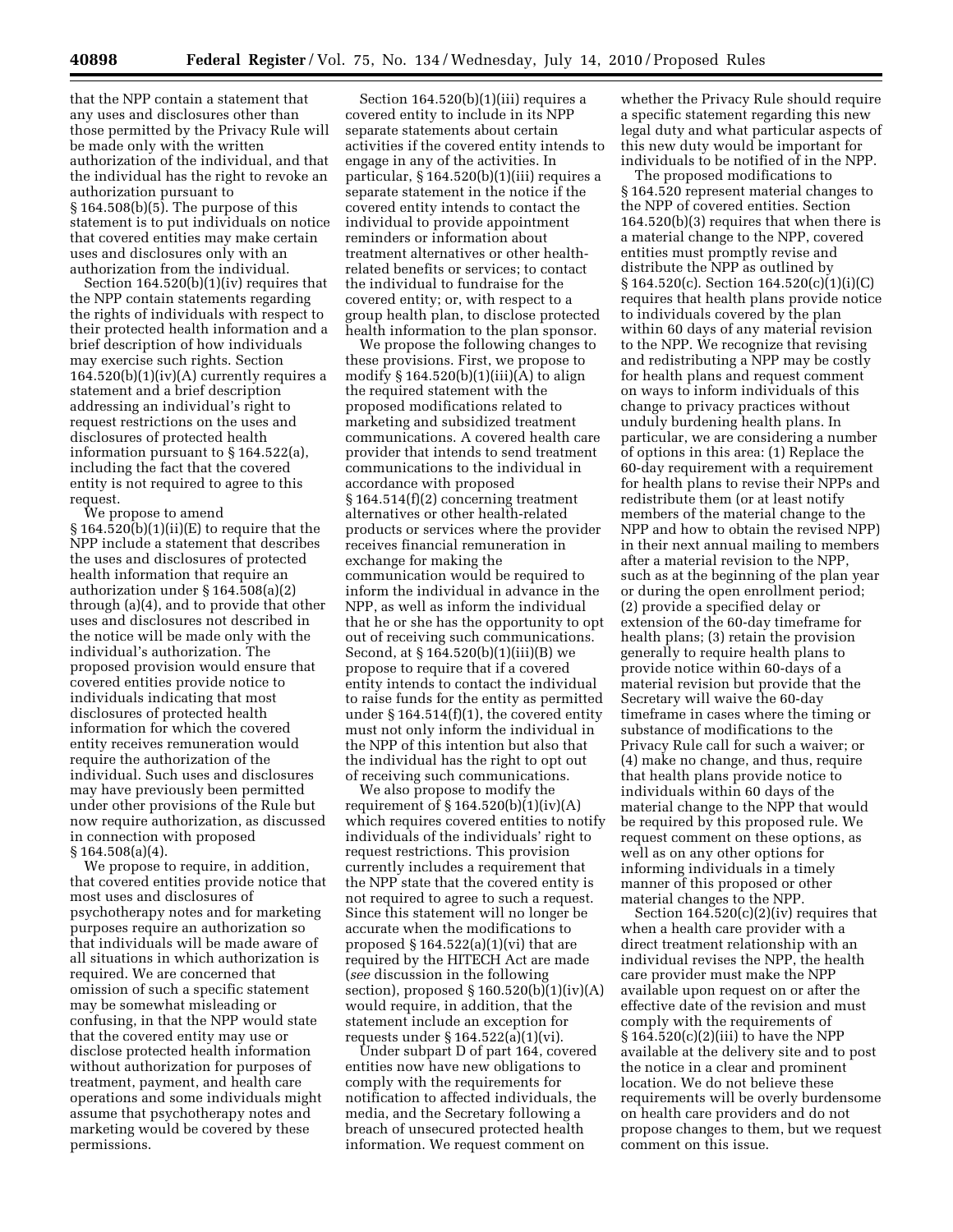that the NPP contain a statement that any uses and disclosures other than those permitted by the Privacy Rule will be made only with the written authorization of the individual, and that the individual has the right to revoke an authorization pursuant to § 164.508(b)(5). The purpose of this statement is to put individuals on notice that covered entities may make certain uses and disclosures only with an authorization from the individual.

Section 164.520(b)(1)(iv) requires that the NPP contain statements regarding the rights of individuals with respect to their protected health information and a brief description of how individuals may exercise such rights. Section 164.520(b)(1)(iv)(A) currently requires a statement and a brief description addressing an individual's right to request restrictions on the uses and disclosures of protected health information pursuant to § 164.522(a), including the fact that the covered entity is not required to agree to this request.

We propose to amend § 164.520(b)(1)(ii)(E) to require that the NPP include a statement that describes the uses and disclosures of protected health information that require an authorization under § 164.508(a)(2) through (a)(4), and to provide that other uses and disclosures not described in the notice will be made only with the individual's authorization. The proposed provision would ensure that covered entities provide notice to individuals indicating that most disclosures of protected health information for which the covered entity receives remuneration would require the authorization of the individual. Such uses and disclosures may have previously been permitted under other provisions of the Rule but now require authorization, as discussed in connection with proposed § 164.508(a)(4).

We propose to require, in addition, that covered entities provide notice that most uses and disclosures of psychotherapy notes and for marketing purposes require an authorization so that individuals will be made aware of all situations in which authorization is required. We are concerned that omission of such a specific statement may be somewhat misleading or confusing, in that the NPP would state that the covered entity may use or disclose protected health information without authorization for purposes of treatment, payment, and health care operations and some individuals might assume that psychotherapy notes and marketing would be covered by these permissions.

Section 164.520(b)(1)(iii) requires a covered entity to include in its NPP separate statements about certain activities if the covered entity intends to engage in any of the activities. In particular, § 164.520(b)(1)(iii) requires a separate statement in the notice if the covered entity intends to contact the individual to provide appointment reminders or information about treatment alternatives or other health-related benefits or services; to contact the individual to fundraise for the covered entity; or, with respect to a group health plan, to disclose protected health information to the plan sponsor.

We propose the following changes to these provisions. First, we propose to modify § 164.520(b)(1)(iii)(A) to align the required statement with the proposed modifications related to marketing and subsidized treatment communications. A covered health care provider that intends to send treatment communications to the individual in accordance with proposed § 164.514(f)(2) concerning treatment alternatives or other health-related products or services where the provider receives financial remuneration in exchange for making the communication would be required to inform the individual in advance in the NPP, as well as inform the individual that he or she has the opportunity to opt out of receiving such communications. Second, at § 164.520(b)(1)(iii)(B) we propose to require that if a covered entity intends to contact the individual to raise funds for the entity as permitted under § 164.514(f)(1), the covered entity must not only inform the individual in the NPP of this intention but also that the individual has the right to opt out of receiving such communications.

We also propose to modify the requirement of § 164.520(b)(1)(iv)(A) which requires covered entities to notify individuals of the individuals' right to request restrictions. This provision currently includes a requirement that the NPP state that the covered entity is not required to agree to such a request. Since this statement will no longer be accurate when the modifications to proposed § 164.522(a)(1)(vi) that are required by the HITECH Act are made (*see* discussion in the following section), proposed § 160.520(b)(1)(iv)(A) would require, in addition, that the statement include an exception for requests under § 164.522(a)(1)(vi).

Under subpart D of part 164, covered entities now have new obligations to comply with the requirements for notification to affected individuals, the media, and the Secretary following a breach of unsecured protected health information. We request comment on whether the Privacy Rule should require a specific statement regarding this new legal duty and what particular aspects of this new duty would be important for individuals to be notified of in the NPP.

The proposed modifications to § 164.520 represent material changes to the NPP of covered entities. Section 164.520(b)(3) requires that when there is a material change to the NPP, covered entities must promptly revise and distribute the NPP as outlined by § 164.520(c). Section 164.520(c)(1)(i)(C) requires that health plans provide notice to individuals covered by the plan within 60 days of any material revision to the NPP. We recognize that revising and redistributing a NPP may be costly for health plans and request comment on ways to inform individuals of this change to privacy practices without unduly burdening health plans. In particular, we are considering a number of options in this area: (1) Replace the 60-day requirement with a requirement for health plans to revise their NPPs and redistribute them (or at least notify members of the material change to the NPP and how to obtain the revised NPP) in their next annual mailing to members after a material revision to the NPP, such as at the beginning of the plan year or during the open enrollment period; (2) provide a specified delay or extension of the 60-day timeframe for health plans; (3) retain the provision generally to require health plans to provide notice within 60-days of a material revision but provide that the Secretary will waive the 60-day timeframe in cases where the timing or substance of modifications to the Privacy Rule call for such a waiver; or (4) make no change, and thus, require that health plans provide notice to individuals within 60 days of the material change to the NPP that would be required by this proposed rule. We request comment on these options, as well as on any other options for informing individuals in a timely manner of this proposed or other material changes to the NPP.

Section 164.520(c)(2)(iv) requires that when a health care provider with a direct treatment relationship with an individual revises the NPP, the health care provider must make the NPP available upon request on or after the effective date of the revision and must comply with the requirements of § 164.520(c)(2)(iii) to have the NPP available at the delivery site and to post the notice in a clear and prominent location. We do not believe these requirements will be overly burdensome on health care providers and do not propose changes to them, but we request comment on this issue.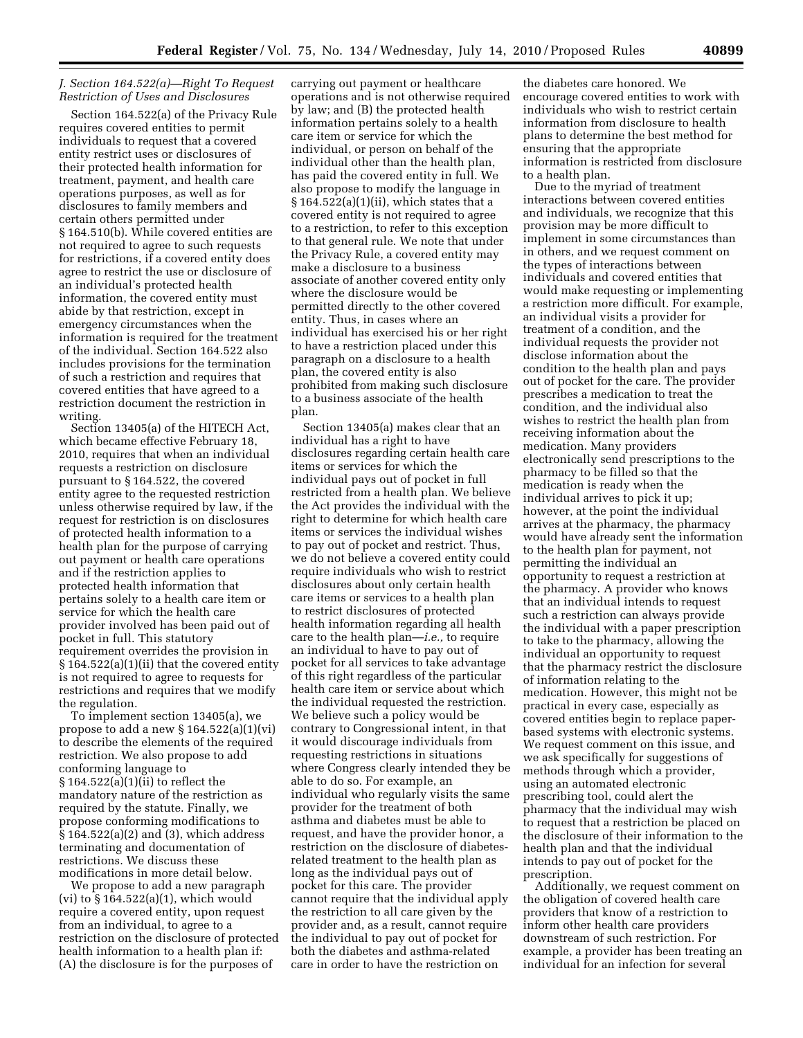### *J. Section 164.522(a)—Right To Request Restriction of Uses and Disclosures*

Section 164.522(a) of the Privacy Rule requires covered entities to permit individuals to request that a covered entity restrict uses or disclosures of their protected health information for treatment, payment, and health care operations purposes, as well as for disclosures to family members and certain others permitted under § 164.510(b). While covered entities are not required to agree to such requests for restrictions, if a covered entity does agree to restrict the use or disclosure of an individual's protected health information, the covered entity must abide by that restriction, except in emergency circumstances when the information is required for the treatment of the individual. Section 164.522 also includes provisions for the termination of such a restriction and requires that covered entities that have agreed to a restriction document the restriction in writing.

Section 13405(a) of the HITECH Act, which became effective February 18, 2010, requires that when an individual requests a restriction on disclosure pursuant to § 164.522, the covered entity agree to the requested restriction unless otherwise required by law, if the request for restriction is on disclosures of protected health information to a health plan for the purpose of carrying out payment or health care operations and if the restriction applies to protected health information that pertains solely to a health care item or service for which the health care provider involved has been paid out of pocket in full. This statutory requirement overrides the provision in § 164.522(a)(1)(ii) that the covered entity is not required to agree to requests for restrictions and requires that we modify the regulation.

To implement section 13405(a), we propose to add a new § 164.522(a)(1)(vi) to describe the elements of the required restriction. We also propose to add conforming language to § 164.522(a)(1)(ii) to reflect the mandatory nature of the restriction as required by the statute. Finally, we propose conforming modifications to § 164.522(a)(2) and (3), which address terminating and documentation of restrictions. We discuss these modifications in more detail below.

We propose to add a new paragraph (vi) to § 164.522(a)(1), which would require a covered entity, upon request from an individual, to agree to a restriction on the disclosure of protected health information to a health plan if: (A) the disclosure is for the purposes of carrying out payment or healthcare operations and is not otherwise required by law; and (B) the protected health information pertains solely to a health care item or service for which the individual, or person on behalf of the individual other than the health plan, has paid the covered entity in full. We also propose to modify the language in § 164.522(a)(1)(ii), which states that a covered entity is not required to agree to a restriction, to refer to this exception to that general rule. We note that under the Privacy Rule, a covered entity may make a disclosure to a business associate of another covered entity only where the disclosure would be permitted directly to the other covered entity. Thus, in cases where an individual has exercised his or her right to have a restriction placed under this paragraph on a disclosure to a health plan, the covered entity is also prohibited from making such disclosure to a business associate of the health plan.

Section 13405(a) makes clear that an individual has a right to have disclosures regarding certain health care items or services for which the individual pays out of pocket in full restricted from a health plan. We believe the Act provides the individual with the right to determine for which health care items or services the individual wishes to pay out of pocket and restrict. Thus, we do not believe a covered entity could require individuals who wish to restrict disclosures about only certain health care items or services to a health plan to restrict disclosures of protected health information regarding all health care to the health plan—*i.e.,* to require an individual to have to pay out of pocket for all services to take advantage of this right regardless of the particular health care item or service about which the individual requested the restriction. We believe such a policy would be contrary to Congressional intent, in that it would discourage individuals from requesting restrictions in situations where Congress clearly intended they be able to do so. For example, an individual who regularly visits the same provider for the treatment of both asthma and diabetes must be able to request, and have the provider honor, a restriction on the disclosure of diabetes-related treatment to the health plan as long as the individual pays out of pocket for this care. The provider cannot require that the individual apply the restriction to all care given by the provider and, as a result, cannot require the individual to pay out of pocket for both the diabetes and asthma-related care in order to have the restriction on the diabetes care honored. We encourage covered entities to work with individuals who wish to restrict certain information from disclosure to health plans to determine the best method for ensuring that the appropriate information is restricted from disclosure to a health plan.

Due to the myriad of treatment interactions between covered entities and individuals, we recognize that this provision may be more difficult to implement in some circumstances than in others, and we request comment on the types of interactions between individuals and covered entities that would make requesting or implementing a restriction more difficult. For example, an individual visits a provider for treatment of a condition, and the individual requests the provider not disclose information about the condition to the health plan and pays out of pocket for the care. The provider prescribes a medication to treat the condition, and the individual also wishes to restrict the health plan from receiving information about the medication. Many providers electronically send prescriptions to the pharmacy to be filled so that the medication is ready when the individual arrives to pick it up; however, at the point the individual arrives at the pharmacy, the pharmacy would have already sent the information to the health plan for payment, not permitting the individual an opportunity to request a restriction at the pharmacy. A provider who knows that an individual intends to request such a restriction can always provide the individual with a paper prescription to take to the pharmacy, allowing the individual an opportunity to request that the pharmacy restrict the disclosure of information relating to the medication. However, this might not be practical in every case, especially as covered entities begin to replace paper-based systems with electronic systems. We request comment on this issue, and we ask specifically for suggestions of methods through which a provider, using an automated electronic prescribing tool, could alert the pharmacy that the individual may wish to request that a restriction be placed on the disclosure of their information to the health plan and that the individual intends to pay out of pocket for the prescription.

Additionally, we request comment on the obligation of covered health care providers that know of a restriction to inform other health care providers downstream of such restriction. For example, a provider has been treating an individual for an infection for several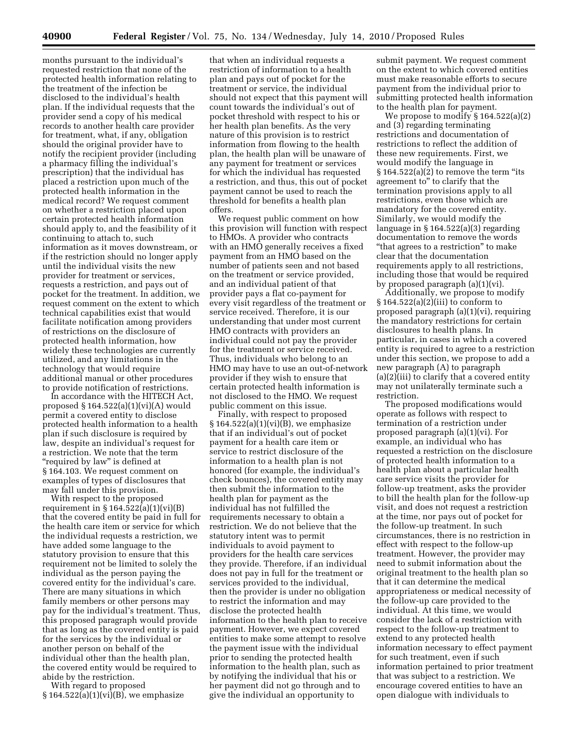months pursuant to the individual's requested restriction that none of the protected health information relating to the treatment of the infection be disclosed to the individual's health plan. If the individual requests that the provider send a copy of his medical records to another health care provider for treatment, what, if any, obligation should the original provider have to notify the recipient provider (including a pharmacy filling the individual's prescription) that the individual has placed a restriction upon much of the protected health information in the medical record? We request comment on whether a restriction placed upon certain protected health information should apply to, and the feasibility of it continuing to attach to, such information as it moves downstream, or if the restriction should no longer apply until the individual visits the new provider for treatment or services, requests a restriction, and pays out of pocket for the treatment. In addition, we request comment on the extent to which technical capabilities exist that would facilitate notification among providers of restrictions on the disclosure of protected health information, how widely these technologies are currently utilized, and any limitations in the technology that would require additional manual or other procedures to provide notification of restrictions.

In accordance with the HITECH Act, proposed § 164.522(a)(1)(vi)(A) would permit a covered entity to disclose protected health information to a health plan if such disclosure is required by law, despite an individual's request for a restriction. We note that the term "required by law" is defined at § 164.103. We request comment on examples of types of disclosures that may fall under this provision.

With respect to the proposed requirement in § 164.522(a)(1)(vi)(B) that the covered entity be paid in full for the health care item or service for which the individual requests a restriction, we have added some language to the statutory provision to ensure that this requirement not be limited to solely the individual as the person paying the covered entity for the individual's care. There are many situations in which family members or other persons may pay for the individual's treatment. Thus, this proposed paragraph would provide that as long as the covered entity is paid for the services by the individual or another person on behalf of the individual other than the health plan, the covered entity would be required to abide by the restriction.

With regard to proposed § 164.522(a)(1)(vi)(B), we emphasize that when an individual requests a restriction of information to a health plan and pays out of pocket for the treatment or service, the individual should not expect that this payment will count towards the individual's out of pocket threshold with respect to his or her health plan benefits. As the very nature of this provision is to restrict information from flowing to the health plan, the health plan will be unaware of any payment for treatment or services for which the individual has requested a restriction, and thus, this out of pocket payment cannot be used to reach the threshold for benefits a health plan offers.

We request public comment on how this provision will function with respect to HMOs. A provider who contracts with an HMO generally receives a fixed payment from an HMO based on the number of patients seen and not based on the treatment or service provided, and an individual patient of that provider pays a flat co-payment for every visit regardless of the treatment or service received. Therefore, it is our understanding that under most current HMO contracts with providers an individual could not pay the provider for the treatment or service received. Thus, individuals who belong to an HMO may have to use an out-of-network provider if they wish to ensure that certain protected health information is not disclosed to the HMO. We request public comment on this issue.

Finally, with respect to proposed § 164.522(a)(1)(vi)(B), we emphasize that if an individual's out of pocket payment for a health care item or service to restrict disclosure of the information to a health plan is not honored (for example, the individual's check bounces), the covered entity may then submit the information to the health plan for payment as the individual has not fulfilled the requirements necessary to obtain a restriction. We do not believe that the statutory intent was to permit individuals to avoid payment to providers for the health care services they provide. Therefore, if an individual does not pay in full for the treatment or services provided to the individual, then the provider is under no obligation to restrict the information and may disclose the protected health information to the health plan to receive payment. However, we expect covered entities to make some attempt to resolve the payment issue with the individual prior to sending the protected health information to the health plan, such as by notifying the individual that his or her payment did not go through and to give the individual an opportunity to submit payment. We request comment on the extent to which covered entities must make reasonable efforts to secure payment from the individual prior to submitting protected health information to the health plan for payment.

We propose to modify § 164.522(a)(2) and (3) regarding terminating restrictions and documentation of restrictions to reflect the addition of these new requirements. First, we would modify the language in § 164.522(a)(2) to remove the term "its agreement to" to clarify that the termination provisions apply to all restrictions, even those which are mandatory for the covered entity. Similarly, we would modify the language in § 164.522(a)(3) regarding documentation to remove the words "that agrees to a restriction" to make clear that the documentation requirements apply to all restrictions, including those that would be required by proposed paragraph (a)(1)(vi).

Additionally, we propose to modify § 164.522(a)(2)(iii) to conform to proposed paragraph (a)(1)(vi), requiring the mandatory restrictions for certain disclosures to health plans. In particular, in cases in which a covered entity is required to agree to a restriction under this section, we propose to add a new paragraph (A) to paragraph (a)(2)(iii) to clarify that a covered entity may not unilaterally terminate such a restriction.

The proposed modifications would operate as follows with respect to termination of a restriction under proposed paragraph (a)(1)(vi). For example, an individual who has requested a restriction on the disclosure of protected health information to a health plan about a particular health care service visits the provider for follow-up treatment, asks the provider to bill the health plan for the follow-up visit, and does not request a restriction at the time, nor pays out of pocket for the follow-up treatment. In such circumstances, there is no restriction in effect with respect to the follow-up treatment. However, the provider may need to submit information about the original treatment to the health plan so that it can determine the medical appropriateness or medical necessity of the follow-up care provided to the individual. At this time, we would consider the lack of a restriction with respect to the follow-up treatment to extend to any protected health information necessary to effect payment for such treatment, even if such information pertained to prior treatment that was subject to a restriction. We encourage covered entities to have an open dialogue with individuals to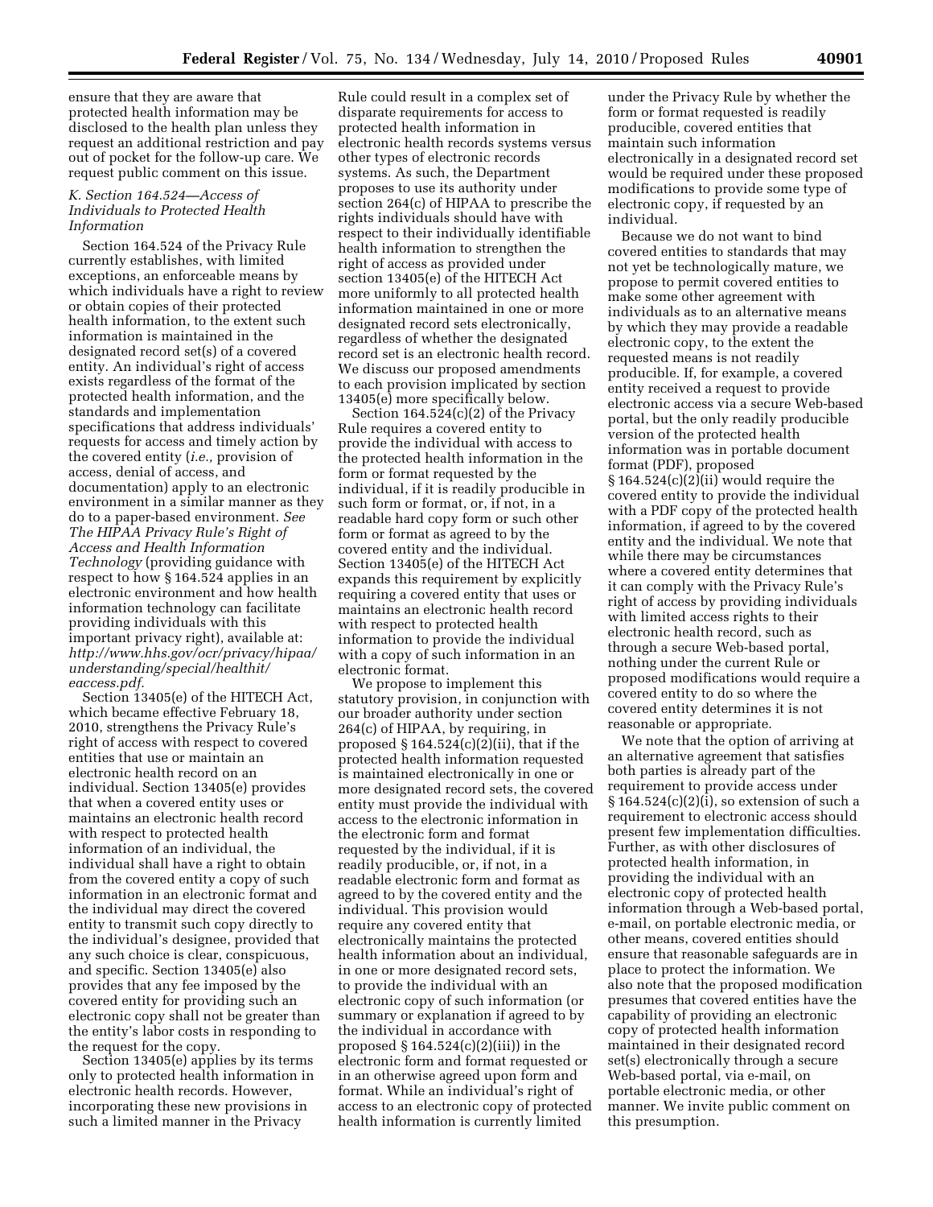ensure that they are aware that protected health information may be disclosed to the health plan unless they request an additional restriction and pay out of pocket for the follow-up care. We request public comment on this issue.

### K. Section 164.524—Access of Individuals to Protected Health Information

Section 164.524 of the Privacy Rule currently establishes, with limited exceptions, an enforceable means by which individuals have a right to review or obtain copies of their protected health information, to the extent such information is maintained in the designated record set(s) of a covered entity. An individual's right of access exists regardless of the format of the protected health information, and the standards and implementation specifications that address individuals' requests for access and timely action by the covered entity (*i.e.,* provision of access, denial of access, and documentation) apply to an electronic environment in a similar manner as they do to a paper-based environment. *See The HIPAA Privacy Rule's Right of Access and Health Information Technology* (providing guidance with respect to how § 164.524 applies in an electronic environment and how health information technology can facilitate providing individuals with this important privacy right), available at: *http://www.hhs.gov/ocr/privacy/hipaa/understanding/special/healthit/eaccess.pdf.*

Section 13405(e) of the HITECH Act, which became effective February 18, 2010, strengthens the Privacy Rule's right of access with respect to covered entities that use or maintain an electronic health record on an individual. Section 13405(e) provides that when a covered entity uses or maintains an electronic health record with respect to protected health information of an individual, the individual shall have a right to obtain from the covered entity a copy of such information in an electronic format and the individual may direct the covered entity to transmit such copy directly to the individual's designee, provided that any such choice is clear, conspicuous, and specific. Section 13405(e) also provides that any fee imposed by the covered entity for providing such an electronic copy shall not be greater than the entity's labor costs in responding to the request for the copy.

Section 13405(e) applies by its terms only to protected health information in electronic health records. However, incorporating these new provisions in such a limited manner in the Privacy Rule could result in a complex set of disparate requirements for access to protected health information in electronic health records systems versus other types of electronic records systems. As such, the Department proposes to use its authority under section 264(c) of HIPAA to prescribe the rights individuals should have with respect to their individually identifiable health information to strengthen the right of access as provided under section 13405(e) of the HITECH Act more uniformly to all protected health information maintained in one or more designated record sets electronically, regardless of whether the designated record set is an electronic health record. We discuss our proposed amendments to each provision implicated by section 13405(e) more specifically below.

Section 164.524(c)(2) of the Privacy Rule requires a covered entity to provide the individual with access to the protected health information in the form or format requested by the individual, if it is readily producible in such form or format, or, if not, in a readable hard copy form or such other form or format as agreed to by the covered entity and the individual. Section 13405(e) of the HITECH Act expands this requirement by explicitly requiring a covered entity that uses or maintains an electronic health record with respect to protected health information to provide the individual with a copy of such information in an electronic format.

We propose to implement this statutory provision, in conjunction with our broader authority under section 264(c) of HIPAA, by requiring, in proposed § 164.524(c)(2)(ii), that if the protected health information requested is maintained electronically in one or more designated record sets, the covered entity must provide the individual with access to the electronic information in the electronic form and format requested by the individual, if it is readily producible, or, if not, in a readable electronic form and format as agreed to by the covered entity and the individual. This provision would require any covered entity that electronically maintains the protected health information about an individual, in one or more designated record sets, to provide the individual with an electronic copy of such information (or summary or explanation if agreed to by the individual in accordance with proposed § 164.524(c)(2)(iii)) in the electronic form and format requested or in an otherwise agreed upon form and format. While an individual's right of access to an electronic copy of protected health information is currently limited under the Privacy Rule by whether the form or format requested is readily producible, covered entities that maintain such information electronically in a designated record set would be required under these proposed modifications to provide some type of electronic copy, if requested by an individual.

Because we do not want to bind covered entities to standards that may not yet be technologically mature, we propose to permit covered entities to make some other agreement with individuals as to an alternative means by which they may provide a readable electronic copy, to the extent the requested means is not readily producible. If, for example, a covered entity received a request to provide electronic access via a secure Web-based portal, but the only readily producible version of the protected health information was in portable document format (PDF), proposed § 164.524(c)(2)(ii) would require the covered entity to provide the individual with a PDF copy of the protected health information, if agreed to by the covered entity and the individual. We note that while there may be circumstances where a covered entity determines that it can comply with the Privacy Rule's right of access by providing individuals with limited access rights to their electronic health record, such as through a secure Web-based portal, nothing under the current Rule or proposed modifications would require a covered entity to do so where the covered entity determines it is not reasonable or appropriate.

We note that the option of arriving at an alternative agreement that satisfies both parties is already part of the requirement to provide access under § 164.524(c)(2)(i), so extension of such a requirement to electronic access should present few implementation difficulties. Further, as with other disclosures of protected health information, in providing the individual with an electronic copy of protected health information through a Web-based portal, e-mail, on portable electronic media, or other means, covered entities should ensure that reasonable safeguards are in place to protect the information. We also note that the proposed modification presumes that covered entities have the capability of providing an electronic copy of protected health information maintained in their designated record set(s) electronically through a secure Web-based portal, via e-mail, on portable electronic media, or other manner. We invite public comment on this presumption.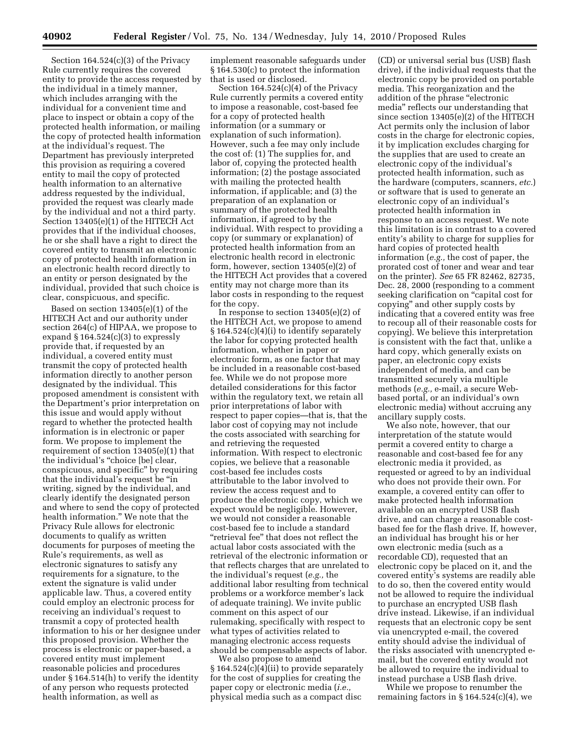Section 164.524(c)(3) of the Privacy Rule currently requires the covered entity to provide the access requested by the individual in a timely manner, which includes arranging with the individual for a convenient time and place to inspect or obtain a copy of the protected health information, or mailing the copy of protected health information at the individual's request. The Department has previously interpreted this provision as requiring a covered entity to mail the copy of protected health information to an alternative address requested by the individual, provided the request was clearly made by the individual and not a third party. Section 13405(e)(1) of the HITECH Act provides that if the individual chooses, he or she shall have a right to direct the covered entity to transmit an electronic copy of protected health information in an electronic health record directly to an entity or person designated by the individual, provided that such choice is clear, conspicuous, and specific.

Based on section 13405(e)(1) of the HITECH Act and our authority under section 264(c) of HIPAA, we propose to expand § 164.524(c)(3) to expressly provide that, if requested by an individual, a covered entity must transmit the copy of protected health information directly to another person designated by the individual. This proposed amendment is consistent with the Department's prior interpretation on this issue and would apply without regard to whether the protected health information is in electronic or paper form. We propose to implement the requirement of section 13405(e)(1) that the individual's "choice [be] clear, conspicuous, and specific" by requiring that the individual's request be "in writing, signed by the individual, and clearly identify the designated person and where to send the copy of protected health information." We note that the Privacy Rule allows for electronic documents to qualify as written documents for purposes of meeting the Rule's requirements, as well as electronic signatures to satisfy any requirements for a signature, to the extent the signature is valid under applicable law. Thus, a covered entity could employ an electronic process for receiving an individual's request to transmit a copy of protected health information to his or her designee under this proposed provision. Whether the process is electronic or paper-based, a covered entity must implement reasonable policies and procedures under § 164.514(h) to verify the identity of any person who requests protected health information, as well as implement reasonable safeguards under § 164.530(c) to protect the information that is used or disclosed.

Section 164.524(c)(4) of the Privacy Rule currently permits a covered entity to impose a reasonable, cost-based fee for a copy of protected health information (or a summary or explanation of such information). However, such a fee may only include the cost of: (1) The supplies for, and labor of, copying the protected health information; (2) the postage associated with mailing the protected health information, if applicable; and (3) the preparation of an explanation or summary of the protected health information, if agreed to by the individual. With respect to providing a copy (or summary or explanation) of protected health information from an electronic health record in electronic form, however, section 13405(e)(2) of the HITECH Act provides that a covered entity may not charge more than its labor costs in responding to the request for the copy.

In response to section 13405(e)(2) of the HITECH Act, we propose to amend § 164.524(c)(4)(i) to identify separately the labor for copying protected health information, whether in paper or electronic form, as one factor that may be included in a reasonable cost-based fee. While we do not propose more detailed considerations for this factor within the regulatory text, we retain all prior interpretations of labor with respect to paper copies—that is, that the labor cost of copying may not include the costs associated with searching for and retrieving the requested information. With respect to electronic copies, we believe that a reasonable cost-based fee includes costs attributable to the labor involved to review the access request and to produce the electronic copy, which we expect would be negligible. However, we would not consider a reasonable cost-based fee to include a standard "retrieval fee" that does not reflect the actual labor costs associated with the retrieval of the electronic information or that reflects charges that are unrelated to the individual's request (*e.g.,* the additional labor resulting from technical problems or a workforce member's lack of adequate training). We invite public comment on this aspect of our rulemaking, specifically with respect to what types of activities related to managing electronic access requests should be compensable aspects of labor.

We also propose to amend § 164.524(c)(4)(ii) to provide separately for the cost of supplies for creating the paper copy or electronic media (*i.e.,* physical media such as a compact disc (CD) or universal serial bus (USB) flash drive), if the individual requests that the electronic copy be provided on portable media. This reorganization and the addition of the phrase "electronic media" reflects our understanding that since section 13405(e)(2) of the HITECH Act permits only the inclusion of labor costs in the charge for electronic copies, it by implication excludes charging for the supplies that are used to create an electronic copy of the individual's protected health information, such as the hardware (computers, scanners, *etc.*) or software that is used to generate an electronic copy of an individual's protected health information in response to an access request. We note this limitation is in contrast to a covered entity's ability to charge for supplies for hard copies of protected health information (*e.g.,* the cost of paper, the prorated cost of toner and wear and tear on the printer). *See* 65 FR 82462, 82735, Dec. 28, 2000 (responding to a comment seeking clarification on "capital cost for copying" and other supply costs by indicating that a covered entity was free to recoup all of their reasonable costs for copying). We believe this interpretation is consistent with the fact that, unlike a hard copy, which generally exists on paper, an electronic copy exists independent of media, and can be transmitted securely via multiple methods (*e.g.,* e-mail, a secure Web-based portal, or an individual's own electronic media) without accruing any ancillary supply costs.

We also note, however, that our interpretation of the statute would permit a covered entity to charge a reasonable and cost-based fee for any electronic media it provided, as requested or agreed to by an individual who does not provide their own. For example, a covered entity can offer to make protected health information available on an encrypted USB flash drive, and can charge a reasonable cost-based fee for the flash drive. If, however, an individual has brought his or her own electronic media (such as a recordable CD), requested that an electronic copy be placed on it, and the covered entity's systems are readily able to do so, then the covered entity would not be allowed to require the individual to purchase an encrypted USB flash drive instead. Likewise, if an individual requests that an electronic copy be sent via unencrypted e-mail, the covered entity should advise the individual of the risks associated with unencrypted e-mail, but the covered entity would not be allowed to require the individual to instead purchase a USB flash drive.

While we propose to renumber the remaining factors in § 164.524(c)(4), we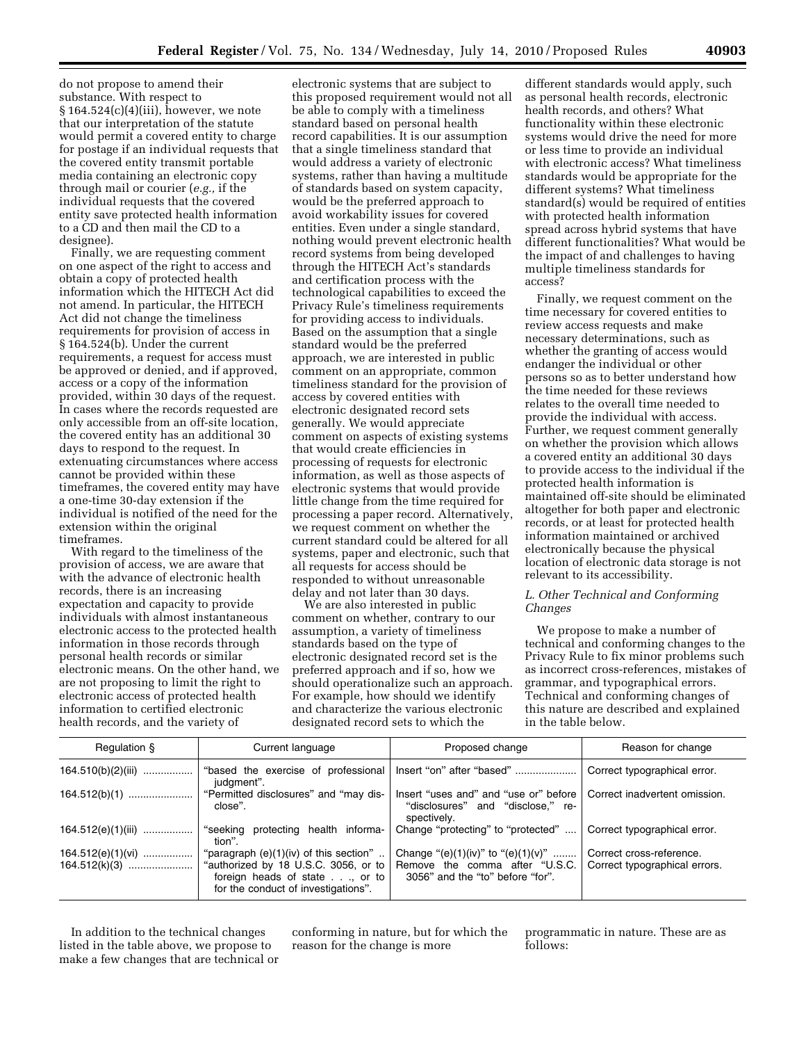do not propose to amend their substance. With respect to § 164.524(c)(4)(iii), however, we note that our interpretation of the statute would permit a covered entity to charge for postage if an individual requests that the covered entity transmit portable media containing an electronic copy through mail or courier (*e.g.,* if the individual requests that the covered entity save protected health information to a CD and then mail the CD to a designee).

Finally, we are requesting comment on one aspect of the right to access and obtain a copy of protected health information which the HITECH Act did not amend. In particular, the HITECH Act did not change the timeliness requirements for provision of access in § 164.524(b). Under the current requirements, a request for access must be approved or denied, and if approved, access or a copy of the information provided, within 30 days of the request. In cases where the records requested are only accessible from an off-site location, the covered entity has an additional 30 days to respond to the request. In extenuating circumstances where access cannot be provided within these timeframes, the covered entity may have a one-time 30-day extension if the individual is notified of the need for the extension within the original timeframes.

With regard to the timeliness of the provision of access, we are aware that with the advance of electronic health records, there is an increasing expectation and capacity to provide individuals with almost instantaneous electronic access to the protected health information in those records through personal health records or similar electronic means. On the other hand, we are not proposing to limit the right to electronic access of protected health information to certified electronic health records, and the variety of electronic systems that are subject to this proposed requirement would not all be able to comply with a timeliness standard based on personal health record capabilities. It is our assumption that a single timeliness standard that would address a variety of electronic systems, rather than having a multitude of standards based on system capacity, would be the preferred approach to avoid workability issues for covered entities. Even under a single standard, nothing would prevent electronic health record systems from being developed through the HITECH Act's standards and certification process with the technological capabilities to exceed the Privacy Rule's timeliness requirements for providing access to individuals. Based on the assumption that a single standard would be the preferred approach, we are interested in public comment on an appropriate, common timeliness standard for the provision of access by covered entities with electronic designated record sets generally. We would appreciate comment on aspects of existing systems that would create efficiencies in processing of requests for electronic information, as well as those aspects of electronic systems that would provide little change from the time required for processing a paper record. Alternatively, we request comment on whether the current standard could be altered for all systems, paper and electronic, such that all requests for access should be responded to without unreasonable delay and not later than 30 days.

We are also interested in public comment on whether, contrary to our assumption, a variety of timeliness standards based on the type of electronic designated record set is the preferred approach and if so, how we should operationalize such an approach. For example, how should we identify and characterize the various electronic designated record sets to which the different standards would apply, such as personal health records, electronic health records, and others? What functionality within these electronic systems would drive the need for more or less time to provide an individual with electronic access? What timeliness standards would be appropriate for the different systems? What timeliness standard(s) would be required of entities with protected health information spread across hybrid systems that have different functionalities? What would be the impact of and challenges to having multiple timeliness standards for access?

Finally, we request comment on the time necessary for covered entities to review access requests and make necessary determinations, such as whether the granting of access would endanger the individual or other persons so as to better understand how the time needed for these reviews relates to the overall time needed to provide the individual with access. Further, we request comment generally on whether the provision which allows a covered entity an additional 30 days to provide access to the individual if the protected health information is maintained off-site should be eliminated altogether for both paper and electronic records, or at least for protected health information maintained or archived electronically because the physical location of electronic data storage is not relevant to its accessibility.

### L. Other Technical and Conforming Changes

We propose to make a number of technical and conforming changes to the Privacy Rule to fix minor problems such as incorrect cross-references, mistakes of grammar, and typographical errors. Technical and conforming changes of this nature are described and explained in the table below.

| Regulation § | Current language | Proposed change | Reason for change |
|---|---|---|---|
| 164.510(b)(2)(iii) | "based the exercise of professional judgment". | Insert "on" after "based" | Correct typographical error. |
| 164.512(b)(1) | "Permitted disclosures" and "may disclose". | Insert "uses and" and "use or" before "disclosures" and "disclose," respectively. | Correct inadvertent omission. |
| 164.512(e)(1)(iii) | "seeking protecting health information". | Change "protecting" to "protected" | Correct typographical error. |
| 164.512(e)(1)(vi) | "paragraph (e)(1)(iv) of this section" | Change "(e)(1)(iv)" to "(e)(1)(v)" | Correct cross-reference. |
| 164.512(k)(3) | "authorized by 18 U.S.C. 3056, or to foreign heads of state . . ., or to for the conduct of investigations". | Remove the comma after "U.S.C. 3056" and the "to" before "for". | Correct typographical errors. |

In addition to the technical changes listed in the table above, we propose to make a few changes that are technical or conforming in nature, but for which the reason for the change is more programmatic in nature. These are as follows: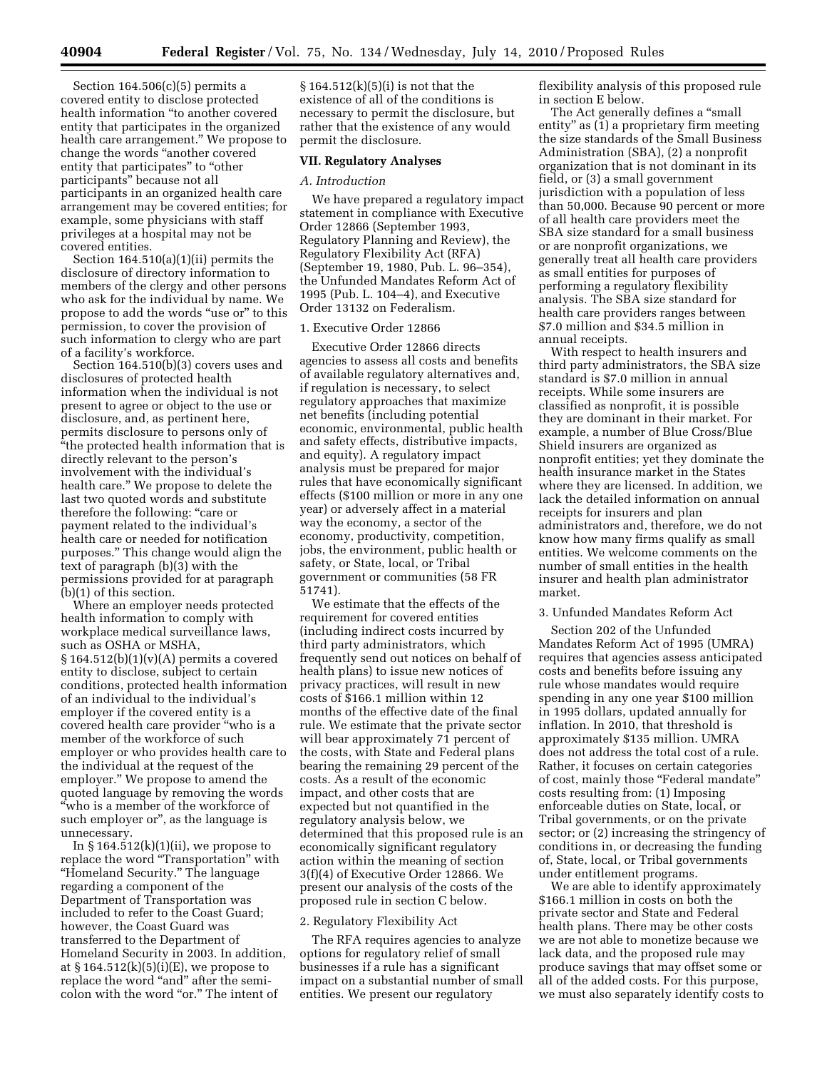Section 164.506(c)(5) permits a covered entity to disclose protected health information "to another covered entity that participates in the organized health care arrangement." We propose to change the words "another covered entity that participates" to "other participants" because not all participants in an organized health care arrangement may be covered entities; for example, some physicians with staff privileges at a hospital may not be covered entities.

Section 164.510(a)(1)(ii) permits the disclosure of directory information to members of the clergy and other persons who ask for the individual by name. We propose to add the words "use or" to this permission, to cover the provision of such information to clergy who are part of a facility's workforce.

Section 164.510(b)(3) covers uses and disclosures of protected health information when the individual is not present to agree or object to the use or disclosure, and, as pertinent here, permits disclosure to persons only of "the protected health information that is directly relevant to the person's involvement with the individual's health care." We propose to delete the last two quoted words and substitute therefore the following: "care or payment related to the individual's health care or needed for notification purposes." This change would align the text of paragraph (b)(3) with the permissions provided for at paragraph (b)(1) of this section.

Where an employer needs protected health information to comply with workplace medical surveillance laws, such as OSHA or MSHA, § 164.512(b)(1)(v)(A) permits a covered entity to disclose, subject to certain conditions, protected health information of an individual to the individual's employer if the covered entity is a covered health care provider "who is a member of the workforce of such employer or who provides health care to the individual at the request of the employer." We propose to amend the quoted language by removing the words "who is a member of the workforce of such employer or", as the language is unnecessary.

In § 164.512(k)(1)(ii), we propose to replace the word "Transportation" with "Homeland Security." The language regarding a component of the Department of Transportation was included to refer to the Coast Guard; however, the Coast Guard was transferred to the Department of Homeland Security in 2003. In addition, at § 164.512(k)(5)(i)(E), we propose to replace the word "and" after the semi-colon with the word "or." The intent of § 164.512(k)(5)(i) is not that the existence of all of the conditions is necessary to permit the disclosure, but rather that the existence of any would permit the disclosure.

## VII. Regulatory Analyses

### *A. Introduction*

We have prepared a regulatory impact statement in compliance with Executive Order 12866 (September 1993, Regulatory Planning and Review), the Regulatory Flexibility Act (RFA) (September 19, 1980, Pub. L. 96–354), the Unfunded Mandates Reform Act of 1995 (Pub. L. 104–4), and Executive Order 13132 on Federalism.

#### 1. Executive Order 12866

Executive Order 12866 directs agencies to assess all costs and benefits of available regulatory alternatives and, if regulation is necessary, to select regulatory approaches that maximize net benefits (including potential economic, environmental, public health and safety effects, distributive impacts, and equity). A regulatory impact analysis must be prepared for major rules that have economically significant effects ($100 million or more in any one year) or adversely affect in a material way the economy, a sector of the economy, productivity, competition, jobs, the environment, public health or safety, or State, local, or Tribal government or communities (58 FR 51741).

We estimate that the effects of the requirement for covered entities (including indirect costs incurred by third party administrators, which frequently send out notices on behalf of health plans) to issue new notices of privacy practices, will result in new costs of $166.1 million within 12 months of the effective date of the final rule. We estimate that the private sector will bear approximately 71 percent of the costs, with State and Federal plans bearing the remaining 29 percent of the costs. As a result of the economic impact, and other costs that are expected but not quantified in the regulatory analysis below, we determined that this proposed rule is an economically significant regulatory action within the meaning of section 3(f)(4) of Executive Order 12866. We present our analysis of the costs of the proposed rule in section C below.

#### 2. Regulatory Flexibility Act

The RFA requires agencies to analyze options for regulatory relief of small businesses if a rule has a significant impact on a substantial number of small entities. We present our regulatory flexibility analysis of this proposed rule in section E below.

The Act generally defines a "small entity" as (1) a proprietary firm meeting the size standards of the Small Business Administration (SBA), (2) a nonprofit organization that is not dominant in its field, or (3) a small government jurisdiction with a population of less than 50,000. Because 90 percent or more of all health care providers meet the SBA size standard for a small business or are nonprofit organizations, we generally treat all health care providers as small entities for purposes of performing a regulatory flexibility analysis. The SBA size standard for health care providers ranges between $7.0 million and $34.5 million in annual receipts.

With respect to health insurers and third party administrators, the SBA size standard is $7.0 million in annual receipts. While some insurers are classified as nonprofit, it is possible they are dominant in their market. For example, a number of Blue Cross/Blue Shield insurers are organized as nonprofit entities; yet they dominate the health insurance market in the States where they are licensed. In addition, we lack the detailed information on annual receipts for insurers and plan administrators and, therefore, we do not know how many firms qualify as small entities. We welcome comments on the number of small entities in the health insurer and health plan administrator market.

#### 3. Unfunded Mandates Reform Act

Section 202 of the Unfunded Mandates Reform Act of 1995 (UMRA) requires that agencies assess anticipated costs and benefits before issuing any rule whose mandates would require spending in any one year $100 million in 1995 dollars, updated annually for inflation. In 2010, that threshold is approximately $135 million. UMRA does not address the total cost of a rule. Rather, it focuses on certain categories of cost, mainly those "Federal mandate" costs resulting from: (1) Imposing enforceable duties on State, local, or Tribal governments, or on the private sector; or (2) increasing the stringency of conditions in, or decreasing the funding of, State, local, or Tribal governments under entitlement programs.

We are able to identify approximately $166.1 million in costs on both the private sector and State and Federal health plans. There may be other costs we are not able to monetize because we lack data, and the proposed rule may produce savings that may offset some or all of the added costs. For this purpose, we must also separately identify costs to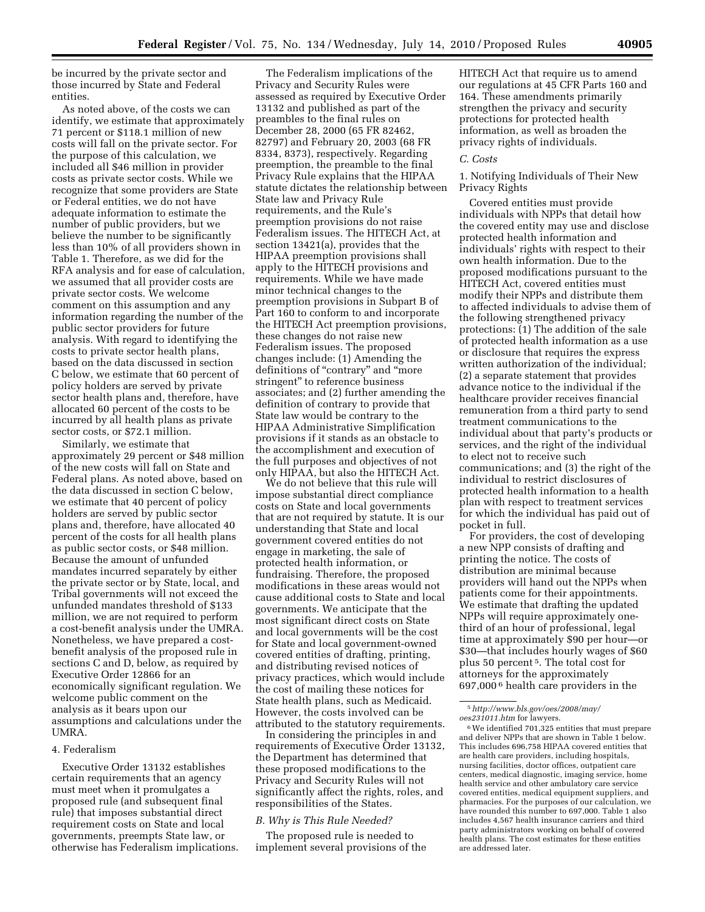be incurred by the private sector and those incurred by State and Federal entities.

As noted above, of the costs we can identify, we estimate that approximately 71 percent or $118.1 million of new costs will fall on the private sector. For the purpose of this calculation, we included all $46 million in provider costs as private sector costs. While we recognize that some providers are State or Federal entities, we do not have adequate information to estimate the number of public providers, but we believe the number to be significantly less than 10% of all providers shown in Table 1. Therefore, as we did for the RFA analysis and for ease of calculation, we assumed that all provider costs are private sector costs. We welcome comment on this assumption and any information regarding the number of the public sector providers for future analysis. With regard to identifying the costs to private sector health plans, based on the data discussed in section C below, we estimate that 60 percent of policy holders are served by private sector health plans and, therefore, have allocated 60 percent of the costs to be incurred by all health plans as private sector costs, or $72.1 million.

Similarly, we estimate that approximately 29 percent or $48 million of the new costs will fall on State and Federal plans. As noted above, based on the data discussed in section C below, we estimate that 40 percent of policy holders are served by public sector plans and, therefore, have allocated 40 percent of the costs for all health plans as public sector costs, or $48 million. Because the amount of unfunded mandates incurred separately by either the private sector or by State, local, and Tribal governments will not exceed the unfunded mandates threshold of $133 million, we are not required to perform a cost-benefit analysis under the UMRA. Nonetheless, we have prepared a cost-benefit analysis of the proposed rule in sections C and D, below, as required by Executive Order 12866 for an economically significant regulation. We welcome public comment on the analysis as it bears upon our assumptions and calculations under the UMRA.

4. Federalism

Executive Order 13132 establishes certain requirements that an agency must meet when it promulgates a proposed rule (and subsequent final rule) that imposes substantial direct requirement costs on State and local governments, preempts State law, or otherwise has Federalism implications. The Federalism implications of the Privacy and Security Rules were assessed as required by Executive Order 13132 and published as part of the preambles to the final rules on December 28, 2000 (65 FR 82462, 82797) and February 20, 2003 (68 FR 8334, 8373), respectively. Regarding preemption, the preamble to the final Privacy Rule explains that the HIPAA statute dictates the relationship between State law and Privacy Rule requirements, and the Rule's preemption provisions do not raise Federalism issues. The HITECH Act, at section 13421(a), provides that the HIPAA preemption provisions shall apply to the HITECH provisions and requirements. While we have made minor technical changes to the preemption provisions in Subpart B of Part 160 to conform to and incorporate the HITECH Act preemption provisions, these changes do not raise new Federalism issues. The proposed changes include: (1) Amending the definitions of "contrary" and "more stringent" to reference business associates; and (2) further amending the definition of contrary to provide that State law would be contrary to the HIPAA Administrative Simplification provisions if it stands as an obstacle to the accomplishment and execution of the full purposes and objectives of not only HIPAA, but also the HITECH Act.

We do not believe that this rule will impose substantial direct compliance costs on State and local governments that are not required by statute. It is our understanding that State and local government covered entities do not engage in marketing, the sale of protected health information, or fundraising. Therefore, the proposed modifications in these areas would not cause additional costs to State and local governments. We anticipate that the most significant direct costs on State and local governments will be the cost for State and local government-owned covered entities of drafting, printing, and distributing revised notices of privacy practices, which would include the cost of mailing these notices for State health plans, such as Medicaid. However, the costs involved can be attributed to the statutory requirements.

In considering the principles in and requirements of Executive Order 13132, the Department has determined that these proposed modifications to the Privacy and Security Rules will not significantly affect the rights, roles, and responsibilities of the States.

### *B. Why is This Rule Needed?*

The proposed rule is needed to implement several provisions of the HITECH Act that require us to amend our regulations at 45 CFR Parts 160 and 164. These amendments primarily strengthen the privacy and security protections for protected health information, as well as broaden the privacy rights of individuals.

### *C. Costs*

1. Notifying Individuals of Their New Privacy Rights

Covered entities must provide individuals with NPPs that detail how the covered entity may use and disclose protected health information and individuals' rights with respect to their own health information. Due to the proposed modifications pursuant to the HITECH Act, covered entities must modify their NPPs and distribute them to affected individuals to advise them of the following strengthened privacy protections: (1) The addition of the sale of protected health information as a use or disclosure that requires the express written authorization of the individual; (2) a separate statement that provides advance notice to the individual if the healthcare provider receives financial remuneration from a third party to send treatment communications to the individual about that party's products or services, and the right of the individual to elect not to receive such communications; and (3) the right of the individual to restrict disclosures of protected health information to a health plan with respect to treatment services for which the individual has paid out of pocket in full.

For providers, the cost of developing a new NPP consists of drafting and printing the notice. The costs of distribution are minimal because providers will hand out the NPPs when patients come for their appointments. We estimate that drafting the updated NPPs will require approximately one-third of an hour of professional, legal time at approximately $90 per hour—or $30—that includes hourly wages of $60 plus 50 percent [5]. The total cost for attorneys for the approximately 697,000 [6] health care providers in the

[5] *http://www.bls.gov/oes/2008/may/oes231011.htm* for lawyers.

[6] We identified 701,325 entities that must prepare and deliver NPPs that are shown in Table 1 below. This includes 696,758 HIPAA covered entities that are health care providers, including hospitals, nursing facilities, doctor offices, outpatient care centers, medical diagnostic, imaging service, home health service and other ambulatory care service covered entities, medical equipment suppliers, and pharmacies. For the purposes of our calculation, we have rounded this number to 697,000. Table 1 also includes 4,567 health insurance carriers and third party administrators working on behalf of covered health plans. The cost estimates for these entities are addressed later.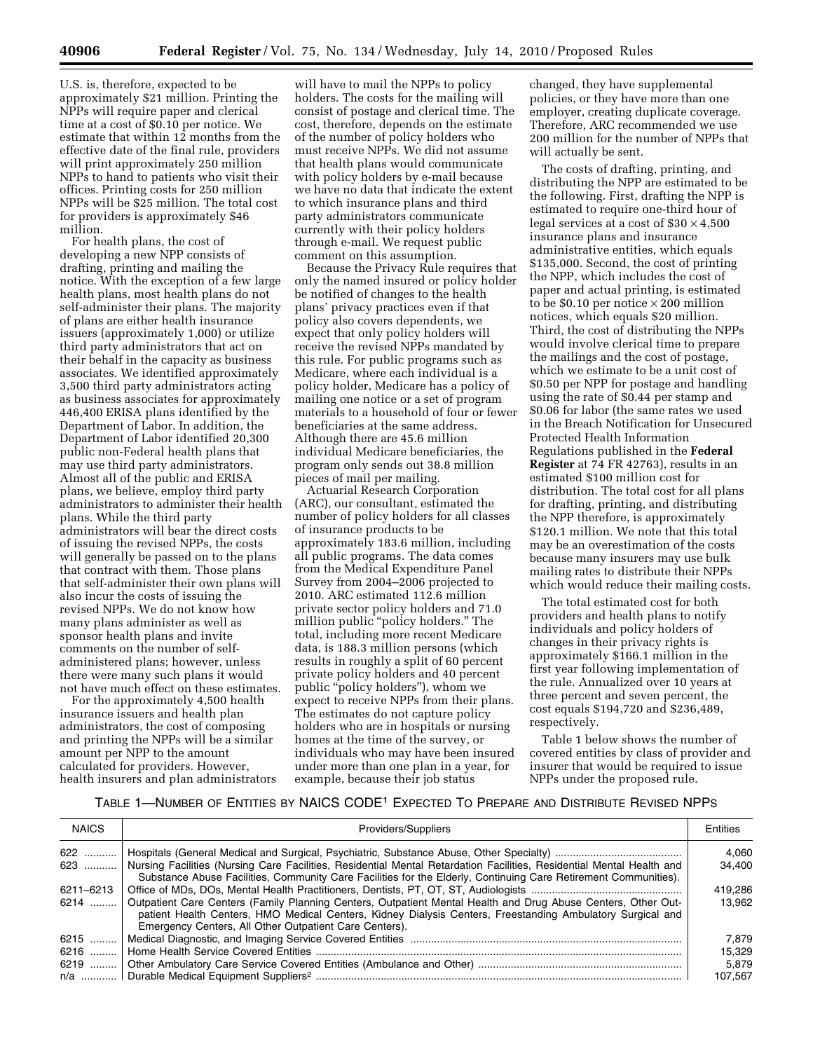U.S. is, therefore, expected to be approximately $21 million. Printing the NPPs will require paper and clerical time at a cost of $0.10 per notice. We estimate that within 12 months from the effective date of the final rule, providers will print approximately 250 million NPPs to hand to patients who visit their offices. Printing costs for 250 million NPPs will be $25 million. The total cost for providers is approximately $46 million.

For health plans, the cost of developing a new NPP consists of drafting, printing and mailing the notice. With the exception of a few large health plans, most health plans do not self-administer their plans. The majority of plans are either health insurance issuers (approximately 1,000) or utilize third party administrators that act on their behalf in the capacity as business associates. We identified approximately 3,500 third party administrators acting as business associates for approximately 446,400 ERISA plans identified by the Department of Labor. In addition, the Department of Labor identified 20,300 public non-Federal health plans that may use third party administrators. Almost all of the public and ERISA plans, we believe, employ third party administrators to administer their health plans. While the third party administrators will bear the direct costs of issuing the revised NPPs, the costs will generally be passed on to the plans that contract with them. Those plans that self-administer their own plans will also incur the costs of issuing the revised NPPs. We do not know how many plans administer as well as sponsor health plans and invite comments on the number of self-administered plans; however, unless there were many such plans it would not have much effect on these estimates.

For the approximately 4,500 health insurance issuers and health plan administrators, the cost of composing and printing the NPPs will be a similar amount per NPP to the amount calculated for providers. However, health insurers and plan administrators will have to mail the NPPs to policy holders. The costs for the mailing will consist of postage and clerical time. The cost, therefore, depends on the estimate of the number of policy holders who must receive NPPs. We did not assume that health plans would communicate with policy holders by e-mail because we have no data that indicate the extent to which insurance plans and third party administrators communicate currently with their policy holders through e-mail. We request public comment on this assumption.

Because the Privacy Rule requires that only the named insured or policy holder be notified of changes to the health plans' privacy practices even if that policy also covers dependents, we expect that only policy holders will receive the revised NPPs mandated by this rule. For public programs such as Medicare, where each individual is a policy holder, Medicare has a policy of mailing one notice or a set of program materials to a household of four or fewer beneficiaries at the same address. Although there are 45.6 million individual Medicare beneficiaries, the program only sends out 38.8 million pieces of mail per mailing.

Actuarial Research Corporation (ARC), our consultant, estimated the number of policy holders for all classes of insurance products to be approximately 183.6 million, including all public programs. The data comes from the Medical Expenditure Panel Survey from 2004–2006 projected to 2010. ARC estimated 112.6 million private sector policy holders and 71.0 million public "policy holders." The total, including more recent Medicare data, is 188.3 million persons (which results in roughly a split of 60 percent private policy holders and 40 percent public "policy holders"), whom we expect to receive NPPs from their plans. The estimates do not capture policy holders who are in hospitals or nursing homes at the time of the survey, or individuals who may have been insured under more than one plan in a year, for example, because their job status changed, they have supplemental policies, or they have more than one employer, creating duplicate coverage. Therefore, ARC recommended we use 200 million for the number of NPPs that will actually be sent.

The costs of drafting, printing, and distributing the NPP are estimated to be the following. First, drafting the NPP is estimated to require one-third hour of legal services at a cost of $30 × 4,500 insurance plans and insurance administrative entities, which equals $135,000. Second, the cost of printing the NPP, which includes the cost of paper and actual printing, is estimated to be $0.10 per notice × 200 million notices, which equals $20 million. Third, the cost of distributing the NPPs would involve clerical time to prepare the mailings and the cost of postage, which we estimate to be a unit cost of $0.50 per NPP for postage and handling using the rate of $0.44 per stamp and $0.06 for labor (the same rates we used in the Breach Notification for Unsecured Protected Health Information Regulations published in the **Federal Register** at 74 FR 42763), results in an estimated $100 million cost for distribution. The total cost for all plans for drafting, printing, and distributing the NPP therefore, is approximately $120.1 million. We note that this total may be an overestimation of the costs because many insurers may use bulk mailing rates to distribute their NPPs which would reduce their mailing costs.

The total estimated cost for both providers and health plans to notify individuals and policy holders of changes in their privacy rights is approximately $166.1 million in the first year following implementation of the rule. Annualized over 10 years at three percent and seven percent, the cost equals $194,720 and $236,489, respectively.

Table 1 below shows the number of covered entities by class of provider and insurer that would be required to issue NPPs under the proposed rule.

TABLE 1—NUMBER OF ENTITIES BY NAICS CODE[1] EXPECTED TO PREPARE AND DISTRIBUTE REVISED NPPS

| NAICS | Providers/Suppliers | Entities |
|---|---|---|
| 622 | Hospitals (General Medical and Surgical, Psychiatric, Substance Abuse, Other Specialty) | 4,060 |
| 623 | Nursing Facilities (Nursing Care Facilities, Residential Mental Retardation Facilities, Residential Mental Health and Substance Abuse Facilities, Community Care Facilities for the Elderly, Continuing Care Retirement Communities). | 34,400 |
| 6211–6213 | Office of MDs, DOs, Mental Health Practitioners, Dentists, PT, OT, ST, Audiologists | 419,286 |
| 6214 | Outpatient Care Centers (Family Planning Centers, Outpatient Mental Health and Drug Abuse Centers, Other Outpatient Health Centers, HMO Medical Centers, Kidney Dialysis Centers, Freestanding Ambulatory Surgical and Emergency Centers, All Other Outpatient Care Centers). | 13,962 |
| 6215 | Medical Diagnostic, and Imaging Service Covered Entities | 7,879 |
| 6216 | Home Health Service Covered Entities | 15,329 |
| 6219 | Other Ambulatory Care Service Covered Entities (Ambulance and Other) | 5,879 |
| n/a | Durable Medical Equipment Suppliers[2] | 107,567 |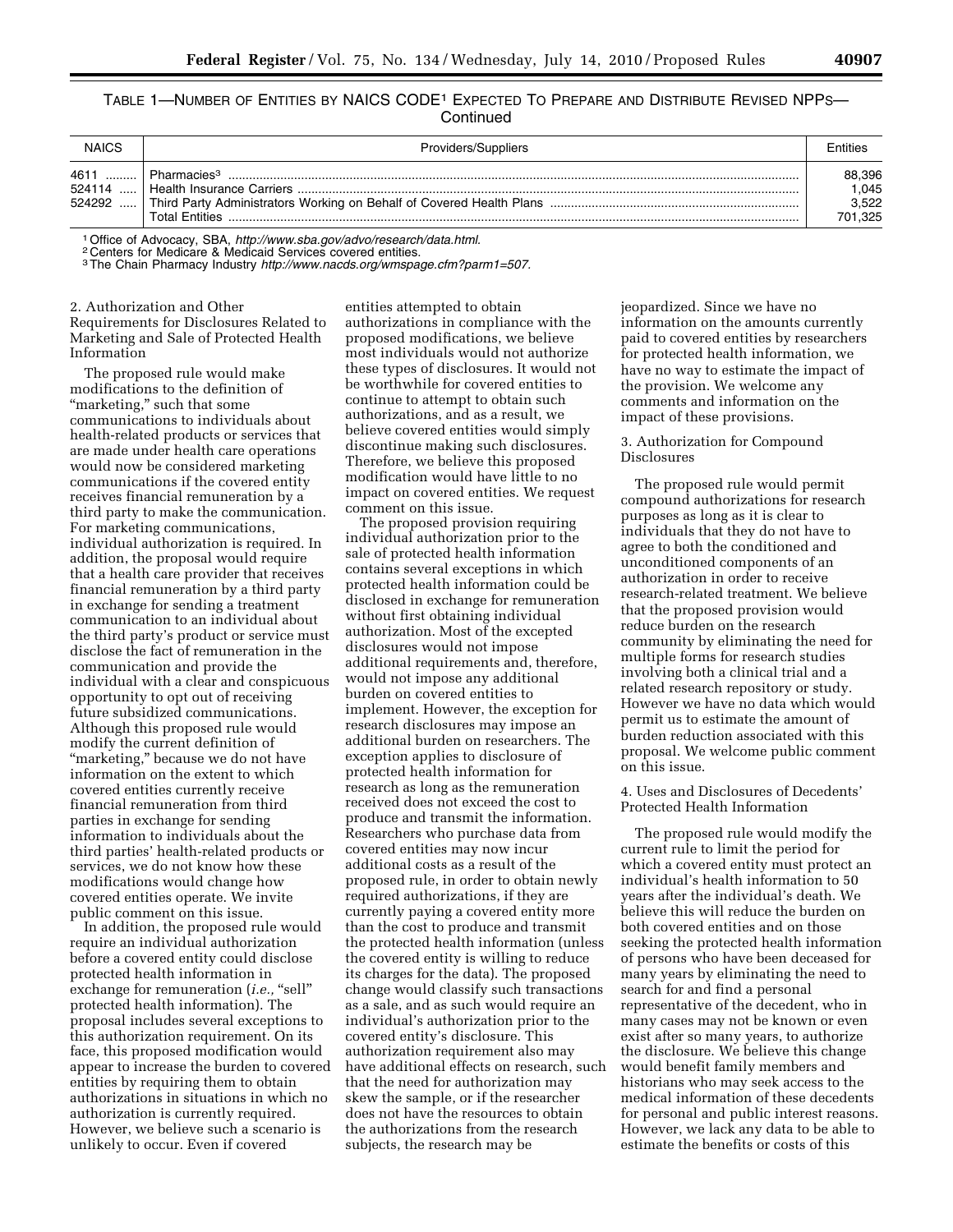TABLE 1—NUMBER OF ENTITIES BY NAICS CODE[1] EXPECTED TO PREPARE AND DISTRIBUTE REVISED NPPs—Continued

| NAICS | Providers/Suppliers | Entities |
|---|---|---|
| 4611 | Pharmacies[3] | 88,396 |
| 524114 | Health Insurance Carriers | 1,045 |
| 524292 | Third Party Administrators Working on Behalf of Covered Health Plans | 3,522 |
| | Total Entities | 701,325 |

[1] Office of Advocacy, SBA, *http://www.sba.gov/advo/research/data.html.*
[2] Centers for Medicare & Medicaid Services covered entities.
[3] The Chain Pharmacy Industry *http://www.nacds.org/wmspage.cfm?parm1=507.*

2. Authorization and Other Requirements for Disclosures Related to Marketing and Sale of Protected Health Information

The proposed rule would make modifications to the definition of "marketing," such that some communications to individuals about health-related products or services that are made under health care operations would now be considered marketing communications if the covered entity receives financial remuneration by a third party to make the communication. For marketing communications, individual authorization is required. In addition, the proposal would require that a health care provider that receives financial remuneration by a third party in exchange for sending a treatment communication to an individual about the third party's product or service must disclose the fact of remuneration in the communication and provide the individual with a clear and conspicuous opportunity to opt out of receiving future subsidized communications. Although this proposed rule would modify the current definition of "marketing," because we do not have information on the extent to which covered entities currently receive financial remuneration from third parties in exchange for sending information to individuals about the third parties' health-related products or services, we do not know how these modifications would change how covered entities operate. We invite public comment on this issue.

In addition, the proposed rule would require an individual authorization before a covered entity could disclose protected health information in exchange for remuneration (*i.e.,* "sell" protected health information). The proposal includes several exceptions to this authorization requirement. On its face, this proposed modification would appear to increase the burden to covered entities by requiring them to obtain authorizations in situations in which no authorization is currently required. However, we believe such a scenario is unlikely to occur. Even if covered entities attempted to obtain authorizations in compliance with the proposed modifications, we believe most individuals would not authorize these types of disclosures. It would not be worthwhile for covered entities to continue to attempt to obtain such authorizations, and as a result, we believe covered entities would simply discontinue making such disclosures. Therefore, we believe this proposed modification would have little to no impact on covered entities. We request comment on this issue.

The proposed provision requiring individual authorization prior to the sale of protected health information contains several exceptions in which protected health information could be disclosed in exchange for remuneration without first obtaining individual authorization. Most of the excepted disclosures would not impose additional requirements and, therefore, would not impose any additional burden on covered entities to implement. However, the exception for research disclosures may impose an additional burden on researchers. The exception applies to disclosure of protected health information for research as long as the remuneration received does not exceed the cost to produce and transmit the information. Researchers who purchase data from covered entities may now incur additional costs as a result of the proposed rule, in order to obtain newly required authorizations, if they are currently paying a covered entity more than the cost to produce and transmit the protected health information (unless the covered entity is willing to reduce its charges for the data). The proposed change would classify such transactions as a sale, and as such would require an individual's authorization prior to the covered entity's disclosure. This authorization requirement also may have additional effects on research, such that the need for authorization may skew the sample, or if the researcher does not have the resources to obtain the authorizations from the research subjects, the research may be jeopardized. Since we have no information on the amounts currently paid to covered entities by researchers for protected health information, we have no way to estimate the impact of the provision. We welcome any comments and information on the impact of these provisions.

3. Authorization for Compound Disclosures

The proposed rule would permit compound authorizations for research purposes as long as it is clear to individuals that they do not have to agree to both the conditioned and unconditioned components of an authorization in order to receive research-related treatment. We believe that the proposed provision would reduce burden on the research community by eliminating the need for multiple forms for research studies involving both a clinical trial and a related research repository or study. However we have no data which would permit us to estimate the amount of burden reduction associated with this proposal. We welcome public comment on this issue.

4. Uses and Disclosures of Decedents' Protected Health Information

The proposed rule would modify the current rule to limit the period for which a covered entity must protect an individual's health information to 50 years after the individual's death. We believe this will reduce the burden on both covered entities and on those seeking the protected health information of persons who have been deceased for many years by eliminating the need to search for and find a personal representative of the decedent, who in many cases may not be known or even exist after so many years, to authorize the disclosure. We believe this change would benefit family members and historians who may seek access to the medical information of these decedents for personal and public interest reasons. However, we lack any data to be able to estimate the benefits or costs of this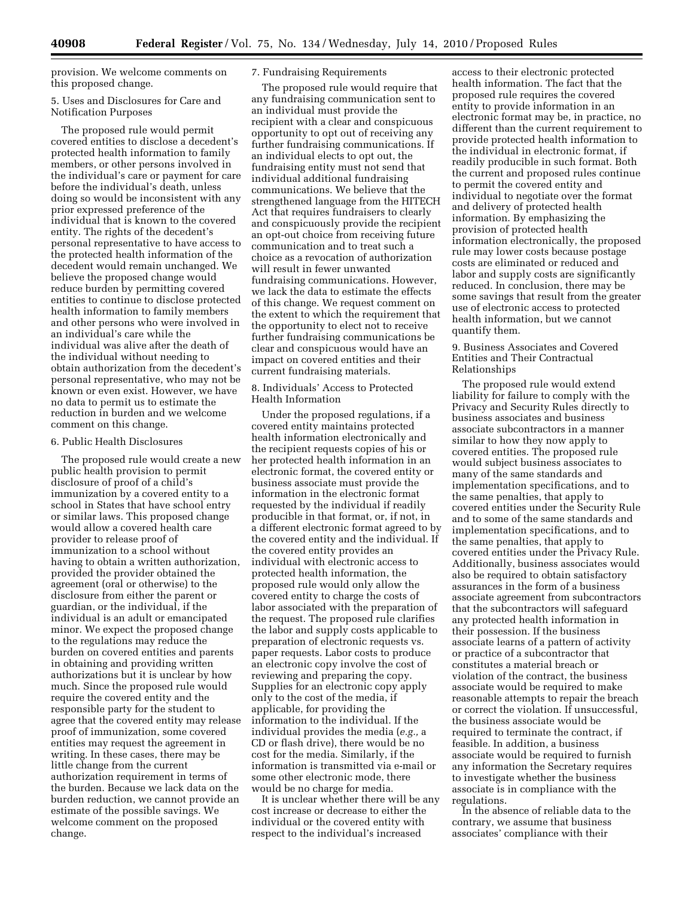provision. We welcome comments on this proposed change.

5. Uses and Disclosures for Care and Notification Purposes

The proposed rule would permit covered entities to disclose a decedent's protected health information to family members, or other persons involved in the individual's care or payment for care before the individual's death, unless doing so would be inconsistent with any prior expressed preference of the individual that is known to the covered entity. The rights of the decedent's personal representative to have access to the protected health information of the decedent would remain unchanged. We believe the proposed change would reduce burden by permitting covered entities to continue to disclose protected health information to family members and other persons who were involved in an individual's care while the individual was alive after the death of the individual without needing to obtain authorization from the decedent's personal representative, who may not be known or even exist. However, we have no data to permit us to estimate the reduction in burden and we welcome comment on this change.

6. Public Health Disclosures

The proposed rule would create a new public health provision to permit disclosure of proof of a child's immunization by a covered entity to a school in States that have school entry or similar laws. This proposed change would allow a covered health care provider to release proof of immunization to a school without having to obtain a written authorization, provided the provider obtained the agreement (oral or otherwise) to the disclosure from either the parent or guardian, or the individual, if the individual is an adult or emancipated minor. We expect the proposed change to the regulations may reduce the burden on covered entities and parents in obtaining and providing written authorizations but it is unclear by how much. Since the proposed rule would require the covered entity and the responsible party for the student to agree that the covered entity may release proof of immunization, some covered entities may request the agreement in writing. In these cases, there may be little change from the current authorization requirement in terms of the burden. Because we lack data on the burden reduction, we cannot provide an estimate of the possible savings. We welcome comment on the proposed change.

7. Fundraising Requirements

The proposed rule would require that any fundraising communication sent to an individual must provide the recipient with a clear and conspicuous opportunity to opt out of receiving any further fundraising communications. If an individual elects to opt out, the fundraising entity must not send that individual additional fundraising communications. We believe that the strengthened language from the HITECH Act that requires fundraisers to clearly and conspicuously provide the recipient an opt-out choice from receiving future communication and to treat such a choice as a revocation of authorization will result in fewer unwanted fundraising communications. However, we lack the data to estimate the effects of this change. We request comment on the extent to which the requirement that the opportunity to elect not to receive further fundraising communications be clear and conspicuous would have an impact on covered entities and their current fundraising materials.

8. Individuals' Access to Protected Health Information

Under the proposed regulations, if a covered entity maintains protected health information electronically and the recipient requests copies of his or her protected health information in an electronic format, the covered entity or business associate must provide the information in the electronic format requested by the individual if readily producible in that format, or, if not, in a different electronic format agreed to by the covered entity and the individual. If the covered entity provides an individual with electronic access to protected health information, the proposed rule would only allow the covered entity to charge the costs of labor associated with the preparation of the request. The proposed rule clarifies the labor and supply costs applicable to preparation of electronic requests vs. paper requests. Labor costs to produce an electronic copy involve the cost of reviewing and preparing the copy. Supplies for an electronic copy apply only to the cost of the media, if applicable, for providing the information to the individual. If the individual provides the media (*e.g.,* a CD or flash drive), there would be no cost for the media. Similarly, if the information is transmitted via e-mail or some other electronic mode, there would be no charge for media.

It is unclear whether there will be any cost increase or decrease to either the individual or the covered entity with respect to the individual's increased access to their electronic protected health information. The fact that the proposed rule requires the covered entity to provide information in an electronic format may be, in practice, no different than the current requirement to provide protected health information to the individual in electronic format, if readily producible in such format. Both the current and proposed rules continue to permit the covered entity and individual to negotiate over the format and delivery of protected health information. By emphasizing the provision of protected health information electronically, the proposed rule may lower costs because postage costs are eliminated or reduced and labor and supply costs are significantly reduced. In conclusion, there may be some savings that result from the greater use of electronic access to protected health information, but we cannot quantify them.

9. Business Associates and Covered Entities and Their Contractual Relationships

The proposed rule would extend liability for failure to comply with the Privacy and Security Rules directly to business associates and business associate subcontractors in a manner similar to how they now apply to covered entities. The proposed rule would subject business associates to many of the same standards and implementation specifications, and to the same penalties, that apply to covered entities under the Security Rule and to some of the same standards and implementation specifications, and to the same penalties, that apply to covered entities under the Privacy Rule. Additionally, business associates would also be required to obtain satisfactory assurances in the form of a business associate agreement from subcontractors that the subcontractors will safeguard any protected health information in their possession. If the business associate learns of a pattern of activity or practice of a subcontractor that constitutes a material breach or violation of the contract, the business associate would be required to make reasonable attempts to repair the breach or correct the violation. If unsuccessful, the business associate would be required to terminate the contract, if feasible. In addition, a business associate would be required to furnish any information the Secretary requires to investigate whether the business associate is in compliance with the regulations.

In the absence of reliable data to the contrary, we assume that business associates' compliance with their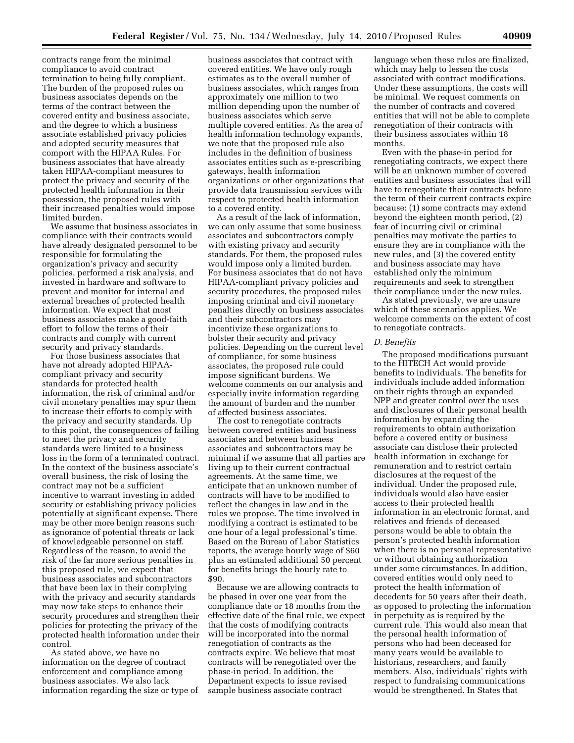contracts range from the minimal compliance to avoid contract termination to being fully compliant. The burden of the proposed rules on business associates depends on the terms of the contract between the covered entity and business associate, and the degree to which a business associate established privacy policies and adopted security measures that comport with the HIPAA Rules. For business associates that have already taken HIPAA-compliant measures to protect the privacy and security of the protected health information in their possession, the proposed rules with their increased penalties would impose limited burden.

We assume that business associates in compliance with their contracts would have already designated personnel to be responsible for formulating the organization's privacy and security policies, performed a risk analysis, and invested in hardware and software to prevent and monitor for internal and external breaches of protected health information. We expect that most business associates make a good-faith effort to follow the terms of their contracts and comply with current security and privacy standards.

For those business associates that have not already adopted HIPAA-compliant privacy and security standards for protected health information, the risk of criminal and/or civil monetary penalties may spur them to increase their efforts to comply with the privacy and security standards. Up to this point, the consequences of failing to meet the privacy and security standards were limited to a business loss in the form of a terminated contract. In the context of the business associate's overall business, the risk of losing the contract may not be a sufficient incentive to warrant investing in added security or establishing privacy policies potentially at significant expense. There may be other more benign reasons such as ignorance of potential threats or lack of knowledgeable personnel on staff. Regardless of the reason, to avoid the risk of the far more serious penalties in this proposed rule, we expect that business associates and subcontractors that have been lax in their complying with the privacy and security standards may now take steps to enhance their security procedures and strengthen their policies for protecting the privacy of the protected health information under their control.

As stated above, we have no information on the degree of contract enforcement and compliance among business associates. We also lack information regarding the size or type of business associates that contract with covered entities. We have only rough estimates as to the overall number of business associates, which ranges from approximately one million to two million depending upon the number of business associates which serve multiple covered entities. As the area of health information technology expands, we note that the proposed rule also includes in the definition of business associates entities such as e-prescribing gateways, health information organizations or other organizations that provide data transmission services with respect to protected health information to a covered entity.

As a result of the lack of information, we can only assume that some business associates and subcontractors comply with existing privacy and security standards. For them, the proposed rules would impose only a limited burden. For business associates that do not have HIPAA-compliant privacy policies and security procedures, the proposed rules imposing criminal and civil monetary penalties directly on business associates and their subcontractors may incentivize these organizations to bolster their security and privacy policies. Depending on the current level of compliance, for some business associates, the proposed rule could impose significant burdens. We welcome comments on our analysis and especially invite information regarding the amount of burden and the number of affected business associates.

The cost to renegotiate contracts between covered entities and business associates and between business associates and subcontractors may be minimal if we assume that all parties are living up to their current contractual agreements. At the same time, we anticipate that an unknown number of contracts will have to be modified to reflect the changes in law and in the rules we propose. The time involved in modifying a contract is estimated to be one hour of a legal professional's time. Based on the Bureau of Labor Statistics reports, the average hourly wage of $60 plus an estimated additional 50 percent for benefits brings the hourly rate to $90.

Because we are allowing contracts to be phased in over one year from the compliance date or 18 months from the effective date of the final rule, we expect that the costs of modifying contracts will be incorporated into the normal renegotiation of contracts as the contracts expire. We believe that most contracts will be renegotiated over the phase-in period. In addition, the Department expects to issue revised sample business associate contract language when these rules are finalized, which may help to lessen the costs associated with contract modifications. Under these assumptions, the costs will be minimal. We request comments on the number of contracts and covered entities that will not be able to complete renegotiation of their contracts with their business associates within 18 months.

Even with the phase-in period for renegotiating contracts, we expect there will be an unknown number of covered entities and business associates that will have to renegotiate their contracts before the term of their current contracts expire because: (1) some contracts may extend beyond the eighteen month period, (2) fear of incurring civil or criminal penalties may motivate the parties to ensure they are in compliance with the new rules, and (3) the covered entity and business associate may have established only the minimum requirements and seek to strengthen their compliance under the new rules.

As stated previously, we are unsure which of these scenarios applies. We welcome comments on the extent of cost to renegotiate contracts.

### *D. Benefits*

The proposed modifications pursuant to the HITECH Act would provide benefits to individuals. The benefits for individuals include added information on their rights through an expanded NPP and greater control over the uses and disclosures of their personal health information by expanding the requirements to obtain authorization before a covered entity or business associate can disclose their protected health information in exchange for remuneration and to restrict certain disclosures at the request of the individual. Under the proposed rule, individuals would also have easier access to their protected health information in an electronic format, and relatives and friends of deceased persons would be able to obtain the person's protected health information when there is no personal representative or without obtaining authorization under some circumstances. In addition, covered entities would only need to protect the health information of decedents for 50 years after their death, as opposed to protecting the information in perpetuity as is required by the current rule. This would also mean that the personal health information of persons who had been deceased for many years would be available to historians, researchers, and family members. Also, individuals' rights with respect to fundraising communications would be strengthened. In States that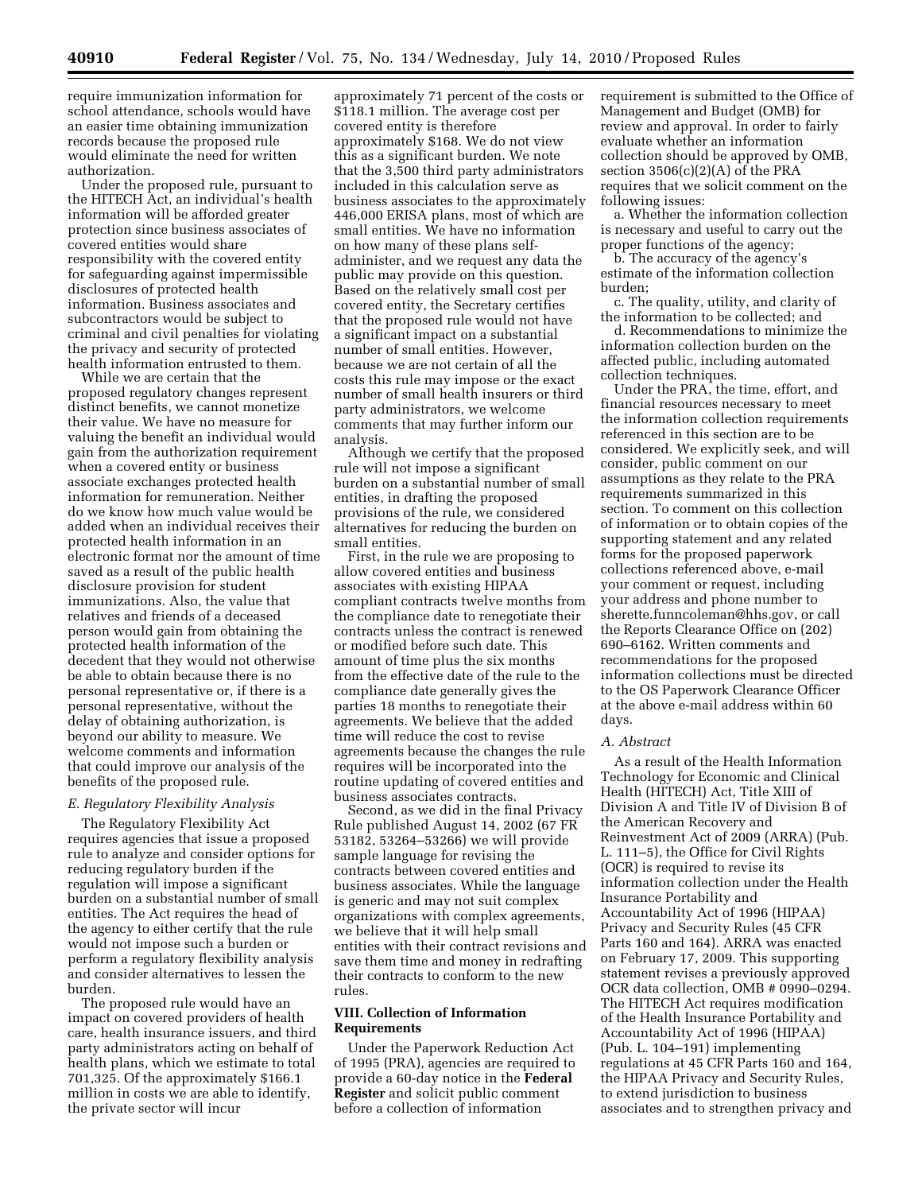require immunization information for school attendance, schools would have an easier time obtaining immunization records because the proposed rule would eliminate the need for written authorization.

Under the proposed rule, pursuant to the HITECH Act, an individual's health information will be afforded greater protection since business associates of covered entities would share responsibility with the covered entity for safeguarding against impermissible disclosures of protected health information. Business associates and subcontractors would be subject to criminal and civil penalties for violating the privacy and security of protected health information entrusted to them.

While we are certain that the proposed regulatory changes represent distinct benefits, we cannot monetize their value. We have no measure for valuing the benefit an individual would gain from the authorization requirement when a covered entity or business associate exchanges protected health information for remuneration. Neither do we know how much value would be added when an individual receives their protected health information in an electronic format nor the amount of time saved as a result of the public health disclosure provision for student immunizations. Also, the value that relatives and friends of a deceased person would gain from obtaining the protected health information of the decedent that they would not otherwise be able to obtain because there is no personal representative or, if there is a personal representative, without the delay of obtaining authorization, is beyond our ability to measure. We welcome comments and information that could improve our analysis of the benefits of the proposed rule.

### E. Regulatory Flexibility Analysis

The Regulatory Flexibility Act requires agencies that issue a proposed rule to analyze and consider options for reducing regulatory burden if the regulation will impose a significant burden on a substantial number of small entities. The Act requires the head of the agency to either certify that the rule would not impose such a burden or perform a regulatory flexibility analysis and consider alternatives to lessen the burden.

The proposed rule would have an impact on covered providers of health care, health insurance issuers, and third party administrators acting on behalf of health plans, which we estimate to total 701,325. Of the approximately $166.1 million in costs we are able to identify, the private sector will incur approximately 71 percent of the costs or $118.1 million. The average cost per covered entity is therefore approximately $168. We do not view this as a significant burden. We note that the 3,500 third party administrators included in this calculation serve as business associates to the approximately 446,000 ERISA plans, most of which are small entities. We have no information on how many of these plans self-administer, and we request any data the public may provide on this question. Based on the relatively small cost per covered entity, the Secretary certifies that the proposed rule would not have a significant impact on a substantial number of small entities. However, because we are not certain of all the costs this rule may impose or the exact number of small health insurers or third party administrators, we welcome comments that may further inform our analysis.

Although we certify that the proposed rule will not impose a significant burden on a substantial number of small entities, in drafting the proposed provisions of the rule, we considered alternatives for reducing the burden on small entities.

First, in the rule we are proposing to allow covered entities and business associates with existing HIPAA compliant contracts twelve months from the compliance date to renegotiate their contracts unless the contract is renewed or modified before such date. This amount of time plus the six months from the effective date of the rule to the compliance date generally gives the parties 18 months to renegotiate their agreements. We believe that the added time will reduce the cost to revise agreements because the changes the rule requires will be incorporated into the routine updating of covered entities and business associates contracts.

Second, as we did in the final Privacy Rule published August 14, 2002 (67 FR 53182, 53264–53266) we will provide sample language for revising the contracts between covered entities and business associates. While the language is generic and may not suit complex organizations with complex agreements, we believe that it will help small entities with their contract revisions and save them time and money in redrafting their contracts to conform to the new rules.

## VIII. Collection of Information Requirements

Under the Paperwork Reduction Act of 1995 (PRA), agencies are required to provide a 60-day notice in the **Federal Register** and solicit public comment before a collection of information requirement is submitted to the Office of Management and Budget (OMB) for review and approval. In order to fairly evaluate whether an information collection should be approved by OMB, section 3506(c)(2)(A) of the PRA requires that we solicit comment on the following issues:

a. Whether the information collection is necessary and useful to carry out the proper functions of the agency;

b. The accuracy of the agency's estimate of the information collection burden;

c. The quality, utility, and clarity of the information to be collected; and

d. Recommendations to minimize the information collection burden on the affected public, including automated collection techniques.

Under the PRA, the time, effort, and financial resources necessary to meet the information collection requirements referenced in this section are to be considered. We explicitly seek, and will consider, public comment on our assumptions as they relate to the PRA requirements summarized in this section. To comment on this collection of information or to obtain copies of the supporting statement and any related forms for the proposed paperwork collections referenced above, e-mail your comment or request, including your address and phone number to sherette.funncoleman@hhs.gov, or call the Reports Clearance Office on (202) 690–6162. Written comments and recommendations for the proposed information collections must be directed to the OS Paperwork Clearance Officer at the above e-mail address within 60 days.

### A. Abstract

As a result of the Health Information Technology for Economic and Clinical Health (HITECH) Act, Title XIII of Division A and Title IV of Division B of the American Recovery and Reinvestment Act of 2009 (ARRA) (Pub. L. 111–5), the Office for Civil Rights (OCR) is required to revise its information collection under the Health Insurance Portability and Accountability Act of 1996 (HIPAA) Privacy and Security Rules (45 CFR Parts 160 and 164). ARRA was enacted on February 17, 2009. This supporting statement revises a previously approved OCR data collection, OMB # 0990–0294. The HITECH Act requires modification of the Health Insurance Portability and Accountability Act of 1996 (HIPAA) (Pub. L. 104–191) implementing regulations at 45 CFR Parts 160 and 164, the HIPAA Privacy and Security Rules, to extend jurisdiction to business associates and to strengthen privacy and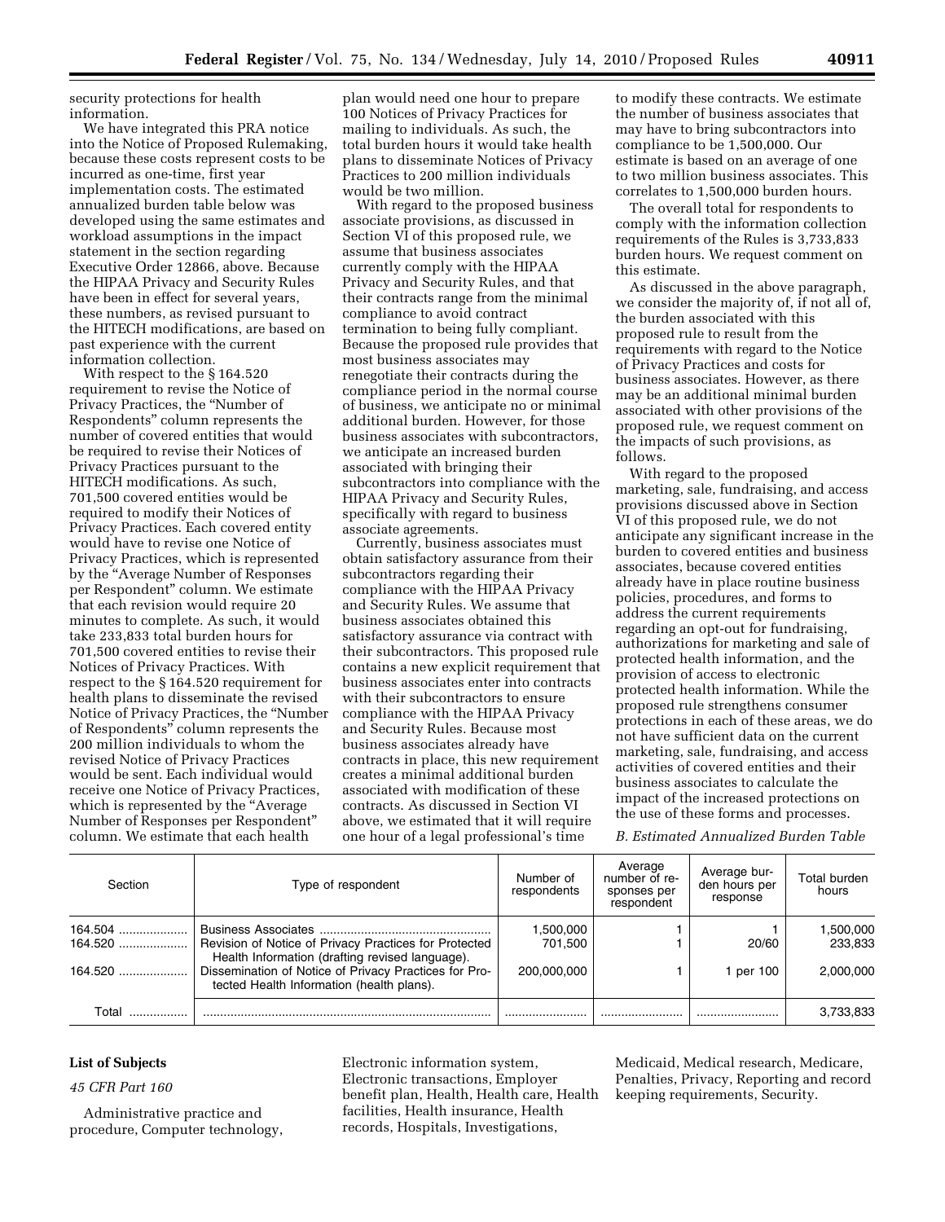security protections for health information.

We have integrated this PRA notice into the Notice of Proposed Rulemaking, because these costs represent costs to be incurred as one-time, first year implementation costs. The estimated annualized burden table below was developed using the same estimates and workload assumptions in the impact statement in the section regarding Executive Order 12866, above. Because the HIPAA Privacy and Security Rules have been in effect for several years, these numbers, as revised pursuant to the HITECH modifications, are based on past experience with the current information collection.

With respect to the § 164.520 requirement to revise the Notice of Privacy Practices, the "Number of Respondents" column represents the number of covered entities that would be required to revise their Notices of Privacy Practices pursuant to the HITECH modifications. As such, 701,500 covered entities would be required to modify their Notices of Privacy Practices. Each covered entity would have to revise one Notice of Privacy Practices, which is represented by the "Average Number of Responses per Respondent" column. We estimate that each revision would require 20 minutes to complete. As such, it would take 233,833 total burden hours for 701,500 covered entities to revise their Notices of Privacy Practices. With respect to the § 164.520 requirement for health plans to disseminate the revised Notice of Privacy Practices, the "Number of Respondents" column represents the 200 million individuals to whom the revised Notice of Privacy Practices would be sent. Each individual would receive one Notice of Privacy Practices, which is represented by the "Average Number of Responses per Respondent" column. We estimate that each health plan would need one hour to prepare 100 Notices of Privacy Practices for mailing to individuals. As such, the total burden hours it would take health plans to disseminate Notices of Privacy Practices to 200 million individuals would be two million.

With regard to the proposed business associate provisions, as discussed in Section VI of this proposed rule, we assume that business associates currently comply with the HIPAA Privacy and Security Rules, and that their contracts range from the minimal compliance to avoid contract termination to being fully compliant. Because the proposed rule provides that most business associates may renegotiate their contracts during the compliance period in the normal course of business, we anticipate no or minimal additional burden. However, for those business associates with subcontractors, we anticipate an increased burden associated with bringing their subcontractors into compliance with the HIPAA Privacy and Security Rules, specifically with regard to business associate agreements.

Currently, business associates must obtain satisfactory assurance from their subcontractors regarding their compliance with the HIPAA Privacy and Security Rules. We assume that business associates obtained this satisfactory assurance via contract with their subcontractors. This proposed rule contains a new explicit requirement that business associates enter into contracts with their subcontractors to ensure compliance with the HIPAA Privacy and Security Rules. Because most business associates already have contracts in place, this new requirement creates a minimal additional burden associated with modification of these contracts. As discussed in Section VI above, we estimated that it will require one hour of a legal professional's time to modify these contracts. We estimate the number of business associates that may have to bring subcontractors into compliance to be 1,500,000. Our estimate is based on an average of one to two million business associates. This correlates to 1,500,000 burden hours.

The overall total for respondents to comply with the information collection requirements of the Rules is 3,733,833 burden hours. We request comment on this estimate.

As discussed in the above paragraph, we consider the majority of, if not all of, the burden associated with this proposed rule to result from the requirements with regard to the Notice of Privacy Practices and costs for business associates. However, as there may be an additional minimal burden associated with other provisions of the proposed rule, we request comment on the impacts of such provisions, as follows.

With regard to the proposed marketing, sale, fundraising, and access provisions discussed above in Section VI of this proposed rule, we do not anticipate any significant increase in the burden to covered entities and business associates, because covered entities already have in place routine business policies, procedures, and forms to address the current requirements regarding an opt-out for fundraising, authorizations for marketing and sale of protected health information, and the provision of access to electronic protected health information. While the proposed rule strengthens consumer protections in each of these areas, we do not have sufficient data on the current marketing, sale, fundraising, and access activities of covered entities and their business associates to calculate the impact of the increased protections on the use of these forms and processes.

*B. Estimated Annualized Burden Table*

| Section | Type of respondent | Number of respondents | Average number of responses per respondent | Average burden hours per response | Total burden hours |
|---|---|---|---|---|---|
| 164.504 | Business Associates | 1,500,000 | 1 | 1 | 1,500,000 |
| 164.520 | Revision of Notice of Privacy Practices for Protected Health Information (drafting revised language). | 701,500 | 1 | 20/60 | 233,833 |
| 164.520 | Dissemination of Notice of Privacy Practices for Protected Health Information (health plans). | 200,000,000 | 1 | 1 per 100 | 2,000,000 |
| Total | | | | | 3,733,833 |

**List of Subjects**

*45 CFR Part 160*

Administrative practice and procedure, Computer technology, Electronic information system, Electronic transactions, Employer benefit plan, Health, Health care, Health facilities, Health insurance, Health records, Hospitals, Investigations, Medicaid, Medical research, Medicare, Penalties, Privacy, Reporting and record keeping requirements, Security.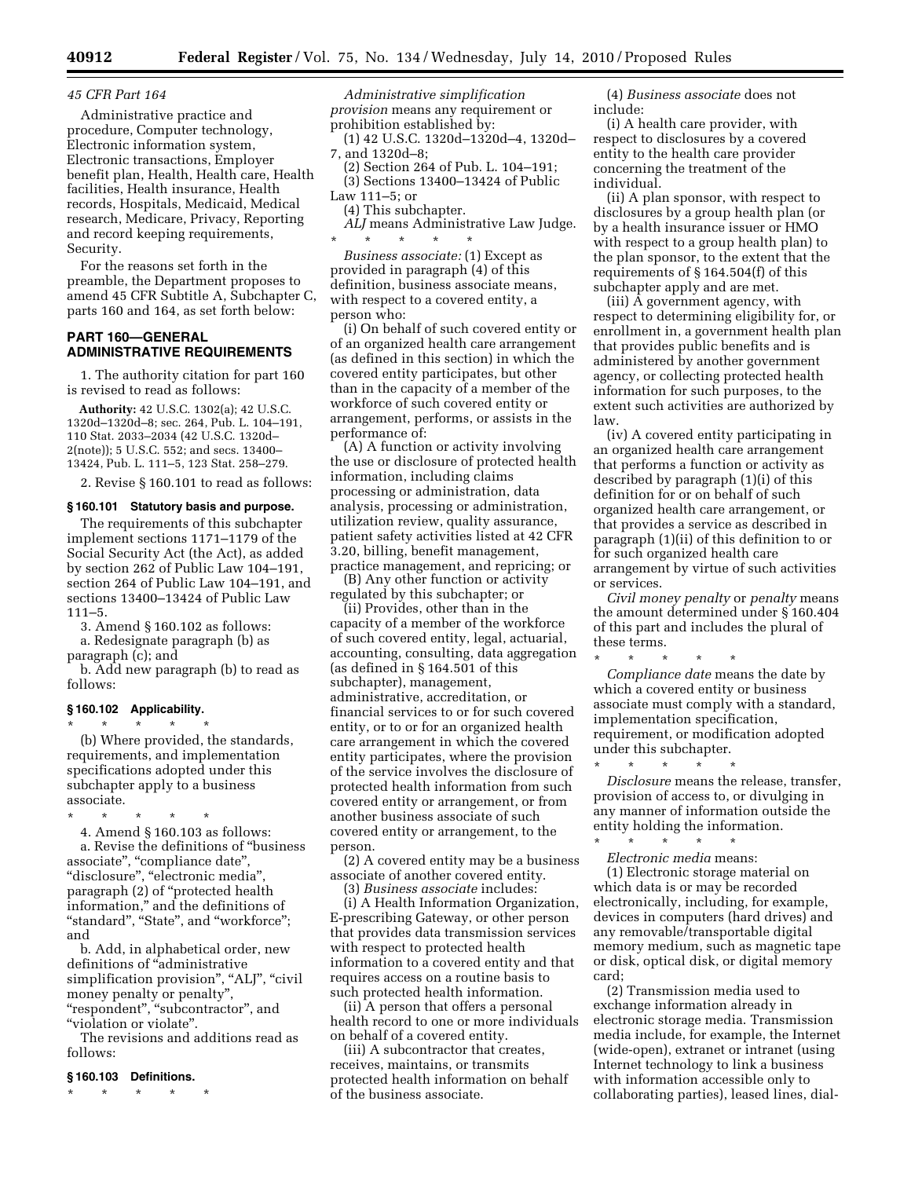*45 CFR Part 164*

Administrative practice and procedure, Computer technology, Electronic information system, Electronic transactions, Employer benefit plan, Health, Health care, Health facilities, Health insurance, Health records, Hospitals, Medicaid, Medical research, Medicare, Privacy, Reporting and record keeping requirements, Security.

For the reasons set forth in the preamble, the Department proposes to amend 45 CFR Subtitle A, Subchapter C, parts 160 and 164, as set forth below:

## PART 160—GENERAL ADMINISTRATIVE REQUIREMENTS

1. The authority citation for part 160 is revised to read as follows:

**Authority:** 42 U.S.C. 1302(a); 42 U.S.C. 1320d–1320d–8; sec. 264, Pub. L. 104–191, 110 Stat. 2033–2034 (42 U.S.C. 1320d–2(note)); 5 U.S.C. 552; and secs. 13400–13424, Pub. L. 111–5, 123 Stat. 258–279.

2. Revise § 160.101 to read as follows:

### § 160.101 Statutory basis and purpose.

The requirements of this subchapter implement sections 1171–1179 of the Social Security Act (the Act), as added by section 262 of Public Law 104–191, section 264 of Public Law 104–191, and sections 13400–13424 of Public Law 111–5.

3. Amend § 160.102 as follows:

a. Redesignate paragraph (b) as paragraph (c); and

b. Add new paragraph (b) to read as follows:

### § 160.102 Applicability.

\* \* \* \* \*

(b) Where provided, the standards, requirements, and implementation specifications adopted under this subchapter apply to a business associate.

\* \* \* \* \*

4. Amend § 160.103 as follows:

a. Revise the definitions of "business associate", "compliance date", "disclosure", "electronic media", paragraph (2) of "protected health information," and the definitions of "standard", "State", and "workforce"; and

b. Add, in alphabetical order, new definitions of "administrative simplification provision", "ALJ", "civil money penalty or penalty", "respondent", "subcontractor", and "violation or violate".

The revisions and additions read as follows:

### § 160.103 Definitions.

\* \* \* \* \*

*Administrative simplification provision* means any requirement or prohibition established by:

(1) 42 U.S.C. 1320d–1320d–4, 1320d–7, and 1320d–8;

(2) Section 264 of Pub. L. 104–191;

(3) Sections 13400–13424 of Public Law 111–5; or

(4) This subchapter.

*ALJ* means Administrative Law Judge.

\* \* \* \* \*

*Business associate:* (1) Except as provided in paragraph (4) of this definition, business associate means, with respect to a covered entity, a person who:

(i) On behalf of such covered entity or of an organized health care arrangement (as defined in this section) in which the covered entity participates, but other than in the capacity of a member of the workforce of such covered entity or arrangement, performs, or assists in the performance of:

(A) A function or activity involving the use or disclosure of protected health information, including claims processing or administration, data analysis, processing or administration, utilization review, quality assurance, patient safety activities listed at 42 CFR 3.20, billing, benefit management, practice management, and repricing; or

(B) Any other function or activity regulated by this subchapter; or

(ii) Provides, other than in the capacity of a member of the workforce of such covered entity, legal, actuarial, accounting, consulting, data aggregation (as defined in § 164.501 of this subchapter), management, administrative, accreditation, or financial services to or for such covered entity, or to or for an organized health care arrangement in which the covered entity participates, where the provision of the service involves the disclosure of protected health information from such covered entity or arrangement, or from another business associate of such covered entity or arrangement, to the person.

(2) A covered entity may be a business associate of another covered entity.

(3) *Business associate* includes:

(i) A Health Information Organization, E-prescribing Gateway, or other person that provides data transmission services with respect to protected health information to a covered entity and that requires access on a routine basis to such protected health information.

(ii) A person that offers a personal health record to one or more individuals on behalf of a covered entity.

(iii) A subcontractor that creates, receives, maintains, or transmits protected health information on behalf of the business associate.

(4) *Business associate* does not include:

(i) A health care provider, with respect to disclosures by a covered entity to the health care provider concerning the treatment of the individual.

(ii) A plan sponsor, with respect to disclosures by a group health plan (or by a health insurance issuer or HMO with respect to a group health plan) to the plan sponsor, to the extent that the requirements of § 164.504(f) of this subchapter apply and are met.

(iii) A government agency, with respect to determining eligibility for, or enrollment in, a government health plan that provides public benefits and is administered by another government agency, or collecting protected health information for such purposes, to the extent such activities are authorized by law.

(iv) A covered entity participating in an organized health care arrangement that performs a function or activity as described by paragraph (1)(i) of this definition for or on behalf of such organized health care arrangement, or that provides a service as described in paragraph (1)(ii) of this definition to or for such organized health care arrangement by virtue of such activities or services.

*Civil money penalty* or *penalty* means the amount determined under § 160.404 of this part and includes the plural of these terms.

\* \* \* \* \*

*Compliance date* means the date by which a covered entity or business associate must comply with a standard, implementation specification, requirement, or modification adopted under this subchapter.

\* \* \* \* \*

*Disclosure* means the release, transfer, provision of access to, or divulging in any manner of information outside the entity holding the information.

\* \* \* \* \*

*Electronic media* means:

(1) Electronic storage material on which data is or may be recorded electronically, including, for example, devices in computers (hard drives) and any removable/transportable digital memory medium, such as magnetic tape or disk, optical disk, or digital memory card;

(2) Transmission media used to exchange information already in electronic storage media. Transmission media include, for example, the Internet (wide-open), extranet or intranet (using Internet technology to link a business with information accessible only to collaborating parties), leased lines, dial-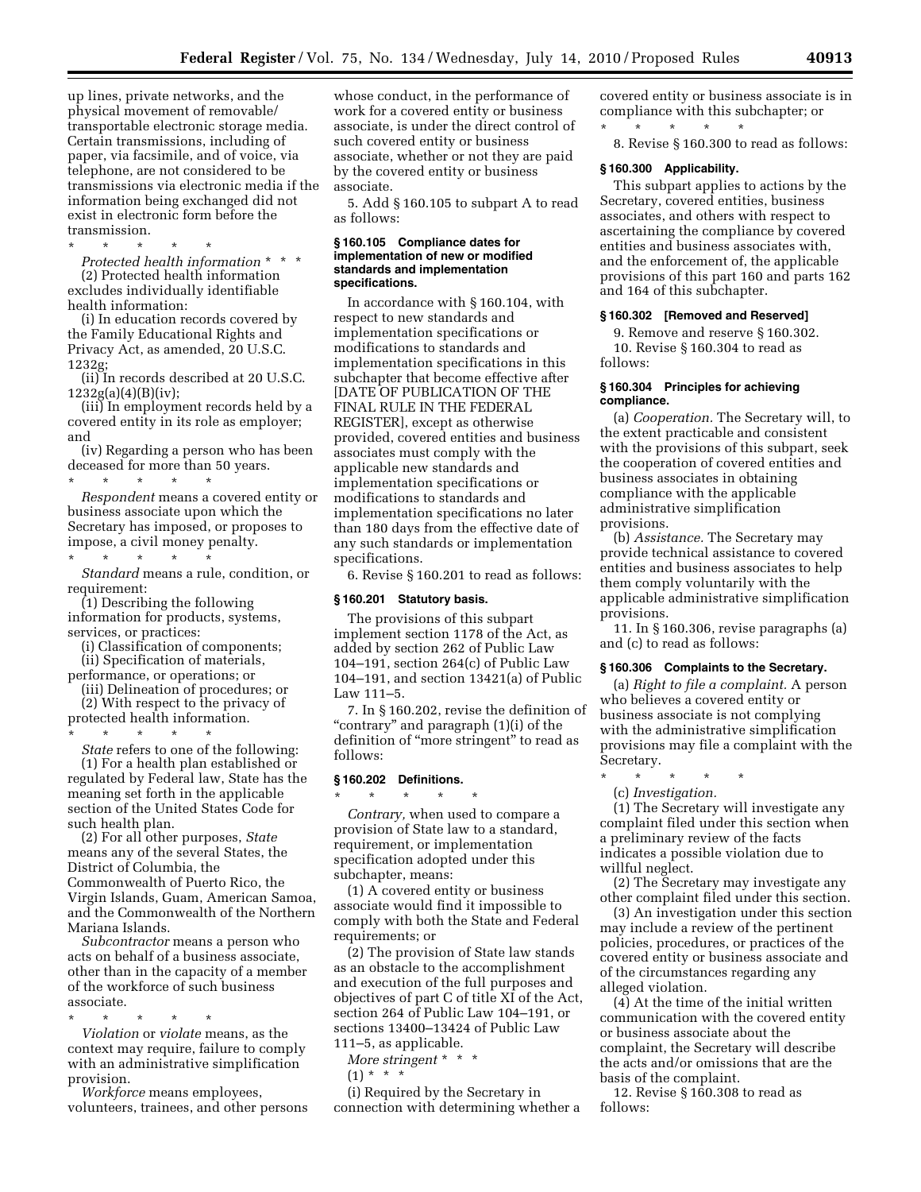up lines, private networks, and the physical movement of removable/transportable electronic storage media. Certain transmissions, including of paper, via facsimile, and of voice, via telephone, are not considered to be transmissions via electronic media if the information being exchanged did not exist in electronic form before the transmission.

\* \* \* \* \*

*Protected health information* \* \* \*

(2) Protected health information excludes individually identifiable health information:

(i) In education records covered by the Family Educational Rights and Privacy Act, as amended, 20 U.S.C. 1232g;

(ii) In records described at 20 U.S.C. 1232g(a)(4)(B)(iv);

(iii) In employment records held by a covered entity in its role as employer; and

(iv) Regarding a person who has been deceased for more than 50 years.

\* \* \* \* \*

*Respondent* means a covered entity or business associate upon which the Secretary has imposed, or proposes to impose, a civil money penalty.

\* \* \* \* \*

*Standard* means a rule, condition, or requirement:

(1) Describing the following information for products, systems, services, or practices:

(i) Classification of components;

(ii) Specification of materials, performance, or operations; or

(iii) Delineation of procedures; or

(2) With respect to the privacy of protected health information.

\* \* \* \* \*

*State* refers to one of the following:

(1) For a health plan established or regulated by Federal law, State has the meaning set forth in the applicable section of the United States Code for such health plan.

(2) For all other purposes, *State* means any of the several States, the District of Columbia, the Commonwealth of Puerto Rico, the Virgin Islands, Guam, American Samoa, and the Commonwealth of the Northern Mariana Islands.

*Subcontractor* means a person who acts on behalf of a business associate, other than in the capacity of a member of the workforce of such business associate.

\* \* \* \* \*

*Violation* or *violate* means, as the context may require, failure to comply with an administrative simplification provision.

*Workforce* means employees, volunteers, trainees, and other persons whose conduct, in the performance of work for a covered entity or business associate, is under the direct control of such covered entity or business associate, whether or not they are paid by the covered entity or business associate.

5. Add § 160.105 to subpart A to read as follows:

**§ 160.105 Compliance dates for implementation of new or modified standards and implementation specifications.**

In accordance with § 160.104, with respect to new standards and implementation specifications or modifications to standards and implementation specifications in this subchapter that become effective after [DATE OF PUBLICATION OF THE FINAL RULE IN THE FEDERAL REGISTER], except as otherwise provided, covered entities and business associates must comply with the applicable new standards and implementation specifications or modifications to standards and implementation specifications no later than 180 days from the effective date of any such standards or implementation specifications.

6. Revise § 160.201 to read as follows:

**§ 160.201 Statutory basis.**

The provisions of this subpart implement section 1178 of the Act, as added by section 262 of Public Law 104–191, section 264(c) of Public Law 104–191, and section 13421(a) of Public Law 111–5.

7. In § 160.202, revise the definition of "contrary" and paragraph (1)(i) of the definition of "more stringent" to read as follows:

**§ 160.202 Definitions.**

\* \* \* \* \*

*Contrary,* when used to compare a provision of State law to a standard, requirement, or implementation specification adopted under this subchapter, means:

(1) A covered entity or business associate would find it impossible to comply with both the State and Federal requirements; or

(2) The provision of State law stands as an obstacle to the accomplishment and execution of the full purposes and objectives of part C of title XI of the Act, section 264 of Public Law 104–191, or sections 13400–13424 of Public Law 111–5, as applicable.

*More stringent* \* \* \*

(1) \* \* \*

(i) Required by the Secretary in connection with determining whether a covered entity or business associate is in compliance with this subchapter; or

\* \* \* \* \*

8. Revise § 160.300 to read as follows:

**§ 160.300 Applicability.**

This subpart applies to actions by the Secretary, covered entities, business associates, and others with respect to ascertaining the compliance by covered entities and business associates with, and the enforcement of, the applicable provisions of this part 160 and parts 162 and 164 of this subchapter.

**§ 160.302 [Removed and Reserved]**

9. Remove and reserve § 160.302.

10. Revise § 160.304 to read as follows:

**§ 160.304 Principles for achieving compliance.**

(a) *Cooperation.* The Secretary will, to the extent practicable and consistent with the provisions of this subpart, seek the cooperation of covered entities and business associates in obtaining compliance with the applicable administrative simplification provisions.

(b) *Assistance.* The Secretary may provide technical assistance to covered entities and business associates to help them comply voluntarily with the applicable administrative simplification provisions.

11. In § 160.306, revise paragraphs (a) and (c) to read as follows:

**§ 160.306 Complaints to the Secretary.**

(a) *Right to file a complaint.* A person who believes a covered entity or business associate is not complying with the administrative simplification provisions may file a complaint with the Secretary.

\* \* \* \* \*

(c) *Investigation.*

(1) The Secretary will investigate any complaint filed under this section when a preliminary review of the facts indicates a possible violation due to willful neglect.

(2) The Secretary may investigate any other complaint filed under this section.

(3) An investigation under this section may include a review of the pertinent policies, procedures, or practices of the covered entity or business associate and of the circumstances regarding any alleged violation.

(4) At the time of the initial written communication with the covered entity or business associate about the complaint, the Secretary will describe the acts and/or omissions that are the basis of the complaint.

12. Revise § 160.308 to read as follows: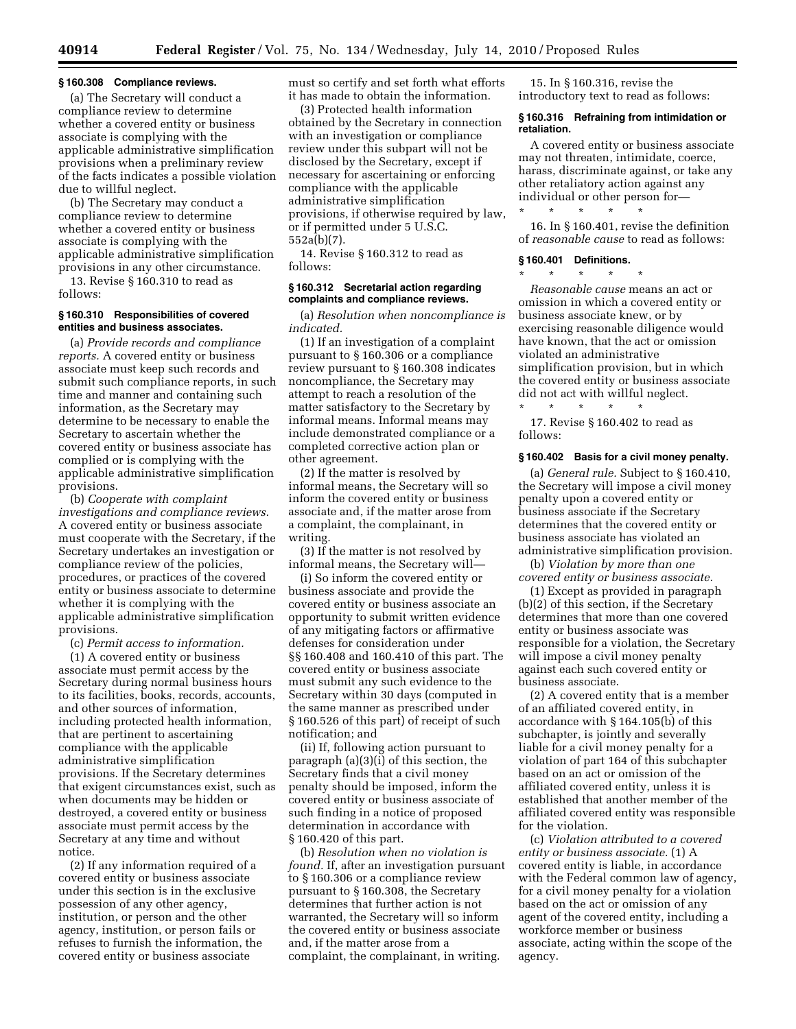### § 160.308 Compliance reviews.

(a) The Secretary will conduct a compliance review to determine whether a covered entity or business associate is complying with the applicable administrative simplification provisions when a preliminary review of the facts indicates a possible violation due to willful neglect.

(b) The Secretary may conduct a compliance review to determine whether a covered entity or business associate is complying with the applicable administrative simplification provisions in any other circumstance.

13. Revise § 160.310 to read as follows:

### § 160.310 Responsibilities of covered entities and business associates.

(a) *Provide records and compliance reports.* A covered entity or business associate must keep such records and submit such compliance reports, in such time and manner and containing such information, as the Secretary may determine to be necessary to enable the Secretary to ascertain whether the covered entity or business associate has complied or is complying with the applicable administrative simplification provisions.

(b) *Cooperate with complaint investigations and compliance reviews.* A covered entity or business associate must cooperate with the Secretary, if the Secretary undertakes an investigation or compliance review of the policies, procedures, or practices of the covered entity or business associate to determine whether it is complying with the applicable administrative simplification provisions.

(c) *Permit access to information.*

(1) A covered entity or business associate must permit access by the Secretary during normal business hours to its facilities, books, records, accounts, and other sources of information, including protected health information, that are pertinent to ascertaining compliance with the applicable administrative simplification provisions. If the Secretary determines that exigent circumstances exist, such as when documents may be hidden or destroyed, a covered entity or business associate must permit access by the Secretary at any time and without notice.

(2) If any information required of a covered entity or business associate under this section is in the exclusive possession of any other agency, institution, or person and the other agency, institution, or person fails or refuses to furnish the information, the covered entity or business associate must so certify and set forth what efforts it has made to obtain the information.

(3) Protected health information obtained by the Secretary in connection with an investigation or compliance review under this subpart will not be disclosed by the Secretary, except if necessary for ascertaining or enforcing compliance with the applicable administrative simplification provisions, if otherwise required by law, or if permitted under 5 U.S.C. 552a(b)(7).

14. Revise § 160.312 to read as follows:

### § 160.312 Secretarial action regarding complaints and compliance reviews.

(a) *Resolution when noncompliance is indicated.*

(1) If an investigation of a complaint pursuant to § 160.306 or a compliance review pursuant to § 160.308 indicates noncompliance, the Secretary may attempt to reach a resolution of the matter satisfactory to the Secretary by informal means. Informal means may include demonstrated compliance or a completed corrective action plan or other agreement.

(2) If the matter is resolved by informal means, the Secretary will so inform the covered entity or business associate and, if the matter arose from a complaint, the complainant, in writing.

(3) If the matter is not resolved by informal means, the Secretary will—

(i) So inform the covered entity or business associate and provide the covered entity or business associate an opportunity to submit written evidence of any mitigating factors or affirmative defenses for consideration under §§ 160.408 and 160.410 of this part. The covered entity or business associate must submit any such evidence to the Secretary within 30 days (computed in the same manner as prescribed under § 160.526 of this part) of receipt of such notification; and

(ii) If, following action pursuant to paragraph (a)(3)(i) of this section, the Secretary finds that a civil money penalty should be imposed, inform the covered entity or business associate of such finding in a notice of proposed determination in accordance with § 160.420 of this part.

(b) *Resolution when no violation is found.* If, after an investigation pursuant to § 160.306 or a compliance review pursuant to § 160.308, the Secretary determines that further action is not warranted, the Secretary will so inform the covered entity or business associate and, if the matter arose from a complaint, the complainant, in writing.

15. In § 160.316, revise the introductory text to read as follows:

### § 160.316 Refraining from intimidation or retaliation.

A covered entity or business associate may not threaten, intimidate, coerce, harass, discriminate against, or take any other retaliatory action against any individual or other person for—

\* \* \* \* \*

16. In § 160.401, revise the definition of *reasonable cause* to read as follows:

### § 160.401 Definitions.

\* \* \* \* \*

*Reasonable cause* means an act or omission in which a covered entity or business associate knew, or by exercising reasonable diligence would have known, that the act or omission violated an administrative simplification provision, but in which the covered entity or business associate did not act with willful neglect.

\* \* \* \* \*

17. Revise § 160.402 to read as follows:

### § 160.402 Basis for a civil money penalty.

(a) *General rule.* Subject to § 160.410, the Secretary will impose a civil money penalty upon a covered entity or business associate if the Secretary determines that the covered entity or business associate has violated an administrative simplification provision.

(b) *Violation by more than one covered entity or business associate.*

(1) Except as provided in paragraph (b)(2) of this section, if the Secretary determines that more than one covered entity or business associate was responsible for a violation, the Secretary will impose a civil money penalty against each such covered entity or business associate.

(2) A covered entity that is a member of an affiliated covered entity, in accordance with § 164.105(b) of this subchapter, is jointly and severally liable for a civil money penalty for a violation of part 164 of this subchapter based on an act or omission of the affiliated covered entity, unless it is established that another member of the affiliated covered entity was responsible for the violation.

(c) *Violation attributed to a covered entity or business associate.* (1) A covered entity is liable, in accordance with the Federal common law of agency, for a civil money penalty for a violation based on the act or omission of any agent of the covered entity, including a workforce member or business associate, acting within the scope of the agency.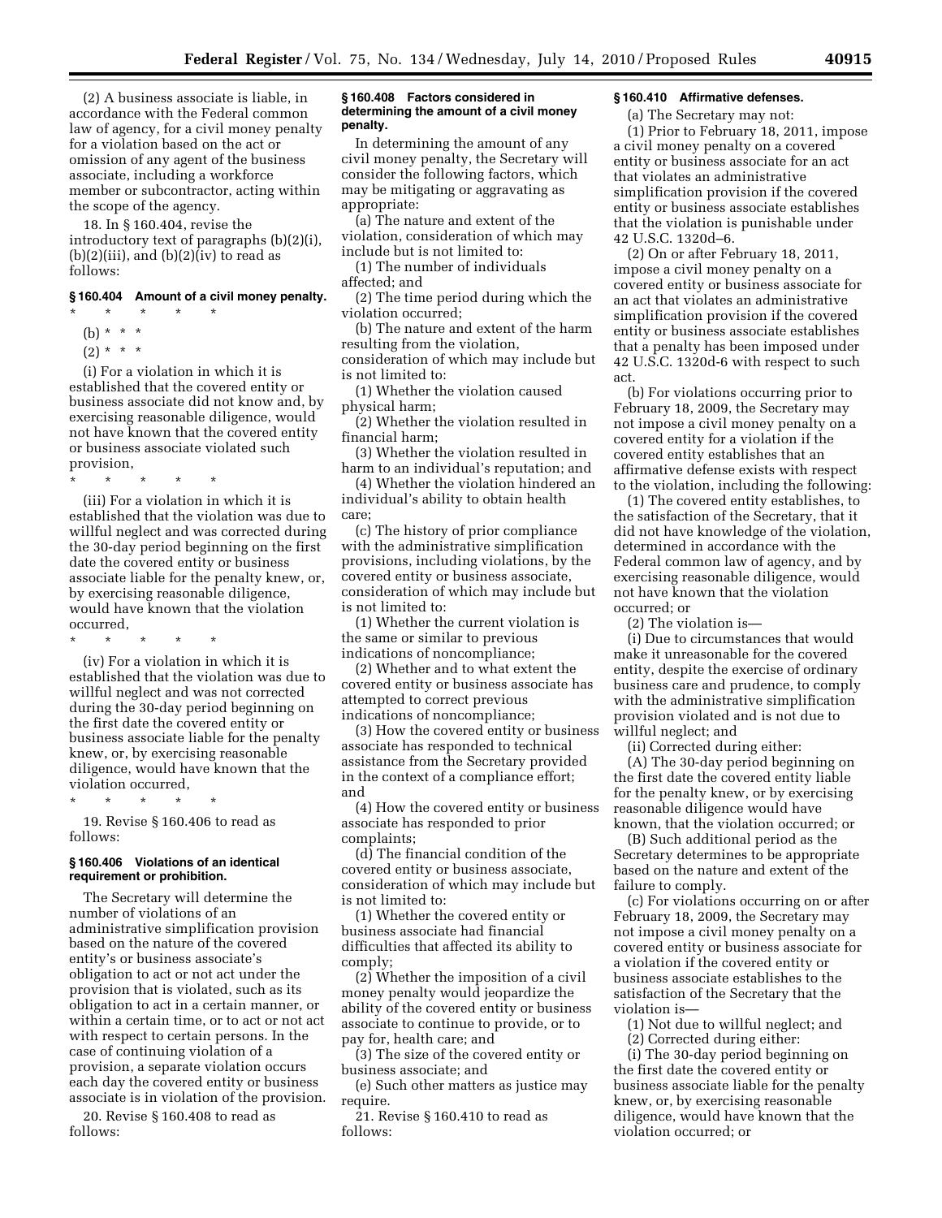(2) A business associate is liable, in accordance with the Federal common law of agency, for a civil money penalty for a violation based on the act or omission of any agent of the business associate, including a workforce member or subcontractor, acting within the scope of the agency.

18. In § 160.404, revise the introductory text of paragraphs (b)(2)(i), (b)(2)(iii), and (b)(2)(iv) to read as follows:

### § 160.404 Amount of a civil money penalty.

\* \* \* \* \*

(b) \* \* \*

(2) \* \* \*

(i) For a violation in which it is established that the covered entity or business associate did not know and, by exercising reasonable diligence, would not have known that the covered entity or business associate violated such provision,

\* \* \* \* \*

(iii) For a violation in which it is established that the violation was due to willful neglect and was corrected during the 30-day period beginning on the first date the covered entity or business associate liable for the penalty knew, or, by exercising reasonable diligence, would have known that the violation occurred,

\* \* \* \* \*

(iv) For a violation in which it is established that the violation was due to willful neglect and was not corrected during the 30-day period beginning on the first date the covered entity or business associate liable for the penalty knew, or, by exercising reasonable diligence, would have known that the violation occurred,

\* \* \* \* \*

19. Revise § 160.406 to read as follows:

### § 160.406 Violations of an identical requirement or prohibition.

The Secretary will determine the number of violations of an administrative simplification provision based on the nature of the covered entity's or business associate's obligation to act or not act under the provision that is violated, such as its obligation to act in a certain manner, or within a certain time, or to act or not act with respect to certain persons. In the case of continuing violation of a provision, a separate violation occurs each day the covered entity or business associate is in violation of the provision.

20. Revise § 160.408 to read as follows:

### § 160.408 Factors considered in determining the amount of a civil money penalty.

In determining the amount of any civil money penalty, the Secretary will consider the following factors, which may be mitigating or aggravating as appropriate:

(a) The nature and extent of the violation, consideration of which may include but is not limited to:

(1) The number of individuals affected; and

(2) The time period during which the violation occurred;

(b) The nature and extent of the harm resulting from the violation, consideration of which may include but is not limited to:

(1) Whether the violation caused physical harm;

(2) Whether the violation resulted in financial harm;

(3) Whether the violation resulted in harm to an individual's reputation; and

(4) Whether the violation hindered an individual's ability to obtain health care;

(c) The history of prior compliance with the administrative simplification provisions, including violations, by the covered entity or business associate, consideration of which may include but is not limited to:

(1) Whether the current violation is the same or similar to previous indications of noncompliance;

(2) Whether and to what extent the covered entity or business associate has attempted to correct previous indications of noncompliance;

(3) How the covered entity or business associate has responded to technical assistance from the Secretary provided in the context of a compliance effort; and

(4) How the covered entity or business associate has responded to prior complaints;

(d) The financial condition of the covered entity or business associate, consideration of which may include but is not limited to:

(1) Whether the covered entity or business associate had financial difficulties that affected its ability to comply;

(2) Whether the imposition of a civil money penalty would jeopardize the ability of the covered entity or business associate to continue to provide, or to pay for, health care; and

(3) The size of the covered entity or business associate; and

(e) Such other matters as justice may require.

21. Revise § 160.410 to read as follows:

### § 160.410 Affirmative defenses.

(a) The Secretary may not:

(1) Prior to February 18, 2011, impose a civil money penalty on a covered entity or business associate for an act that violates an administrative simplification provision if the covered entity or business associate establishes that the violation is punishable under 42 U.S.C. 1320d–6.

(2) On or after February 18, 2011, impose a civil money penalty on a covered entity or business associate for an act that violates an administrative simplification provision if the covered entity or business associate establishes that a penalty has been imposed under 42 U.S.C. 1320d-6 with respect to such act.

(b) For violations occurring prior to February 18, 2009, the Secretary may not impose a civil money penalty on a covered entity for a violation if the covered entity establishes that an affirmative defense exists with respect to the violation, including the following:

(1) The covered entity establishes, to the satisfaction of the Secretary, that it did not have knowledge of the violation, determined in accordance with the Federal common law of agency, and by exercising reasonable diligence, would not have known that the violation occurred; or

(2) The violation is—

(i) Due to circumstances that would make it unreasonable for the covered entity, despite the exercise of ordinary business care and prudence, to comply with the administrative simplification provision violated and is not due to willful neglect; and

(ii) Corrected during either:

(A) The 30-day period beginning on the first date the covered entity liable for the penalty knew, or by exercising reasonable diligence would have known, that the violation occurred; or

(B) Such additional period as the Secretary determines to be appropriate based on the nature and extent of the failure to comply.

(c) For violations occurring on or after February 18, 2009, the Secretary may not impose a civil money penalty on a covered entity or business associate for a violation if the covered entity or business associate establishes to the satisfaction of the Secretary that the violation is—

(1) Not due to willful neglect; and

(2) Corrected during either:

(i) The 30-day period beginning on the first date the covered entity or business associate liable for the penalty knew, or, by exercising reasonable diligence, would have known that the violation occurred; or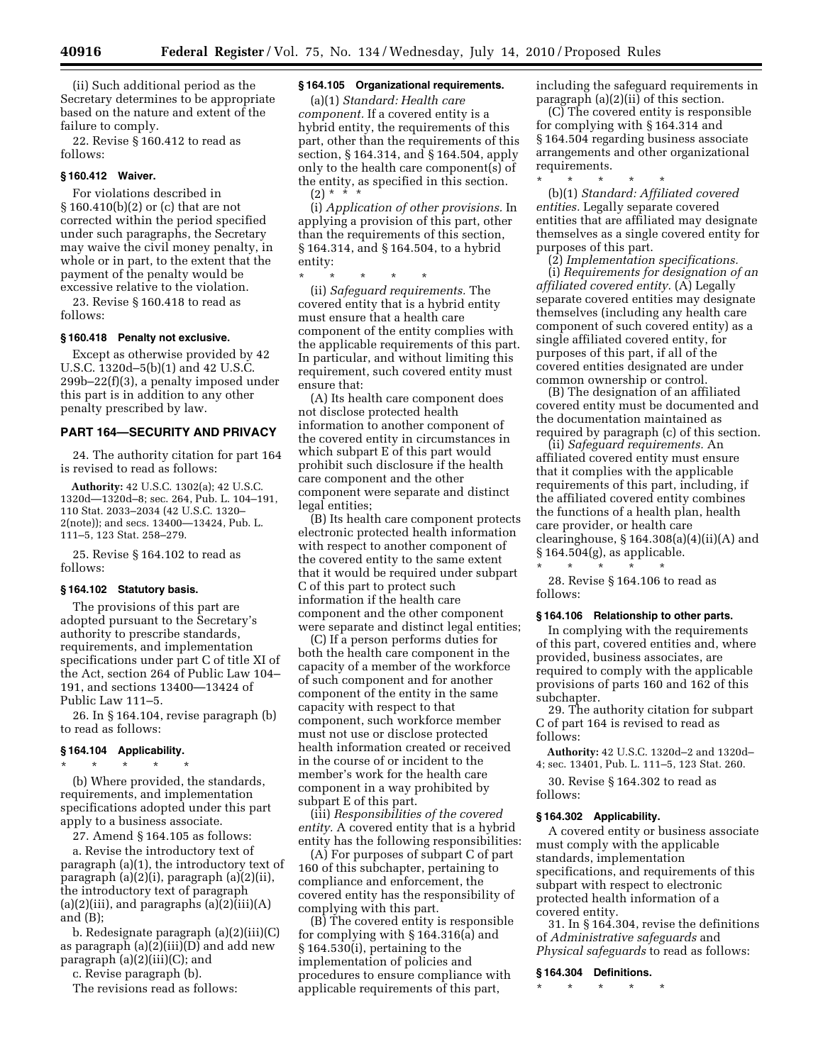(ii) Such additional period as the Secretary determines to be appropriate based on the nature and extent of the failure to comply.

22. Revise § 160.412 to read as follows:

**§ 160.412 Waiver.**

For violations described in § 160.410(b)(2) or (c) that are not corrected within the period specified under such paragraphs, the Secretary may waive the civil money penalty, in whole or in part, to the extent that the payment of the penalty would be excessive relative to the violation.

23. Revise § 160.418 to read as follows:

**§ 160.418 Penalty not exclusive.**

Except as otherwise provided by 42 U.S.C. 1320d–5(b)(1) and 42 U.S.C. 299b–22(f)(3), a penalty imposed under this part is in addition to any other penalty prescribed by law.

## PART 164—SECURITY AND PRIVACY

24. The authority citation for part 164 is revised to read as follows:

**Authority:** 42 U.S.C. 1302(a); 42 U.S.C. 1320d—1320d–8; sec. 264, Pub. L. 104–191, 110 Stat. 2033–2034 (42 U.S.C. 1320–2(note)); and secs. 13400—13424, Pub. L. 111–5, 123 Stat. 258–279.

25. Revise § 164.102 to read as follows:

**§ 164.102 Statutory basis.**

The provisions of this part are adopted pursuant to the Secretary's authority to prescribe standards, requirements, and implementation specifications under part C of title XI of the Act, section 264 of Public Law 104–191, and sections 13400—13424 of Public Law 111–5.

26. In § 164.104, revise paragraph (b) to read as follows:

**§ 164.104 Applicability.**

\* \* \* \* \*

(b) Where provided, the standards, requirements, and implementation specifications adopted under this part apply to a business associate.

27. Amend § 164.105 as follows:

a. Revise the introductory text of paragraph (a)(1), the introductory text of paragraph (a)(2)(i), paragraph (a)(2)(ii), the introductory text of paragraph (a)(2)(iii), and paragraphs (a)(2)(iii)(A) and (B);

b. Redesignate paragraph (a)(2)(iii)(C) as paragraph (a)(2)(iii)(D) and add new paragraph (a)(2)(iii)(C); and

c. Revise paragraph (b).

The revisions read as follows:

**§ 164.105 Organizational requirements.**

(a)(1) *Standard: Health care component.* If a covered entity is a hybrid entity, the requirements of this part, other than the requirements of this section, § 164.314, and § 164.504, apply only to the health care component(s) of the entity, as specified in this section.

(2) \* \* \*

(i) *Application of other provisions.* In applying a provision of this part, other than the requirements of this section, § 164.314, and § 164.504, to a hybrid entity:

\* \* \* \* \*

(ii) *Safeguard requirements.* The covered entity that is a hybrid entity must ensure that a health care component of the entity complies with the applicable requirements of this part. In particular, and without limiting this requirement, such covered entity must ensure that:

(A) Its health care component does not disclose protected health information to another component of the covered entity in circumstances in which subpart E of this part would prohibit such disclosure if the health care component and the other component were separate and distinct legal entities;

(B) Its health care component protects electronic protected health information with respect to another component of the covered entity to the same extent that it would be required under subpart C of this part to protect such information if the health care component and the other component were separate and distinct legal entities;

(C) If a person performs duties for both the health care component in the capacity of a member of the workforce of such component and for another component of the entity in the same capacity with respect to that component, such workforce member must not use or disclose protected health information created or received in the course of or incident to the member's work for the health care component in a way prohibited by subpart E of this part.

(iii) *Responsibilities of the covered entity.* A covered entity that is a hybrid entity has the following responsibilities:

(A) For purposes of subpart C of part 160 of this subchapter, pertaining to compliance and enforcement, the covered entity has the responsibility of complying with this part.

(B) The covered entity is responsible for complying with § 164.316(a) and § 164.530(i), pertaining to the implementation of policies and procedures to ensure compliance with applicable requirements of this part, including the safeguard requirements in paragraph (a)(2)(ii) of this section.

(C) The covered entity is responsible for complying with § 164.314 and § 164.504 regarding business associate arrangements and other organizational requirements.

\* \* \* \* \*

(b)(1) *Standard: Affiliated covered entities.* Legally separate covered entities that are affiliated may designate themselves as a single covered entity for purposes of this part.

(2) *Implementation specifications.*

(i) *Requirements for designation of an affiliated covered entity.* (A) Legally separate covered entities may designate themselves (including any health care component of such covered entity) as a single affiliated covered entity, for purposes of this part, if all of the covered entities designated are under common ownership or control.

(B) The designation of an affiliated covered entity must be documented and the documentation maintained as required by paragraph (c) of this section.

(ii) *Safeguard requirements.* An affiliated covered entity must ensure that it complies with the applicable requirements of this part, including, if the affiliated covered entity combines the functions of a health plan, health care provider, or health care clearinghouse, § 164.308(a)(4)(ii)(A) and § 164.504(g), as applicable.

\* \* \* \* \*

28. Revise § 164.106 to read as follows:

**§ 164.106 Relationship to other parts.**

In complying with the requirements of this part, covered entities and, where provided, business associates, are required to comply with the applicable provisions of parts 160 and 162 of this subchapter.

29. The authority citation for subpart C of part 164 is revised to read as follows:

**Authority:** 42 U.S.C. 1320d–2 and 1320d–4; sec. 13401, Pub. L. 111–5, 123 Stat. 260.

30. Revise § 164.302 to read as follows:

**§ 164.302 Applicability.**

A covered entity or business associate must comply with the applicable standards, implementation specifications, and requirements of this subpart with respect to electronic protected health information of a covered entity.

31. In § 164.304, revise the definitions of *Administrative safeguards* and *Physical safeguards* to read as follows:

**§ 164.304 Definitions.**

\* \* \* \* \*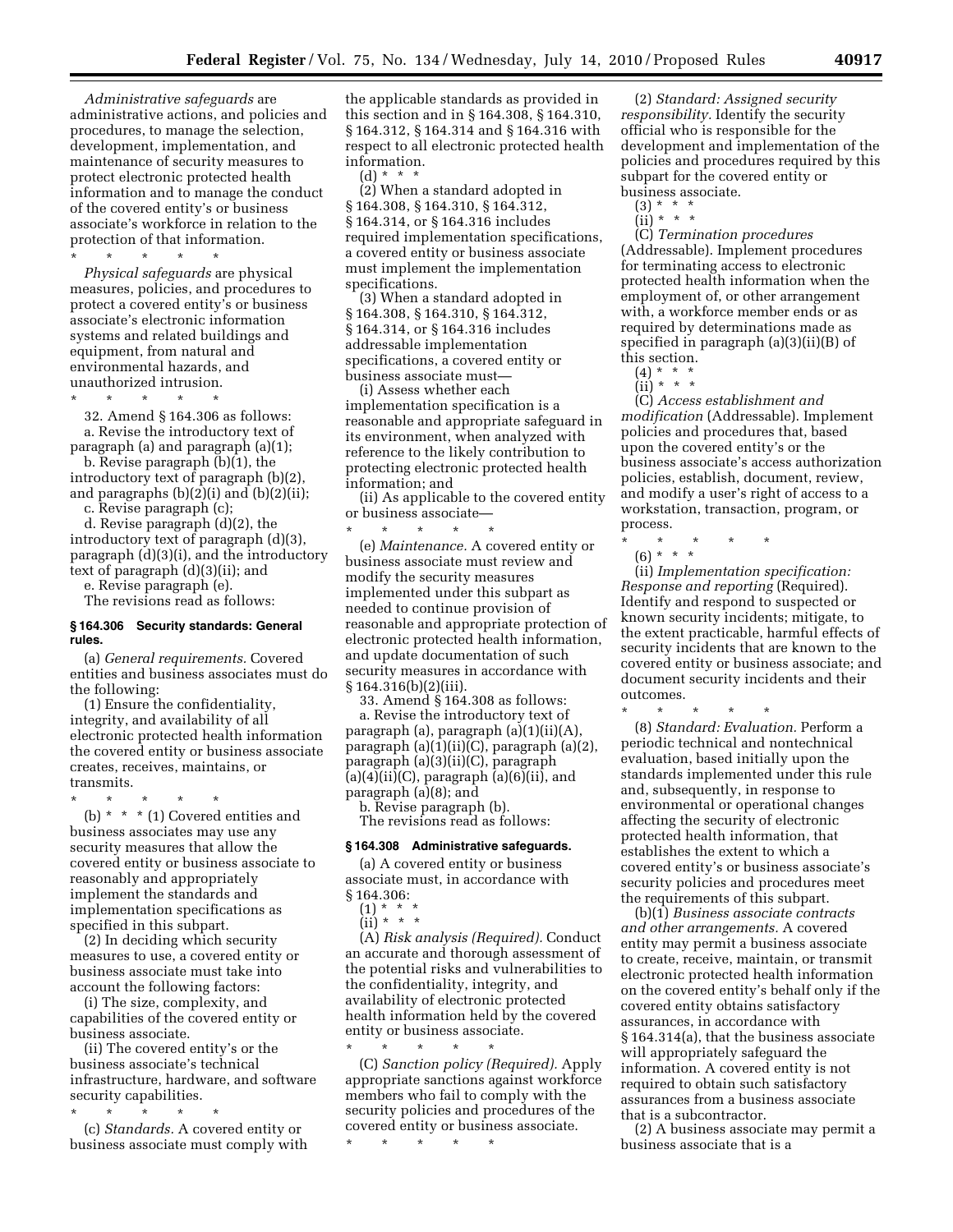*Administrative safeguards* are administrative actions, and policies and procedures, to manage the selection, development, implementation, and maintenance of security measures to protect electronic protected health information and to manage the conduct of the covered entity's or business associate's workforce in relation to the protection of that information.

\* \* \* \* \*

*Physical safeguards* are physical measures, policies, and procedures to protect a covered entity's or business associate's electronic information systems and related buildings and equipment, from natural and environmental hazards, and unauthorized intrusion.

\* \* \* \* \*

32. Amend § 164.306 as follows:

a. Revise the introductory text of paragraph (a) and paragraph (a)(1);

b. Revise paragraph (b)(1), the introductory text of paragraph (b)(2), and paragraphs (b)(2)(i) and (b)(2)(ii);

c. Revise paragraph (c);

d. Revise paragraph (d)(2), the introductory text of paragraph (d)(3), paragraph (d)(3)(i), and the introductory text of paragraph (d)(3)(ii); and

e. Revise paragraph (e).

The revisions read as follows:

### § 164.306 Security standards: General rules.

(a) *General requirements.* Covered entities and business associates must do the following:

(1) Ensure the confidentiality, integrity, and availability of all electronic protected health information the covered entity or business associate creates, receives, maintains, or transmits.

\* \* \* \* \*

(b) \* \* \* (1) Covered entities and business associates may use any security measures that allow the covered entity or business associate to reasonably and appropriately implement the standards and implementation specifications as specified in this subpart.

(2) In deciding which security measures to use, a covered entity or business associate must take into account the following factors:

(i) The size, complexity, and capabilities of the covered entity or business associate.

(ii) The covered entity's or the business associate's technical infrastructure, hardware, and software security capabilities.

\* \* \* \* \*

(c) *Standards.* A covered entity or business associate must comply with the applicable standards as provided in this section and in § 164.308, § 164.310, § 164.312, § 164.314 and § 164.316 with respect to all electronic protected health information.

(d) \* \* \*

(2) When a standard adopted in § 164.308, § 164.310, § 164.312, § 164.314, or § 164.316 includes required implementation specifications, a covered entity or business associate must implement the implementation specifications.

(3) When a standard adopted in § 164.308, § 164.310, § 164.312, § 164.314, or § 164.316 includes addressable implementation specifications, a covered entity or business associate must—

(i) Assess whether each implementation specification is a reasonable and appropriate safeguard in its environment, when analyzed with reference to the likely contribution to protecting electronic protected health information; and

(ii) As applicable to the covered entity or business associate—

\* \* \* \* \*

(e) *Maintenance.* A covered entity or business associate must review and modify the security measures implemented under this subpart as needed to continue provision of reasonable and appropriate protection of electronic protected health information, and update documentation of such security measures in accordance with § 164.316(b)(2)(iii).

33. Amend § 164.308 as follows:

a. Revise the introductory text of paragraph (a), paragraph (a)(1)(ii)(A), paragraph (a)(1)(ii)(C), paragraph (a)(2), paragraph (a)(3)(ii)(C), paragraph (a)(4)(ii)(C), paragraph (a)(6)(ii), and paragraph (a)(8); and

b. Revise paragraph (b).

The revisions read as follows:

### § 164.308 Administrative safeguards.

(a) A covered entity or business associate must, in accordance with § 164.306:

(1) \* \* \*

(ii) \* \* \*

(A) *Risk analysis (Required).* Conduct an accurate and thorough assessment of the potential risks and vulnerabilities to the confidentiality, integrity, and availability of electronic protected health information held by the covered entity or business associate.

\* \* \* \* \*

(C) *Sanction policy (Required).* Apply appropriate sanctions against workforce members who fail to comply with the security policies and procedures of the covered entity or business associate.

\* \* \* \* \*

(2) *Standard: Assigned security responsibility.* Identify the security official who is responsible for the development and implementation of the policies and procedures required by this subpart for the covered entity or business associate.

(3) \* \* \*

(ii) \* \* \*

(C) *Termination procedures* (Addressable). Implement procedures for terminating access to electronic protected health information when the employment of, or other arrangement with, a workforce member ends or as required by determinations made as specified in paragraph (a)(3)(ii)(B) of this section.

(4) \* \* \*

(ii) \* \* \*

(C) *Access establishment and modification* (Addressable). Implement policies and procedures that, based upon the covered entity's or the business associate's access authorization policies, establish, document, review, and modify a user's right of access to a workstation, transaction, program, or process.

\* \* \* \* \*

(6) \* \* \*

(ii) *Implementation specification: Response and reporting* (Required). Identify and respond to suspected or known security incidents; mitigate, to the extent practicable, harmful effects of security incidents that are known to the covered entity or business associate; and document security incidents and their outcomes.

\* \* \* \* \*

(8) *Standard: Evaluation.* Perform a periodic technical and nontechnical evaluation, based initially upon the standards implemented under this rule and, subsequently, in response to environmental or operational changes affecting the security of electronic protected health information, that establishes the extent to which a covered entity's or business associate's security policies and procedures meet the requirements of this subpart.

(b)(1) *Business associate contracts and other arrangements.* A covered entity may permit a business associate to create, receive, maintain, or transmit electronic protected health information on the covered entity's behalf only if the covered entity obtains satisfactory assurances, in accordance with § 164.314(a), that the business associate will appropriately safeguard the information. A covered entity is not required to obtain such satisfactory assurances from a business associate that is a subcontractor.

(2) A business associate may permit a business associate that is a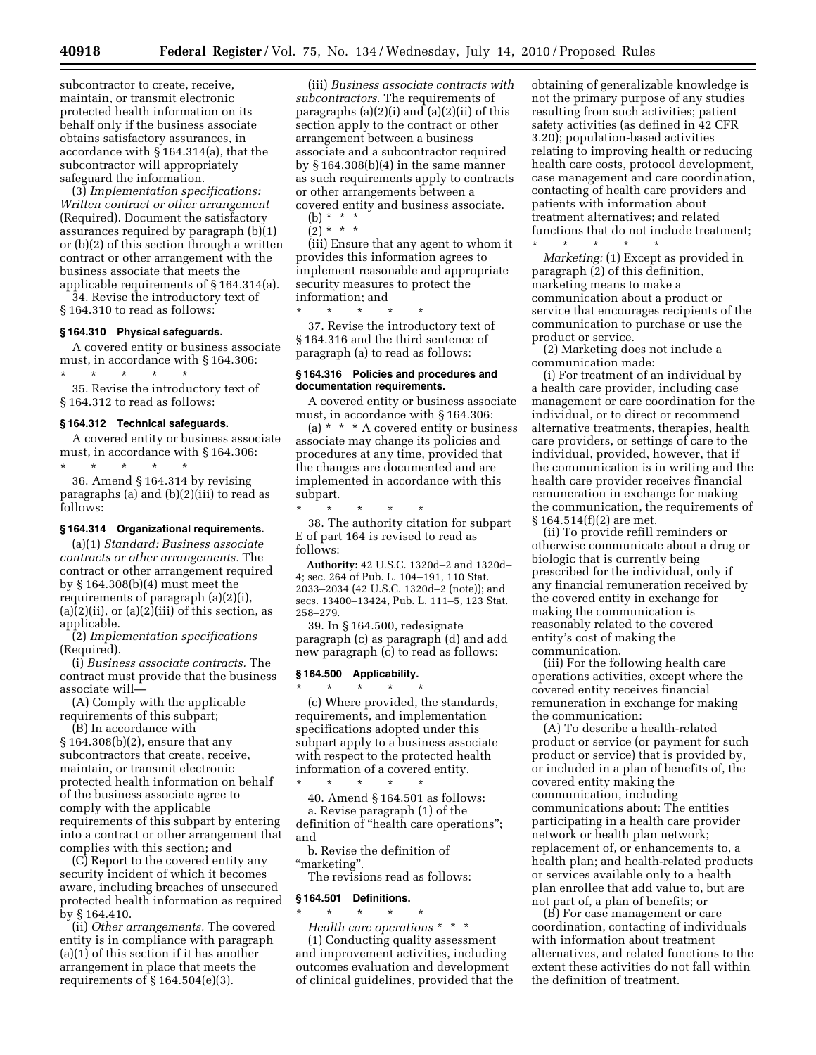subcontractor to create, receive, maintain, or transmit electronic protected health information on its behalf only if the business associate obtains satisfactory assurances, in accordance with § 164.314(a), that the subcontractor will appropriately safeguard the information.

(3) *Implementation specifications: Written contract or other arrangement* (Required). Document the satisfactory assurances required by paragraph (b)(1) or (b)(2) of this section through a written contract or other arrangement with the business associate that meets the applicable requirements of § 164.314(a).

34. Revise the introductory text of § 164.310 to read as follows:

#### § 164.310 Physical safeguards.

A covered entity or business associate must, in accordance with § 164.306:

\* \* \* \* \*

35. Revise the introductory text of § 164.312 to read as follows:

#### § 164.312 Technical safeguards.

A covered entity or business associate must, in accordance with § 164.306:

\* \* \* \* \*

36. Amend § 164.314 by revising paragraphs (a) and (b)(2)(iii) to read as follows:

#### § 164.314 Organizational requirements.

(a)(1) *Standard: Business associate contracts or other arrangements.* The contract or other arrangement required by § 164.308(b)(4) must meet the requirements of paragraph (a)(2)(i), (a)(2)(ii), or (a)(2)(iii) of this section, as applicable.

(2) *Implementation specifications* (Required).

(i) *Business associate contracts.* The contract must provide that the business associate will—

(A) Comply with the applicable requirements of this subpart;

(B) In accordance with § 164.308(b)(2), ensure that any subcontractors that create, receive, maintain, or transmit electronic protected health information on behalf of the business associate agree to comply with the applicable requirements of this subpart by entering into a contract or other arrangement that complies with this section; and

(C) Report to the covered entity any security incident of which it becomes aware, including breaches of unsecured protected health information as required by § 164.410.

(ii) *Other arrangements.* The covered entity is in compliance with paragraph (a)(1) of this section if it has another arrangement in place that meets the requirements of § 164.504(e)(3).

(iii) *Business associate contracts with subcontractors.* The requirements of paragraphs (a)(2)(i) and (a)(2)(ii) of this section apply to the contract or other arrangement between a business associate and a subcontractor required by § 164.308(b)(4) in the same manner as such requirements apply to contracts or other arrangements between a covered entity and business associate.

(b) \* \* \*

(2) \* \* \*

(iii) Ensure that any agent to whom it provides this information agrees to implement reasonable and appropriate security measures to protect the information; and

\* \* \* \* \*

37. Revise the introductory text of § 164.316 and the third sentence of paragraph (a) to read as follows:

#### § 164.316 Policies and procedures and documentation requirements.

A covered entity or business associate must, in accordance with § 164.306:

(a) \* \* \* A covered entity or business associate may change its policies and procedures at any time, provided that the changes are documented and are implemented in accordance with this subpart.

\* \* \* \* \*

38. The authority citation for subpart E of part 164 is revised to read as follows:

**Authority:** 42 U.S.C. 1320d–2 and 1320d–4; sec. 264 of Pub. L. 104–191, 110 Stat. 2033–2034 (42 U.S.C. 1320d–2 (note)); and secs. 13400–13424, Pub. L. 111–5, 123 Stat. 258–279.

39. In § 164.500, redesignate paragraph (c) as paragraph (d) and add new paragraph (c) to read as follows:

#### § 164.500 Applicability.

\* \* \* \* \*

(c) Where provided, the standards, requirements, and implementation specifications adopted under this subpart apply to a business associate with respect to the protected health information of a covered entity.

\* \* \* \* \*

40. Amend § 164.501 as follows:

a. Revise paragraph (1) of the definition of "health care operations"; and

b. Revise the definition of "marketing".

The revisions read as follows:

#### § 164.501 Definitions.

\* \* \* \* \*

*Health care operations* \* \* \*

(1) Conducting quality assessment and improvement activities, including outcomes evaluation and development of clinical guidelines, provided that the obtaining of generalizable knowledge is not the primary purpose of any studies resulting from such activities; patient safety activities (as defined in 42 CFR 3.20); population-based activities relating to improving health or reducing health care costs, protocol development, case management and care coordination, contacting of health care providers and patients with information about treatment alternatives; and related functions that do not include treatment;

\* \* \* \* \*

*Marketing:* (1) Except as provided in paragraph (2) of this definition, marketing means to make a communication about a product or service that encourages recipients of the communication to purchase or use the product or service.

(2) Marketing does not include a communication made:

(i) For treatment of an individual by a health care provider, including case management or care coordination for the individual, or to direct or recommend alternative treatments, therapies, health care providers, or settings of care to the individual, provided, however, that if the communication is in writing and the health care provider receives financial remuneration in exchange for making the communication, the requirements of § 164.514(f)(2) are met.

(ii) To provide refill reminders or otherwise communicate about a drug or biologic that is currently being prescribed for the individual, only if any financial remuneration received by the covered entity in exchange for making the communication is reasonably related to the covered entity's cost of making the communication.

(iii) For the following health care operations activities, except where the covered entity receives financial remuneration in exchange for making the communication:

(A) To describe a health-related product or service (or payment for such product or service) that is provided by, or included in a plan of benefits of, the covered entity making the communication, including communications about: The entities participating in a health care provider network or health plan network; replacement of, or enhancements to, a health plan; and health-related products or services available only to a health plan enrollee that add value to, but are not part of, a plan of benefits; or

(B) For case management or care coordination, contacting of individuals with information about treatment alternatives, and related functions to the extent these activities do not fall within the definition of treatment.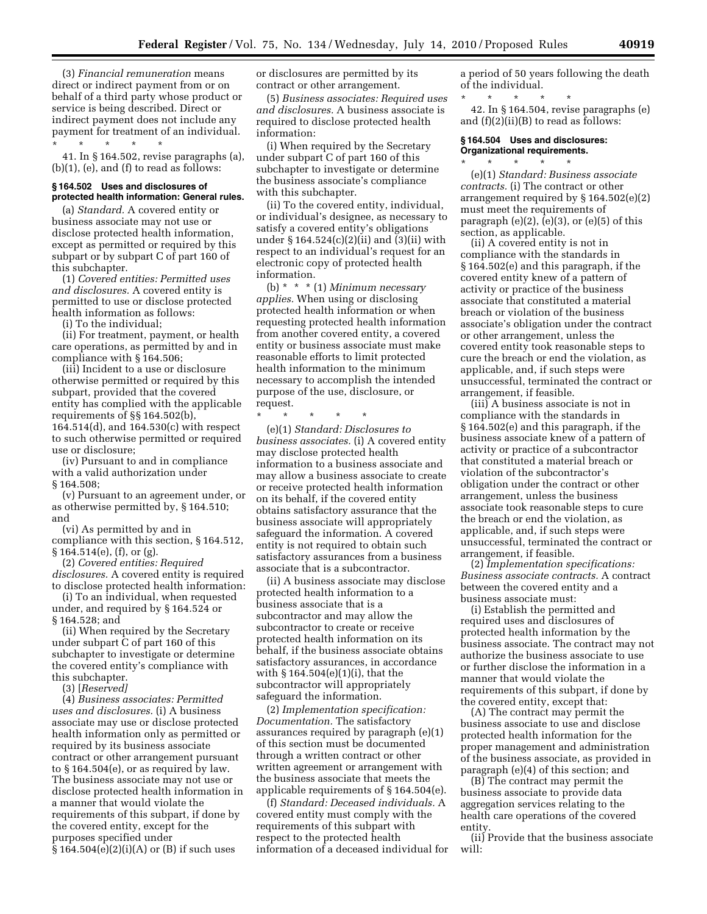(3) *Financial remuneration* means direct or indirect payment from or on behalf of a third party whose product or service is being described. Direct or indirect payment does not include any payment for treatment of an individual.

\* \* \* \* \*

41. In § 164.502, revise paragraphs (a), (b)(1), (e), and (f) to read as follows:

#### § 164.502 Uses and disclosures of protected health information: General rules.

(a) *Standard.* A covered entity or business associate may not use or disclose protected health information, except as permitted or required by this subpart or by subpart C of part 160 of this subchapter.

(1) *Covered entities: Permitted uses and disclosures.* A covered entity is permitted to use or disclose protected health information as follows:

(i) To the individual;

(ii) For treatment, payment, or health care operations, as permitted by and in compliance with § 164.506;

(iii) Incident to a use or disclosure otherwise permitted or required by this subpart, provided that the covered entity has complied with the applicable requirements of §§ 164.502(b), 164.514(d), and 164.530(c) with respect to such otherwise permitted or required use or disclosure;

(iv) Pursuant to and in compliance with a valid authorization under § 164.508;

(v) Pursuant to an agreement under, or as otherwise permitted by, § 164.510; and

(vi) As permitted by and in compliance with this section, § 164.512, § 164.514(e), (f), or (g).

(2) *Covered entities: Required disclosures.* A covered entity is required to disclose protected health information:

(i) To an individual, when requested under, and required by § 164.524 or § 164.528; and

(ii) When required by the Secretary under subpart C of part 160 of this subchapter to investigate or determine the covered entity's compliance with this subchapter.

(3) [*Reserved*]

(4) *Business associates: Permitted uses and disclosures.* (i) A business associate may use or disclose protected health information only as permitted or required by its business associate contract or other arrangement pursuant to § 164.504(e), or as required by law. The business associate may not use or disclose protected health information in a manner that would violate the requirements of this subpart, if done by the covered entity, except for the purposes specified under § 164.504(e)(2)(i)(A) or (B) if such uses or disclosures are permitted by its contract or other arrangement.

(5) *Business associates: Required uses and disclosures.* A business associate is required to disclose protected health information:

(i) When required by the Secretary under subpart C of part 160 of this subchapter to investigate or determine the business associate's compliance with this subchapter.

(ii) To the covered entity, individual, or individual's designee, as necessary to satisfy a covered entity's obligations under § 164.524(c)(2)(ii) and (3)(ii) with respect to an individual's request for an electronic copy of protected health information.

(b) \* \* \* (1) *Minimum necessary applies.* When using or disclosing protected health information or when requesting protected health information from another covered entity, a covered entity or business associate must make reasonable efforts to limit protected health information to the minimum necessary to accomplish the intended purpose of the use, disclosure, or request.

\* \* \* \* \*

(e)(1) *Standard: Disclosures to business associates.* (i) A covered entity may disclose protected health information to a business associate and may allow a business associate to create or receive protected health information on its behalf, if the covered entity obtains satisfactory assurance that the business associate will appropriately safeguard the information. A covered entity is not required to obtain such satisfactory assurances from a business associate that is a subcontractor.

(ii) A business associate may disclose protected health information to a business associate that is a subcontractor and may allow the subcontractor to create or receive protected health information on its behalf, if the business associate obtains satisfactory assurances, in accordance with § 164.504(e)(1)(i), that the subcontractor will appropriately safeguard the information.

(2) *Implementation specification: Documentation.* The satisfactory assurances required by paragraph (e)(1) of this section must be documented through a written contract or other written agreement or arrangement with the business associate that meets the applicable requirements of § 164.504(e).

(f) *Standard: Deceased individuals.* A covered entity must comply with the requirements of this subpart with respect to the protected health information of a deceased individual for a period of 50 years following the death of the individual.

\* \* \* \* \*

42. In § 164.504, revise paragraphs (e) and (f)(2)(ii)(B) to read as follows:

#### § 164.504 Uses and disclosures: Organizational requirements.

\* \* \* \* \*

(e)(1) *Standard: Business associate contracts.* (i) The contract or other arrangement required by § 164.502(e)(2) must meet the requirements of paragraph (e)(2), (e)(3), or (e)(5) of this section, as applicable.

(ii) A covered entity is not in compliance with the standards in § 164.502(e) and this paragraph, if the covered entity knew of a pattern of activity or practice of the business associate that constituted a material breach or violation of the business associate's obligation under the contract or other arrangement, unless the covered entity took reasonable steps to cure the breach or end the violation, as applicable, and, if such steps were unsuccessful, terminated the contract or arrangement, if feasible.

(iii) A business associate is not in compliance with the standards in § 164.502(e) and this paragraph, if the business associate knew of a pattern of activity or practice of a subcontractor that constituted a material breach or violation of the subcontractor's obligation under the contract or other arrangement, unless the business associate took reasonable steps to cure the breach or end the violation, as applicable, and, if such steps were unsuccessful, terminated the contract or arrangement, if feasible.

(2) *Implementation specifications: Business associate contracts.* A contract between the covered entity and a business associate must:

(i) Establish the permitted and required uses and disclosures of protected health information by the business associate. The contract may not authorize the business associate to use or further disclose the information in a manner that would violate the requirements of this subpart, if done by the covered entity, except that:

(A) The contract may permit the business associate to use and disclose protected health information for the proper management and administration of the business associate, as provided in paragraph (e)(4) of this section; and

(B) The contract may permit the business associate to provide data aggregation services relating to the health care operations of the covered entity.

(ii) Provide that the business associate will: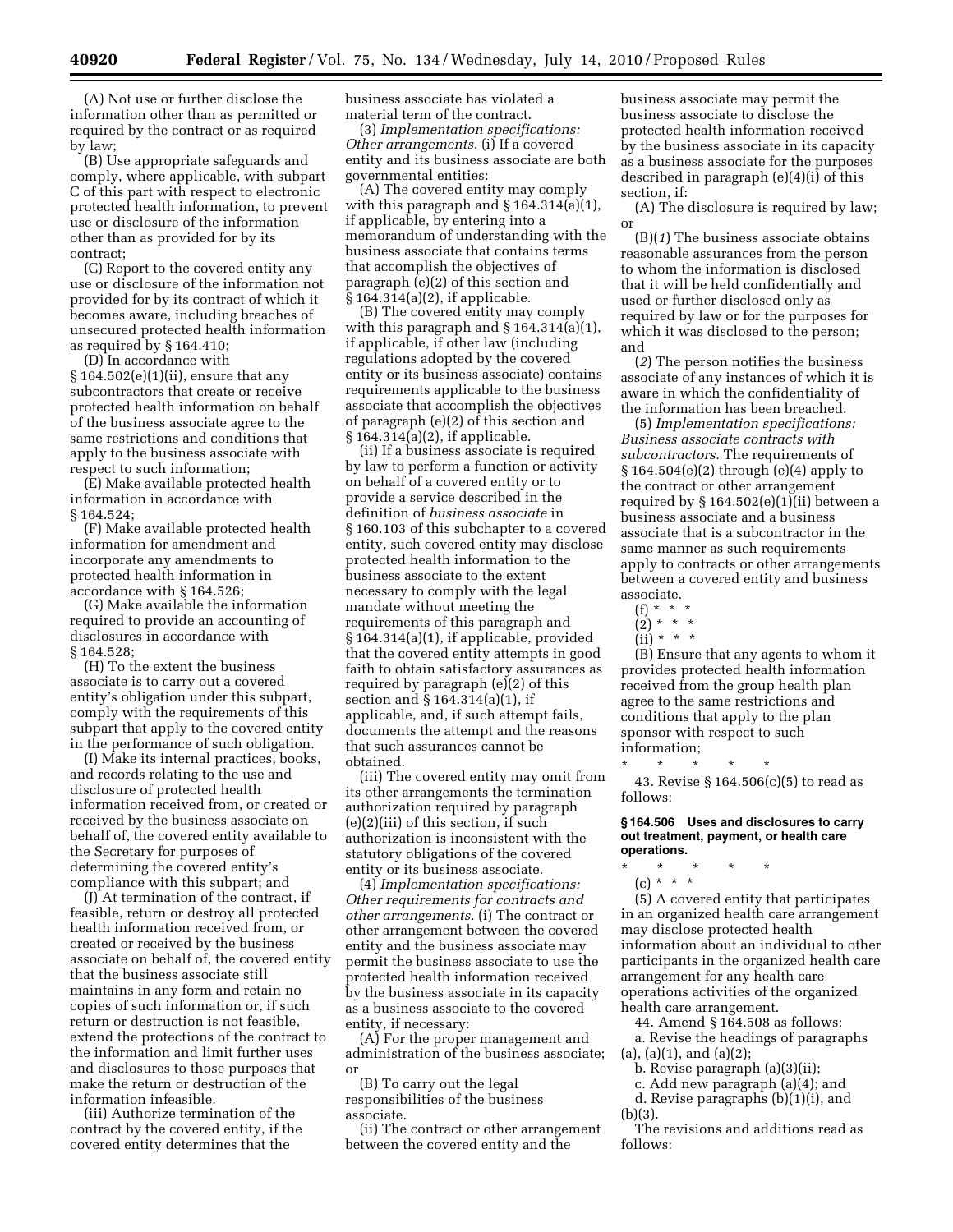(A) Not use or further disclose the information other than as permitted or required by the contract or as required by law;

(B) Use appropriate safeguards and comply, where applicable, with subpart C of this part with respect to electronic protected health information, to prevent use or disclosure of the information other than as provided for by its contract;

(C) Report to the covered entity any use or disclosure of the information not provided for by its contract of which it becomes aware, including breaches of unsecured protected health information as required by § 164.410;

(D) In accordance with § 164.502(e)(1)(ii), ensure that any subcontractors that create or receive protected health information on behalf of the business associate agree to the same restrictions and conditions that apply to the business associate with respect to such information;

(E) Make available protected health information in accordance with § 164.524;

(F) Make available protected health information for amendment and incorporate any amendments to protected health information in accordance with § 164.526;

(G) Make available the information required to provide an accounting of disclosures in accordance with § 164.528;

(H) To the extent the business associate is to carry out a covered entity's obligation under this subpart, comply with the requirements of this subpart that apply to the covered entity in the performance of such obligation.

(I) Make its internal practices, books, and records relating to the use and disclosure of protected health information received from, or created or received by the business associate on behalf of, the covered entity available to the Secretary for purposes of determining the covered entity's compliance with this subpart; and

(J) At termination of the contract, if feasible, return or destroy all protected health information received from, or created or received by the business associate on behalf of, the covered entity that the business associate still maintains in any form and retain no copies of such information or, if such return or destruction is not feasible, extend the protections of the contract to the information and limit further uses and disclosures to those purposes that make the return or destruction of the information infeasible.

(iii) Authorize termination of the contract by the covered entity, if the covered entity determines that the business associate has violated a material term of the contract.

(3) *Implementation specifications: Other arrangements.* (i) If a covered entity and its business associate are both governmental entities:

(A) The covered entity may comply with this paragraph and § 164.314(a)(1), if applicable, by entering into a memorandum of understanding with the business associate that contains terms that accomplish the objectives of paragraph (e)(2) of this section and § 164.314(a)(2), if applicable.

(B) The covered entity may comply with this paragraph and § 164.314(a)(1), if applicable, if other law (including regulations adopted by the covered entity or its business associate) contains requirements applicable to the business associate that accomplish the objectives of paragraph (e)(2) of this section and § 164.314(a)(2), if applicable.

(ii) If a business associate is required by law to perform a function or activity on behalf of a covered entity or to provide a service described in the definition of *business associate* in § 160.103 of this subchapter to a covered entity, such covered entity may disclose protected health information to the business associate to the extent necessary to comply with the legal mandate without meeting the requirements of this paragraph and § 164.314(a)(1), if applicable, provided that the covered entity attempts in good faith to obtain satisfactory assurances as required by paragraph (e)(2) of this section and § 164.314(a)(1), if applicable, and, if such attempt fails, documents the attempt and the reasons that such assurances cannot be obtained.

(iii) The covered entity may omit from its other arrangements the termination authorization required by paragraph (e)(2)(iii) of this section, if such authorization is inconsistent with the statutory obligations of the covered entity or its business associate.

(4) *Implementation specifications: Other requirements for contracts and other arrangements.* (i) The contract or other arrangement between the covered entity and the business associate may permit the business associate to use the protected health information received by the business associate in its capacity as a business associate to the covered entity, if necessary:

(A) For the proper management and administration of the business associate; or

(B) To carry out the legal responsibilities of the business associate.

(ii) The contract or other arrangement between the covered entity and the business associate may permit the business associate to disclose the protected health information received by the business associate in its capacity as a business associate for the purposes described in paragraph (e)(4)(i) of this section, if:

(A) The disclosure is required by law; or

(B)(*1*) The business associate obtains reasonable assurances from the person to whom the information is disclosed that it will be held confidentially and used or further disclosed only as required by law or for the purposes for which it was disclosed to the person; and

(*2*) The person notifies the business associate of any instances of which it is aware in which the confidentiality of the information has been breached.

(5) *Implementation specifications: Business associate contracts with subcontractors.* The requirements of § 164.504(e)(2) through (e)(4) apply to the contract or other arrangement required by § 164.502(e)(1)(ii) between a business associate and a business associate that is a subcontractor in the same manner as such requirements apply to contracts or other arrangements between a covered entity and business associate.

(f) * * *

(2) * * *

(ii) * * *

(B) Ensure that any agents to whom it provides protected health information received from the group health plan agree to the same restrictions and conditions that apply to the plan sponsor with respect to such information;

\* \* \* \* \*

43. Revise § 164.506(c)(5) to read as follows:

**§ 164.506 Uses and disclosures to carry out treatment, payment, or health care operations.**

\* \* \* \* \*

(c) * * *

(5) A covered entity that participates in an organized health care arrangement may disclose protected health information about an individual to other participants in the organized health care arrangement for any health care operations activities of the organized health care arrangement.

44. Amend § 164.508 as follows:

a. Revise the headings of paragraphs (a), (a)(1), and (a)(2);

b. Revise paragraph (a)(3)(ii);

c. Add new paragraph (a)(4); and

d. Revise paragraphs (b)(1)(i), and (b)(3).

The revisions and additions read as follows: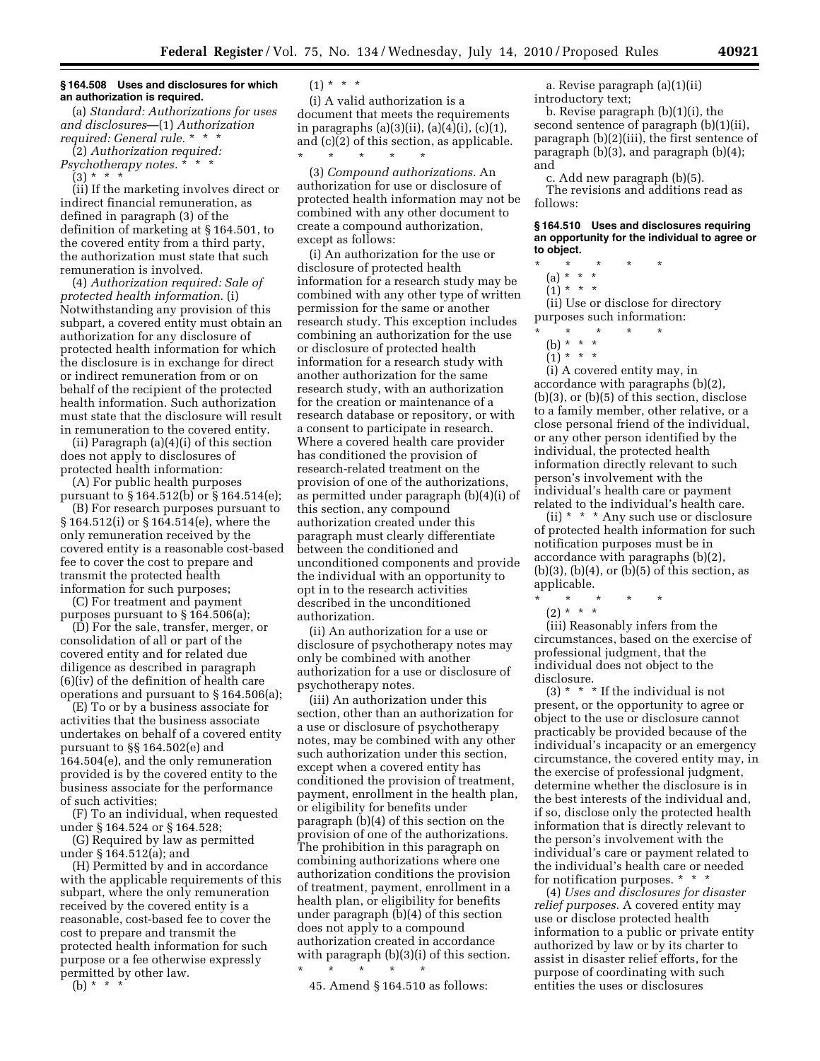**§ 164.508 Uses and disclosures for which an authorization is required.**

(a) *Standard: Authorizations for uses and disclosures*—(1) *Authorization required: General rule.* * * *

(2) *Authorization required: Psychotherapy notes.* * * *

(3) * * *

(ii) If the marketing involves direct or indirect financial remuneration, as defined in paragraph (3) of the definition of marketing at § 164.501, to the covered entity from a third party, the authorization must state that such remuneration is involved.

(4) *Authorization required: Sale of protected health information.* (i) Notwithstanding any provision of this subpart, a covered entity must obtain an authorization for any disclosure of protected health information for which the disclosure is in exchange for direct or indirect remuneration from or on behalf of the recipient of the protected health information. Such authorization must state that the disclosure will result in remuneration to the covered entity.

(ii) Paragraph (a)(4)(i) of this section does not apply to disclosures of protected health information:

(A) For public health purposes pursuant to § 164.512(b) or § 164.514(e);

(B) For research purposes pursuant to § 164.512(i) or § 164.514(e), where the only remuneration received by the covered entity is a reasonable cost-based fee to cover the cost to prepare and transmit the protected health information for such purposes;

(C) For treatment and payment purposes pursuant to § 164.506(a);

(D) For the sale, transfer, merger, or consolidation of all or part of the covered entity and for related due diligence as described in paragraph (6)(iv) of the definition of health care operations and pursuant to § 164.506(a);

(E) To or by a business associate for activities that the business associate undertakes on behalf of a covered entity pursuant to §§ 164.502(e) and 164.504(e), and the only remuneration provided is by the covered entity to the business associate for the performance of such activities;

(F) To an individual, when requested under § 164.524 or § 164.528;

(G) Required by law as permitted under § 164.512(a); and

(H) Permitted by and in accordance with the applicable requirements of this subpart, where the only remuneration received by the covered entity is a reasonable, cost-based fee to cover the cost to prepare and transmit the protected health information for such purpose or a fee otherwise expressly permitted by other law.

(b) * * *

(1) * * *

(i) A valid authorization is a document that meets the requirements in paragraphs (a)(3)(ii), (a)(4)(i), (c)(1), and (c)(2) of this section, as applicable.

\* \* \* \* \*

(3) *Compound authorizations.* An authorization for use or disclosure of protected health information may not be combined with any other document to create a compound authorization, except as follows:

(i) An authorization for the use or disclosure of protected health information for a research study may be combined with any other type of written permission for the same or another research study. This exception includes combining an authorization for the use or disclosure of protected health information for a research study with another authorization for the same research study, with an authorization for the creation or maintenance of a research database or repository, or with a consent to participate in research. Where a covered health care provider has conditioned the provision of research-related treatment on the provision of one of the authorizations, as permitted under paragraph (b)(4)(i) of this section, any compound authorization created under this paragraph must clearly differentiate between the conditioned and unconditioned components and provide the individual with an opportunity to opt in to the research activities described in the unconditioned authorization.

(ii) An authorization for a use or disclosure of psychotherapy notes may only be combined with another authorization for a use or disclosure of psychotherapy notes.

(iii) An authorization under this section, other than an authorization for a use or disclosure of psychotherapy notes, may be combined with any other such authorization under this section, except when a covered entity has conditioned the provision of treatment, payment, enrollment in the health plan, or eligibility for benefits under paragraph (b)(4) of this section on the provision of one of the authorizations. The prohibition in this paragraph on combining authorizations where one authorization conditions the provision of treatment, payment, enrollment in a health plan, or eligibility for benefits under paragraph (b)(4) of this section does not apply to a compound authorization created in accordance with paragraph (b)(3)(i) of this section.

\* \* \* \* \*

45. Amend § 164.510 as follows:

a. Revise paragraph (a)(1)(ii) introductory text;

b. Revise paragraph (b)(1)(i), the second sentence of paragraph (b)(1)(ii), paragraph (b)(2)(iii), the first sentence of paragraph (b)(3), and paragraph (b)(4); and

c. Add new paragraph (b)(5).

The revisions and additions read as follows:

**§ 164.510 Uses and disclosures requiring an opportunity for the individual to agree or to object.**

\* \* \* \* \*

(a) * * *

(1) * * *

(ii) Use or disclose for directory purposes such information:

\* \* \* \* \*

(b) * * *

(1) * * *

(i) A covered entity may, in accordance with paragraphs (b)(2), (b)(3), or (b)(5) of this section, disclose to a family member, other relative, or a close personal friend of the individual, or any other person identified by the individual, the protected health information directly relevant to such person's involvement with the individual's health care or payment related to the individual's health care.

(ii) * * * Any such use or disclosure of protected health information for such notification purposes must be in accordance with paragraphs (b)(2), (b)(3), (b)(4), or (b)(5) of this section, as applicable.

\* \* \* \* \*

(2) * * *

(iii) Reasonably infers from the circumstances, based on the exercise of professional judgment, that the individual does not object to the disclosure.

(3) * * * If the individual is not present, or the opportunity to agree or object to the use or disclosure cannot practicably be provided because of the individual's incapacity or an emergency circumstance, the covered entity may, in the exercise of professional judgment, determine whether the disclosure is in the best interests of the individual and, if so, disclose only the protected health information that is directly relevant to the person's involvement with the individual's care or payment related to the individual's health care or needed for notification purposes. * * *

(4) *Uses and disclosures for disaster relief purposes.* A covered entity may use or disclose protected health information to a public or private entity authorized by law or by its charter to assist in disaster relief efforts, for the purpose of coordinating with such entities the uses or disclosures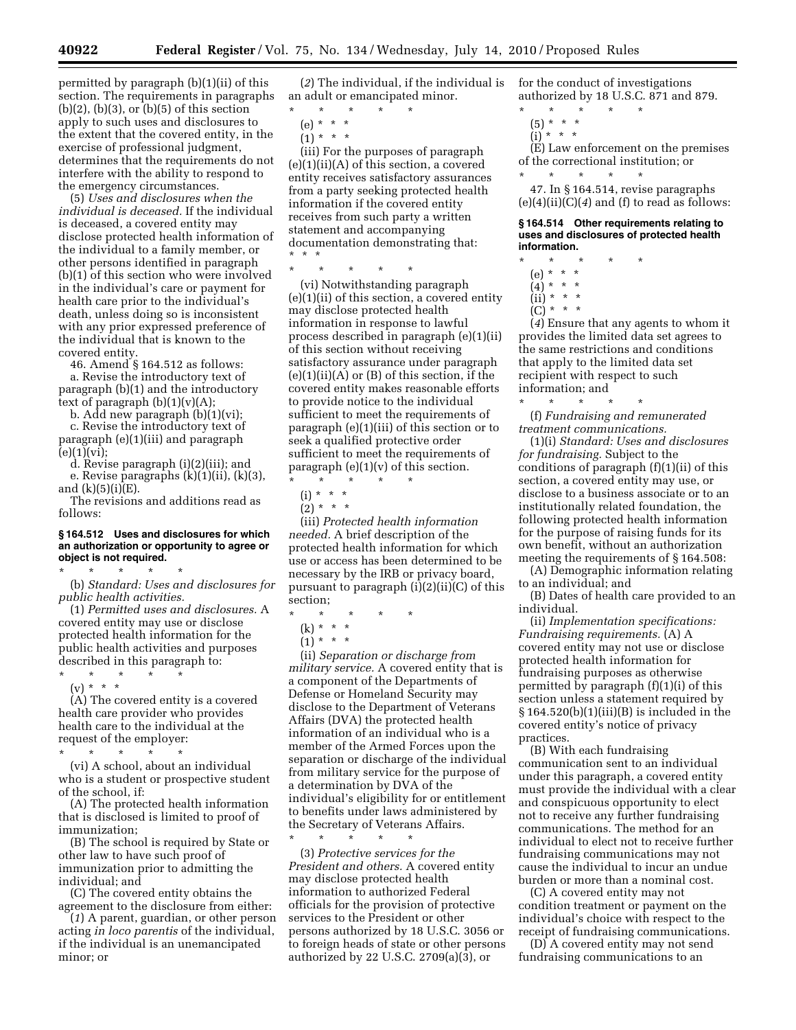permitted by paragraph (b)(1)(ii) of this section. The requirements in paragraphs (b)(2), (b)(3), or (b)(5) of this section apply to such uses and disclosures to the extent that the covered entity, in the exercise of professional judgment, determines that the requirements do not interfere with the ability to respond to the emergency circumstances.

(5) *Uses and disclosures when the individual is deceased.* If the individual is deceased, a covered entity may disclose protected health information of the individual to a family member, or other persons identified in paragraph (b)(1) of this section who were involved in the individual's care or payment for health care prior to the individual's death, unless doing so is inconsistent with any prior expressed preference of the individual that is known to the covered entity.

46. Amend § 164.512 as follows:

a. Revise the introductory text of paragraph (b)(1) and the introductory text of paragraph (b)(1)(v)(A);

b. Add new paragraph (b)(1)(vi);

c. Revise the introductory text of paragraph (e)(1)(iii) and paragraph (e)(1)(vi);

d. Revise paragraph (i)(2)(iii); and

e. Revise paragraphs (k)(1)(ii), (k)(3), and (k)(5)(i)(E).

The revisions and additions read as follows:

**§ 164.512 Uses and disclosures for which an authorization or opportunity to agree or object is not required.**

\* \* \* \* \*

(b) *Standard: Uses and disclosures for public health activities.*

(1) *Permitted uses and disclosures.* A covered entity may use or disclose protected health information for the public health activities and purposes described in this paragraph to:

\* \* \* \* \*

(v) \* \* \*

(A) The covered entity is a covered health care provider who provides health care to the individual at the request of the employer:

\* \* \* \* \*

(vi) A school, about an individual who is a student or prospective student of the school, if:

(A) The protected health information that is disclosed is limited to proof of immunization;

(B) The school is required by State or other law to have such proof of immunization prior to admitting the individual; and

(C) The covered entity obtains the agreement to the disclosure from either:

(*1*) A parent, guardian, or other person acting *in loco parentis* of the individual, if the individual is an unemancipated minor; or

(*2*) The individual, if the individual is an adult or emancipated minor.

\* \* \* \* \*

(e) \* \* \*

(1) \* \* \*

(iii) For the purposes of paragraph (e)(1)(ii)(A) of this section, a covered entity receives satisfactory assurances from a party seeking protected health information if the covered entity receives from such party a written statement and accompanying documentation demonstrating that: \* \* \*

\* \* \* \* \*

(vi) Notwithstanding paragraph (e)(1)(ii) of this section, a covered entity may disclose protected health information in response to lawful process described in paragraph (e)(1)(ii) of this section without receiving satisfactory assurance under paragraph (e)(1)(ii)(A) or (B) of this section, if the covered entity makes reasonable efforts to provide notice to the individual sufficient to meet the requirements of paragraph (e)(1)(iii) of this section or to seek a qualified protective order sufficient to meet the requirements of paragraph (e)(1)(v) of this section.

\* \* \* \* \*

(i) \* \* \*

(2) \* \* \*

(iii) *Protected health information needed.* A brief description of the protected health information for which use or access has been determined to be necessary by the IRB or privacy board, pursuant to paragraph (i)(2)(ii)(C) of this section;

\* \* \* \* \*

(k) \* \* \*

(1) \* \* \*

(ii) *Separation or discharge from military service.* A covered entity that is a component of the Departments of Defense or Homeland Security may disclose to the Department of Veterans Affairs (DVA) the protected health information of an individual who is a member of the Armed Forces upon the separation or discharge of the individual from military service for the purpose of a determination by DVA of the individual's eligibility for or entitlement to benefits under laws administered by the Secretary of Veterans Affairs.

\* \* \* \* \*

(3) *Protective services for the President and others.* A covered entity may disclose protected health information to authorized Federal officials for the provision of protective services to the President or other persons authorized by 18 U.S.C. 3056 or to foreign heads of state or other persons authorized by 22 U.S.C. 2709(a)(3), or for the conduct of investigations authorized by 18 U.S.C. 871 and 879.

\* \* \* \* \*

(5) \* \* \*

(i) \* \* \*

(E) Law enforcement on the premises of the correctional institution; or

\* \* \* \* \*

47. In § 164.514, revise paragraphs (e)(4)(ii)(C)(*4*) and (f) to read as follows:

**§ 164.514 Other requirements relating to uses and disclosures of protected health information.**

\* \* \* \* \*

(e) \* \* \*

(4) \* \* \*

(ii) \* \* \*

(C) \* \* \*

(*4*) Ensure that any agents to whom it provides the limited data set agrees to the same restrictions and conditions that apply to the limited data set recipient with respect to such information; and

\* \* \* \* \*

(f) *Fundraising and remunerated treatment communications.*

(1)(i) *Standard: Uses and disclosures for fundraising.* Subject to the conditions of paragraph (f)(1)(ii) of this section, a covered entity may use, or disclose to a business associate or to an institutionally related foundation, the following protected health information for the purpose of raising funds for its own benefit, without an authorization meeting the requirements of § 164.508:

(A) Demographic information relating to an individual; and

(B) Dates of health care provided to an individual.

(ii) *Implementation specifications: Fundraising requirements.* (A) A covered entity may not use or disclose protected health information for fundraising purposes as otherwise permitted by paragraph (f)(1)(i) of this section unless a statement required by § 164.520(b)(1)(iii)(B) is included in the covered entity's notice of privacy practices.

(B) With each fundraising communication sent to an individual under this paragraph, a covered entity must provide the individual with a clear and conspicuous opportunity to elect not to receive any further fundraising communications. The method for an individual to elect not to receive further fundraising communications may not cause the individual to incur an undue burden or more than a nominal cost.

(C) A covered entity may not condition treatment or payment on the individual's choice with respect to the receipt of fundraising communications.

(D) A covered entity may not send fundraising communications to an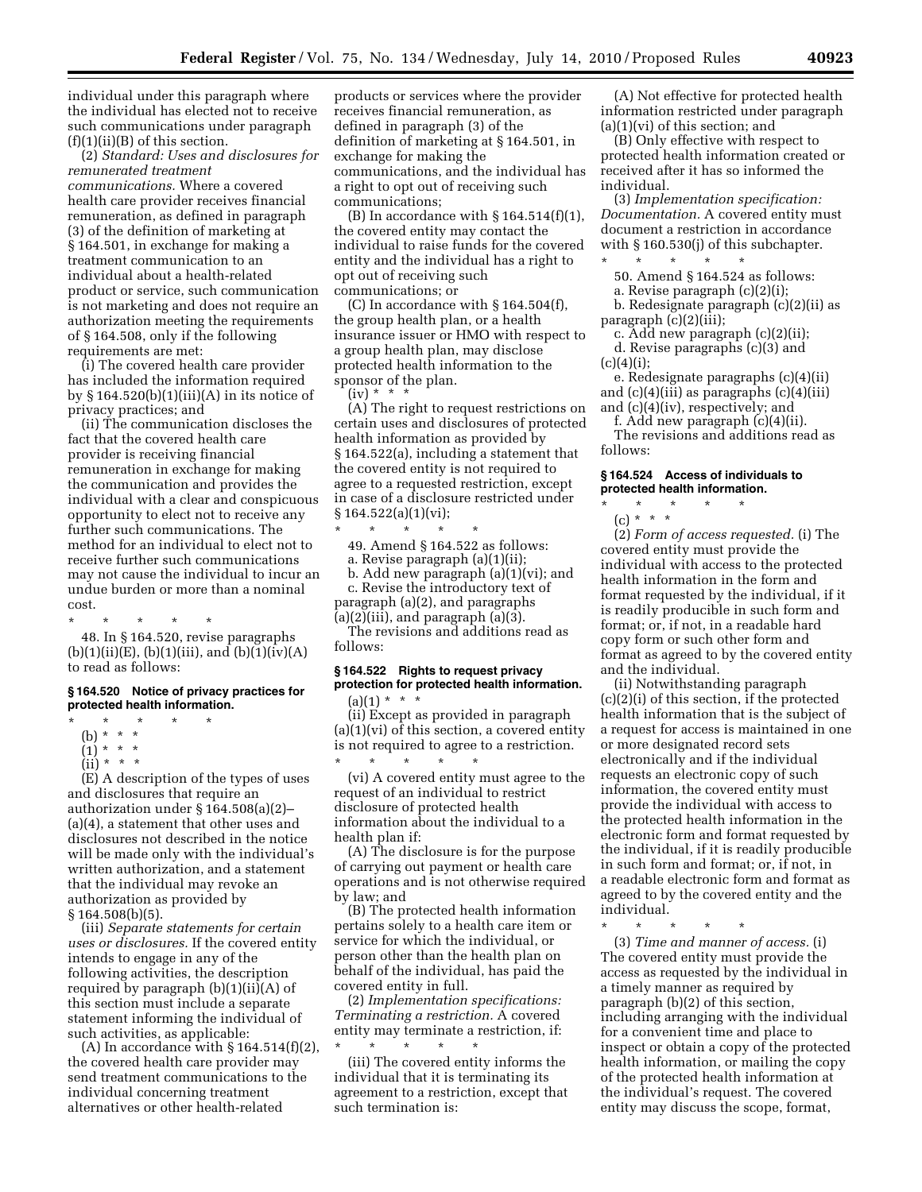individual under this paragraph where the individual has elected not to receive such communications under paragraph (f)(1)(ii)(B) of this section.

(2) *Standard: Uses and disclosures for remunerated treatment communications.* Where a covered health care provider receives financial remuneration, as defined in paragraph (3) of the definition of marketing at § 164.501, in exchange for making a treatment communication to an individual about a health-related product or service, such communication is not marketing and does not require an authorization meeting the requirements of § 164.508, only if the following requirements are met:

(i) The covered health care provider has included the information required by § 164.520(b)(1)(iii)(A) in its notice of privacy practices; and

(ii) The communication discloses the fact that the covered health care provider is receiving financial remuneration in exchange for making the communication and provides the individual with a clear and conspicuous opportunity to elect not to receive any further such communications. The method for an individual to elect not to receive further such communications may not cause the individual to incur an undue burden or more than a nominal cost.

\* \* \* \* \*

48. In § 164.520, revise paragraphs (b)(1)(ii)(E), (b)(1)(iii), and (b)(1)(iv)(A) to read as follows:

### § 164.520 Notice of privacy practices for protected health information.

\* \* \* \* \*

(b) \* \* \*

(1) \* \* \*

(ii) \* \* \*

(E) A description of the types of uses and disclosures that require an authorization under § 164.508(a)(2)–(a)(4), a statement that other uses and disclosures not described in the notice will be made only with the individual's written authorization, and a statement that the individual may revoke an authorization as provided by § 164.508(b)(5).

(iii) *Separate statements for certain uses or disclosures.* If the covered entity intends to engage in any of the following activities, the description required by paragraph (b)(1)(ii)(A) of this section must include a separate statement informing the individual of such activities, as applicable:

(A) In accordance with § 164.514(f)(2), the covered health care provider may send treatment communications to the individual concerning treatment alternatives or other health-related products or services where the provider receives financial remuneration, as defined in paragraph (3) of the definition of marketing at § 164.501, in exchange for making the communications, and the individual has a right to opt out of receiving such communications;

(B) In accordance with § 164.514(f)(1), the covered entity may contact the individual to raise funds for the covered entity and the individual has a right to opt out of receiving such communications; or

(C) In accordance with § 164.504(f), the group health plan, or a health insurance issuer or HMO with respect to a group health plan, may disclose protected health information to the sponsor of the plan.

(iv) \* \* \*

(A) The right to request restrictions on certain uses and disclosures of protected health information as provided by § 164.522(a), including a statement that the covered entity is not required to agree to a requested restriction, except in case of a disclosure restricted under § 164.522(a)(1)(vi);

\* \* \* \* \*

49. Amend § 164.522 as follows:

a. Revise paragraph (a)(1)(ii);

b. Add new paragraph (a)(1)(vi); and

c. Revise the introductory text of paragraph (a)(2), and paragraphs (a)(2)(iii), and paragraph (a)(3).

The revisions and additions read as follows:

### § 164.522 Rights to request privacy protection for protected health information.

(a)(1) \* \* \*

(ii) Except as provided in paragraph (a)(1)(vi) of this section, a covered entity is not required to agree to a restriction.

\* \* \* \* \*

(vi) A covered entity must agree to the request of an individual to restrict disclosure of protected health information about the individual to a health plan if:

(A) The disclosure is for the purpose of carrying out payment or health care operations and is not otherwise required by law; and

(B) The protected health information pertains solely to a health care item or service for which the individual, or person other than the health plan on behalf of the individual, has paid the covered entity in full.

(2) *Implementation specifications: Terminating a restriction.* A covered entity may terminate a restriction, if:

\* \* \* \* \*

(iii) The covered entity informs the individual that it is terminating its agreement to a restriction, except that such termination is:

(A) Not effective for protected health information restricted under paragraph (a)(1)(vi) of this section; and

(B) Only effective with respect to protected health information created or received after it has so informed the individual.

(3) *Implementation specification: Documentation.* A covered entity must document a restriction in accordance with § 160.530(j) of this subchapter.

\* \* \* \* \*

50. Amend § 164.524 as follows:

a. Revise paragraph (c)(2)(i);

b. Redesignate paragraph (c)(2)(ii) as paragraph (c)(2)(iii);

c. Add new paragraph (c)(2)(ii);

d. Revise paragraphs (c)(3) and (c)(4)(i);

e. Redesignate paragraphs (c)(4)(ii) and (c)(4)(iii) as paragraphs (c)(4)(iii) and (c)(4)(iv), respectively; and

f. Add new paragraph (c)(4)(ii).

The revisions and additions read as follows:

### § 164.524 Access of individuals to protected health information.

\* \* \* \* \*

(c) \* \* \*

(2) *Form of access requested.* (i) The covered entity must provide the individual with access to the protected health information in the form and format requested by the individual, if it is readily producible in such form and format; or, if not, in a readable hard copy form or such other form and format as agreed to by the covered entity and the individual.

(ii) Notwithstanding paragraph (c)(2)(i) of this section, if the protected health information that is the subject of a request for access is maintained in one or more designated record sets electronically and if the individual requests an electronic copy of such information, the covered entity must provide the individual with access to the protected health information in the electronic form and format requested by the individual, if it is readily producible in such form and format; or, if not, in a readable electronic form and format as agreed to by the covered entity and the individual.

\* \* \* \* \*

(3) *Time and manner of access.* (i) The covered entity must provide the access as requested by the individual in a timely manner as required by paragraph (b)(2) of this section, including arranging with the individual for a convenient time and place to inspect or obtain a copy of the protected health information, or mailing the copy of the protected health information at the individual's request. The covered entity may discuss the scope, format,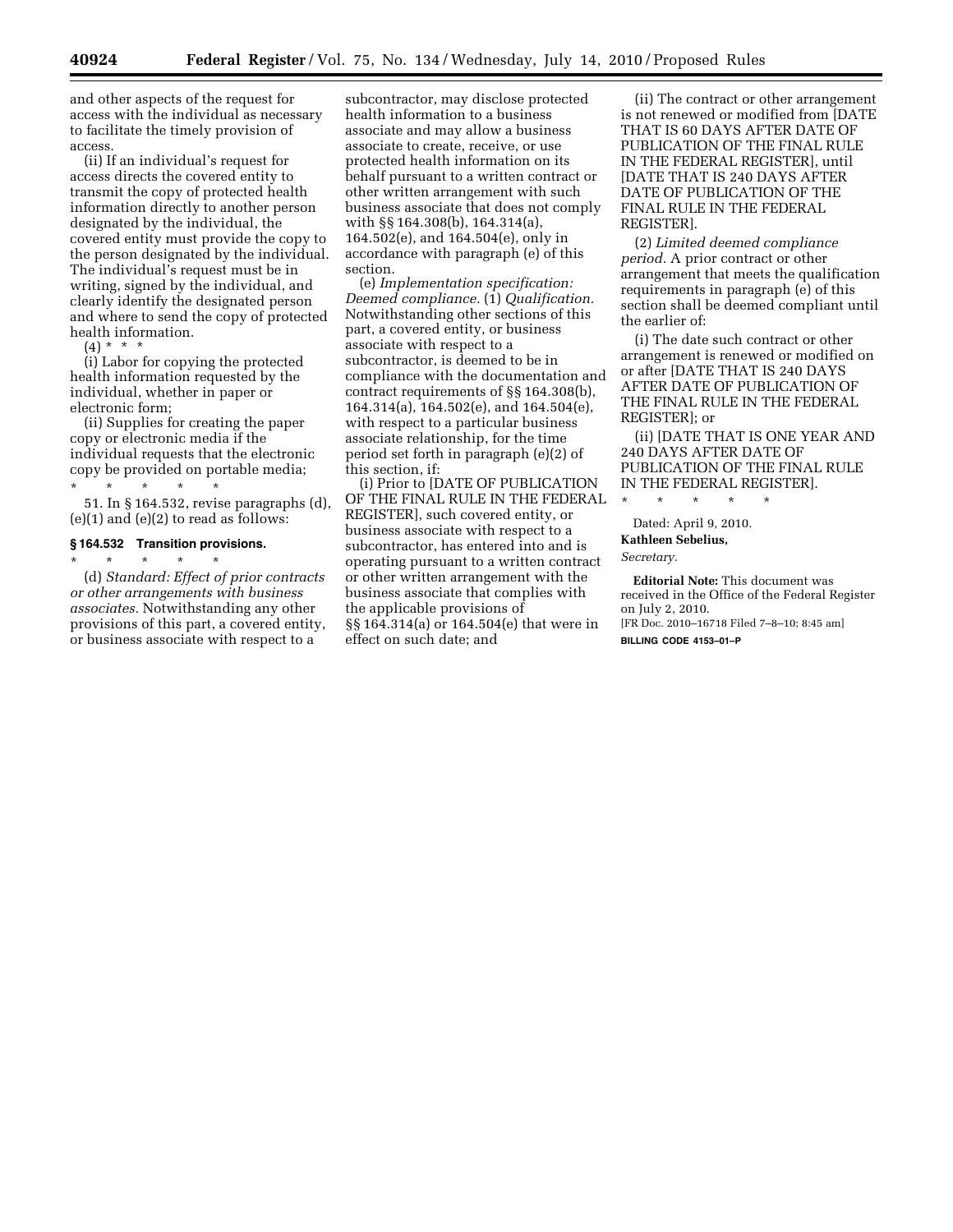and other aspects of the request for access with the individual as necessary to facilitate the timely provision of access.

(ii) If an individual's request for access directs the covered entity to transmit the copy of protected health information directly to another person designated by the individual, the covered entity must provide the copy to the person designated by the individual. The individual's request must be in writing, signed by the individual, and clearly identify the designated person and where to send the copy of protected health information.

(4) * * *

(i) Labor for copying the protected health information requested by the individual, whether in paper or electronic form;

(ii) Supplies for creating the paper copy or electronic media if the individual requests that the electronic copy be provided on portable media;

\* \* \* \* \*

51. In § 164.532, revise paragraphs (d), (e)(1) and (e)(2) to read as follows:

#### § 164.532 Transition provisions.

\* \* \* \* \*

(d) *Standard: Effect of prior contracts or other arrangements with business associates.* Notwithstanding any other provisions of this part, a covered entity, or business associate with respect to a subcontractor, may disclose protected health information to a business associate and may allow a business associate to create, receive, or use protected health information on its behalf pursuant to a written contract or other written arrangement with such business associate that does not comply with §§ 164.308(b), 164.314(a), 164.502(e), and 164.504(e), only in accordance with paragraph (e) of this section.

(e) *Implementation specification: Deemed compliance.* (1) *Qualification.* Notwithstanding other sections of this part, a covered entity, or business associate with respect to a subcontractor, is deemed to be in compliance with the documentation and contract requirements of §§ 164.308(b), 164.314(a), 164.502(e), and 164.504(e), with respect to a particular business associate relationship, for the time period set forth in paragraph (e)(2) of this section, if:

(i) Prior to [DATE OF PUBLICATION OF THE FINAL RULE IN THE FEDERAL REGISTER], such covered entity, or business associate with respect to a subcontractor, has entered into and is operating pursuant to a written contract or other written arrangement with the business associate that complies with the applicable provisions of §§ 164.314(a) or 164.504(e) that were in effect on such date; and

(ii) The contract or other arrangement is not renewed or modified from [DATE THAT IS 60 DAYS AFTER DATE OF PUBLICATION OF THE FINAL RULE IN THE FEDERAL REGISTER], until [DATE THAT IS 240 DAYS AFTER DATE OF PUBLICATION OF THE FINAL RULE IN THE FEDERAL REGISTER].

(2) *Limited deemed compliance period.* A prior contract or other arrangement that meets the qualification requirements in paragraph (e) of this section shall be deemed compliant until the earlier of:

(i) The date such contract or other arrangement is renewed or modified on or after [DATE THAT IS 240 DAYS AFTER DATE OF PUBLICATION OF THE FINAL RULE IN THE FEDERAL REGISTER]; or

(ii) [DATE THAT IS ONE YEAR AND 240 DAYS AFTER DATE OF PUBLICATION OF THE FINAL RULE IN THE FEDERAL REGISTER].

\* \* \* \* \*

Dated: April 9, 2010.

**Kathleen Sebelius,**

*Secretary.*

**Editorial Note:** This document was received in the Office of the Federal Register on July 2, 2010.

[FR Doc. 2010–16718 Filed 7–8–10; 8:45 am]

**BILLING CODE 4153–01–P**